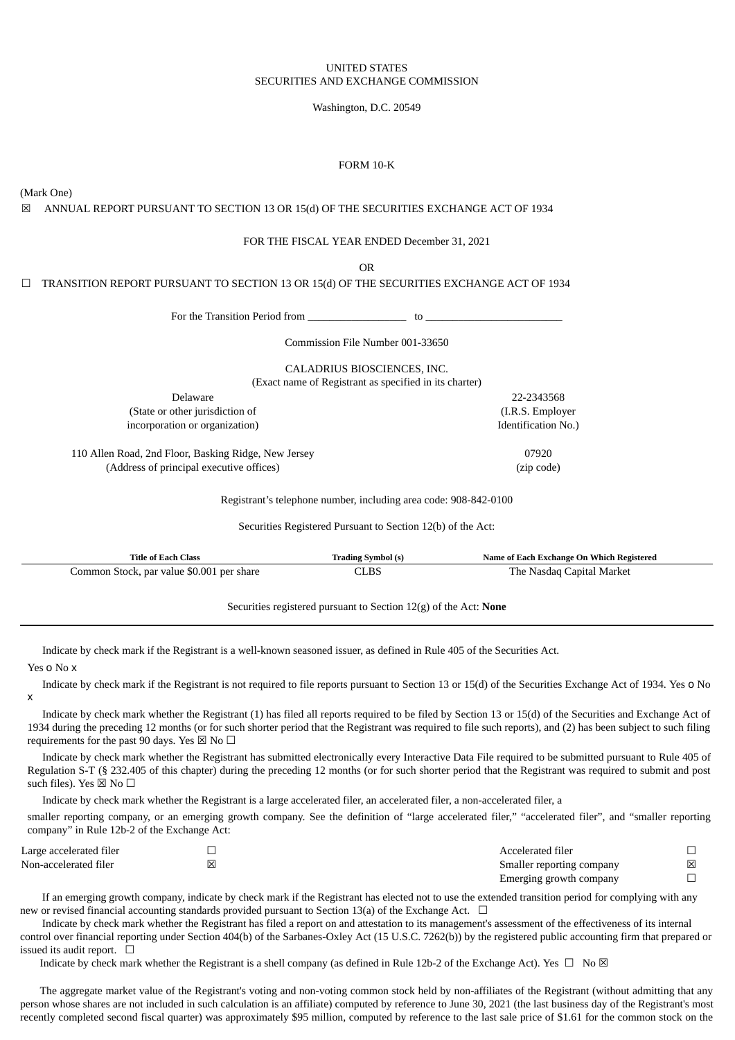UNITED STATES
SECURITIES AND EXCHANGE COMMISSION

Washington, D.C. 20549

FORM 10-K

(Mark One)

☒ ANNUAL REPORT PURSUANT TO SECTION 13 OR 15(d) OF THE SECURITIES EXCHANGE ACT OF 1934

FOR THE FISCAL YEAR ENDED December 31, 2021

OR

☐ TRANSITION REPORT PURSUANT TO SECTION 13 OR 15(d) OF THE SECURITIES EXCHANGE ACT OF 1934

For the Transition Period from __________________ to _________________________

Commission File Number 001-33650

CALADRIUS BIOSCIENCES, INC.
(Exact name of Registrant as specified in its charter)

| | |
|---|---|
| Delaware<br>(State or other jurisdiction of incorporation or organization) | 22-2343568<br>(I.R.S. Employer Identification No.) |
| 110 Allen Road, 2nd Floor, Basking Ridge, New Jersey<br>(Address of principal executive offices) | 07920<br>(zip code) |

Registrant's telephone number, including area code: 908-842-0100

Securities Registered Pursuant to Section 12(b) of the Act:

| Title of Each Class | Trading Symbol (s) | Name of Each Exchange On Which Registered |
|---|---|---|
| Common Stock, par value $0.001 per share | CLBS | The Nasdaq Capital Market |

Securities registered pursuant to Section 12(g) of the Act: **None**

Indicate by check mark if the Registrant is a well-known seasoned issuer, as defined in Rule 405 of the Securities Act.
Yes o No x

Indicate by check mark if the Registrant is not required to file reports pursuant to Section 13 or 15(d) of the Securities Exchange Act of 1934. Yes o No x

Indicate by check mark whether the Registrant (1) has filed all reports required to be filed by Section 13 or 15(d) of the Securities and Exchange Act of 1934 during the preceding 12 months (or for such shorter period that the Registrant was required to file such reports), and (2) has been subject to such filing requirements for the past 90 days. Yes ☒ No ☐

Indicate by check mark whether the Registrant has submitted electronically every Interactive Data File required to be submitted pursuant to Rule 405 of Regulation S-T (§ 232.405 of this chapter) during the preceding 12 months (or for such shorter period that the Registrant was required to submit and post such files). Yes ☒ No ☐

Indicate by check mark whether the Registrant is a large accelerated filer, an accelerated filer, a non-accelerated filer, a smaller reporting company, or an emerging growth company. See the definition of "large accelerated filer," "accelerated filer", and "smaller reporting company" in Rule 12b-2 of the Exchange Act:

| | | | |
|---|---|---|---|
| Large accelerated filer | ☐ | Accelerated filer | ☐ |
| Non-accelerated filer | ☒ | Smaller reporting company | ☒ |
| | | Emerging growth company | ☐ |

If an emerging growth company, indicate by check mark if the Registrant has elected not to use the extended transition period for complying with any new or revised financial accounting standards provided pursuant to Section 13(a) of the Exchange Act. ☐

Indicate by check mark whether the Registrant has filed a report on and attestation to its management's assessment of the effectiveness of its internal control over financial reporting under Section 404(b) of the Sarbanes-Oxley Act (15 U.S.C. 7262(b)) by the registered public accounting firm that prepared or issued its audit report. ☐

Indicate by check mark whether the Registrant is a shell company (as defined in Rule 12b-2 of the Exchange Act). Yes ☐ No ☒

The aggregate market value of the Registrant's voting and non-voting common stock held by non-affiliates of the Registrant (without admitting that any person whose shares are not included in such calculation is an affiliate) computed by reference to June 30, 2021 (the last business day of the Registrant's most recently completed second fiscal quarter) was approximately $95 million, computed by reference to the last sale price of $1.61 for the common stock on the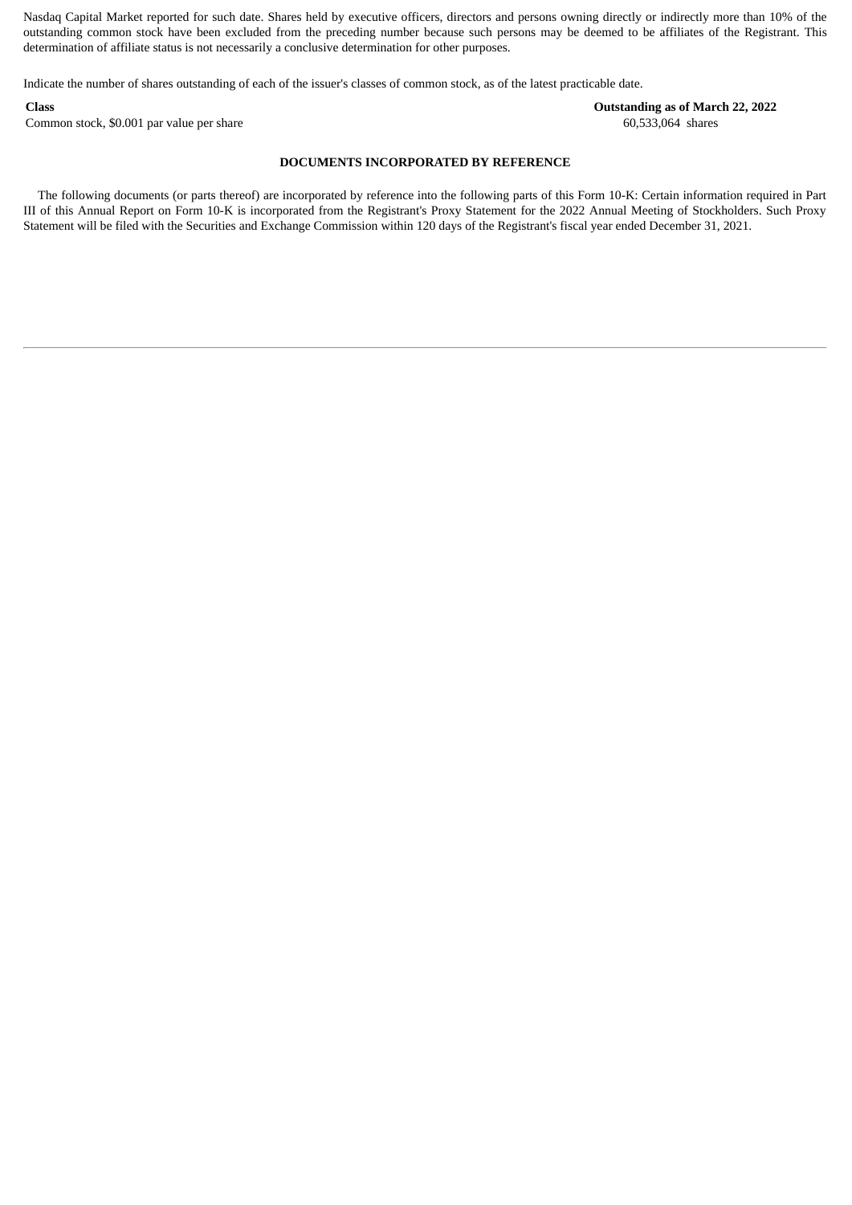Nasdaq Capital Market reported for such date. Shares held by executive officers, directors and persons owning directly or indirectly more than 10% of the outstanding common stock have been excluded from the preceding number because such persons may be deemed to be affiliates of the Registrant. This determination of affiliate status is not necessarily a conclusive determination for other purposes.

Indicate the number of shares outstanding of each of the issuer's classes of common stock, as of the latest practicable date.

| **Class** | **Outstanding as of March 22, 2022** |
| --- | --- |
| Common stock, $0.001 par value per share | 60,533,064 shares |

**DOCUMENTS INCORPORATED BY REFERENCE**

The following documents (or parts thereof) are incorporated by reference into the following parts of this Form 10-K: Certain information required in Part III of this Annual Report on Form 10-K is incorporated from the Registrant's Proxy Statement for the 2022 Annual Meeting of Stockholders. Such Proxy Statement will be filed with the Securities and Exchange Commission within 120 days of the Registrant's fiscal year ended December 31, 2021.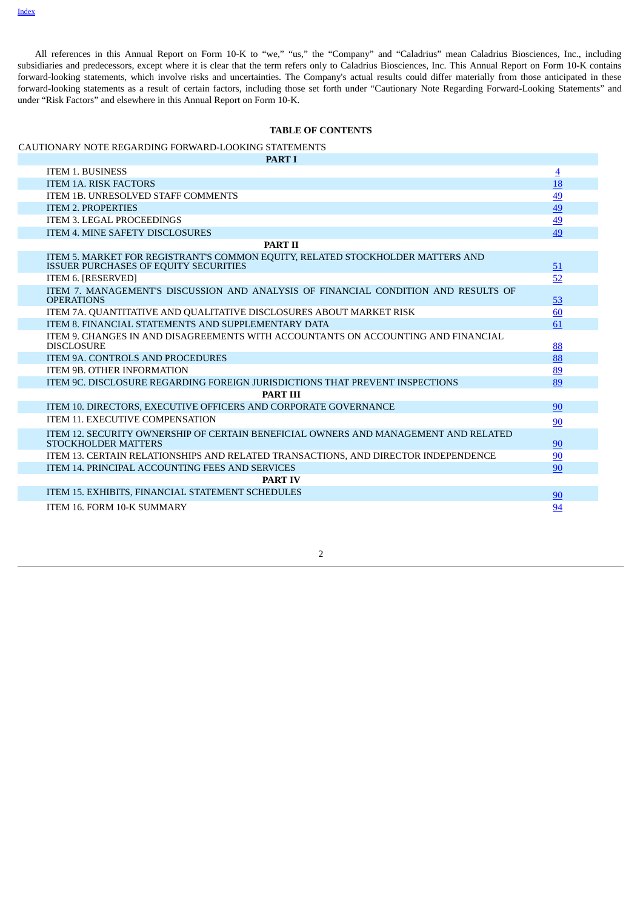All references in this Annual Report on Form 10-K to "we," "us," the "Company" and "Caladrius" mean Caladrius Biosciences, Inc., including subsidiaries and predecessors, except where it is clear that the term refers only to Caladrius Biosciences, Inc. This Annual Report on Form 10-K contains forward-looking statements, which involve risks and uncertainties. The Company's actual results could differ materially from those anticipated in these forward-looking statements as a result of certain factors, including those set forth under "Cautionary Note Regarding Forward-Looking Statements" and under "Risk Factors" and elsewhere in this Annual Report on Form 10-K.

**TABLE OF CONTENTS**

CAUTIONARY NOTE REGARDING FORWARD-LOOKING STATEMENTS

| | |
|---|---|
| **PART I** | |
| ITEM 1. BUSINESS | 4 |
| ITEM 1A. RISK FACTORS | 18 |
| ITEM 1B. UNRESOLVED STAFF COMMENTS | 49 |
| ITEM 2. PROPERTIES | 49 |
| ITEM 3. LEGAL PROCEEDINGS | 49 |
| ITEM 4. MINE SAFETY DISCLOSURES | 49 |
| **PART II** | |
| ITEM 5. MARKET FOR REGISTRANT'S COMMON EQUITY, RELATED STOCKHOLDER MATTERS AND ISSUER PURCHASES OF EQUITY SECURITIES | 51 |
| ITEM 6. [RESERVED] | 52 |
| ITEM 7. MANAGEMENT'S DISCUSSION AND ANALYSIS OF FINANCIAL CONDITION AND RESULTS OF OPERATIONS | 53 |
| ITEM 7A. QUANTITATIVE AND QUALITATIVE DISCLOSURES ABOUT MARKET RISK | 60 |
| ITEM 8. FINANCIAL STATEMENTS AND SUPPLEMENTARY DATA | 61 |
| ITEM 9. CHANGES IN AND DISAGREEMENTS WITH ACCOUNTANTS ON ACCOUNTING AND FINANCIAL DISCLOSURE | 88 |
| ITEM 9A. CONTROLS AND PROCEDURES | 88 |
| ITEM 9B. OTHER INFORMATION | 89 |
| ITEM 9C. DISCLOSURE REGARDING FOREIGN JURISDICTIONS THAT PREVENT INSPECTIONS | 89 |
| **PART III** | |
| ITEM 10. DIRECTORS, EXECUTIVE OFFICERS AND CORPORATE GOVERNANCE | 90 |
| ITEM 11. EXECUTIVE COMPENSATION | 90 |
| ITEM 12. SECURITY OWNERSHIP OF CERTAIN BENEFICIAL OWNERS AND MANAGEMENT AND RELATED STOCKHOLDER MATTERS | 90 |
| ITEM 13. CERTAIN RELATIONSHIPS AND RELATED TRANSACTIONS, AND DIRECTOR INDEPENDENCE | 90 |
| ITEM 14. PRINCIPAL ACCOUNTING FEES AND SERVICES | 90 |
| **PART IV** | |
| ITEM 15. EXHIBITS, FINANCIAL STATEMENT SCHEDULES | 90 |
| ITEM 16. FORM 10-K SUMMARY | 94 |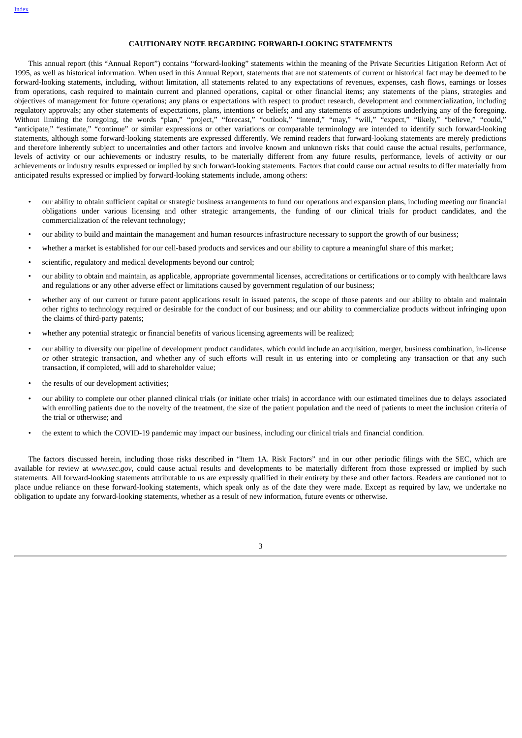## CAUTIONARY NOTE REGARDING FORWARD-LOOKING STATEMENTS

This annual report (this "Annual Report") contains "forward-looking" statements within the meaning of the Private Securities Litigation Reform Act of 1995, as well as historical information. When used in this Annual Report, statements that are not statements of current or historical fact may be deemed to be forward-looking statements, including, without limitation, all statements related to any expectations of revenues, expenses, cash flows, earnings or losses from operations, cash required to maintain current and planned operations, capital or other financial items; any statements of the plans, strategies and objectives of management for future operations; any plans or expectations with respect to product research, development and commercialization, including regulatory approvals; any other statements of expectations, plans, intentions or beliefs; and any statements of assumptions underlying any of the foregoing. Without limiting the foregoing, the words "plan," "project," "forecast," "outlook," "intend," "may," "will," "expect," "likely," "believe," "could," "anticipate," "estimate," "continue" or similar expressions or other variations or comparable terminology are intended to identify such forward-looking statements, although some forward-looking statements are expressed differently. We remind readers that forward-looking statements are merely predictions and therefore inherently subject to uncertainties and other factors and involve known and unknown risks that could cause the actual results, performance, levels of activity or our achievements or industry results, to be materially different from any future results, performance, levels of activity or our achievements or industry results expressed or implied by such forward-looking statements. Factors that could cause our actual results to differ materially from anticipated results expressed or implied by forward-looking statements include, among others:

- our ability to obtain sufficient capital or strategic business arrangements to fund our operations and expansion plans, including meeting our financial obligations under various licensing and other strategic arrangements, the funding of our clinical trials for product candidates, and the commercialization of the relevant technology;
- our ability to build and maintain the management and human resources infrastructure necessary to support the growth of our business;
- whether a market is established for our cell-based products and services and our ability to capture a meaningful share of this market;
- scientific, regulatory and medical developments beyond our control;
- our ability to obtain and maintain, as applicable, appropriate governmental licenses, accreditations or certifications or to comply with healthcare laws and regulations or any other adverse effect or limitations caused by government regulation of our business;
- whether any of our current or future patent applications result in issued patents, the scope of those patents and our ability to obtain and maintain other rights to technology required or desirable for the conduct of our business; and our ability to commercialize products without infringing upon the claims of third-party patents;
- whether any potential strategic or financial benefits of various licensing agreements will be realized;
- our ability to diversify our pipeline of development product candidates, which could include an acquisition, merger, business combination, in-license or other strategic transaction, and whether any of such efforts will result in us entering into or completing any transaction or that any such transaction, if completed, will add to shareholder value;
- the results of our development activities;
- our ability to complete our other planned clinical trials (or initiate other trials) in accordance with our estimated timelines due to delays associated with enrolling patients due to the novelty of the treatment, the size of the patient population and the need of patients to meet the inclusion criteria of the trial or otherwise; and
- the extent to which the COVID-19 pandemic may impact our business, including our clinical trials and financial condition.

The factors discussed herein, including those risks described in "Item 1A. Risk Factors" and in our other periodic filings with the SEC, which are available for review at *www.sec.gov*, could cause actual results and developments to be materially different from those expressed or implied by such statements. All forward-looking statements attributable to us are expressly qualified in their entirety by these and other factors. Readers are cautioned not to place undue reliance on these forward-looking statements, which speak only as of the date they were made. Except as required by law, we undertake no obligation to update any forward-looking statements, whether as a result of new information, future events or otherwise.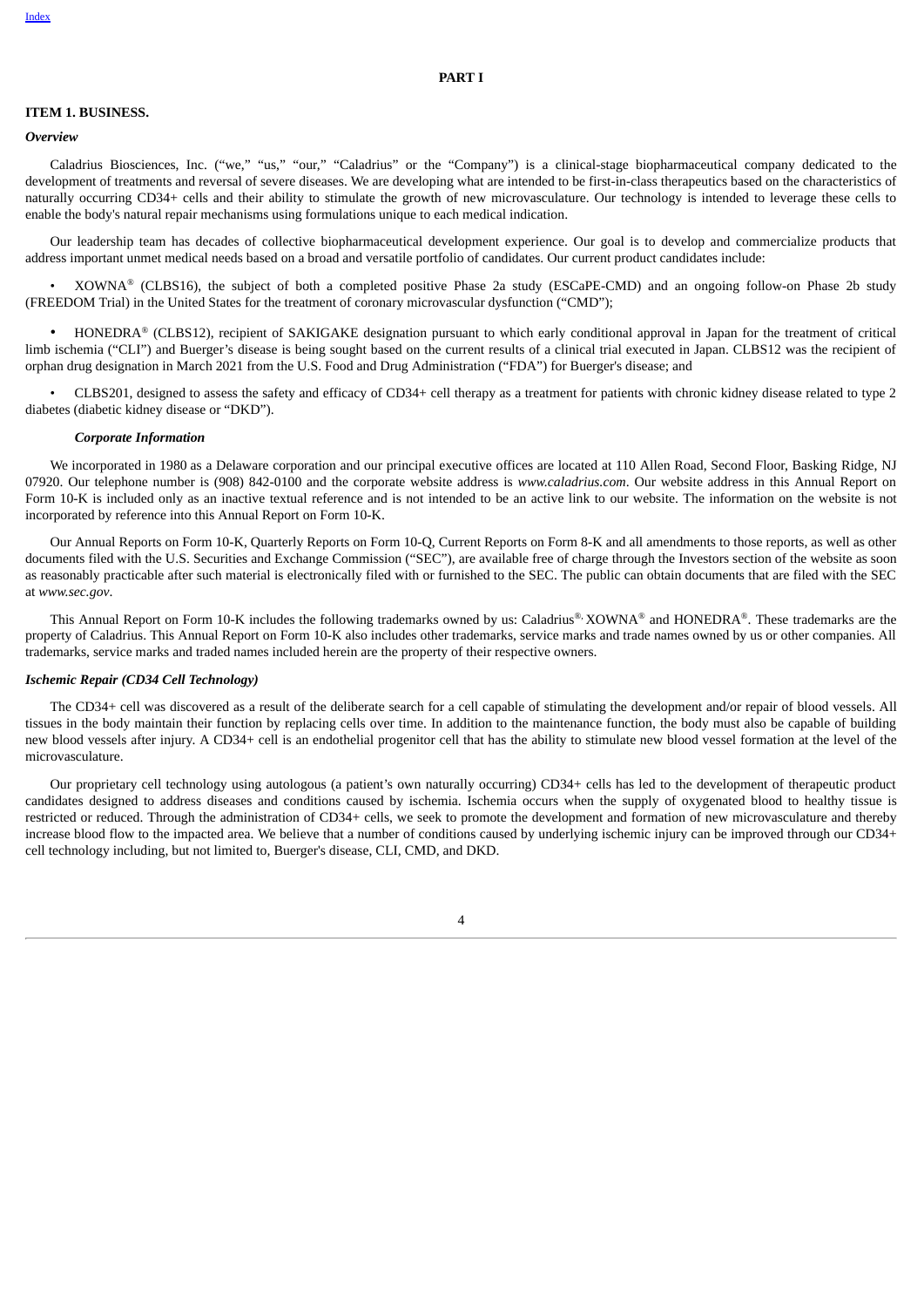# PART I

## ITEM 1. BUSINESS.

### *Overview*

Caladrius Biosciences, Inc. ("we," "us," "our," "Caladrius" or the "Company") is a clinical-stage biopharmaceutical company dedicated to the development of treatments and reversal of severe diseases. We are developing what are intended to be first-in-class therapeutics based on the characteristics of naturally occurring CD34+ cells and their ability to stimulate the growth of new microvasculature. Our technology is intended to leverage these cells to enable the body's natural repair mechanisms using formulations unique to each medical indication.

Our leadership team has decades of collective biopharmaceutical development experience. Our goal is to develop and commercialize products that address important unmet medical needs based on a broad and versatile portfolio of candidates. Our current product candidates include:

- XOWNA® (CLBS16), the subject of both a completed positive Phase 2a study (ESCaPE-CMD) and an ongoing follow-on Phase 2b study (FREEDOM Trial) in the United States for the treatment of coronary microvascular dysfunction ("CMD");
- HONEDRA® (CLBS12), recipient of SAKIGAKE designation pursuant to which early conditional approval in Japan for the treatment of critical limb ischemia ("CLI") and Buerger's disease is being sought based on the current results of a clinical trial executed in Japan. CLBS12 was the recipient of orphan drug designation in March 2021 from the U.S. Food and Drug Administration ("FDA") for Buerger's disease; and
- CLBS201, designed to assess the safety and efficacy of CD34+ cell therapy as a treatment for patients with chronic kidney disease related to type 2 diabetes (diabetic kidney disease or "DKD").

#### *Corporate Information*

We incorporated in 1980 as a Delaware corporation and our principal executive offices are located at 110 Allen Road, Second Floor, Basking Ridge, NJ 07920. Our telephone number is (908) 842-0100 and the corporate website address is *www.caladrius.com*. Our website address in this Annual Report on Form 10-K is included only as an inactive textual reference and is not intended to be an active link to our website. The information on the website is not incorporated by reference into this Annual Report on Form 10-K.

Our Annual Reports on Form 10-K, Quarterly Reports on Form 10-Q, Current Reports on Form 8-K and all amendments to those reports, as well as other documents filed with the U.S. Securities and Exchange Commission ("SEC"), are available free of charge through the Investors section of the website as soon as reasonably practicable after such material is electronically filed with or furnished to the SEC. The public can obtain documents that are filed with the SEC at *www.sec.gov*.

This Annual Report on Form 10-K includes the following trademarks owned by us: Caladrius®, XOWNA® and HONEDRA®. These trademarks are the property of Caladrius. This Annual Report on Form 10-K also includes other trademarks, service marks and trade names owned by us or other companies. All trademarks, service marks and traded names included herein are the property of their respective owners.

### *Ischemic Repair (CD34 Cell Technology)*

The CD34+ cell was discovered as a result of the deliberate search for a cell capable of stimulating the development and/or repair of blood vessels. All tissues in the body maintain their function by replacing cells over time. In addition to the maintenance function, the body must also be capable of building new blood vessels after injury. A CD34+ cell is an endothelial progenitor cell that has the ability to stimulate new blood vessel formation at the level of the microvasculature.

Our proprietary cell technology using autologous (a patient's own naturally occurring) CD34+ cells has led to the development of therapeutic product candidates designed to address diseases and conditions caused by ischemia. Ischemia occurs when the supply of oxygenated blood to healthy tissue is restricted or reduced. Through the administration of CD34+ cells, we seek to promote the development and formation of new microvasculature and thereby increase blood flow to the impacted area. We believe that a number of conditions caused by underlying ischemic injury can be improved through our CD34+ cell technology including, but not limited to, Buerger's disease, CLI, CMD, and DKD.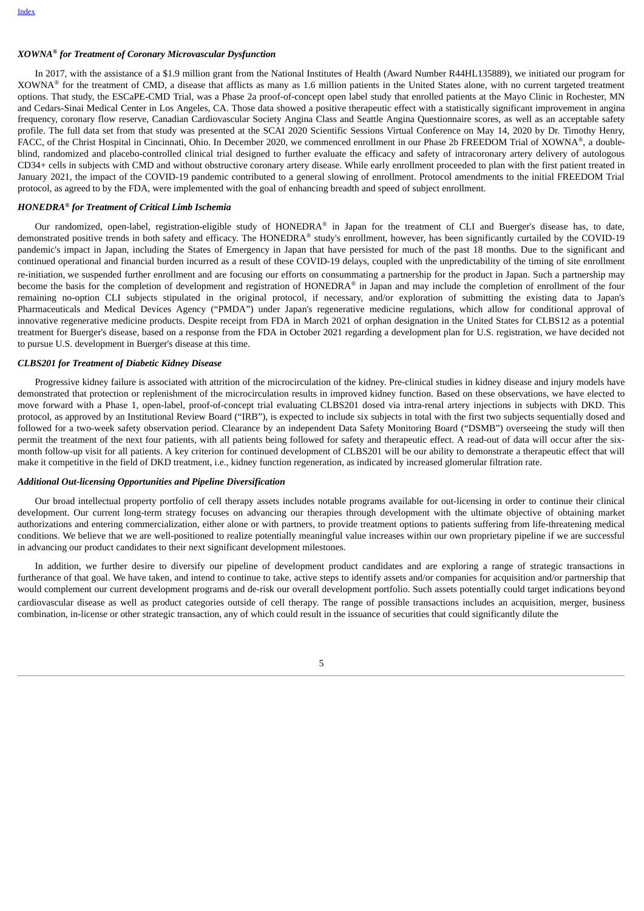### *XOWNA® for Treatment of Coronary Microvascular Dysfunction*

In 2017, with the assistance of a $1.9 million grant from the National Institutes of Health (Award Number R44HL135889), we initiated our program for XOWNA® for the treatment of CMD, a disease that afflicts as many as 1.6 million patients in the United States alone, with no current targeted treatment options. That study, the ESCaPE-CMD Trial, was a Phase 2a proof-of-concept open label study that enrolled patients at the Mayo Clinic in Rochester, MN and Cedars-Sinai Medical Center in Los Angeles, CA. Those data showed a positive therapeutic effect with a statistically significant improvement in angina frequency, coronary flow reserve, Canadian Cardiovascular Society Angina Class and Seattle Angina Questionnaire scores, as well as an acceptable safety profile. The full data set from that study was presented at the SCAI 2020 Scientific Sessions Virtual Conference on May 14, 2020 by Dr. Timothy Henry, FACC, of the Christ Hospital in Cincinnati, Ohio. In December 2020, we commenced enrollment in our Phase 2b FREEDOM Trial of XOWNA®, a double-blind, randomized and placebo-controlled clinical trial designed to further evaluate the efficacy and safety of intracoronary artery delivery of autologous CD34+ cells in subjects with CMD and without obstructive coronary artery disease. While early enrollment proceeded to plan with the first patient treated in January 2021, the impact of the COVID-19 pandemic contributed to a general slowing of enrollment. Protocol amendments to the initial FREEDOM Trial protocol, as agreed to by the FDA, were implemented with the goal of enhancing breadth and speed of subject enrollment.

### *HONEDRA® for Treatment of Critical Limb Ischemia*

Our randomized, open-label, registration-eligible study of HONEDRA® in Japan for the treatment of CLI and Buerger's disease has, to date, demonstrated positive trends in both safety and efficacy. The HONEDRA® study's enrollment, however, has been significantly curtailed by the COVID-19 pandemic's impact in Japan, including the States of Emergency in Japan that have persisted for much of the past 18 months. Due to the significant and continued operational and financial burden incurred as a result of these COVID-19 delays, coupled with the unpredictability of the timing of site enrollment re-initiation, we suspended further enrollment and are focusing our efforts on consummating a partnership for the product in Japan. Such a partnership may become the basis for the completion of development and registration of HONEDRA® in Japan and may include the completion of enrollment of the four remaining no-option CLI subjects stipulated in the original protocol, if necessary, and/or exploration of submitting the existing data to Japan's Pharmaceuticals and Medical Devices Agency ("PMDA") under Japan's regenerative medicine regulations, which allow for conditional approval of innovative regenerative medicine products. Despite receipt from FDA in March 2021 of orphan designation in the United States for CLBS12 as a potential treatment for Buerger's disease, based on a response from the FDA in October 2021 regarding a development plan for U.S. registration, we have decided not to pursue U.S. development in Buerger's disease at this time.

### *CLBS201 for Treatment of Diabetic Kidney Disease*

Progressive kidney failure is associated with attrition of the microcirculation of the kidney. Pre-clinical studies in kidney disease and injury models have demonstrated that protection or replenishment of the microcirculation results in improved kidney function. Based on these observations, we have elected to move forward with a Phase 1, open-label, proof-of-concept trial evaluating CLBS201 dosed via intra-renal artery injections in subjects with DKD. This protocol, as approved by an Institutional Review Board ("IRB"), is expected to include six subjects in total with the first two subjects sequentially dosed and followed for a two-week safety observation period. Clearance by an independent Data Safety Monitoring Board ("DSMB") overseeing the study will then permit the treatment of the next four patients, with all patients being followed for safety and therapeutic effect. A read-out of data will occur after the six-month follow-up visit for all patients. A key criterion for continued development of CLBS201 will be our ability to demonstrate a therapeutic effect that will make it competitive in the field of DKD treatment, i.e., kidney function regeneration, as indicated by increased glomerular filtration rate.

### *Additional Out-licensing Opportunities and Pipeline Diversification*

Our broad intellectual property portfolio of cell therapy assets includes notable programs available for out-licensing in order to continue their clinical development. Our current long-term strategy focuses on advancing our therapies through development with the ultimate objective of obtaining market authorizations and entering commercialization, either alone or with partners, to provide treatment options to patients suffering from life-threatening medical conditions. We believe that we are well-positioned to realize potentially meaningful value increases within our own proprietary pipeline if we are successful in advancing our product candidates to their next significant development milestones.

In addition, we further desire to diversify our pipeline of development product candidates and are exploring a range of strategic transactions in furtherance of that goal. We have taken, and intend to continue to take, active steps to identify assets and/or companies for acquisition and/or partnership that would complement our current development programs and de-risk our overall development portfolio. Such assets potentially could target indications beyond cardiovascular disease as well as product categories outside of cell therapy. The range of possible transactions includes an acquisition, merger, business combination, in-license or other strategic transaction, any of which could result in the issuance of securities that could significantly dilute the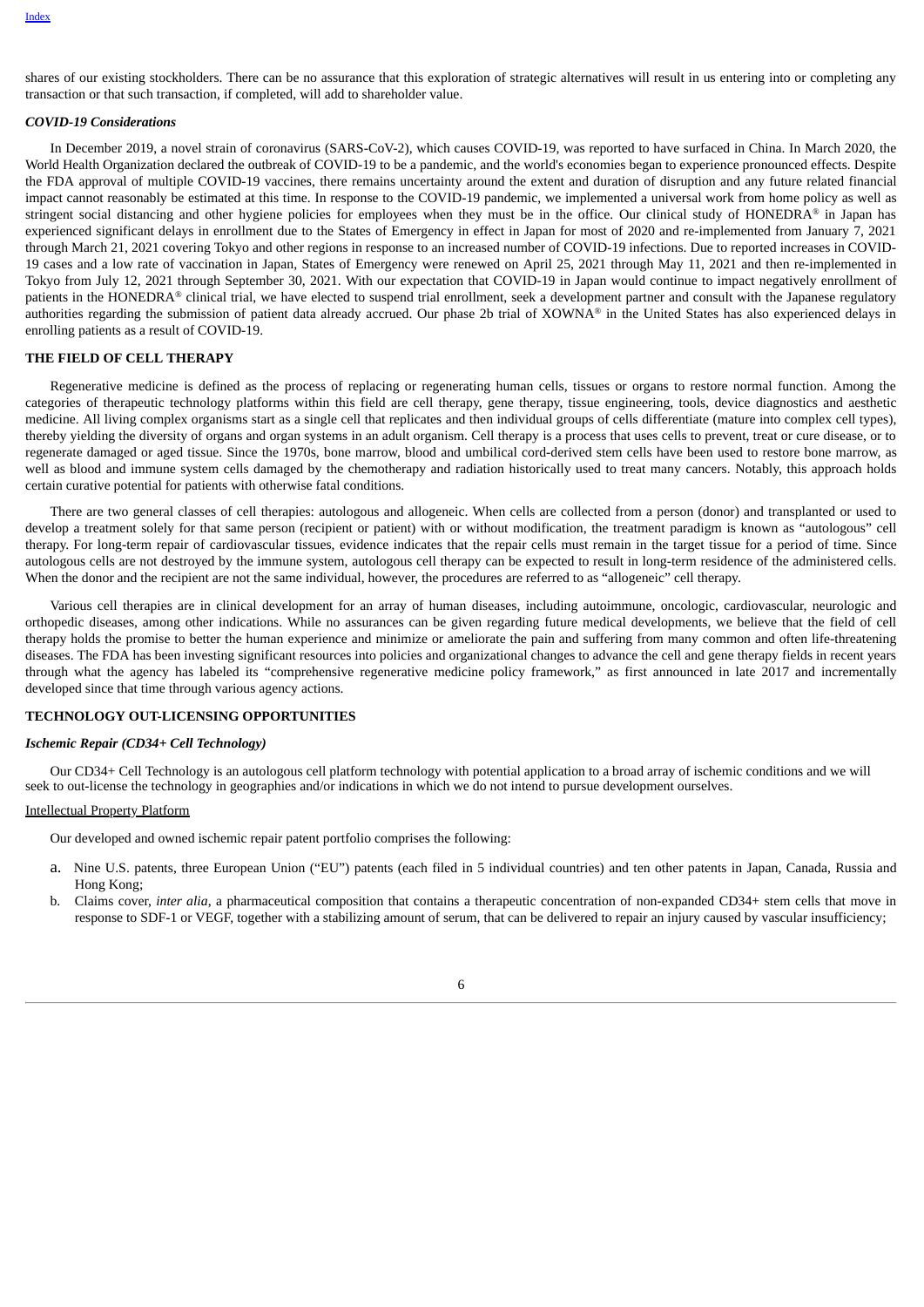shares of our existing stockholders. There can be no assurance that this exploration of strategic alternatives will result in us entering into or completing any transaction or that such transaction, if completed, will add to shareholder value.

### *COVID-19 Considerations*

In December 2019, a novel strain of coronavirus (SARS-CoV-2), which causes COVID-19, was reported to have surfaced in China. In March 2020, the World Health Organization declared the outbreak of COVID-19 to be a pandemic, and the world's economies began to experience pronounced effects. Despite the FDA approval of multiple COVID-19 vaccines, there remains uncertainty around the extent and duration of disruption and any future related financial impact cannot reasonably be estimated at this time. In response to the COVID-19 pandemic, we implemented a universal work from home policy as well as stringent social distancing and other hygiene policies for employees when they must be in the office. Our clinical study of HONEDRA® in Japan has experienced significant delays in enrollment due to the States of Emergency in effect in Japan for most of 2020 and re-implemented from January 7, 2021 through March 21, 2021 covering Tokyo and other regions in response to an increased number of COVID-19 infections. Due to reported increases in COVID-19 cases and a low rate of vaccination in Japan, States of Emergency were renewed on April 25, 2021 through May 11, 2021 and then re-implemented in Tokyo from July 12, 2021 through September 30, 2021. With our expectation that COVID-19 in Japan would continue to impact negatively enrollment of patients in the HONEDRA® clinical trial, we have elected to suspend trial enrollment, seek a development partner and consult with the Japanese regulatory authorities regarding the submission of patient data already accrued. Our phase 2b trial of XOWNA® in the United States has also experienced delays in enrolling patients as a result of COVID-19.

## THE FIELD OF CELL THERAPY

Regenerative medicine is defined as the process of replacing or regenerating human cells, tissues or organs to restore normal function. Among the categories of therapeutic technology platforms within this field are cell therapy, gene therapy, tissue engineering, tools, device diagnostics and aesthetic medicine. All living complex organisms start as a single cell that replicates and then individual groups of cells differentiate (mature into complex cell types), thereby yielding the diversity of organs and organ systems in an adult organism. Cell therapy is a process that uses cells to prevent, treat or cure disease, or to regenerate damaged or aged tissue. Since the 1970s, bone marrow, blood and umbilical cord-derived stem cells have been used to restore bone marrow, as well as blood and immune system cells damaged by the chemotherapy and radiation historically used to treat many cancers. Notably, this approach holds certain curative potential for patients with otherwise fatal conditions.

There are two general classes of cell therapies: autologous and allogeneic. When cells are collected from a person (donor) and transplanted or used to develop a treatment solely for that same person (recipient or patient) with or without modification, the treatment paradigm is known as "autologous" cell therapy. For long-term repair of cardiovascular tissues, evidence indicates that the repair cells must remain in the target tissue for a period of time. Since autologous cells are not destroyed by the immune system, autologous cell therapy can be expected to result in long-term residence of the administered cells. When the donor and the recipient are not the same individual, however, the procedures are referred to as "allogeneic" cell therapy.

Various cell therapies are in clinical development for an array of human diseases, including autoimmune, oncologic, cardiovascular, neurologic and orthopedic diseases, among other indications. While no assurances can be given regarding future medical developments, we believe that the field of cell therapy holds the promise to better the human experience and minimize or ameliorate the pain and suffering from many common and often life-threatening diseases. The FDA has been investing significant resources into policies and organizational changes to advance the cell and gene therapy fields in recent years through what the agency has labeled its "comprehensive regenerative medicine policy framework," as first announced in late 2017 and incrementally developed since that time through various agency actions.

## TECHNOLOGY OUT-LICENSING OPPORTUNITIES

### *Ischemic Repair (CD34+ Cell Technology)*

Our CD34+ Cell Technology is an autologous cell platform technology with potential application to a broad array of ischemic conditions and we will seek to out-license the technology in geographies and/or indications in which we do not intend to pursue development ourselves.

Intellectual Property Platform

Our developed and owned ischemic repair patent portfolio comprises the following:

a. Nine U.S. patents, three European Union ("EU") patents (each filed in 5 individual countries) and ten other patents in Japan, Canada, Russia and Hong Kong;
b. Claims cover, *inter alia*, a pharmaceutical composition that contains a therapeutic concentration of non-expanded CD34+ stem cells that move in response to SDF-1 or VEGF, together with a stabilizing amount of serum, that can be delivered to repair an injury caused by vascular insufficiency;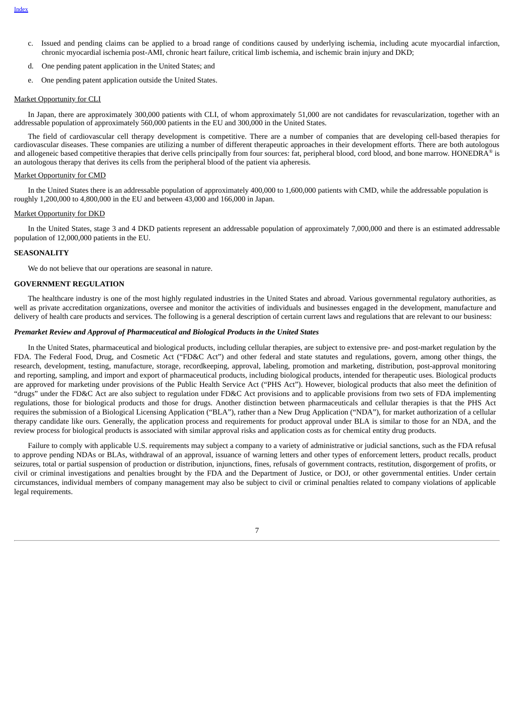c. Issued and pending claims can be applied to a broad range of conditions caused by underlying ischemia, including acute myocardial infarction, chronic myocardial ischemia post-AMI, chronic heart failure, critical limb ischemia, and ischemic brain injury and DKD;

d. One pending patent application in the United States; and

e. One pending patent application outside the United States.

Market Opportunity for CLI

In Japan, there are approximately 300,000 patients with CLI, of whom approximately 51,000 are not candidates for revascularization, together with an addressable population of approximately 560,000 patients in the EU and 300,000 in the United States.

The field of cardiovascular cell therapy development is competitive. There are a number of companies that are developing cell-based therapies for cardiovascular diseases. These companies are utilizing a number of different therapeutic approaches in their development efforts. There are both autologous and allogeneic based competitive therapies that derive cells principally from four sources: fat, peripheral blood, cord blood, and bone marrow. HONEDRA® is an autologous therapy that derives its cells from the peripheral blood of the patient via apheresis.

Market Opportunity for CMD

In the United States there is an addressable population of approximately 400,000 to 1,600,000 patients with CMD, while the addressable population is roughly 1,200,000 to 4,800,000 in the EU and between 43,000 and 166,000 in Japan.

Market Opportunity for DKD

In the United States, stage 3 and 4 DKD patients represent an addressable population of approximately 7,000,000 and there is an estimated addressable population of 12,000,000 patients in the EU.

**SEASONALITY**

We do not believe that our operations are seasonal in nature.

**GOVERNMENT REGULATION**

The healthcare industry is one of the most highly regulated industries in the United States and abroad. Various governmental regulatory authorities, as well as private accreditation organizations, oversee and monitor the activities of individuals and businesses engaged in the development, manufacture and delivery of health care products and services. The following is a general description of certain current laws and regulations that are relevant to our business:

***Premarket Review and Approval of Pharmaceutical and Biological Products in the United States***

In the United States, pharmaceutical and biological products, including cellular therapies, are subject to extensive pre- and post-market regulation by the FDA. The Federal Food, Drug, and Cosmetic Act ("FD&C Act") and other federal and state statutes and regulations, govern, among other things, the research, development, testing, manufacture, storage, recordkeeping, approval, labeling, promotion and marketing, distribution, post-approval monitoring and reporting, sampling, and import and export of pharmaceutical products, including biological products, intended for therapeutic uses. Biological products are approved for marketing under provisions of the Public Health Service Act ("PHS Act"). However, biological products that also meet the definition of "drugs" under the FD&C Act are also subject to regulation under FD&C Act provisions and to applicable provisions from two sets of FDA implementing regulations, those for biological products and those for drugs. Another distinction between pharmaceuticals and cellular therapies is that the PHS Act requires the submission of a Biological Licensing Application ("BLA"), rather than a New Drug Application ("NDA"), for market authorization of a cellular therapy candidate like ours. Generally, the application process and requirements for product approval under BLA is similar to those for an NDA, and the review process for biological products is associated with similar approval risks and application costs as for chemical entity drug products.

Failure to comply with applicable U.S. requirements may subject a company to a variety of administrative or judicial sanctions, such as the FDA refusal to approve pending NDAs or BLAs, withdrawal of an approval, issuance of warning letters and other types of enforcement letters, product recalls, product seizures, total or partial suspension of production or distribution, injunctions, fines, refusals of government contracts, restitution, disgorgement of profits, or civil or criminal investigations and penalties brought by the FDA and the Department of Justice, or DOJ, or other governmental entities. Under certain circumstances, individual members of company management may also be subject to civil or criminal penalties related to company violations of applicable legal requirements.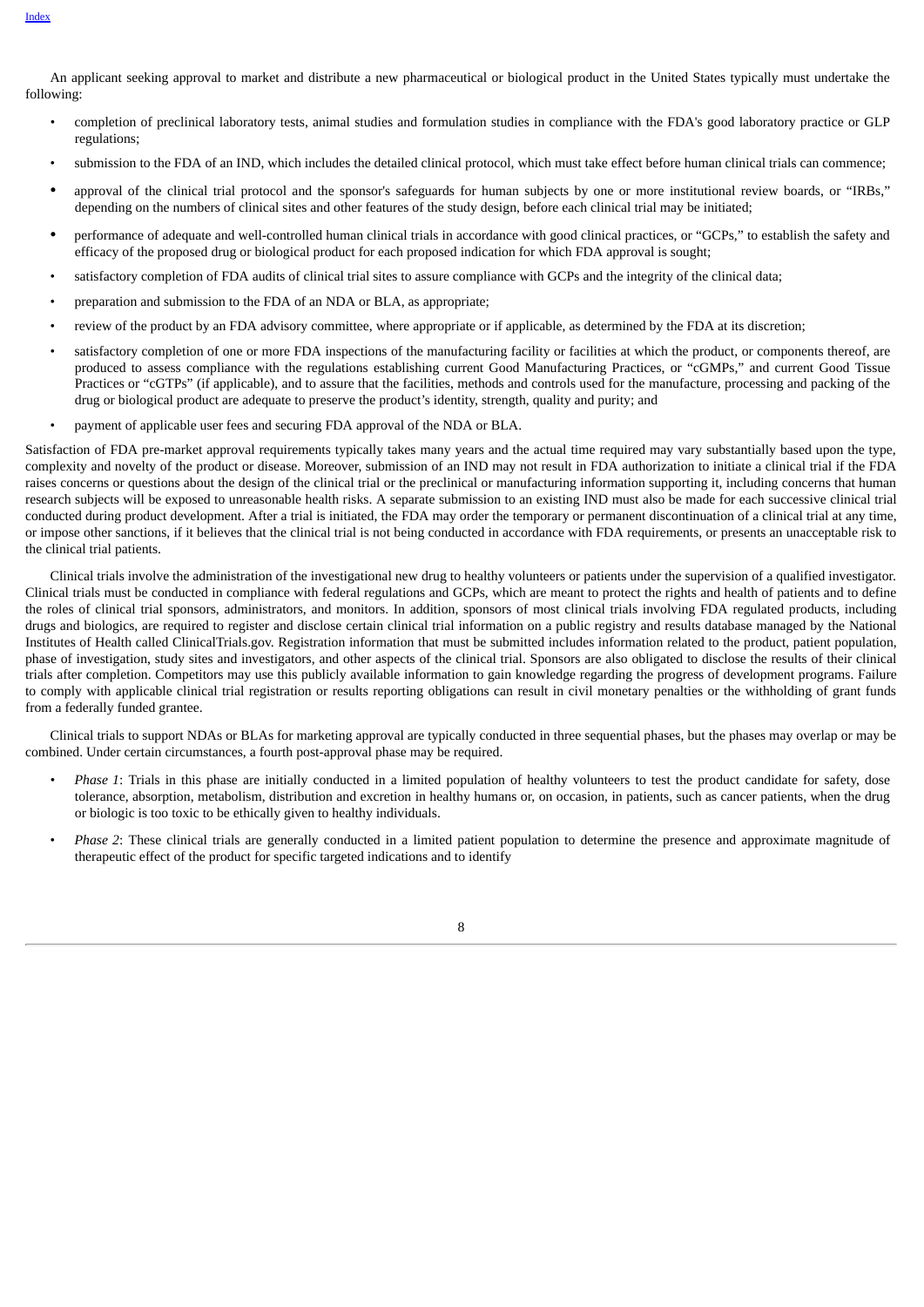An applicant seeking approval to market and distribute a new pharmaceutical or biological product in the United States typically must undertake the following:

- completion of preclinical laboratory tests, animal studies and formulation studies in compliance with the FDA's good laboratory practice or GLP regulations;
- submission to the FDA of an IND, which includes the detailed clinical protocol, which must take effect before human clinical trials can commence;
- approval of the clinical trial protocol and the sponsor's safeguards for human subjects by one or more institutional review boards, or "IRBs," depending on the numbers of clinical sites and other features of the study design, before each clinical trial may be initiated;
- performance of adequate and well-controlled human clinical trials in accordance with good clinical practices, or "GCPs," to establish the safety and efficacy of the proposed drug or biological product for each proposed indication for which FDA approval is sought;
- satisfactory completion of FDA audits of clinical trial sites to assure compliance with GCPs and the integrity of the clinical data;
- preparation and submission to the FDA of an NDA or BLA, as appropriate;
- review of the product by an FDA advisory committee, where appropriate or if applicable, as determined by the FDA at its discretion;
- satisfactory completion of one or more FDA inspections of the manufacturing facility or facilities at which the product, or components thereof, are produced to assess compliance with the regulations establishing current Good Manufacturing Practices, or "cGMPs," and current Good Tissue Practices or "cGTPs" (if applicable), and to assure that the facilities, methods and controls used for the manufacture, processing and packing of the drug or biological product are adequate to preserve the product's identity, strength, quality and purity; and
- payment of applicable user fees and securing FDA approval of the NDA or BLA.

Satisfaction of FDA pre-market approval requirements typically takes many years and the actual time required may vary substantially based upon the type, complexity and novelty of the product or disease. Moreover, submission of an IND may not result in FDA authorization to initiate a clinical trial if the FDA raises concerns or questions about the design of the clinical trial or the preclinical or manufacturing information supporting it, including concerns that human research subjects will be exposed to unreasonable health risks. A separate submission to an existing IND must also be made for each successive clinical trial conducted during product development. After a trial is initiated, the FDA may order the temporary or permanent discontinuation of a clinical trial at any time, or impose other sanctions, if it believes that the clinical trial is not being conducted in accordance with FDA requirements, or presents an unacceptable risk to the clinical trial patients.

Clinical trials involve the administration of the investigational new drug to healthy volunteers or patients under the supervision of a qualified investigator. Clinical trials must be conducted in compliance with federal regulations and GCPs, which are meant to protect the rights and health of patients and to define the roles of clinical trial sponsors, administrators, and monitors. In addition, sponsors of most clinical trials involving FDA regulated products, including drugs and biologics, are required to register and disclose certain clinical trial information on a public registry and results database managed by the National Institutes of Health called ClinicalTrials.gov. Registration information that must be submitted includes information related to the product, patient population, phase of investigation, study sites and investigators, and other aspects of the clinical trial. Sponsors are also obligated to disclose the results of their clinical trials after completion. Competitors may use this publicly available information to gain knowledge regarding the progress of development programs. Failure to comply with applicable clinical trial registration or results reporting obligations can result in civil monetary penalties or the withholding of grant funds from a federally funded grantee.

Clinical trials to support NDAs or BLAs for marketing approval are typically conducted in three sequential phases, but the phases may overlap or may be combined. Under certain circumstances, a fourth post-approval phase may be required.

- *Phase 1*: Trials in this phase are initially conducted in a limited population of healthy volunteers to test the product candidate for safety, dose tolerance, absorption, metabolism, distribution and excretion in healthy humans or, on occasion, in patients, such as cancer patients, when the drug or biologic is too toxic to be ethically given to healthy individuals.
- *Phase 2*: These clinical trials are generally conducted in a limited patient population to determine the presence and approximate magnitude of therapeutic effect of the product for specific targeted indications and to identify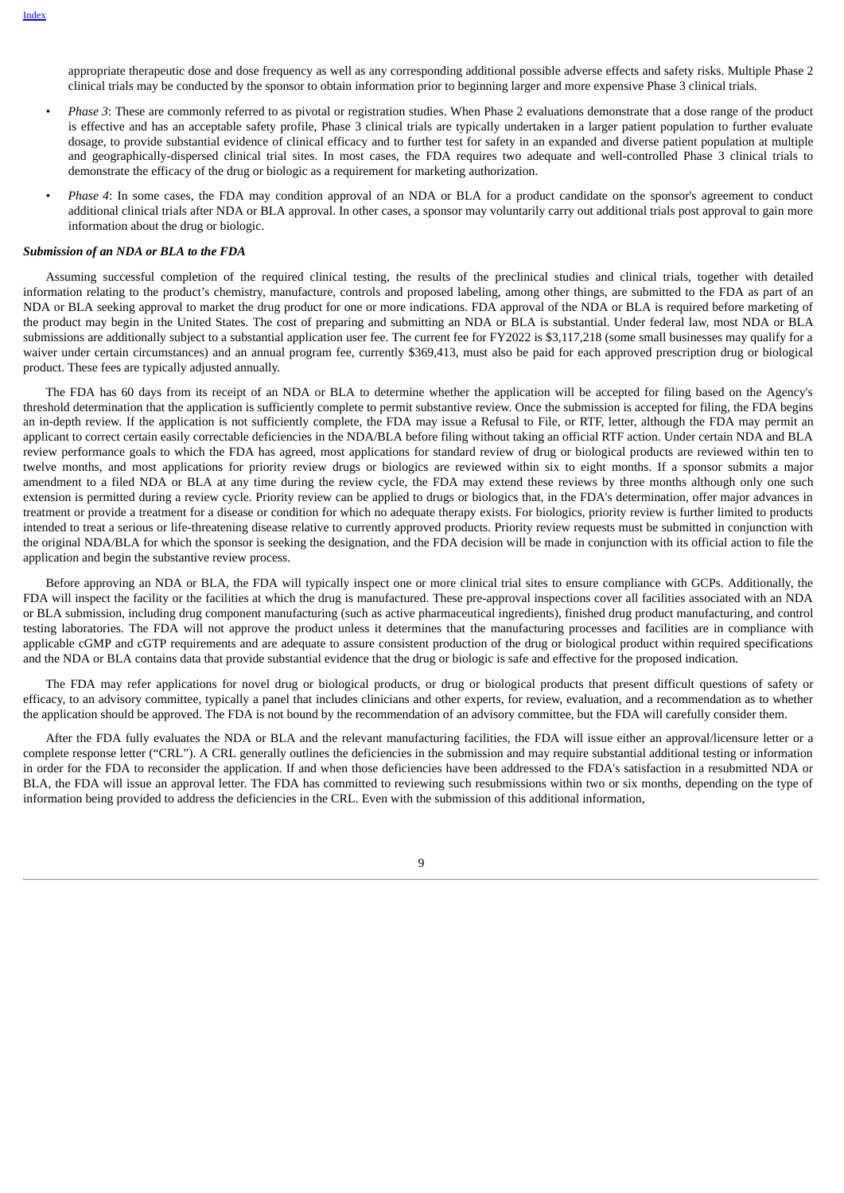appropriate therapeutic dose and dose frequency as well as any corresponding additional possible adverse effects and safety risks. Multiple Phase 2 clinical trials may be conducted by the sponsor to obtain information prior to beginning larger and more expensive Phase 3 clinical trials.

- *Phase 3*: These are commonly referred to as pivotal or registration studies. When Phase 2 evaluations demonstrate that a dose range of the product is effective and has an acceptable safety profile, Phase 3 clinical trials are typically undertaken in a larger patient population to further evaluate dosage, to provide substantial evidence of clinical efficacy and to further test for safety in an expanded and diverse patient population at multiple and geographically-dispersed clinical trial sites. In most cases, the FDA requires two adequate and well-controlled Phase 3 clinical trials to demonstrate the efficacy of the drug or biologic as a requirement for marketing authorization.
- *Phase 4*: In some cases, the FDA may condition approval of an NDA or BLA for a product candidate on the sponsor's agreement to conduct additional clinical trials after NDA or BLA approval. In other cases, a sponsor may voluntarily carry out additional trials post approval to gain more information about the drug or biologic.

***Submission of an NDA or BLA to the FDA***

Assuming successful completion of the required clinical testing, the results of the preclinical studies and clinical trials, together with detailed information relating to the product's chemistry, manufacture, controls and proposed labeling, among other things, are submitted to the FDA as part of an NDA or BLA seeking approval to market the drug product for one or more indications. FDA approval of the NDA or BLA is required before marketing of the product may begin in the United States. The cost of preparing and submitting an NDA or BLA is substantial. Under federal law, most NDA or BLA submissions are additionally subject to a substantial application user fee. The current fee for FY2022 is $3,117,218 (some small businesses may qualify for a waiver under certain circumstances) and an annual program fee, currently $369,413, must also be paid for each approved prescription drug or biological product. These fees are typically adjusted annually.

The FDA has 60 days from its receipt of an NDA or BLA to determine whether the application will be accepted for filing based on the Agency's threshold determination that the application is sufficiently complete to permit substantive review. Once the submission is accepted for filing, the FDA begins an in-depth review. If the application is not sufficiently complete, the FDA may issue a Refusal to File, or RTF, letter, although the FDA may permit an applicant to correct certain easily correctable deficiencies in the NDA/BLA before filing without taking an official RTF action. Under certain NDA and BLA review performance goals to which the FDA has agreed, most applications for standard review of drug or biological products are reviewed within ten to twelve months, and most applications for priority review drugs or biologics are reviewed within six to eight months. If a sponsor submits a major amendment to a filed NDA or BLA at any time during the review cycle, the FDA may extend these reviews by three months although only one such extension is permitted during a review cycle. Priority review can be applied to drugs or biologics that, in the FDA's determination, offer major advances in treatment or provide a treatment for a disease or condition for which no adequate therapy exists. For biologics, priority review is further limited to products intended to treat a serious or life-threatening disease relative to currently approved products. Priority review requests must be submitted in conjunction with the original NDA/BLA for which the sponsor is seeking the designation, and the FDA decision will be made in conjunction with its official action to file the application and begin the substantive review process.

Before approving an NDA or BLA, the FDA will typically inspect one or more clinical trial sites to ensure compliance with GCPs. Additionally, the FDA will inspect the facility or the facilities at which the drug is manufactured. These pre-approval inspections cover all facilities associated with an NDA or BLA submission, including drug component manufacturing (such as active pharmaceutical ingredients), finished drug product manufacturing, and control testing laboratories. The FDA will not approve the product unless it determines that the manufacturing processes and facilities are in compliance with applicable cGMP and cGTP requirements and are adequate to assure consistent production of the drug or biological product within required specifications and the NDA or BLA contains data that provide substantial evidence that the drug or biologic is safe and effective for the proposed indication.

The FDA may refer applications for novel drug or biological products, or drug or biological products that present difficult questions of safety or efficacy, to an advisory committee, typically a panel that includes clinicians and other experts, for review, evaluation, and a recommendation as to whether the application should be approved. The FDA is not bound by the recommendation of an advisory committee, but the FDA will carefully consider them.

After the FDA fully evaluates the NDA or BLA and the relevant manufacturing facilities, the FDA will issue either an approval/licensure letter or a complete response letter ("CRL"). A CRL generally outlines the deficiencies in the submission and may require substantial additional testing or information in order for the FDA to reconsider the application. If and when those deficiencies have been addressed to the FDA's satisfaction in a resubmitted NDA or BLA, the FDA will issue an approval letter. The FDA has committed to reviewing such resubmissions within two or six months, depending on the type of information being provided to address the deficiencies in the CRL. Even with the submission of this additional information,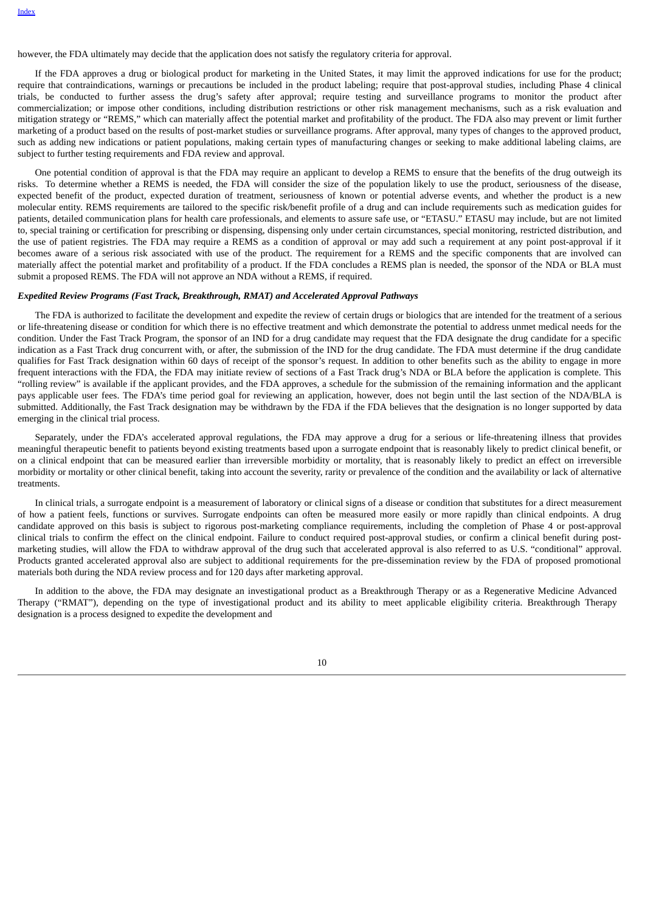however, the FDA ultimately may decide that the application does not satisfy the regulatory criteria for approval.

If the FDA approves a drug or biological product for marketing in the United States, it may limit the approved indications for use for the product; require that contraindications, warnings or precautions be included in the product labeling; require that post-approval studies, including Phase 4 clinical trials, be conducted to further assess the drug's safety after approval; require testing and surveillance programs to monitor the product after commercialization; or impose other conditions, including distribution restrictions or other risk management mechanisms, such as a risk evaluation and mitigation strategy or "REMS," which can materially affect the potential market and profitability of the product. The FDA also may prevent or limit further marketing of a product based on the results of post-market studies or surveillance programs. After approval, many types of changes to the approved product, such as adding new indications or patient populations, making certain types of manufacturing changes or seeking to make additional labeling claims, are subject to further testing requirements and FDA review and approval.

One potential condition of approval is that the FDA may require an applicant to develop a REMS to ensure that the benefits of the drug outweigh its risks. To determine whether a REMS is needed, the FDA will consider the size of the population likely to use the product, seriousness of the disease, expected benefit of the product, expected duration of treatment, seriousness of known or potential adverse events, and whether the product is a new molecular entity. REMS requirements are tailored to the specific risk/benefit profile of a drug and can include requirements such as medication guides for patients, detailed communication plans for health care professionals, and elements to assure safe use, or "ETASU." ETASU may include, but are not limited to, special training or certification for prescribing or dispensing, dispensing only under certain circumstances, special monitoring, restricted distribution, and the use of patient registries. The FDA may require a REMS as a condition of approval or may add such a requirement at any point post-approval if it becomes aware of a serious risk associated with use of the product. The requirement for a REMS and the specific components that are involved can materially affect the potential market and profitability of a product. If the FDA concludes a REMS plan is needed, the sponsor of the NDA or BLA must submit a proposed REMS. The FDA will not approve an NDA without a REMS, if required.

***Expedited Review Programs (Fast Track, Breakthrough, RMAT) and Accelerated Approval Pathways***

The FDA is authorized to facilitate the development and expedite the review of certain drugs or biologics that are intended for the treatment of a serious or life-threatening disease or condition for which there is no effective treatment and which demonstrate the potential to address unmet medical needs for the condition. Under the Fast Track Program, the sponsor of an IND for a drug candidate may request that the FDA designate the drug candidate for a specific indication as a Fast Track drug concurrent with, or after, the submission of the IND for the drug candidate. The FDA must determine if the drug candidate qualifies for Fast Track designation within 60 days of receipt of the sponsor's request. In addition to other benefits such as the ability to engage in more frequent interactions with the FDA, the FDA may initiate review of sections of a Fast Track drug's NDA or BLA before the application is complete. This "rolling review" is available if the applicant provides, and the FDA approves, a schedule for the submission of the remaining information and the applicant pays applicable user fees. The FDA's time period goal for reviewing an application, however, does not begin until the last section of the NDA/BLA is submitted. Additionally, the Fast Track designation may be withdrawn by the FDA if the FDA believes that the designation is no longer supported by data emerging in the clinical trial process.

Separately, under the FDA's accelerated approval regulations, the FDA may approve a drug for a serious or life-threatening illness that provides meaningful therapeutic benefit to patients beyond existing treatments based upon a surrogate endpoint that is reasonably likely to predict clinical benefit, or on a clinical endpoint that can be measured earlier than irreversible morbidity or mortality, that is reasonably likely to predict an effect on irreversible morbidity or mortality or other clinical benefit, taking into account the severity, rarity or prevalence of the condition and the availability or lack of alternative treatments.

In clinical trials, a surrogate endpoint is a measurement of laboratory or clinical signs of a disease or condition that substitutes for a direct measurement of how a patient feels, functions or survives. Surrogate endpoints can often be measured more easily or more rapidly than clinical endpoints. A drug candidate approved on this basis is subject to rigorous post-marketing compliance requirements, including the completion of Phase 4 or post-approval clinical trials to confirm the effect on the clinical endpoint. Failure to conduct required post-approval studies, or confirm a clinical benefit during post-marketing studies, will allow the FDA to withdraw approval of the drug such that accelerated approval is also referred to as U.S. "conditional" approval. Products granted accelerated approval also are subject to additional requirements for the pre-dissemination review by the FDA of proposed promotional materials both during the NDA review process and for 120 days after marketing approval.

In addition to the above, the FDA may designate an investigational product as a Breakthrough Therapy or as a Regenerative Medicine Advanced Therapy ("RMAT"), depending on the type of investigational product and its ability to meet applicable eligibility criteria. Breakthrough Therapy designation is a process designed to expedite the development and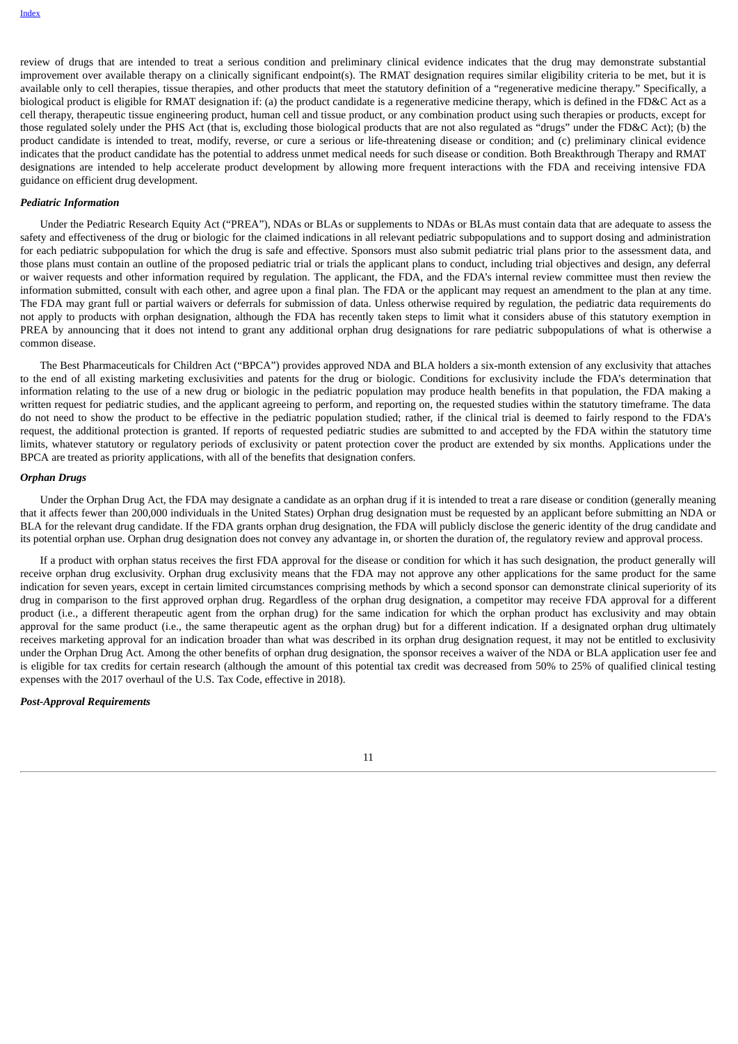review of drugs that are intended to treat a serious condition and preliminary clinical evidence indicates that the drug may demonstrate substantial improvement over available therapy on a clinically significant endpoint(s). The RMAT designation requires similar eligibility criteria to be met, but it is available only to cell therapies, tissue therapies, and other products that meet the statutory definition of a "regenerative medicine therapy." Specifically, a biological product is eligible for RMAT designation if: (a) the product candidate is a regenerative medicine therapy, which is defined in the FD&C Act as a cell therapy, therapeutic tissue engineering product, human cell and tissue product, or any combination product using such therapies or products, except for those regulated solely under the PHS Act (that is, excluding those biological products that are not also regulated as "drugs" under the FD&C Act); (b) the product candidate is intended to treat, modify, reverse, or cure a serious or life-threatening disease or condition; and (c) preliminary clinical evidence indicates that the product candidate has the potential to address unmet medical needs for such disease or condition. Both Breakthrough Therapy and RMAT designations are intended to help accelerate product development by allowing more frequent interactions with the FDA and receiving intensive FDA guidance on efficient drug development.

***Pediatric Information***

Under the Pediatric Research Equity Act ("PREA"), NDAs or BLAs or supplements to NDAs or BLAs must contain data that are adequate to assess the safety and effectiveness of the drug or biologic for the claimed indications in all relevant pediatric subpopulations and to support dosing and administration for each pediatric subpopulation for which the drug is safe and effective. Sponsors must also submit pediatric trial plans prior to the assessment data, and those plans must contain an outline of the proposed pediatric trial or trials the applicant plans to conduct, including trial objectives and design, any deferral or waiver requests and other information required by regulation. The applicant, the FDA, and the FDA's internal review committee must then review the information submitted, consult with each other, and agree upon a final plan. The FDA or the applicant may request an amendment to the plan at any time. The FDA may grant full or partial waivers or deferrals for submission of data. Unless otherwise required by regulation, the pediatric data requirements do not apply to products with orphan designation, although the FDA has recently taken steps to limit what it considers abuse of this statutory exemption in PREA by announcing that it does not intend to grant any additional orphan drug designations for rare pediatric subpopulations of what is otherwise a common disease.

The Best Pharmaceuticals for Children Act ("BPCA") provides approved NDA and BLA holders a six-month extension of any exclusivity that attaches to the end of all existing marketing exclusivities and patents for the drug or biologic. Conditions for exclusivity include the FDA's determination that information relating to the use of a new drug or biologic in the pediatric population may produce health benefits in that population, the FDA making a written request for pediatric studies, and the applicant agreeing to perform, and reporting on, the requested studies within the statutory timeframe. The data do not need to show the product to be effective in the pediatric population studied; rather, if the clinical trial is deemed to fairly respond to the FDA's request, the additional protection is granted. If reports of requested pediatric studies are submitted to and accepted by the FDA within the statutory time limits, whatever statutory or regulatory periods of exclusivity or patent protection cover the product are extended by six months. Applications under the BPCA are treated as priority applications, with all of the benefits that designation confers.

***Orphan Drugs***

Under the Orphan Drug Act, the FDA may designate a candidate as an orphan drug if it is intended to treat a rare disease or condition (generally meaning that it affects fewer than 200,000 individuals in the United States) Orphan drug designation must be requested by an applicant before submitting an NDA or BLA for the relevant drug candidate. If the FDA grants orphan drug designation, the FDA will publicly disclose the generic identity of the drug candidate and its potential orphan use. Orphan drug designation does not convey any advantage in, or shorten the duration of, the regulatory review and approval process.

If a product with orphan status receives the first FDA approval for the disease or condition for which it has such designation, the product generally will receive orphan drug exclusivity. Orphan drug exclusivity means that the FDA may not approve any other applications for the same product for the same indication for seven years, except in certain limited circumstances comprising methods by which a second sponsor can demonstrate clinical superiority of its drug in comparison to the first approved orphan drug. Regardless of the orphan drug designation, a competitor may receive FDA approval for a different product (i.e., a different therapeutic agent from the orphan drug) for the same indication for which the orphan product has exclusivity and may obtain approval for the same product (i.e., the same therapeutic agent as the orphan drug) but for a different indication. If a designated orphan drug ultimately receives marketing approval for an indication broader than what was described in its orphan drug designation request, it may not be entitled to exclusivity under the Orphan Drug Act. Among the other benefits of orphan drug designation, the sponsor receives a waiver of the NDA or BLA application user fee and is eligible for tax credits for certain research (although the amount of this potential tax credit was decreased from 50% to 25% of qualified clinical testing expenses with the 2017 overhaul of the U.S. Tax Code, effective in 2018).

***Post-Approval Requirements***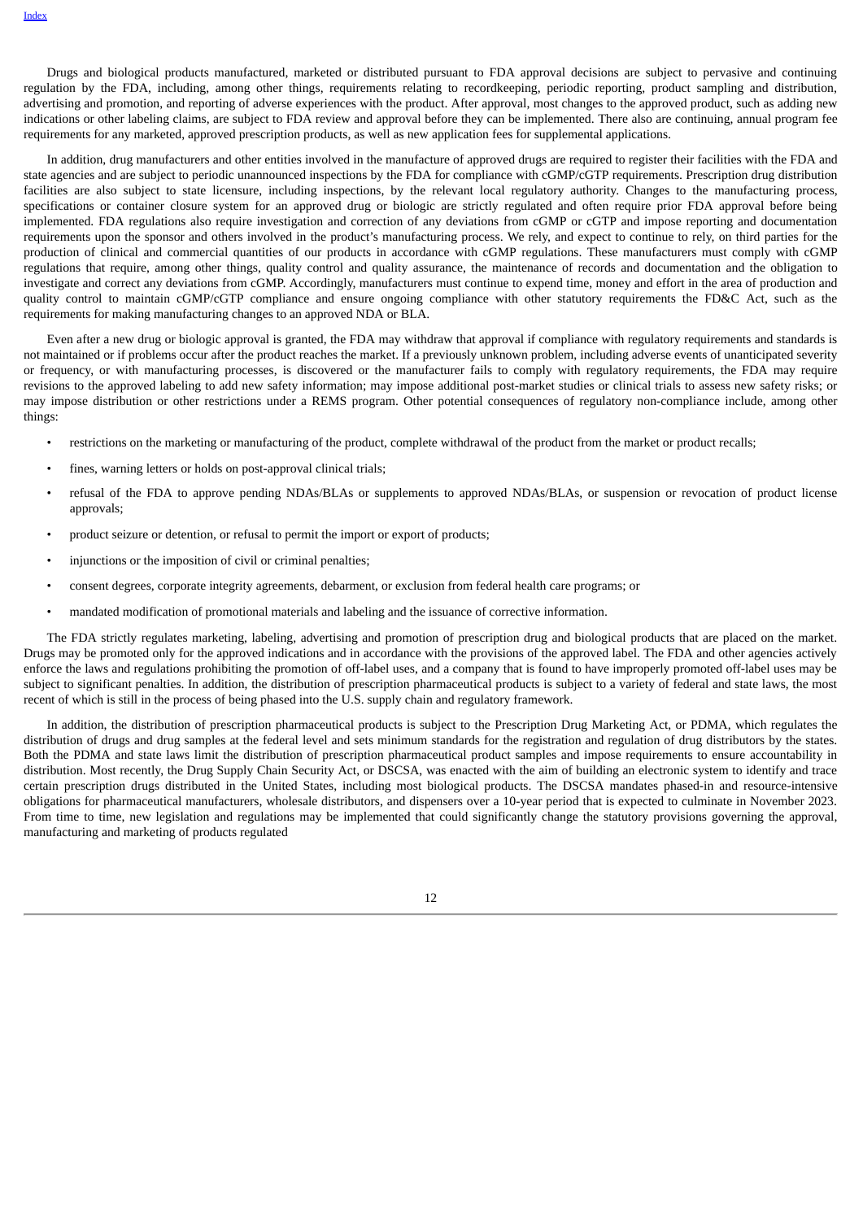Drugs and biological products manufactured, marketed or distributed pursuant to FDA approval decisions are subject to pervasive and continuing regulation by the FDA, including, among other things, requirements relating to recordkeeping, periodic reporting, product sampling and distribution, advertising and promotion, and reporting of adverse experiences with the product. After approval, most changes to the approved product, such as adding new indications or other labeling claims, are subject to FDA review and approval before they can be implemented. There also are continuing, annual program fee requirements for any marketed, approved prescription products, as well as new application fees for supplemental applications.

In addition, drug manufacturers and other entities involved in the manufacture of approved drugs are required to register their facilities with the FDA and state agencies and are subject to periodic unannounced inspections by the FDA for compliance with cGMP/cGTP requirements. Prescription drug distribution facilities are also subject to state licensure, including inspections, by the relevant local regulatory authority. Changes to the manufacturing process, specifications or container closure system for an approved drug or biologic are strictly regulated and often require prior FDA approval before being implemented. FDA regulations also require investigation and correction of any deviations from cGMP or cGTP and impose reporting and documentation requirements upon the sponsor and others involved in the product's manufacturing process. We rely, and expect to continue to rely, on third parties for the production of clinical and commercial quantities of our products in accordance with cGMP regulations. These manufacturers must comply with cGMP regulations that require, among other things, quality control and quality assurance, the maintenance of records and documentation and the obligation to investigate and correct any deviations from cGMP. Accordingly, manufacturers must continue to expend time, money and effort in the area of production and quality control to maintain cGMP/cGTP compliance and ensure ongoing compliance with other statutory requirements the FD&C Act, such as the requirements for making manufacturing changes to an approved NDA or BLA.

Even after a new drug or biologic approval is granted, the FDA may withdraw that approval if compliance with regulatory requirements and standards is not maintained or if problems occur after the product reaches the market. If a previously unknown problem, including adverse events of unanticipated severity or frequency, or with manufacturing processes, is discovered or the manufacturer fails to comply with regulatory requirements, the FDA may require revisions to the approved labeling to add new safety information; may impose additional post-market studies or clinical trials to assess new safety risks; or may impose distribution or other restrictions under a REMS program. Other potential consequences of regulatory non-compliance include, among other things:

- restrictions on the marketing or manufacturing of the product, complete withdrawal of the product from the market or product recalls;
- fines, warning letters or holds on post-approval clinical trials;
- refusal of the FDA to approve pending NDAs/BLAs or supplements to approved NDAs/BLAs, or suspension or revocation of product license approvals;
- product seizure or detention, or refusal to permit the import or export of products;
- injunctions or the imposition of civil or criminal penalties;
- consent degrees, corporate integrity agreements, debarment, or exclusion from federal health care programs; or
- mandated modification of promotional materials and labeling and the issuance of corrective information.

The FDA strictly regulates marketing, labeling, advertising and promotion of prescription drug and biological products that are placed on the market. Drugs may be promoted only for the approved indications and in accordance with the provisions of the approved label. The FDA and other agencies actively enforce the laws and regulations prohibiting the promotion of off-label uses, and a company that is found to have improperly promoted off-label uses may be subject to significant penalties. In addition, the distribution of prescription pharmaceutical products is subject to a variety of federal and state laws, the most recent of which is still in the process of being phased into the U.S. supply chain and regulatory framework.

In addition, the distribution of prescription pharmaceutical products is subject to the Prescription Drug Marketing Act, or PDMA, which regulates the distribution of drugs and drug samples at the federal level and sets minimum standards for the registration and regulation of drug distributors by the states. Both the PDMA and state laws limit the distribution of prescription pharmaceutical product samples and impose requirements to ensure accountability in distribution. Most recently, the Drug Supply Chain Security Act, or DSCSA, was enacted with the aim of building an electronic system to identify and trace certain prescription drugs distributed in the United States, including most biological products. The DSCSA mandates phased-in and resource-intensive obligations for pharmaceutical manufacturers, wholesale distributors, and dispensers over a 10-year period that is expected to culminate in November 2023. From time to time, new legislation and regulations may be implemented that could significantly change the statutory provisions governing the approval, manufacturing and marketing of products regulated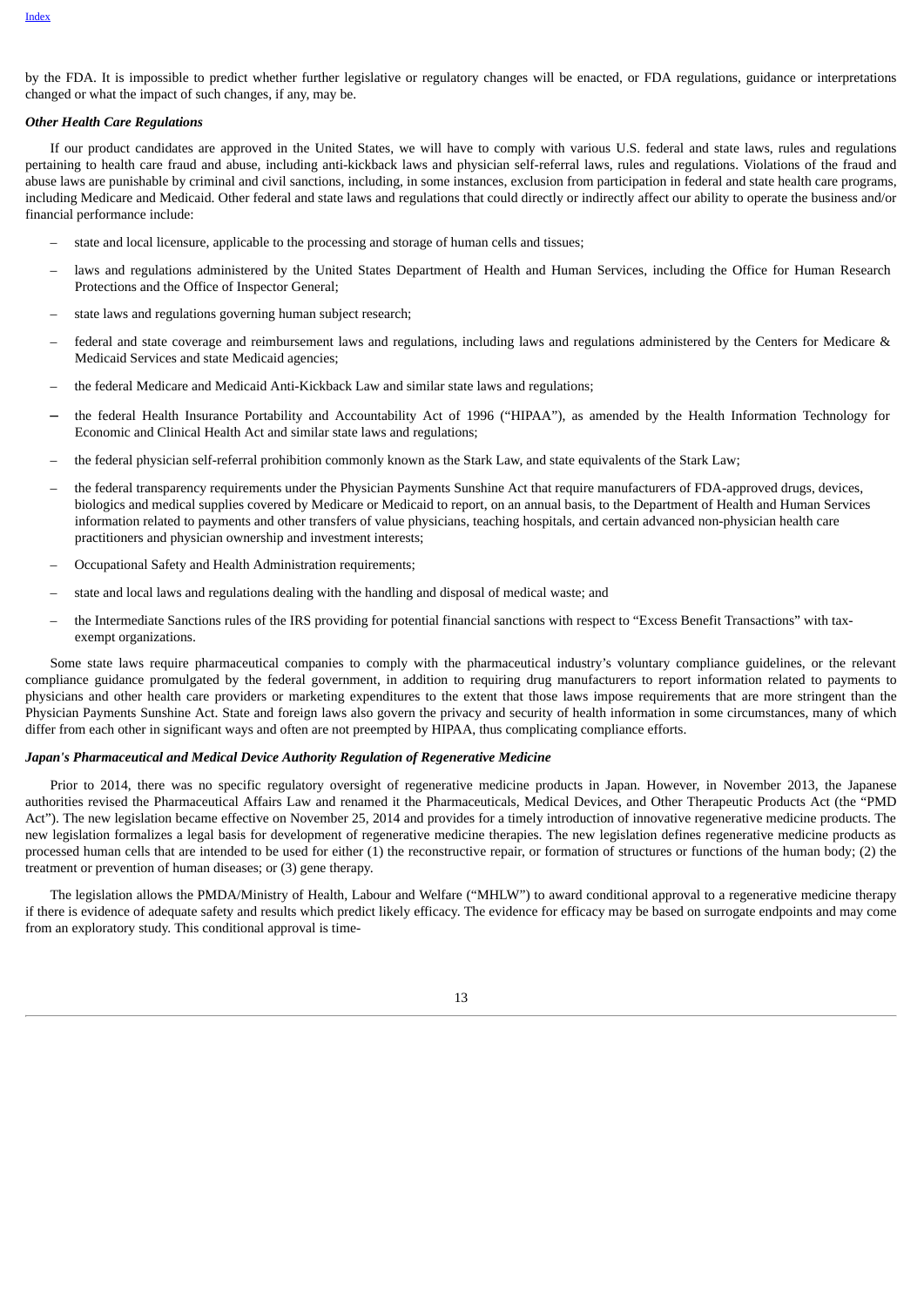by the FDA. It is impossible to predict whether further legislative or regulatory changes will be enacted, or FDA regulations, guidance or interpretations changed or what the impact of such changes, if any, may be.

***Other Health Care Regulations***

If our product candidates are approved in the United States, we will have to comply with various U.S. federal and state laws, rules and regulations pertaining to health care fraud and abuse, including anti-kickback laws and physician self-referral laws, rules and regulations. Violations of the fraud and abuse laws are punishable by criminal and civil sanctions, including, in some instances, exclusion from participation in federal and state health care programs, including Medicare and Medicaid. Other federal and state laws and regulations that could directly or indirectly affect our ability to operate the business and/or financial performance include:

- state and local licensure, applicable to the processing and storage of human cells and tissues;
- laws and regulations administered by the United States Department of Health and Human Services, including the Office for Human Research Protections and the Office of Inspector General;
- state laws and regulations governing human subject research;
- federal and state coverage and reimbursement laws and regulations, including laws and regulations administered by the Centers for Medicare & Medicaid Services and state Medicaid agencies;
- the federal Medicare and Medicaid Anti-Kickback Law and similar state laws and regulations;
- the federal Health Insurance Portability and Accountability Act of 1996 ("HIPAA"), as amended by the Health Information Technology for Economic and Clinical Health Act and similar state laws and regulations;
- the federal physician self-referral prohibition commonly known as the Stark Law, and state equivalents of the Stark Law;
- the federal transparency requirements under the Physician Payments Sunshine Act that require manufacturers of FDA-approved drugs, devices, biologics and medical supplies covered by Medicare or Medicaid to report, on an annual basis, to the Department of Health and Human Services information related to payments and other transfers of value physicians, teaching hospitals, and certain advanced non-physician health care practitioners and physician ownership and investment interests;
- Occupational Safety and Health Administration requirements;
- state and local laws and regulations dealing with the handling and disposal of medical waste; and
- the Intermediate Sanctions rules of the IRS providing for potential financial sanctions with respect to "Excess Benefit Transactions" with tax-exempt organizations.

Some state laws require pharmaceutical companies to comply with the pharmaceutical industry's voluntary compliance guidelines, or the relevant compliance guidance promulgated by the federal government, in addition to requiring drug manufacturers to report information related to payments to physicians and other health care providers or marketing expenditures to the extent that those laws impose requirements that are more stringent than the Physician Payments Sunshine Act. State and foreign laws also govern the privacy and security of health information in some circumstances, many of which differ from each other in significant ways and often are not preempted by HIPAA, thus complicating compliance efforts.

***Japan's Pharmaceutical and Medical Device Authority Regulation of Regenerative Medicine***

Prior to 2014, there was no specific regulatory oversight of regenerative medicine products in Japan. However, in November 2013, the Japanese authorities revised the Pharmaceutical Affairs Law and renamed it the Pharmaceuticals, Medical Devices, and Other Therapeutic Products Act (the "PMD Act"). The new legislation became effective on November 25, 2014 and provides for a timely introduction of innovative regenerative medicine products. The new legislation formalizes a legal basis for development of regenerative medicine therapies. The new legislation defines regenerative medicine products as processed human cells that are intended to be used for either (1) the reconstructive repair, or formation of structures or functions of the human body; (2) the treatment or prevention of human diseases; or (3) gene therapy.

The legislation allows the PMDA/Ministry of Health, Labour and Welfare ("MHLW") to award conditional approval to a regenerative medicine therapy if there is evidence of adequate safety and results which predict likely efficacy. The evidence for efficacy may be based on surrogate endpoints and may come from an exploratory study. This conditional approval is time-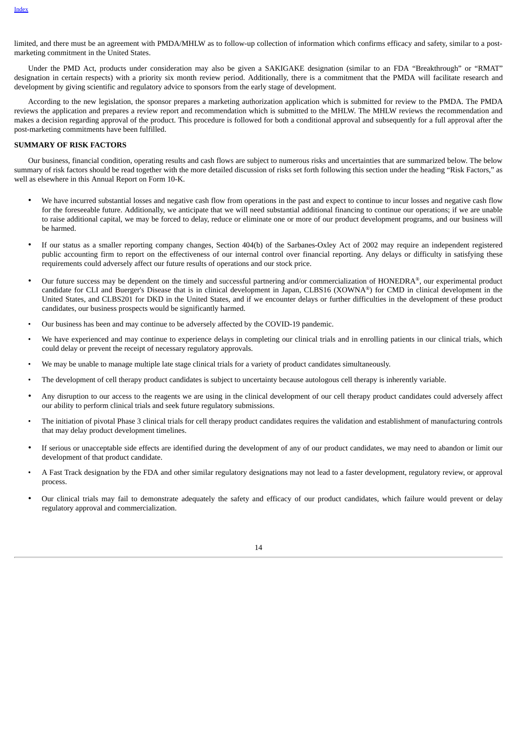limited, and there must be an agreement with PMDA/MHLW as to follow-up collection of information which confirms efficacy and safety, similar to a post-marketing commitment in the United States.

Under the PMD Act, products under consideration may also be given a SAKIGAKE designation (similar to an FDA "Breakthrough" or "RMAT" designation in certain respects) with a priority six month review period. Additionally, there is a commitment that the PMDA will facilitate research and development by giving scientific and regulatory advice to sponsors from the early stage of development.

According to the new legislation, the sponsor prepares a marketing authorization application which is submitted for review to the PMDA. The PMDA reviews the application and prepares a review report and recommendation which is submitted to the MHLW. The MHLW reviews the recommendation and makes a decision regarding approval of the product. This procedure is followed for both a conditional approval and subsequently for a full approval after the post-marketing commitments have been fulfilled.

**SUMMARY OF RISK FACTORS**

Our business, financial condition, operating results and cash flows are subject to numerous risks and uncertainties that are summarized below. The below summary of risk factors should be read together with the more detailed discussion of risks set forth following this section under the heading "Risk Factors," as well as elsewhere in this Annual Report on Form 10-K.

- We have incurred substantial losses and negative cash flow from operations in the past and expect to continue to incur losses and negative cash flow for the foreseeable future. Additionally, we anticipate that we will need substantial additional financing to continue our operations; if we are unable to raise additional capital, we may be forced to delay, reduce or eliminate one or more of our product development programs, and our business will be harmed.
- If our status as a smaller reporting company changes, Section 404(b) of the Sarbanes-Oxley Act of 2002 may require an independent registered public accounting firm to report on the effectiveness of our internal control over financial reporting. Any delays or difficulty in satisfying these requirements could adversely affect our future results of operations and our stock price.
- Our future success may be dependent on the timely and successful partnering and/or commercialization of HONEDRA®, our experimental product candidate for CLI and Buerger's Disease that is in clinical development in Japan, CLBS16 (XOWNA®) for CMD in clinical development in the United States, and CLBS201 for DKD in the United States, and if we encounter delays or further difficulties in the development of these product candidates, our business prospects would be significantly harmed.
- Our business has been and may continue to be adversely affected by the COVID-19 pandemic.
- We have experienced and may continue to experience delays in completing our clinical trials and in enrolling patients in our clinical trials, which could delay or prevent the receipt of necessary regulatory approvals.
- We may be unable to manage multiple late stage clinical trials for a variety of product candidates simultaneously.
- The development of cell therapy product candidates is subject to uncertainty because autologous cell therapy is inherently variable.
- Any disruption to our access to the reagents we are using in the clinical development of our cell therapy product candidates could adversely affect our ability to perform clinical trials and seek future regulatory submissions.
- The initiation of pivotal Phase 3 clinical trials for cell therapy product candidates requires the validation and establishment of manufacturing controls that may delay product development timelines.
- If serious or unacceptable side effects are identified during the development of any of our product candidates, we may need to abandon or limit our development of that product candidate.
- A Fast Track designation by the FDA and other similar regulatory designations may not lead to a faster development, regulatory review, or approval process.
- Our clinical trials may fail to demonstrate adequately the safety and efficacy of our product candidates, which failure would prevent or delay regulatory approval and commercialization.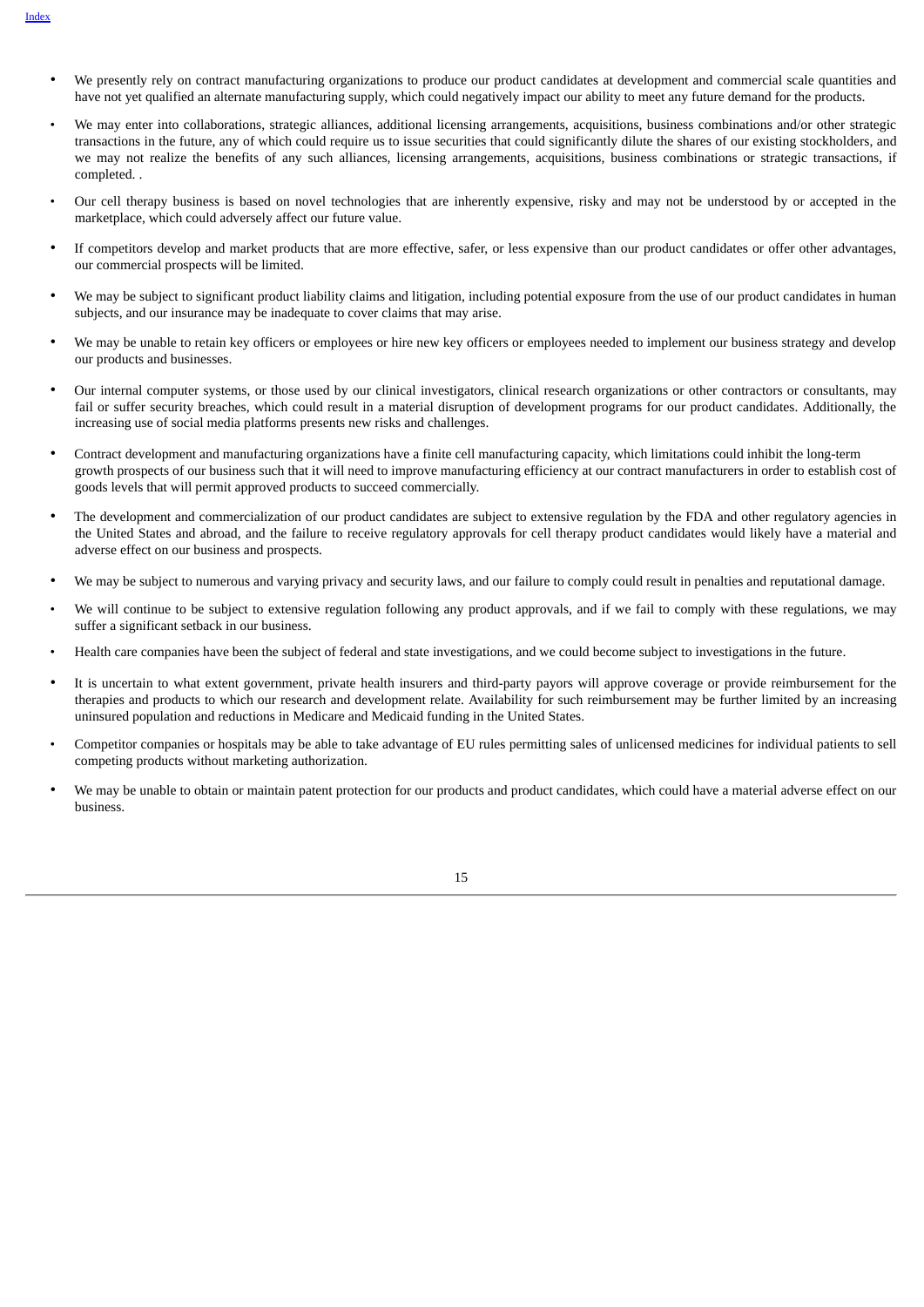- We presently rely on contract manufacturing organizations to produce our product candidates at development and commercial scale quantities and have not yet qualified an alternate manufacturing supply, which could negatively impact our ability to meet any future demand for the products.
- We may enter into collaborations, strategic alliances, additional licensing arrangements, acquisitions, business combinations and/or other strategic transactions in the future, any of which could require us to issue securities that could significantly dilute the shares of our existing stockholders, and we may not realize the benefits of any such alliances, licensing arrangements, acquisitions, business combinations or strategic transactions, if completed. .
- Our cell therapy business is based on novel technologies that are inherently expensive, risky and may not be understood by or accepted in the marketplace, which could adversely affect our future value.
- If competitors develop and market products that are more effective, safer, or less expensive than our product candidates or offer other advantages, our commercial prospects will be limited.
- We may be subject to significant product liability claims and litigation, including potential exposure from the use of our product candidates in human subjects, and our insurance may be inadequate to cover claims that may arise.
- We may be unable to retain key officers or employees or hire new key officers or employees needed to implement our business strategy and develop our products and businesses.
- Our internal computer systems, or those used by our clinical investigators, clinical research organizations or other contractors or consultants, may fail or suffer security breaches, which could result in a material disruption of development programs for our product candidates. Additionally, the increasing use of social media platforms presents new risks and challenges.
- Contract development and manufacturing organizations have a finite cell manufacturing capacity, which limitations could inhibit the long-term growth prospects of our business such that it will need to improve manufacturing efficiency at our contract manufacturers in order to establish cost of goods levels that will permit approved products to succeed commercially.
- The development and commercialization of our product candidates are subject to extensive regulation by the FDA and other regulatory agencies in the United States and abroad, and the failure to receive regulatory approvals for cell therapy product candidates would likely have a material and adverse effect on our business and prospects.
- We may be subject to numerous and varying privacy and security laws, and our failure to comply could result in penalties and reputational damage.
- We will continue to be subject to extensive regulation following any product approvals, and if we fail to comply with these regulations, we may suffer a significant setback in our business.
- Health care companies have been the subject of federal and state investigations, and we could become subject to investigations in the future.
- It is uncertain to what extent government, private health insurers and third-party payors will approve coverage or provide reimbursement for the therapies and products to which our research and development relate. Availability for such reimbursement may be further limited by an increasing uninsured population and reductions in Medicare and Medicaid funding in the United States.
- Competitor companies or hospitals may be able to take advantage of EU rules permitting sales of unlicensed medicines for individual patients to sell competing products without marketing authorization.
- We may be unable to obtain or maintain patent protection for our products and product candidates, which could have a material adverse effect on our business.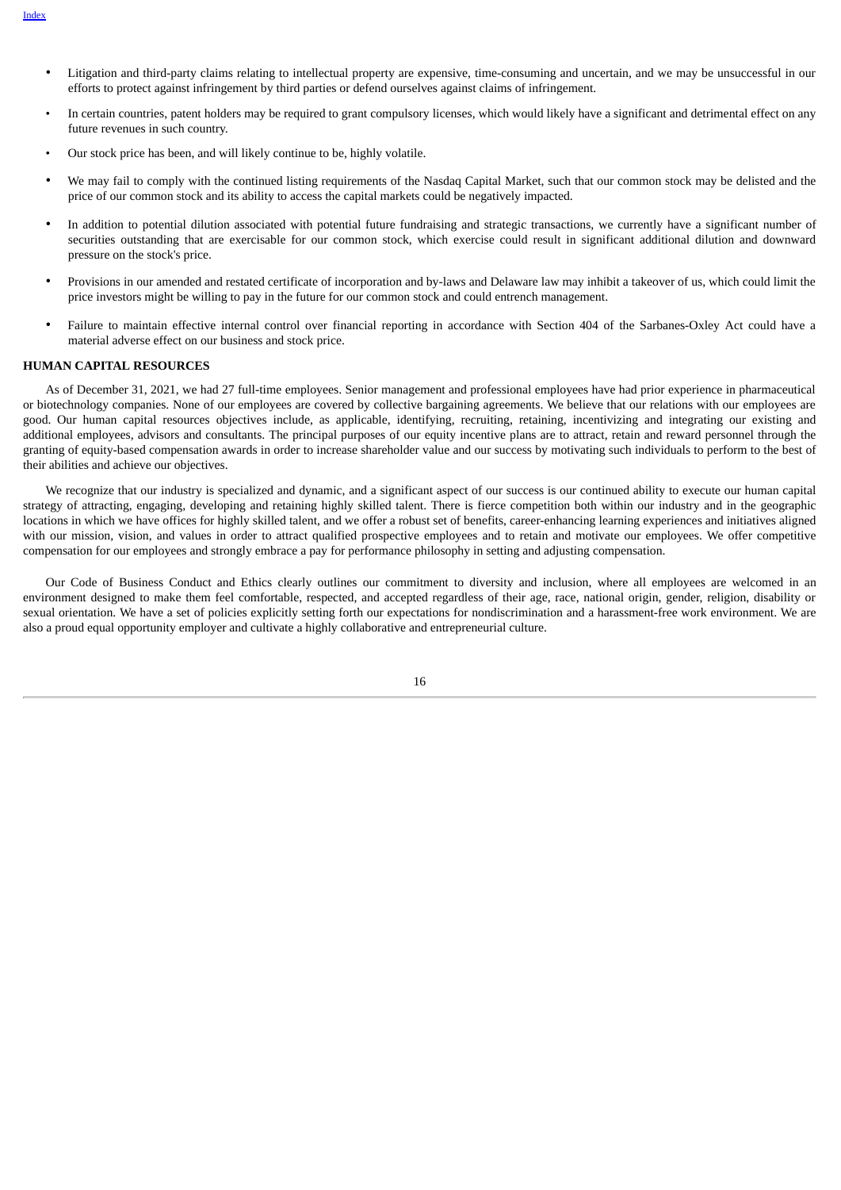- Litigation and third-party claims relating to intellectual property are expensive, time-consuming and uncertain, and we may be unsuccessful in our efforts to protect against infringement by third parties or defend ourselves against claims of infringement.
- In certain countries, patent holders may be required to grant compulsory licenses, which would likely have a significant and detrimental effect on any future revenues in such country.
- Our stock price has been, and will likely continue to be, highly volatile.
- We may fail to comply with the continued listing requirements of the Nasdaq Capital Market, such that our common stock may be delisted and the price of our common stock and its ability to access the capital markets could be negatively impacted.
- In addition to potential dilution associated with potential future fundraising and strategic transactions, we currently have a significant number of securities outstanding that are exercisable for our common stock, which exercise could result in significant additional dilution and downward pressure on the stock's price.
- Provisions in our amended and restated certificate of incorporation and by-laws and Delaware law may inhibit a takeover of us, which could limit the price investors might be willing to pay in the future for our common stock and could entrench management.
- Failure to maintain effective internal control over financial reporting in accordance with Section 404 of the Sarbanes-Oxley Act could have a material adverse effect on our business and stock price.

**HUMAN CAPITAL RESOURCES**

As of December 31, 2021, we had 27 full-time employees. Senior management and professional employees have had prior experience in pharmaceutical or biotechnology companies. None of our employees are covered by collective bargaining agreements. We believe that our relations with our employees are good. Our human capital resources objectives include, as applicable, identifying, recruiting, retaining, incentivizing and integrating our existing and additional employees, advisors and consultants. The principal purposes of our equity incentive plans are to attract, retain and reward personnel through the granting of equity-based compensation awards in order to increase shareholder value and our success by motivating such individuals to perform to the best of their abilities and achieve our objectives.

We recognize that our industry is specialized and dynamic, and a significant aspect of our success is our continued ability to execute our human capital strategy of attracting, engaging, developing and retaining highly skilled talent. There is fierce competition both within our industry and in the geographic locations in which we have offices for highly skilled talent, and we offer a robust set of benefits, career-enhancing learning experiences and initiatives aligned with our mission, vision, and values in order to attract qualified prospective employees and to retain and motivate our employees. We offer competitive compensation for our employees and strongly embrace a pay for performance philosophy in setting and adjusting compensation.

Our Code of Business Conduct and Ethics clearly outlines our commitment to diversity and inclusion, where all employees are welcomed in an environment designed to make them feel comfortable, respected, and accepted regardless of their age, race, national origin, gender, religion, disability or sexual orientation. We have a set of policies explicitly setting forth our expectations for nondiscrimination and a harassment-free work environment. We are also a proud equal opportunity employer and cultivate a highly collaborative and entrepreneurial culture.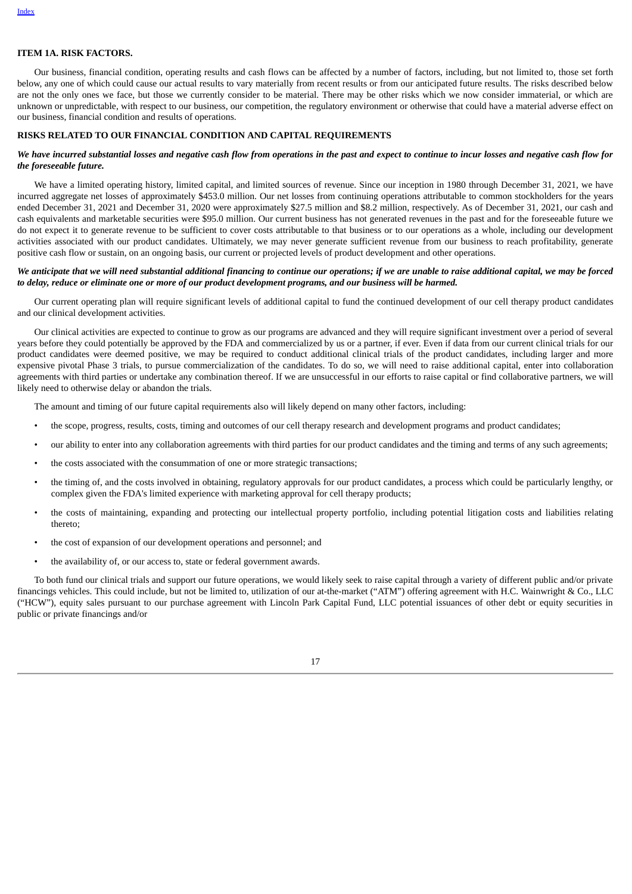## ITEM 1A. RISK FACTORS.

Our business, financial condition, operating results and cash flows can be affected by a number of factors, including, but not limited to, those set forth below, any one of which could cause our actual results to vary materially from recent results or from our anticipated future results. The risks described below are not the only ones we face, but those we currently consider to be material. There may be other risks which we now consider immaterial, or which are unknown or unpredictable, with respect to our business, our competition, the regulatory environment or otherwise that could have a material adverse effect on our business, financial condition and results of operations.

### RISKS RELATED TO OUR FINANCIAL CONDITION AND CAPITAL REQUIREMENTS

***We have incurred substantial losses and negative cash flow from operations in the past and expect to continue to incur losses and negative cash flow for the foreseeable future.***

We have a limited operating history, limited capital, and limited sources of revenue. Since our inception in 1980 through December 31, 2021, we have incurred aggregate net losses of approximately $453.0 million. Our net losses from continuing operations attributable to common stockholders for the years ended December 31, 2021 and December 31, 2020 were approximately $27.5 million and $8.2 million, respectively. As of December 31, 2021, our cash and cash equivalents and marketable securities were $95.0 million. Our current business has not generated revenues in the past and for the foreseeable future we do not expect it to generate revenue to be sufficient to cover costs attributable to that business or to our operations as a whole, including our development activities associated with our product candidates. Ultimately, we may never generate sufficient revenue from our business to reach profitability, generate positive cash flow or sustain, on an ongoing basis, our current or projected levels of product development and other operations.

***We anticipate that we will need substantial additional financing to continue our operations; if we are unable to raise additional capital, we may be forced to delay, reduce or eliminate one or more of our product development programs, and our business will be harmed.***

Our current operating plan will require significant levels of additional capital to fund the continued development of our cell therapy product candidates and our clinical development activities.

Our clinical activities are expected to continue to grow as our programs are advanced and they will require significant investment over a period of several years before they could potentially be approved by the FDA and commercialized by us or a partner, if ever. Even if data from our current clinical trials for our product candidates were deemed positive, we may be required to conduct additional clinical trials of the product candidates, including larger and more expensive pivotal Phase 3 trials, to pursue commercialization of the candidates. To do so, we will need to raise additional capital, enter into collaboration agreements with third parties or undertake any combination thereof. If we are unsuccessful in our efforts to raise capital or find collaborative partners, we will likely need to otherwise delay or abandon the trials.

The amount and timing of our future capital requirements also will likely depend on many other factors, including:

- the scope, progress, results, costs, timing and outcomes of our cell therapy research and development programs and product candidates;
- our ability to enter into any collaboration agreements with third parties for our product candidates and the timing and terms of any such agreements;
- the costs associated with the consummation of one or more strategic transactions;
- the timing of, and the costs involved in obtaining, regulatory approvals for our product candidates, a process which could be particularly lengthy, or complex given the FDA's limited experience with marketing approval for cell therapy products;
- the costs of maintaining, expanding and protecting our intellectual property portfolio, including potential litigation costs and liabilities relating thereto;
- the cost of expansion of our development operations and personnel; and
- the availability of, or our access to, state or federal government awards.

To both fund our clinical trials and support our future operations, we would likely seek to raise capital through a variety of different public and/or private financings vehicles. This could include, but not be limited to, utilization of our at-the-market ("ATM") offering agreement with H.C. Wainwright & Co., LLC ("HCW"), equity sales pursuant to our purchase agreement with Lincoln Park Capital Fund, LLC potential issuances of other debt or equity securities in public or private financings and/or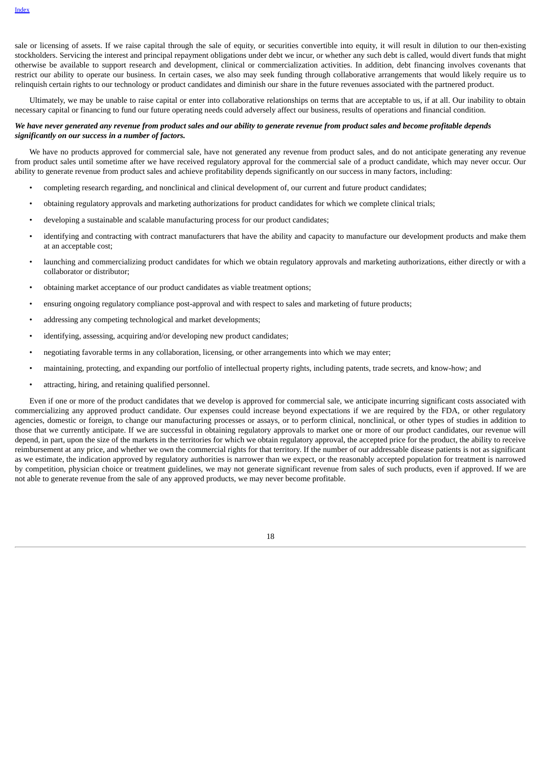sale or licensing of assets. If we raise capital through the sale of equity, or securities convertible into equity, it will result in dilution to our then-existing stockholders. Servicing the interest and principal repayment obligations under debt we incur, or whether any such debt is called, would divert funds that might otherwise be available to support research and development, clinical or commercialization activities. In addition, debt financing involves covenants that restrict our ability to operate our business. In certain cases, we also may seek funding through collaborative arrangements that would likely require us to relinquish certain rights to our technology or product candidates and diminish our share in the future revenues associated with the partnered product.

Ultimately, we may be unable to raise capital or enter into collaborative relationships on terms that are acceptable to us, if at all. Our inability to obtain necessary capital or financing to fund our future operating needs could adversely affect our business, results of operations and financial condition.

***We have never generated any revenue from product sales and our ability to generate revenue from product sales and become profitable depends significantly on our success in a number of factors.***

We have no products approved for commercial sale, have not generated any revenue from product sales, and do not anticipate generating any revenue from product sales until sometime after we have received regulatory approval for the commercial sale of a product candidate, which may never occur. Our ability to generate revenue from product sales and achieve profitability depends significantly on our success in many factors, including:

- completing research regarding, and nonclinical and clinical development of, our current and future product candidates;
- obtaining regulatory approvals and marketing authorizations for product candidates for which we complete clinical trials;
- developing a sustainable and scalable manufacturing process for our product candidates;
- identifying and contracting with contract manufacturers that have the ability and capacity to manufacture our development products and make them at an acceptable cost;
- launching and commercializing product candidates for which we obtain regulatory approvals and marketing authorizations, either directly or with a collaborator or distributor;
- obtaining market acceptance of our product candidates as viable treatment options;
- ensuring ongoing regulatory compliance post-approval and with respect to sales and marketing of future products;
- addressing any competing technological and market developments;
- identifying, assessing, acquiring and/or developing new product candidates;
- negotiating favorable terms in any collaboration, licensing, or other arrangements into which we may enter;
- maintaining, protecting, and expanding our portfolio of intellectual property rights, including patents, trade secrets, and know-how; and
- attracting, hiring, and retaining qualified personnel.

Even if one or more of the product candidates that we develop is approved for commercial sale, we anticipate incurring significant costs associated with commercializing any approved product candidate. Our expenses could increase beyond expectations if we are required by the FDA, or other regulatory agencies, domestic or foreign, to change our manufacturing processes or assays, or to perform clinical, nonclinical, or other types of studies in addition to those that we currently anticipate. If we are successful in obtaining regulatory approvals to market one or more of our product candidates, our revenue will depend, in part, upon the size of the markets in the territories for which we obtain regulatory approval, the accepted price for the product, the ability to receive reimbursement at any price, and whether we own the commercial rights for that territory. If the number of our addressable disease patients is not as significant as we estimate, the indication approved by regulatory authorities is narrower than we expect, or the reasonably accepted population for treatment is narrowed by competition, physician choice or treatment guidelines, we may not generate significant revenue from sales of such products, even if approved. If we are not able to generate revenue from the sale of any approved products, we may never become profitable.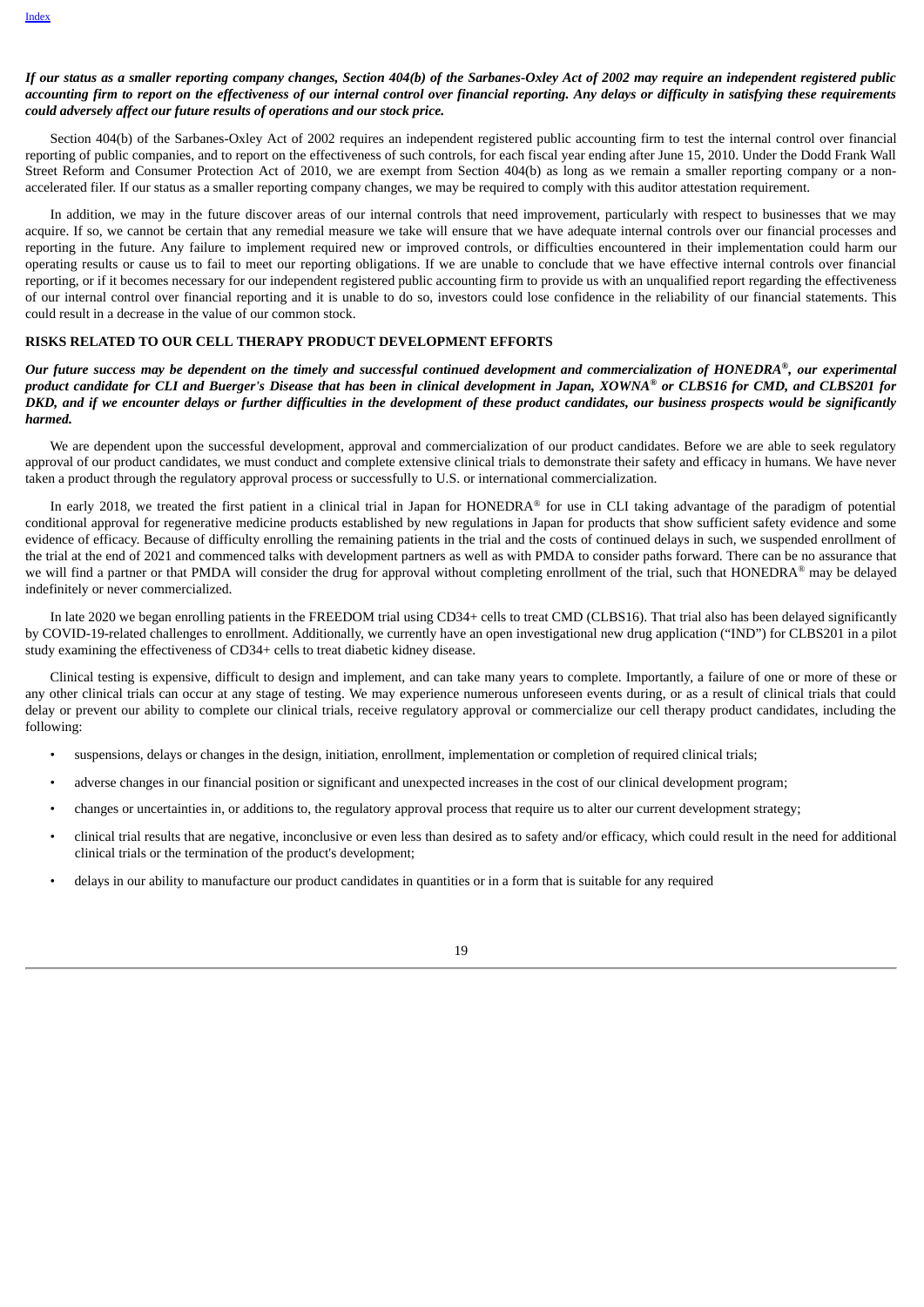***If our status as a smaller reporting company changes, Section 404(b) of the Sarbanes-Oxley Act of 2002 may require an independent registered public accounting firm to report on the effectiveness of our internal control over financial reporting. Any delays or difficulty in satisfying these requirements could adversely affect our future results of operations and our stock price.***

Section 404(b) of the Sarbanes-Oxley Act of 2002 requires an independent registered public accounting firm to test the internal control over financial reporting of public companies, and to report on the effectiveness of such controls, for each fiscal year ending after June 15, 2010. Under the Dodd Frank Wall Street Reform and Consumer Protection Act of 2010, we are exempt from Section 404(b) as long as we remain a smaller reporting company or a non-accelerated filer. If our status as a smaller reporting company changes, we may be required to comply with this auditor attestation requirement.

In addition, we may in the future discover areas of our internal controls that need improvement, particularly with respect to businesses that we may acquire. If so, we cannot be certain that any remedial measure we take will ensure that we have adequate internal controls over our financial processes and reporting in the future. Any failure to implement required new or improved controls, or difficulties encountered in their implementation could harm our operating results or cause us to fail to meet our reporting obligations. If we are unable to conclude that we have effective internal controls over financial reporting, or if it becomes necessary for our independent registered public accounting firm to provide us with an unqualified report regarding the effectiveness of our internal control over financial reporting and it is unable to do so, investors could lose confidence in the reliability of our financial statements. This could result in a decrease in the value of our common stock.

**RISKS RELATED TO OUR CELL THERAPY PRODUCT DEVELOPMENT EFFORTS**

***Our future success may be dependent on the timely and successful continued development and commercialization of HONEDRA®, our experimental product candidate for CLI and Buerger's Disease that has been in clinical development in Japan, XOWNA® or CLBS16 for CMD, and CLBS201 for DKD, and if we encounter delays or further difficulties in the development of these product candidates, our business prospects would be significantly harmed.***

We are dependent upon the successful development, approval and commercialization of our product candidates. Before we are able to seek regulatory approval of our product candidates, we must conduct and complete extensive clinical trials to demonstrate their safety and efficacy in humans. We have never taken a product through the regulatory approval process or successfully to U.S. or international commercialization.

In early 2018, we treated the first patient in a clinical trial in Japan for HONEDRA® for use in CLI taking advantage of the paradigm of potential conditional approval for regenerative medicine products established by new regulations in Japan for products that show sufficient safety evidence and some evidence of efficacy. Because of difficulty enrolling the remaining patients in the trial and the costs of continued delays in such, we suspended enrollment of the trial at the end of 2021 and commenced talks with development partners as well as with PMDA to consider paths forward. There can be no assurance that we will find a partner or that PMDA will consider the drug for approval without completing enrollment of the trial, such that HONEDRA® may be delayed indefinitely or never commercialized.

In late 2020 we began enrolling patients in the FREEDOM trial using CD34+ cells to treat CMD (CLBS16). That trial also has been delayed significantly by COVID-19-related challenges to enrollment. Additionally, we currently have an open investigational new drug application ("IND") for CLBS201 in a pilot study examining the effectiveness of CD34+ cells to treat diabetic kidney disease.

Clinical testing is expensive, difficult to design and implement, and can take many years to complete. Importantly, a failure of one or more of these or any other clinical trials can occur at any stage of testing. We may experience numerous unforeseen events during, or as a result of clinical trials that could delay or prevent our ability to complete our clinical trials, receive regulatory approval or commercialize our cell therapy product candidates, including the following:

- suspensions, delays or changes in the design, initiation, enrollment, implementation or completion of required clinical trials;
- adverse changes in our financial position or significant and unexpected increases in the cost of our clinical development program;
- changes or uncertainties in, or additions to, the regulatory approval process that require us to alter our current development strategy;
- clinical trial results that are negative, inconclusive or even less than desired as to safety and/or efficacy, which could result in the need for additional clinical trials or the termination of the product's development;
- delays in our ability to manufacture our product candidates in quantities or in a form that is suitable for any required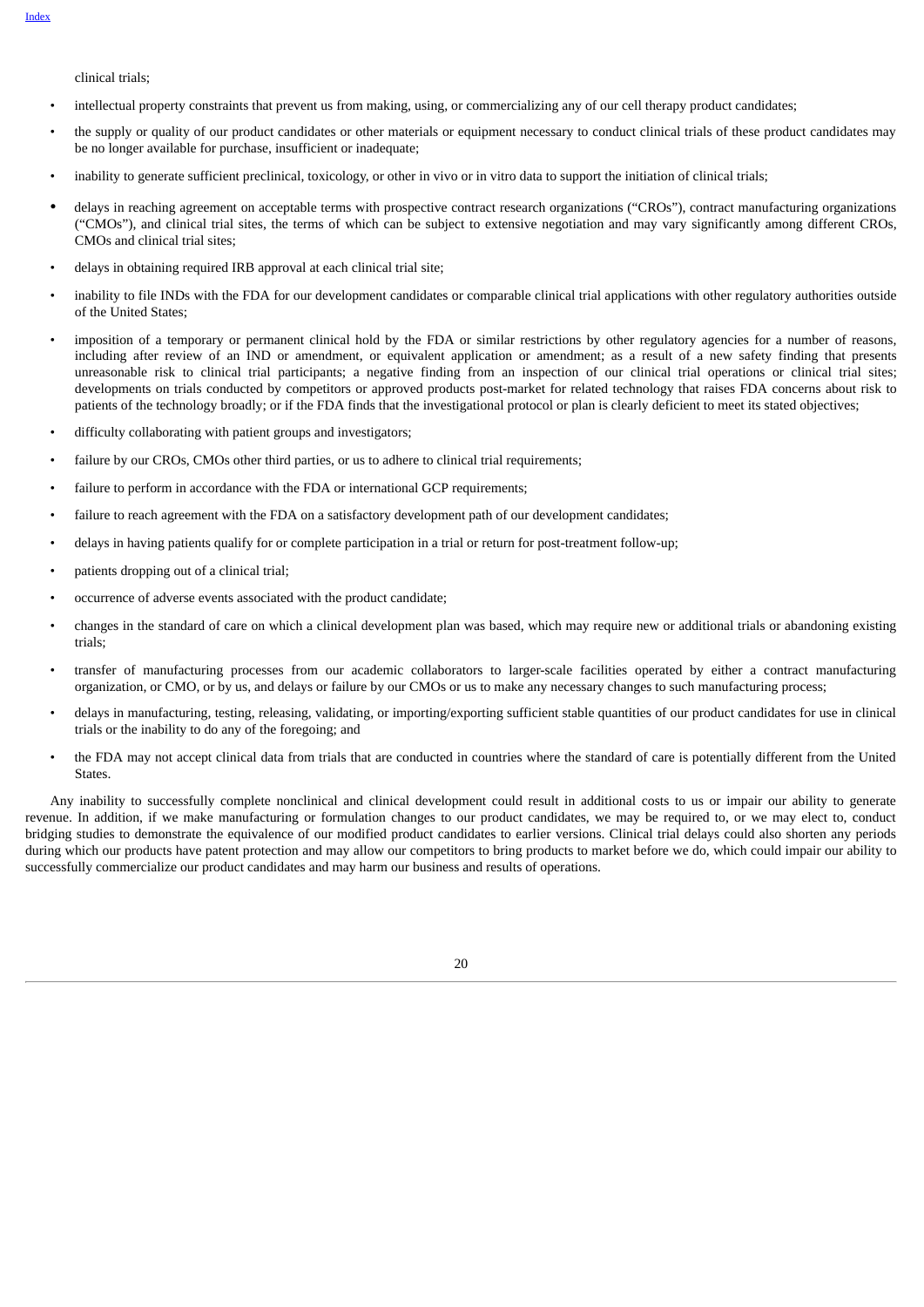clinical trials;

- intellectual property constraints that prevent us from making, using, or commercializing any of our cell therapy product candidates;
- the supply or quality of our product candidates or other materials or equipment necessary to conduct clinical trials of these product candidates may be no longer available for purchase, insufficient or inadequate;
- inability to generate sufficient preclinical, toxicology, or other in vivo or in vitro data to support the initiation of clinical trials;
- delays in reaching agreement on acceptable terms with prospective contract research organizations ("CROs"), contract manufacturing organizations ("CMOs"), and clinical trial sites, the terms of which can be subject to extensive negotiation and may vary significantly among different CROs, CMOs and clinical trial sites;
- delays in obtaining required IRB approval at each clinical trial site;
- inability to file INDs with the FDA for our development candidates or comparable clinical trial applications with other regulatory authorities outside of the United States;
- imposition of a temporary or permanent clinical hold by the FDA or similar restrictions by other regulatory agencies for a number of reasons, including after review of an IND or amendment, or equivalent application or amendment; as a result of a new safety finding that presents unreasonable risk to clinical trial participants; a negative finding from an inspection of our clinical trial operations or clinical trial sites; developments on trials conducted by competitors or approved products post-market for related technology that raises FDA concerns about risk to patients of the technology broadly; or if the FDA finds that the investigational protocol or plan is clearly deficient to meet its stated objectives;
- difficulty collaborating with patient groups and investigators;
- failure by our CROs, CMOs other third parties, or us to adhere to clinical trial requirements;
- failure to perform in accordance with the FDA or international GCP requirements;
- failure to reach agreement with the FDA on a satisfactory development path of our development candidates;
- delays in having patients qualify for or complete participation in a trial or return for post-treatment follow-up;
- patients dropping out of a clinical trial;
- occurrence of adverse events associated with the product candidate;
- changes in the standard of care on which a clinical development plan was based, which may require new or additional trials or abandoning existing trials;
- transfer of manufacturing processes from our academic collaborators to larger-scale facilities operated by either a contract manufacturing organization, or CMO, or by us, and delays or failure by our CMOs or us to make any necessary changes to such manufacturing process;
- delays in manufacturing, testing, releasing, validating, or importing/exporting sufficient stable quantities of our product candidates for use in clinical trials or the inability to do any of the foregoing; and
- the FDA may not accept clinical data from trials that are conducted in countries where the standard of care is potentially different from the United States.

Any inability to successfully complete nonclinical and clinical development could result in additional costs to us or impair our ability to generate revenue. In addition, if we make manufacturing or formulation changes to our product candidates, we may be required to, or we may elect to, conduct bridging studies to demonstrate the equivalence of our modified product candidates to earlier versions. Clinical trial delays could also shorten any periods during which our products have patent protection and may allow our competitors to bring products to market before we do, which could impair our ability to successfully commercialize our product candidates and may harm our business and results of operations.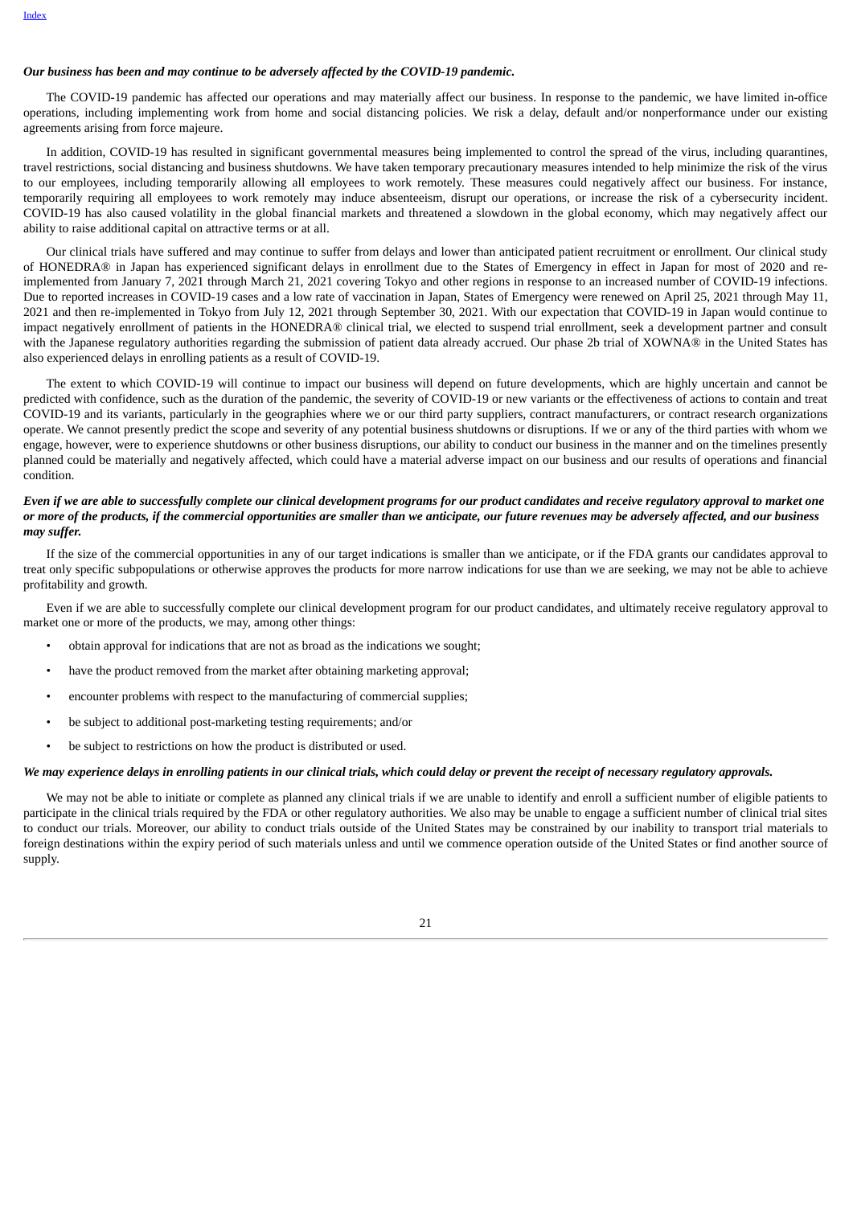***Our business has been and may continue to be adversely affected by the COVID-19 pandemic.***

The COVID-19 pandemic has affected our operations and may materially affect our business. In response to the pandemic, we have limited in-office operations, including implementing work from home and social distancing policies. We risk a delay, default and/or nonperformance under our existing agreements arising from force majeure.

In addition, COVID-19 has resulted in significant governmental measures being implemented to control the spread of the virus, including quarantines, travel restrictions, social distancing and business shutdowns. We have taken temporary precautionary measures intended to help minimize the risk of the virus to our employees, including temporarily allowing all employees to work remotely. These measures could negatively affect our business. For instance, temporarily requiring all employees to work remotely may induce absenteeism, disrupt our operations, or increase the risk of a cybersecurity incident. COVID-19 has also caused volatility in the global financial markets and threatened a slowdown in the global economy, which may negatively affect our ability to raise additional capital on attractive terms or at all.

Our clinical trials have suffered and may continue to suffer from delays and lower than anticipated patient recruitment or enrollment. Our clinical study of HONEDRA® in Japan has experienced significant delays in enrollment due to the States of Emergency in effect in Japan for most of 2020 and re-implemented from January 7, 2021 through March 21, 2021 covering Tokyo and other regions in response to an increased number of COVID-19 infections. Due to reported increases in COVID-19 cases and a low rate of vaccination in Japan, States of Emergency were renewed on April 25, 2021 through May 11, 2021 and then re-implemented in Tokyo from July 12, 2021 through September 30, 2021. With our expectation that COVID-19 in Japan would continue to impact negatively enrollment of patients in the HONEDRA® clinical trial, we elected to suspend trial enrollment, seek a development partner and consult with the Japanese regulatory authorities regarding the submission of patient data already accrued. Our phase 2b trial of XOWNA® in the United States has also experienced delays in enrolling patients as a result of COVID-19.

The extent to which COVID-19 will continue to impact our business will depend on future developments, which are highly uncertain and cannot be predicted with confidence, such as the duration of the pandemic, the severity of COVID-19 or new variants or the effectiveness of actions to contain and treat COVID-19 and its variants, particularly in the geographies where we or our third party suppliers, contract manufacturers, or contract research organizations operate. We cannot presently predict the scope and severity of any potential business shutdowns or disruptions. If we or any of the third parties with whom we engage, however, were to experience shutdowns or other business disruptions, our ability to conduct our business in the manner and on the timelines presently planned could be materially and negatively affected, which could have a material adverse impact on our business and our results of operations and financial condition.

***Even if we are able to successfully complete our clinical development programs for our product candidates and receive regulatory approval to market one or more of the products, if the commercial opportunities are smaller than we anticipate, our future revenues may be adversely affected, and our business may suffer.***

If the size of the commercial opportunities in any of our target indications is smaller than we anticipate, or if the FDA grants our candidates approval to treat only specific subpopulations or otherwise approves the products for more narrow indications for use than we are seeking, we may not be able to achieve profitability and growth.

Even if we are able to successfully complete our clinical development program for our product candidates, and ultimately receive regulatory approval to market one or more of the products, we may, among other things:

- obtain approval for indications that are not as broad as the indications we sought;
- have the product removed from the market after obtaining marketing approval;
- encounter problems with respect to the manufacturing of commercial supplies;
- be subject to additional post-marketing testing requirements; and/or
- be subject to restrictions on how the product is distributed or used.

***We may experience delays in enrolling patients in our clinical trials, which could delay or prevent the receipt of necessary regulatory approvals.***

We may not be able to initiate or complete as planned any clinical trials if we are unable to identify and enroll a sufficient number of eligible patients to participate in the clinical trials required by the FDA or other regulatory authorities. We also may be unable to engage a sufficient number of clinical trial sites to conduct our trials. Moreover, our ability to conduct trials outside of the United States may be constrained by our inability to transport trial materials to foreign destinations within the expiry period of such materials unless and until we commence operation outside of the United States or find another source of supply.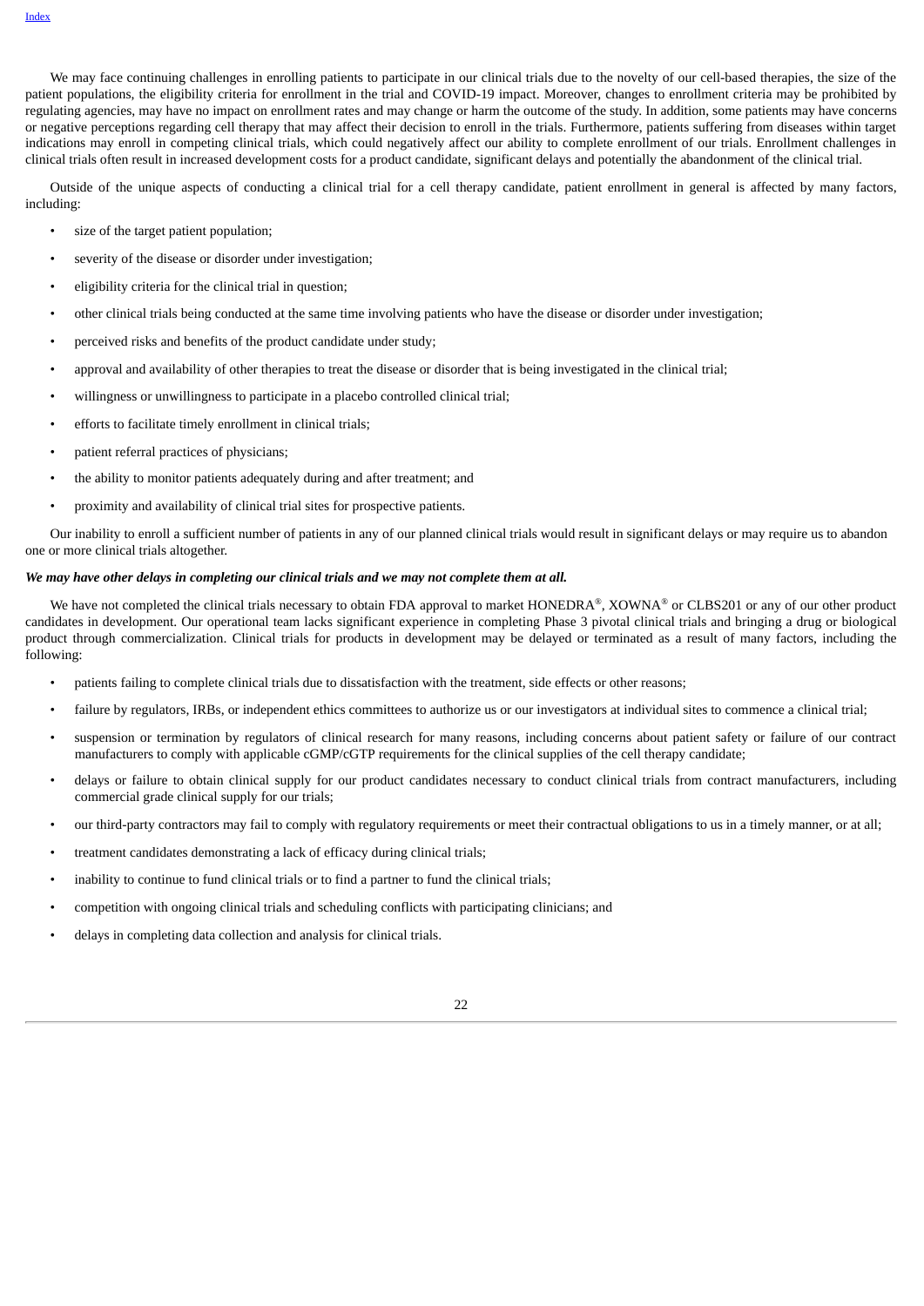We may face continuing challenges in enrolling patients to participate in our clinical trials due to the novelty of our cell-based therapies, the size of the patient populations, the eligibility criteria for enrollment in the trial and COVID-19 impact. Moreover, changes to enrollment criteria may be prohibited by regulating agencies, may have no impact on enrollment rates and may change or harm the outcome of the study. In addition, some patients may have concerns or negative perceptions regarding cell therapy that may affect their decision to enroll in the trials. Furthermore, patients suffering from diseases within target indications may enroll in competing clinical trials, which could negatively affect our ability to complete enrollment of our trials. Enrollment challenges in clinical trials often result in increased development costs for a product candidate, significant delays and potentially the abandonment of the clinical trial.

Outside of the unique aspects of conducting a clinical trial for a cell therapy candidate, patient enrollment in general is affected by many factors, including:

- size of the target patient population;
- severity of the disease or disorder under investigation;
- eligibility criteria for the clinical trial in question;
- other clinical trials being conducted at the same time involving patients who have the disease or disorder under investigation;
- perceived risks and benefits of the product candidate under study;
- approval and availability of other therapies to treat the disease or disorder that is being investigated in the clinical trial;
- willingness or unwillingness to participate in a placebo controlled clinical trial;
- efforts to facilitate timely enrollment in clinical trials;
- patient referral practices of physicians;
- the ability to monitor patients adequately during and after treatment; and
- proximity and availability of clinical trial sites for prospective patients.

Our inability to enroll a sufficient number of patients in any of our planned clinical trials would result in significant delays or may require us to abandon one or more clinical trials altogether.

***We may have other delays in completing our clinical trials and we may not complete them at all.***

We have not completed the clinical trials necessary to obtain FDA approval to market HONEDRA®, XOWNA® or CLBS201 or any of our other product candidates in development. Our operational team lacks significant experience in completing Phase 3 pivotal clinical trials and bringing a drug or biological product through commercialization. Clinical trials for products in development may be delayed or terminated as a result of many factors, including the following:

- patients failing to complete clinical trials due to dissatisfaction with the treatment, side effects or other reasons;
- failure by regulators, IRBs, or independent ethics committees to authorize us or our investigators at individual sites to commence a clinical trial;
- suspension or termination by regulators of clinical research for many reasons, including concerns about patient safety or failure of our contract manufacturers to comply with applicable cGMP/cGTP requirements for the clinical supplies of the cell therapy candidate;
- delays or failure to obtain clinical supply for our product candidates necessary to conduct clinical trials from contract manufacturers, including commercial grade clinical supply for our trials;
- our third-party contractors may fail to comply with regulatory requirements or meet their contractual obligations to us in a timely manner, or at all;
- treatment candidates demonstrating a lack of efficacy during clinical trials;
- inability to continue to fund clinical trials or to find a partner to fund the clinical trials;
- competition with ongoing clinical trials and scheduling conflicts with participating clinicians; and
- delays in completing data collection and analysis for clinical trials.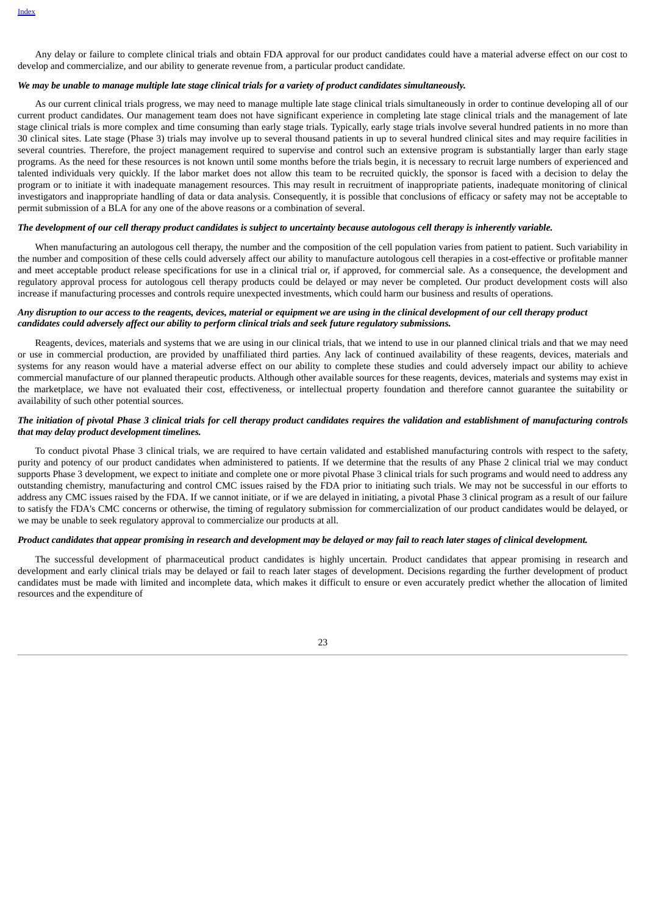Any delay or failure to complete clinical trials and obtain FDA approval for our product candidates could have a material adverse effect on our cost to develop and commercialize, and our ability to generate revenue from, a particular product candidate.

***We may be unable to manage multiple late stage clinical trials for a variety of product candidates simultaneously.***

As our current clinical trials progress, we may need to manage multiple late stage clinical trials simultaneously in order to continue developing all of our current product candidates. Our management team does not have significant experience in completing late stage clinical trials and the management of late stage clinical trials is more complex and time consuming than early stage trials. Typically, early stage trials involve several hundred patients in no more than 30 clinical sites. Late stage (Phase 3) trials may involve up to several thousand patients in up to several hundred clinical sites and may require facilities in several countries. Therefore, the project management required to supervise and control such an extensive program is substantially larger than early stage programs. As the need for these resources is not known until some months before the trials begin, it is necessary to recruit large numbers of experienced and talented individuals very quickly. If the labor market does not allow this team to be recruited quickly, the sponsor is faced with a decision to delay the program or to initiate it with inadequate management resources. This may result in recruitment of inappropriate patients, inadequate monitoring of clinical investigators and inappropriate handling of data or data analysis. Consequently, it is possible that conclusions of efficacy or safety may not be acceptable to permit submission of a BLA for any one of the above reasons or a combination of several.

***The development of our cell therapy product candidates is subject to uncertainty because autologous cell therapy is inherently variable.***

When manufacturing an autologous cell therapy, the number and the composition of the cell population varies from patient to patient. Such variability in the number and composition of these cells could adversely affect our ability to manufacture autologous cell therapies in a cost-effective or profitable manner and meet acceptable product release specifications for use in a clinical trial or, if approved, for commercial sale. As a consequence, the development and regulatory approval process for autologous cell therapy products could be delayed or may never be completed. Our product development costs will also increase if manufacturing processes and controls require unexpected investments, which could harm our business and results of operations.

***Any disruption to our access to the reagents, devices, material or equipment we are using in the clinical development of our cell therapy product candidates could adversely affect our ability to perform clinical trials and seek future regulatory submissions.***

Reagents, devices, materials and systems that we are using in our clinical trials, that we intend to use in our planned clinical trials and that we may need or use in commercial production, are provided by unaffiliated third parties. Any lack of continued availability of these reagents, devices, materials and systems for any reason would have a material adverse effect on our ability to complete these studies and could adversely impact our ability to achieve commercial manufacture of our planned therapeutic products. Although other available sources for these reagents, devices, materials and systems may exist in the marketplace, we have not evaluated their cost, effectiveness, or intellectual property foundation and therefore cannot guarantee the suitability or availability of such other potential sources.

***The initiation of pivotal Phase 3 clinical trials for cell therapy product candidates requires the validation and establishment of manufacturing controls that may delay product development timelines.***

To conduct pivotal Phase 3 clinical trials, we are required to have certain validated and established manufacturing controls with respect to the safety, purity and potency of our product candidates when administered to patients. If we determine that the results of any Phase 2 clinical trial we may conduct supports Phase 3 development, we expect to initiate and complete one or more pivotal Phase 3 clinical trials for such programs and would need to address any outstanding chemistry, manufacturing and control CMC issues raised by the FDA prior to initiating such trials. We may not be successful in our efforts to address any CMC issues raised by the FDA. If we cannot initiate, or if we are delayed in initiating, a pivotal Phase 3 clinical program as a result of our failure to satisfy the FDA's CMC concerns or otherwise, the timing of regulatory submission for commercialization of our product candidates would be delayed, or we may be unable to seek regulatory approval to commercialize our products at all.

***Product candidates that appear promising in research and development may be delayed or may fail to reach later stages of clinical development.***

The successful development of pharmaceutical product candidates is highly uncertain. Product candidates that appear promising in research and development and early clinical trials may be delayed or fail to reach later stages of development. Decisions regarding the further development of product candidates must be made with limited and incomplete data, which makes it difficult to ensure or even accurately predict whether the allocation of limited resources and the expenditure of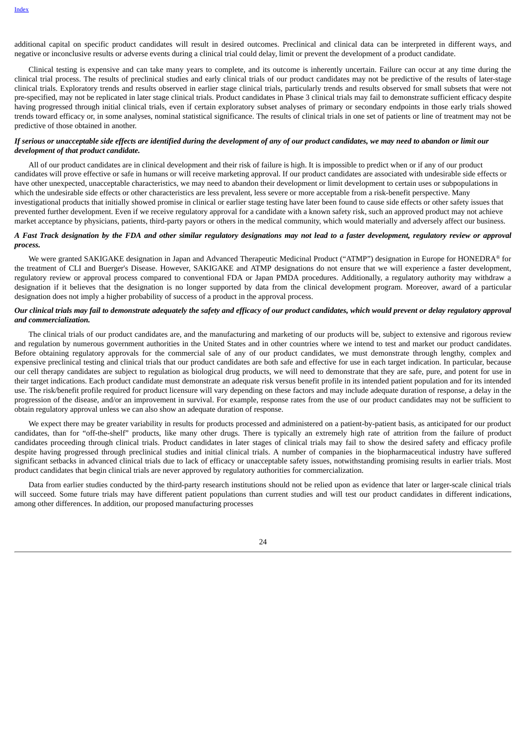additional capital on specific product candidates will result in desired outcomes. Preclinical and clinical data can be interpreted in different ways, and negative or inconclusive results or adverse events during a clinical trial could delay, limit or prevent the development of a product candidate.

Clinical testing is expensive and can take many years to complete, and its outcome is inherently uncertain. Failure can occur at any time during the clinical trial process. The results of preclinical studies and early clinical trials of our product candidates may not be predictive of the results of later-stage clinical trials. Exploratory trends and results observed in earlier stage clinical trials, particularly trends and results observed for small subsets that were not pre-specified, may not be replicated in later stage clinical trials. Product candidates in Phase 3 clinical trials may fail to demonstrate sufficient efficacy despite having progressed through initial clinical trials, even if certain exploratory subset analyses of primary or secondary endpoints in those early trials showed trends toward efficacy or, in some analyses, nominal statistical significance. The results of clinical trials in one set of patients or line of treatment may not be predictive of those obtained in another.

***If serious or unacceptable side effects are identified during the development of any of our product candidates, we may need to abandon or limit our development of that product candidate.***

All of our product candidates are in clinical development and their risk of failure is high. It is impossible to predict when or if any of our product candidates will prove effective or safe in humans or will receive marketing approval. If our product candidates are associated with undesirable side effects or have other unexpected, unacceptable characteristics, we may need to abandon their development or limit development to certain uses or subpopulations in which the undesirable side effects or other characteristics are less prevalent, less severe or more acceptable from a risk-benefit perspective. Many investigational products that initially showed promise in clinical or earlier stage testing have later been found to cause side effects or other safety issues that prevented further development. Even if we receive regulatory approval for a candidate with a known safety risk, such an approved product may not achieve market acceptance by physicians, patients, third-party payors or others in the medical community, which would materially and adversely affect our business.

***A Fast Track designation by the FDA and other similar regulatory designations may not lead to a faster development, regulatory review or approval process.***

We were granted SAKIGAKE designation in Japan and Advanced Therapeutic Medicinal Product ("ATMP") designation in Europe for HONEDRA® for the treatment of CLI and Buerger's Disease. However, SAKIGAKE and ATMP designations do not ensure that we will experience a faster development, regulatory review or approval process compared to conventional FDA or Japan PMDA procedures. Additionally, a regulatory authority may withdraw a designation if it believes that the designation is no longer supported by data from the clinical development program. Moreover, award of a particular designation does not imply a higher probability of success of a product in the approval process.

***Our clinical trials may fail to demonstrate adequately the safety and efficacy of our product candidates, which would prevent or delay regulatory approval and commercialization.***

The clinical trials of our product candidates are, and the manufacturing and marketing of our products will be, subject to extensive and rigorous review and regulation by numerous government authorities in the United States and in other countries where we intend to test and market our product candidates. Before obtaining regulatory approvals for the commercial sale of any of our product candidates, we must demonstrate through lengthy, complex and expensive preclinical testing and clinical trials that our product candidates are both safe and effective for use in each target indication. In particular, because our cell therapy candidates are subject to regulation as biological drug products, we will need to demonstrate that they are safe, pure, and potent for use in their target indications. Each product candidate must demonstrate an adequate risk versus benefit profile in its intended patient population and for its intended use. The risk/benefit profile required for product licensure will vary depending on these factors and may include adequate duration of response, a delay in the progression of the disease, and/or an improvement in survival. For example, response rates from the use of our product candidates may not be sufficient to obtain regulatory approval unless we can also show an adequate duration of response.

We expect there may be greater variability in results for products processed and administered on a patient-by-patient basis, as anticipated for our product candidates, than for "off-the-shelf" products, like many other drugs. There is typically an extremely high rate of attrition from the failure of product candidates proceeding through clinical trials. Product candidates in later stages of clinical trials may fail to show the desired safety and efficacy profile despite having progressed through preclinical studies and initial clinical trials. A number of companies in the biopharmaceutical industry have suffered significant setbacks in advanced clinical trials due to lack of efficacy or unacceptable safety issues, notwithstanding promising results in earlier trials. Most product candidates that begin clinical trials are never approved by regulatory authorities for commercialization.

Data from earlier studies conducted by the third-party research institutions should not be relied upon as evidence that later or larger-scale clinical trials will succeed. Some future trials may have different patient populations than current studies and will test our product candidates in different indications, among other differences. In addition, our proposed manufacturing processes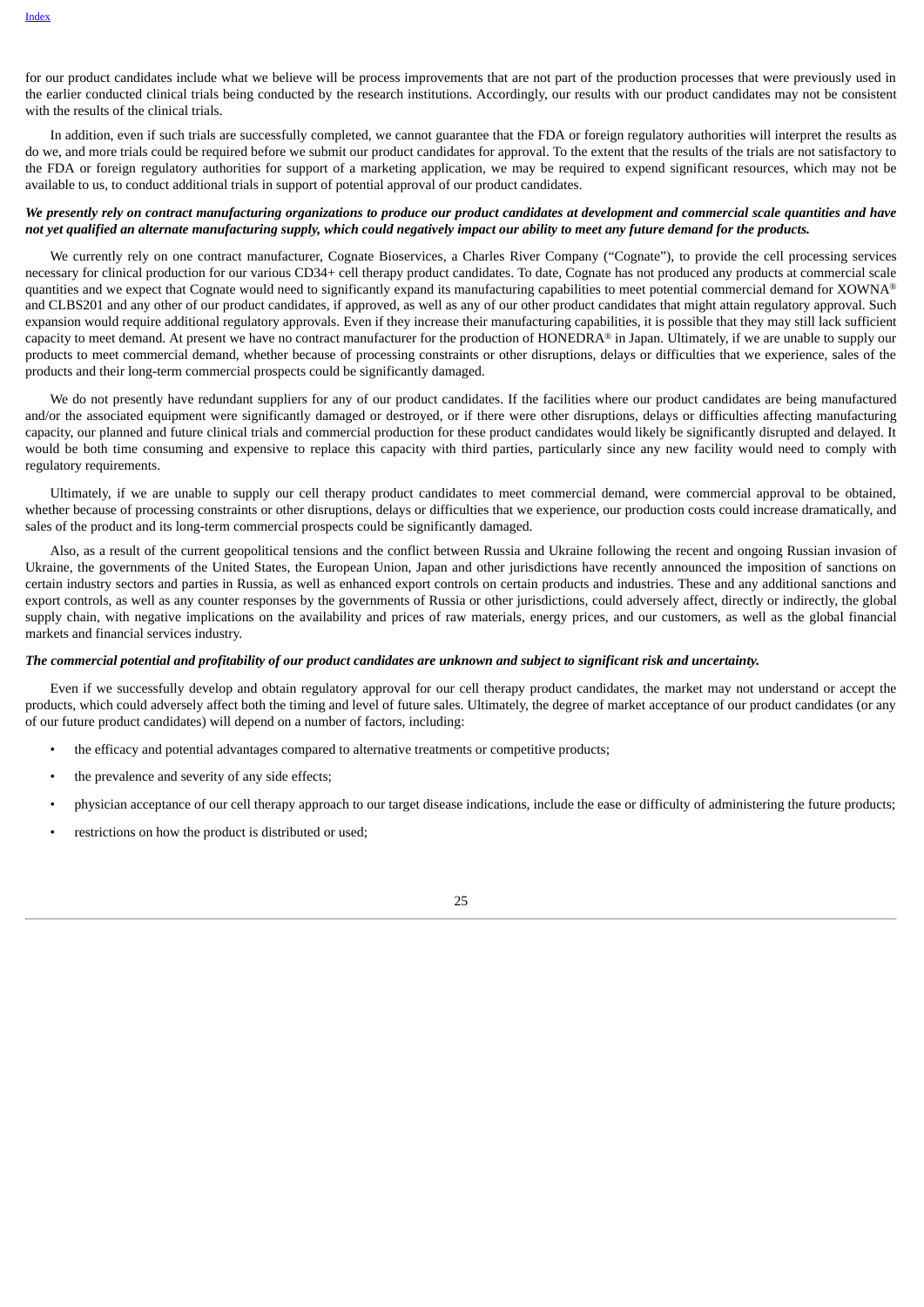for our product candidates include what we believe will be process improvements that are not part of the production processes that were previously used in the earlier conducted clinical trials being conducted by the research institutions. Accordingly, our results with our product candidates may not be consistent with the results of the clinical trials.

In addition, even if such trials are successfully completed, we cannot guarantee that the FDA or foreign regulatory authorities will interpret the results as do we, and more trials could be required before we submit our product candidates for approval. To the extent that the results of the trials are not satisfactory to the FDA or foreign regulatory authorities for support of a marketing application, we may be required to expend significant resources, which may not be available to us, to conduct additional trials in support of potential approval of our product candidates.

***We presently rely on contract manufacturing organizations to produce our product candidates at development and commercial scale quantities and have not yet qualified an alternate manufacturing supply, which could negatively impact our ability to meet any future demand for the products.***

We currently rely on one contract manufacturer, Cognate Bioservices, a Charles River Company ("Cognate"), to provide the cell processing services necessary for clinical production for our various CD34+ cell therapy product candidates. To date, Cognate has not produced any products at commercial scale quantities and we expect that Cognate would need to significantly expand its manufacturing capabilities to meet potential commercial demand for XOWNA® and CLBS201 and any other of our product candidates, if approved, as well as any of our other product candidates that might attain regulatory approval. Such expansion would require additional regulatory approvals. Even if they increase their manufacturing capabilities, it is possible that they may still lack sufficient capacity to meet demand. At present we have no contract manufacturer for the production of HONEDRA® in Japan. Ultimately, if we are unable to supply our products to meet commercial demand, whether because of processing constraints or other disruptions, delays or difficulties that we experience, sales of the products and their long-term commercial prospects could be significantly damaged.

We do not presently have redundant suppliers for any of our product candidates. If the facilities where our product candidates are being manufactured and/or the associated equipment were significantly damaged or destroyed, or if there were other disruptions, delays or difficulties affecting manufacturing capacity, our planned and future clinical trials and commercial production for these product candidates would likely be significantly disrupted and delayed. It would be both time consuming and expensive to replace this capacity with third parties, particularly since any new facility would need to comply with regulatory requirements.

Ultimately, if we are unable to supply our cell therapy product candidates to meet commercial demand, were commercial approval to be obtained, whether because of processing constraints or other disruptions, delays or difficulties that we experience, our production costs could increase dramatically, and sales of the product and its long-term commercial prospects could be significantly damaged.

Also, as a result of the current geopolitical tensions and the conflict between Russia and Ukraine following the recent and ongoing Russian invasion of Ukraine, the governments of the United States, the European Union, Japan and other jurisdictions have recently announced the imposition of sanctions on certain industry sectors and parties in Russia, as well as enhanced export controls on certain products and industries. These and any additional sanctions and export controls, as well as any counter responses by the governments of Russia or other jurisdictions, could adversely affect, directly or indirectly, the global supply chain, with negative implications on the availability and prices of raw materials, energy prices, and our customers, as well as the global financial markets and financial services industry.

***The commercial potential and profitability of our product candidates are unknown and subject to significant risk and uncertainty.***

Even if we successfully develop and obtain regulatory approval for our cell therapy product candidates, the market may not understand or accept the products, which could adversely affect both the timing and level of future sales. Ultimately, the degree of market acceptance of our product candidates (or any of our future product candidates) will depend on a number of factors, including:

- the efficacy and potential advantages compared to alternative treatments or competitive products;
- the prevalence and severity of any side effects;
- physician acceptance of our cell therapy approach to our target disease indications, include the ease or difficulty of administering the future products;
- restrictions on how the product is distributed or used;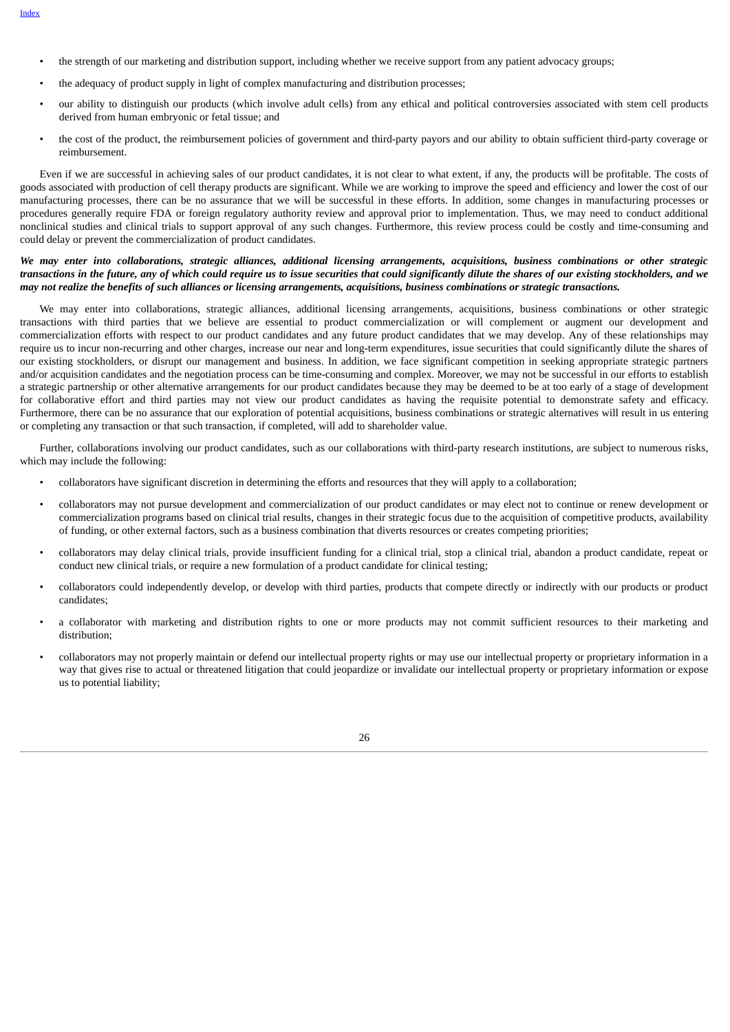- the strength of our marketing and distribution support, including whether we receive support from any patient advocacy groups;
- the adequacy of product supply in light of complex manufacturing and distribution processes;
- our ability to distinguish our products (which involve adult cells) from any ethical and political controversies associated with stem cell products derived from human embryonic or fetal tissue; and
- the cost of the product, the reimbursement policies of government and third-party payors and our ability to obtain sufficient third-party coverage or reimbursement.

Even if we are successful in achieving sales of our product candidates, it is not clear to what extent, if any, the products will be profitable. The costs of goods associated with production of cell therapy products are significant. While we are working to improve the speed and efficiency and lower the cost of our manufacturing processes, there can be no assurance that we will be successful in these efforts. In addition, some changes in manufacturing processes or procedures generally require FDA or foreign regulatory authority review and approval prior to implementation. Thus, we may need to conduct additional nonclinical studies and clinical trials to support approval of any such changes. Furthermore, this review process could be costly and time-consuming and could delay or prevent the commercialization of product candidates.

***We may enter into collaborations, strategic alliances, additional licensing arrangements, acquisitions, business combinations or other strategic transactions in the future, any of which could require us to issue securities that could significantly dilute the shares of our existing stockholders, and we may not realize the benefits of such alliances or licensing arrangements, acquisitions, business combinations or strategic transactions.***

We may enter into collaborations, strategic alliances, additional licensing arrangements, acquisitions, business combinations or other strategic transactions with third parties that we believe are essential to product commercialization or will complement or augment our development and commercialization efforts with respect to our product candidates and any future product candidates that we may develop. Any of these relationships may require us to incur non-recurring and other charges, increase our near and long-term expenditures, issue securities that could significantly dilute the shares of our existing stockholders, or disrupt our management and business. In addition, we face significant competition in seeking appropriate strategic partners and/or acquisition candidates and the negotiation process can be time-consuming and complex. Moreover, we may not be successful in our efforts to establish a strategic partnership or other alternative arrangements for our product candidates because they may be deemed to be at too early of a stage of development for collaborative effort and third parties may not view our product candidates as having the requisite potential to demonstrate safety and efficacy. Furthermore, there can be no assurance that our exploration of potential acquisitions, business combinations or strategic alternatives will result in us entering or completing any transaction or that such transaction, if completed, will add to shareholder value.

Further, collaborations involving our product candidates, such as our collaborations with third-party research institutions, are subject to numerous risks, which may include the following:

- collaborators have significant discretion in determining the efforts and resources that they will apply to a collaboration;
- collaborators may not pursue development and commercialization of our product candidates or may elect not to continue or renew development or commercialization programs based on clinical trial results, changes in their strategic focus due to the acquisition of competitive products, availability of funding, or other external factors, such as a business combination that diverts resources or creates competing priorities;
- collaborators may delay clinical trials, provide insufficient funding for a clinical trial, stop a clinical trial, abandon a product candidate, repeat or conduct new clinical trials, or require a new formulation of a product candidate for clinical testing;
- collaborators could independently develop, or develop with third parties, products that compete directly or indirectly with our products or product candidates;
- a collaborator with marketing and distribution rights to one or more products may not commit sufficient resources to their marketing and distribution;
- collaborators may not properly maintain or defend our intellectual property rights or may use our intellectual property or proprietary information in a way that gives rise to actual or threatened litigation that could jeopardize or invalidate our intellectual property or proprietary information or expose us to potential liability;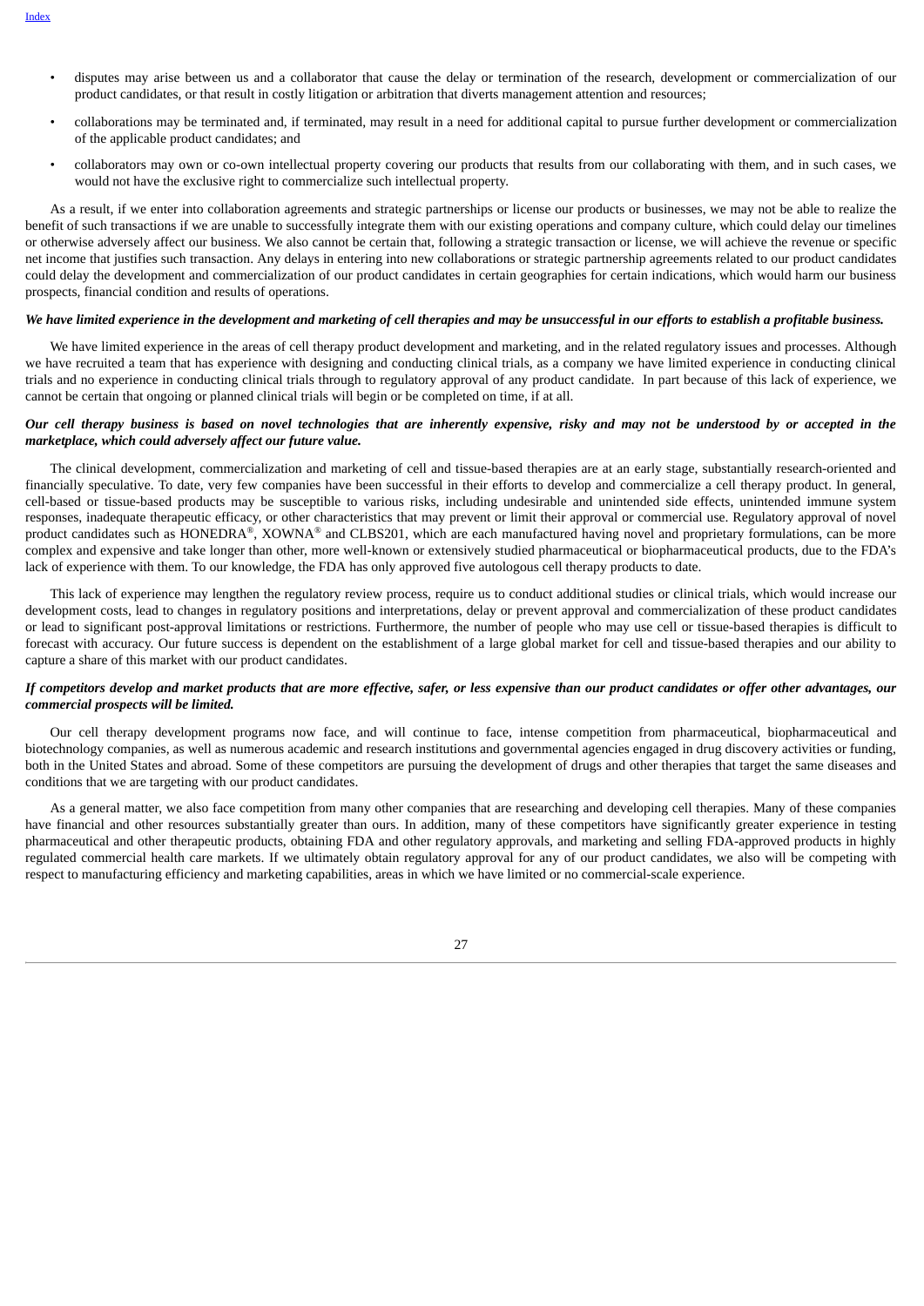- disputes may arise between us and a collaborator that cause the delay or termination of the research, development or commercialization of our product candidates, or that result in costly litigation or arbitration that diverts management attention and resources;
- collaborations may be terminated and, if terminated, may result in a need for additional capital to pursue further development or commercialization of the applicable product candidates; and
- collaborators may own or co-own intellectual property covering our products that results from our collaborating with them, and in such cases, we would not have the exclusive right to commercialize such intellectual property.

As a result, if we enter into collaboration agreements and strategic partnerships or license our products or businesses, we may not be able to realize the benefit of such transactions if we are unable to successfully integrate them with our existing operations and company culture, which could delay our timelines or otherwise adversely affect our business. We also cannot be certain that, following a strategic transaction or license, we will achieve the revenue or specific net income that justifies such transaction. Any delays in entering into new collaborations or strategic partnership agreements related to our product candidates could delay the development and commercialization of our product candidates in certain geographies for certain indications, which would harm our business prospects, financial condition and results of operations.

***We have limited experience in the development and marketing of cell therapies and may be unsuccessful in our efforts to establish a profitable business.***

We have limited experience in the areas of cell therapy product development and marketing, and in the related regulatory issues and processes. Although we have recruited a team that has experience with designing and conducting clinical trials, as a company we have limited experience in conducting clinical trials and no experience in conducting clinical trials through to regulatory approval of any product candidate. In part because of this lack of experience, we cannot be certain that ongoing or planned clinical trials will begin or be completed on time, if at all.

***Our cell therapy business is based on novel technologies that are inherently expensive, risky and may not be understood by or accepted in the marketplace, which could adversely affect our future value.***

The clinical development, commercialization and marketing of cell and tissue-based therapies are at an early stage, substantially research-oriented and financially speculative. To date, very few companies have been successful in their efforts to develop and commercialize a cell therapy product. In general, cell-based or tissue-based products may be susceptible to various risks, including undesirable and unintended side effects, unintended immune system responses, inadequate therapeutic efficacy, or other characteristics that may prevent or limit their approval or commercial use. Regulatory approval of novel product candidates such as HONEDRA®, XOWNA® and CLBS201, which are each manufactured having novel and proprietary formulations, can be more complex and expensive and take longer than other, more well-known or extensively studied pharmaceutical or biopharmaceutical products, due to the FDA's lack of experience with them. To our knowledge, the FDA has only approved five autologous cell therapy products to date.

This lack of experience may lengthen the regulatory review process, require us to conduct additional studies or clinical trials, which would increase our development costs, lead to changes in regulatory positions and interpretations, delay or prevent approval and commercialization of these product candidates or lead to significant post-approval limitations or restrictions. Furthermore, the number of people who may use cell or tissue-based therapies is difficult to forecast with accuracy. Our future success is dependent on the establishment of a large global market for cell and tissue-based therapies and our ability to capture a share of this market with our product candidates.

***If competitors develop and market products that are more effective, safer, or less expensive than our product candidates or offer other advantages, our commercial prospects will be limited.***

Our cell therapy development programs now face, and will continue to face, intense competition from pharmaceutical, biopharmaceutical and biotechnology companies, as well as numerous academic and research institutions and governmental agencies engaged in drug discovery activities or funding, both in the United States and abroad. Some of these competitors are pursuing the development of drugs and other therapies that target the same diseases and conditions that we are targeting with our product candidates.

As a general matter, we also face competition from many other companies that are researching and developing cell therapies. Many of these companies have financial and other resources substantially greater than ours. In addition, many of these competitors have significantly greater experience in testing pharmaceutical and other therapeutic products, obtaining FDA and other regulatory approvals, and marketing and selling FDA-approved products in highly regulated commercial health care markets. If we ultimately obtain regulatory approval for any of our product candidates, we also will be competing with respect to manufacturing efficiency and marketing capabilities, areas in which we have limited or no commercial-scale experience.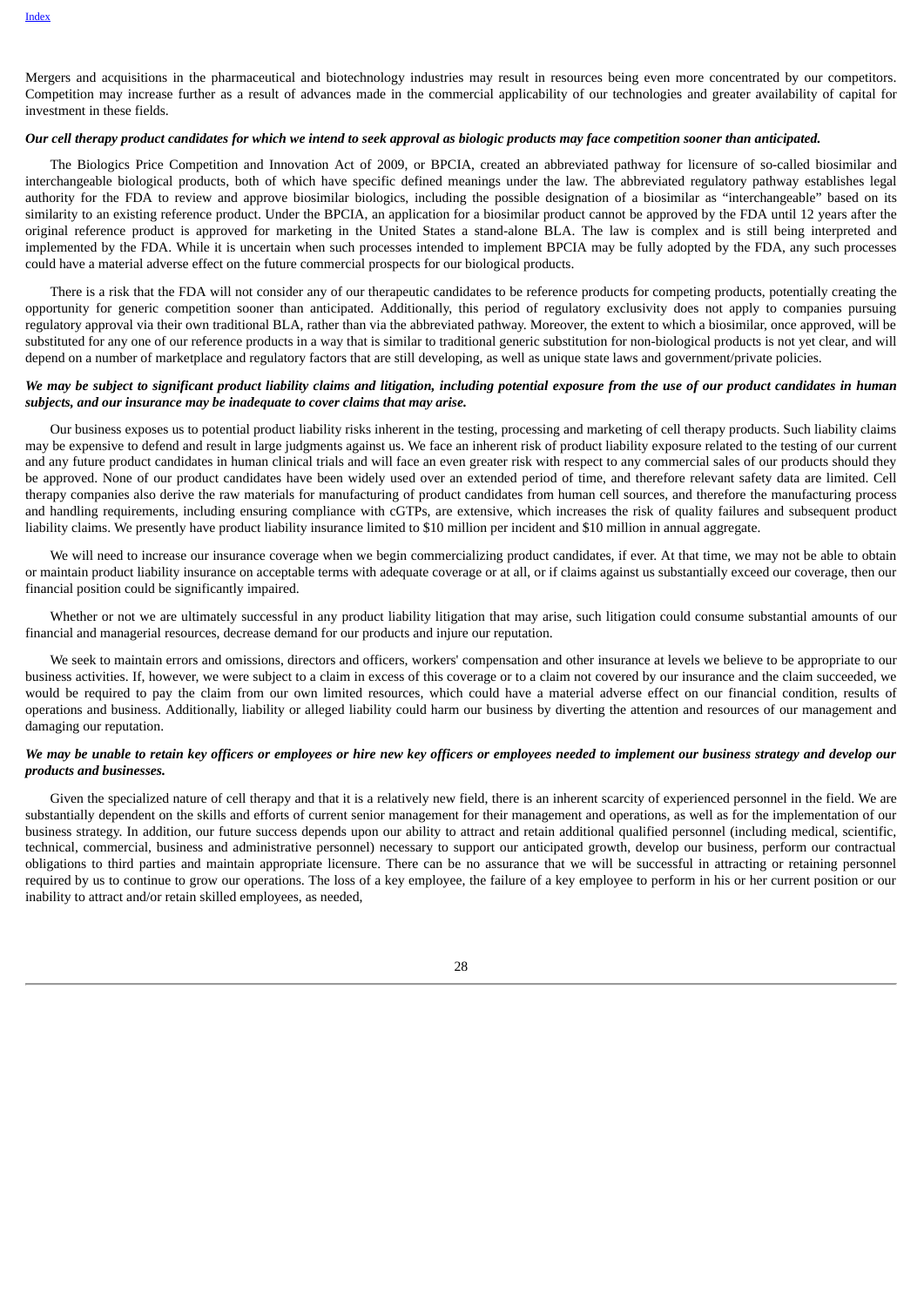Mergers and acquisitions in the pharmaceutical and biotechnology industries may result in resources being even more concentrated by our competitors. Competition may increase further as a result of advances made in the commercial applicability of our technologies and greater availability of capital for investment in these fields.

***Our cell therapy product candidates for which we intend to seek approval as biologic products may face competition sooner than anticipated.***

The Biologics Price Competition and Innovation Act of 2009, or BPCIA, created an abbreviated pathway for licensure of so-called biosimilar and interchangeable biological products, both of which have specific defined meanings under the law. The abbreviated regulatory pathway establishes legal authority for the FDA to review and approve biosimilar biologics, including the possible designation of a biosimilar as "interchangeable" based on its similarity to an existing reference product. Under the BPCIA, an application for a biosimilar product cannot be approved by the FDA until 12 years after the original reference product is approved for marketing in the United States a stand-alone BLA. The law is complex and is still being interpreted and implemented by the FDA. While it is uncertain when such processes intended to implement BPCIA may be fully adopted by the FDA, any such processes could have a material adverse effect on the future commercial prospects for our biological products.

There is a risk that the FDA will not consider any of our therapeutic candidates to be reference products for competing products, potentially creating the opportunity for generic competition sooner than anticipated. Additionally, this period of regulatory exclusivity does not apply to companies pursuing regulatory approval via their own traditional BLA, rather than via the abbreviated pathway. Moreover, the extent to which a biosimilar, once approved, will be substituted for any one of our reference products in a way that is similar to traditional generic substitution for non-biological products is not yet clear, and will depend on a number of marketplace and regulatory factors that are still developing, as well as unique state laws and government/private policies.

***We may be subject to significant product liability claims and litigation, including potential exposure from the use of our product candidates in human subjects, and our insurance may be inadequate to cover claims that may arise.***

Our business exposes us to potential product liability risks inherent in the testing, processing and marketing of cell therapy products. Such liability claims may be expensive to defend and result in large judgments against us. We face an inherent risk of product liability exposure related to the testing of our current and any future product candidates in human clinical trials and will face an even greater risk with respect to any commercial sales of our products should they be approved. None of our product candidates have been widely used over an extended period of time, and therefore relevant safety data are limited. Cell therapy companies also derive the raw materials for manufacturing of product candidates from human cell sources, and therefore the manufacturing process and handling requirements, including ensuring compliance with cGTPs, are extensive, which increases the risk of quality failures and subsequent product liability claims. We presently have product liability insurance limited to $10 million per incident and $10 million in annual aggregate.

We will need to increase our insurance coverage when we begin commercializing product candidates, if ever. At that time, we may not be able to obtain or maintain product liability insurance on acceptable terms with adequate coverage or at all, or if claims against us substantially exceed our coverage, then our financial position could be significantly impaired.

Whether or not we are ultimately successful in any product liability litigation that may arise, such litigation could consume substantial amounts of our financial and managerial resources, decrease demand for our products and injure our reputation.

We seek to maintain errors and omissions, directors and officers, workers' compensation and other insurance at levels we believe to be appropriate to our business activities. If, however, we were subject to a claim in excess of this coverage or to a claim not covered by our insurance and the claim succeeded, we would be required to pay the claim from our own limited resources, which could have a material adverse effect on our financial condition, results of operations and business. Additionally, liability or alleged liability could harm our business by diverting the attention and resources of our management and damaging our reputation.

***We may be unable to retain key officers or employees or hire new key officers or employees needed to implement our business strategy and develop our products and businesses.***

Given the specialized nature of cell therapy and that it is a relatively new field, there is an inherent scarcity of experienced personnel in the field. We are substantially dependent on the skills and efforts of current senior management for their management and operations, as well as for the implementation of our business strategy. In addition, our future success depends upon our ability to attract and retain additional qualified personnel (including medical, scientific, technical, commercial, business and administrative personnel) necessary to support our anticipated growth, develop our business, perform our contractual obligations to third parties and maintain appropriate licensure. There can be no assurance that we will be successful in attracting or retaining personnel required by us to continue to grow our operations. The loss of a key employee, the failure of a key employee to perform in his or her current position or our inability to attract and/or retain skilled employees, as needed,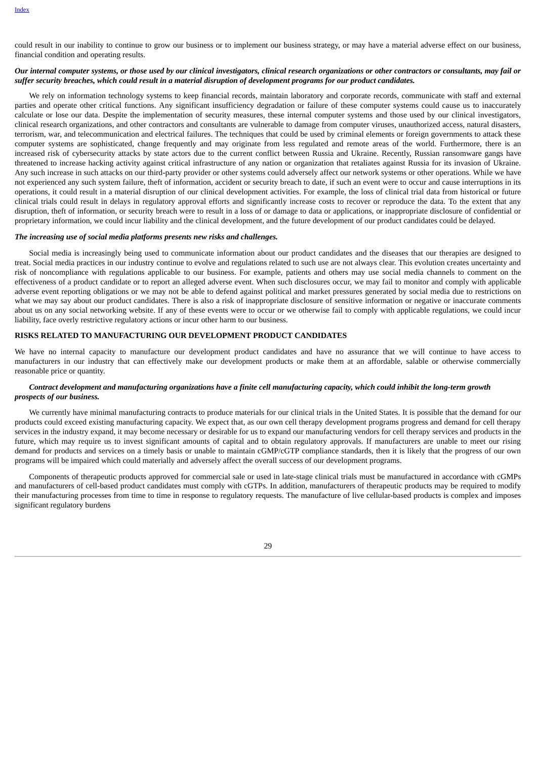could result in our inability to continue to grow our business or to implement our business strategy, or may have a material adverse effect on our business, financial condition and operating results.

***Our internal computer systems, or those used by our clinical investigators, clinical research organizations or other contractors or consultants, may fail or suffer security breaches, which could result in a material disruption of development programs for our product candidates.***

We rely on information technology systems to keep financial records, maintain laboratory and corporate records, communicate with staff and external parties and operate other critical functions. Any significant insufficiency degradation or failure of these computer systems could cause us to inaccurately calculate or lose our data. Despite the implementation of security measures, these internal computer systems and those used by our clinical investigators, clinical research organizations, and other contractors and consultants are vulnerable to damage from computer viruses, unauthorized access, natural disasters, terrorism, war, and telecommunication and electrical failures. The techniques that could be used by criminal elements or foreign governments to attack these computer systems are sophisticated, change frequently and may originate from less regulated and remote areas of the world. Furthermore, there is an increased risk of cybersecurity attacks by state actors due to the current conflict between Russia and Ukraine. Recently, Russian ransomware gangs have threatened to increase hacking activity against critical infrastructure of any nation or organization that retaliates against Russia for its invasion of Ukraine. Any such increase in such attacks on our third-party provider or other systems could adversely affect our network systems or other operations. While we have not experienced any such system failure, theft of information, accident or security breach to date, if such an event were to occur and cause interruptions in its operations, it could result in a material disruption of our clinical development activities. For example, the loss of clinical trial data from historical or future clinical trials could result in delays in regulatory approval efforts and significantly increase costs to recover or reproduce the data. To the extent that any disruption, theft of information, or security breach were to result in a loss of or damage to data or applications, or inappropriate disclosure of confidential or proprietary information, we could incur liability and the clinical development, and the future development of our product candidates could be delayed.

***The increasing use of social media platforms presents new risks and challenges.***

Social media is increasingly being used to communicate information about our product candidates and the diseases that our therapies are designed to treat. Social media practices in our industry continue to evolve and regulations related to such use are not always clear. This evolution creates uncertainty and risk of noncompliance with regulations applicable to our business. For example, patients and others may use social media channels to comment on the effectiveness of a product candidate or to report an alleged adverse event. When such disclosures occur, we may fail to monitor and comply with applicable adverse event reporting obligations or we may not be able to defend against political and market pressures generated by social media due to restrictions on what we may say about our product candidates. There is also a risk of inappropriate disclosure of sensitive information or negative or inaccurate comments about us on any social networking website. If any of these events were to occur or we otherwise fail to comply with applicable regulations, we could incur liability, face overly restrictive regulatory actions or incur other harm to our business.

**RISKS RELATED TO MANUFACTURING OUR DEVELOPMENT PRODUCT CANDIDATES**

We have no internal capacity to manufacture our development product candidates and have no assurance that we will continue to have access to manufacturers in our industry that can effectively make our development products or make them at an affordable, salable or otherwise commercially reasonable price or quantity.

***Contract development and manufacturing organizations have a finite cell manufacturing capacity, which could inhibit the long-term growth prospects of our business.***

We currently have minimal manufacturing contracts to produce materials for our clinical trials in the United States. It is possible that the demand for our products could exceed existing manufacturing capacity. We expect that, as our own cell therapy development programs progress and demand for cell therapy services in the industry expand, it may become necessary or desirable for us to expand our manufacturing vendors for cell therapy services and products in the future, which may require us to invest significant amounts of capital and to obtain regulatory approvals. If manufacturers are unable to meet our rising demand for products and services on a timely basis or unable to maintain cGMP/cGTP compliance standards, then it is likely that the progress of our own programs will be impaired which could materially and adversely affect the overall success of our development programs.

Components of therapeutic products approved for commercial sale or used in late-stage clinical trials must be manufactured in accordance with cGMPs and manufacturers of cell-based product candidates must comply with cGTPs. In addition, manufacturers of therapeutic products may be required to modify their manufacturing processes from time to time in response to regulatory requests. The manufacture of live cellular-based products is complex and imposes significant regulatory burdens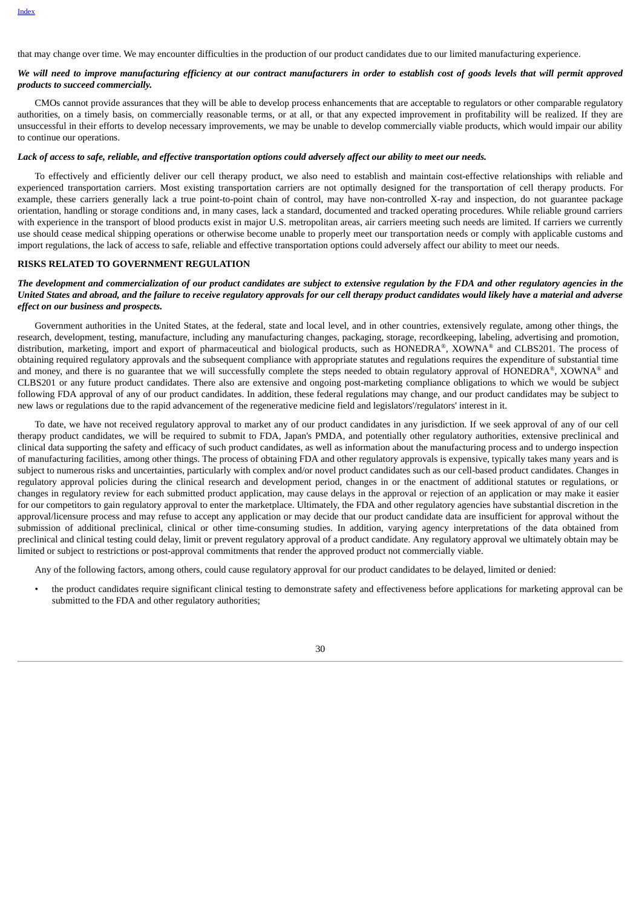that may change over time. We may encounter difficulties in the production of our product candidates due to our limited manufacturing experience.

***We will need to improve manufacturing efficiency at our contract manufacturers in order to establish cost of goods levels that will permit approved products to succeed commercially.***

CMOs cannot provide assurances that they will be able to develop process enhancements that are acceptable to regulators or other comparable regulatory authorities, on a timely basis, on commercially reasonable terms, or at all, or that any expected improvement in profitability will be realized. If they are unsuccessful in their efforts to develop necessary improvements, we may be unable to develop commercially viable products, which would impair our ability to continue our operations.

***Lack of access to safe, reliable, and effective transportation options could adversely affect our ability to meet our needs.***

To effectively and efficiently deliver our cell therapy product, we also need to establish and maintain cost-effective relationships with reliable and experienced transportation carriers. Most existing transportation carriers are not optimally designed for the transportation of cell therapy products. For example, these carriers generally lack a true point-to-point chain of control, may have non-controlled X-ray and inspection, do not guarantee package orientation, handling or storage conditions and, in many cases, lack a standard, documented and tracked operating procedures. While reliable ground carriers with experience in the transport of blood products exist in major U.S. metropolitan areas, air carriers meeting such needs are limited. If carriers we currently use should cease medical shipping operations or otherwise become unable to properly meet our transportation needs or comply with applicable customs and import regulations, the lack of access to safe, reliable and effective transportation options could adversely affect our ability to meet our needs.

## RISKS RELATED TO GOVERNMENT REGULATION

***The development and commercialization of our product candidates are subject to extensive regulation by the FDA and other regulatory agencies in the United States and abroad, and the failure to receive regulatory approvals for our cell therapy product candidates would likely have a material and adverse effect on our business and prospects.***

Government authorities in the United States, at the federal, state and local level, and in other countries, extensively regulate, among other things, the research, development, testing, manufacture, including any manufacturing changes, packaging, storage, recordkeeping, labeling, advertising and promotion, distribution, marketing, import and export of pharmaceutical and biological products, such as HONEDRA®, XOWNA® and CLBS201. The process of obtaining required regulatory approvals and the subsequent compliance with appropriate statutes and regulations requires the expenditure of substantial time and money, and there is no guarantee that we will successfully complete the steps needed to obtain regulatory approval of HONEDRA®, XOWNA® and CLBS201 or any future product candidates. There also are extensive and ongoing post-marketing compliance obligations to which we would be subject following FDA approval of any of our product candidates. In addition, these federal regulations may change, and our product candidates may be subject to new laws or regulations due to the rapid advancement of the regenerative medicine field and legislators'/regulators' interest in it.

To date, we have not received regulatory approval to market any of our product candidates in any jurisdiction. If we seek approval of any of our cell therapy product candidates, we will be required to submit to FDA, Japan's PMDA, and potentially other regulatory authorities, extensive preclinical and clinical data supporting the safety and efficacy of such product candidates, as well as information about the manufacturing process and to undergo inspection of manufacturing facilities, among other things. The process of obtaining FDA and other regulatory approvals is expensive, typically takes many years and is subject to numerous risks and uncertainties, particularly with complex and/or novel product candidates such as our cell-based product candidates. Changes in regulatory approval policies during the clinical research and development period, changes in or the enactment of additional statutes or regulations, or changes in regulatory review for each submitted product application, may cause delays in the approval or rejection of an application or may make it easier for our competitors to gain regulatory approval to enter the marketplace. Ultimately, the FDA and other regulatory agencies have substantial discretion in the approval/licensure process and may refuse to accept any application or may decide that our product candidate data are insufficient for approval without the submission of additional preclinical, clinical or other time-consuming studies. In addition, varying agency interpretations of the data obtained from preclinical and clinical testing could delay, limit or prevent regulatory approval of a product candidate. Any regulatory approval we ultimately obtain may be limited or subject to restrictions or post-approval commitments that render the approved product not commercially viable.

Any of the following factors, among others, could cause regulatory approval for our product candidates to be delayed, limited or denied:

- the product candidates require significant clinical testing to demonstrate safety and effectiveness before applications for marketing approval can be submitted to the FDA and other regulatory authorities;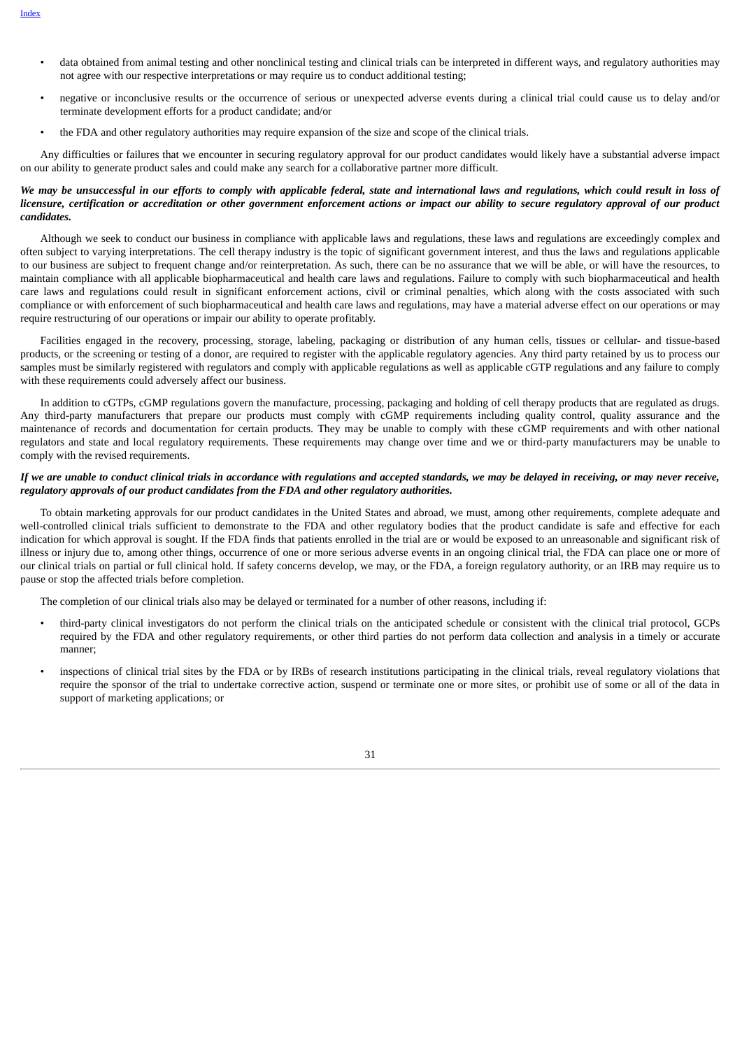- data obtained from animal testing and other nonclinical testing and clinical trials can be interpreted in different ways, and regulatory authorities may not agree with our respective interpretations or may require us to conduct additional testing;
- negative or inconclusive results or the occurrence of serious or unexpected adverse events during a clinical trial could cause us to delay and/or terminate development efforts for a product candidate; and/or
- the FDA and other regulatory authorities may require expansion of the size and scope of the clinical trials.

Any difficulties or failures that we encounter in securing regulatory approval for our product candidates would likely have a substantial adverse impact on our ability to generate product sales and could make any search for a collaborative partner more difficult.

***We may be unsuccessful in our efforts to comply with applicable federal, state and international laws and regulations, which could result in loss of licensure, certification or accreditation or other government enforcement actions or impact our ability to secure regulatory approval of our product candidates.***

Although we seek to conduct our business in compliance with applicable laws and regulations, these laws and regulations are exceedingly complex and often subject to varying interpretations. The cell therapy industry is the topic of significant government interest, and thus the laws and regulations applicable to our business are subject to frequent change and/or reinterpretation. As such, there can be no assurance that we will be able, or will have the resources, to maintain compliance with all applicable biopharmaceutical and health care laws and regulations. Failure to comply with such biopharmaceutical and health care laws and regulations could result in significant enforcement actions, civil or criminal penalties, which along with the costs associated with such compliance or with enforcement of such biopharmaceutical and health care laws and regulations, may have a material adverse effect on our operations or may require restructuring of our operations or impair our ability to operate profitably.

Facilities engaged in the recovery, processing, storage, labeling, packaging or distribution of any human cells, tissues or cellular- and tissue-based products, or the screening or testing of a donor, are required to register with the applicable regulatory agencies. Any third party retained by us to process our samples must be similarly registered with regulators and comply with applicable regulations as well as applicable cGTP regulations and any failure to comply with these requirements could adversely affect our business.

In addition to cGTPs, cGMP regulations govern the manufacture, processing, packaging and holding of cell therapy products that are regulated as drugs. Any third-party manufacturers that prepare our products must comply with cGMP requirements including quality control, quality assurance and the maintenance of records and documentation for certain products. They may be unable to comply with these cGMP requirements and with other national regulators and state and local regulatory requirements. These requirements may change over time and we or third-party manufacturers may be unable to comply with the revised requirements.

***If we are unable to conduct clinical trials in accordance with regulations and accepted standards, we may be delayed in receiving, or may never receive, regulatory approvals of our product candidates from the FDA and other regulatory authorities.***

To obtain marketing approvals for our product candidates in the United States and abroad, we must, among other requirements, complete adequate and well-controlled clinical trials sufficient to demonstrate to the FDA and other regulatory bodies that the product candidate is safe and effective for each indication for which approval is sought. If the FDA finds that patients enrolled in the trial are or would be exposed to an unreasonable and significant risk of illness or injury due to, among other things, occurrence of one or more serious adverse events in an ongoing clinical trial, the FDA can place one or more of our clinical trials on partial or full clinical hold. If safety concerns develop, we may, or the FDA, a foreign regulatory authority, or an IRB may require us to pause or stop the affected trials before completion.

The completion of our clinical trials also may be delayed or terminated for a number of other reasons, including if:

- third-party clinical investigators do not perform the clinical trials on the anticipated schedule or consistent with the clinical trial protocol, GCPs required by the FDA and other regulatory requirements, or other third parties do not perform data collection and analysis in a timely or accurate manner;
- inspections of clinical trial sites by the FDA or by IRBs of research institutions participating in the clinical trials, reveal regulatory violations that require the sponsor of the trial to undertake corrective action, suspend or terminate one or more sites, or prohibit use of some or all of the data in support of marketing applications; or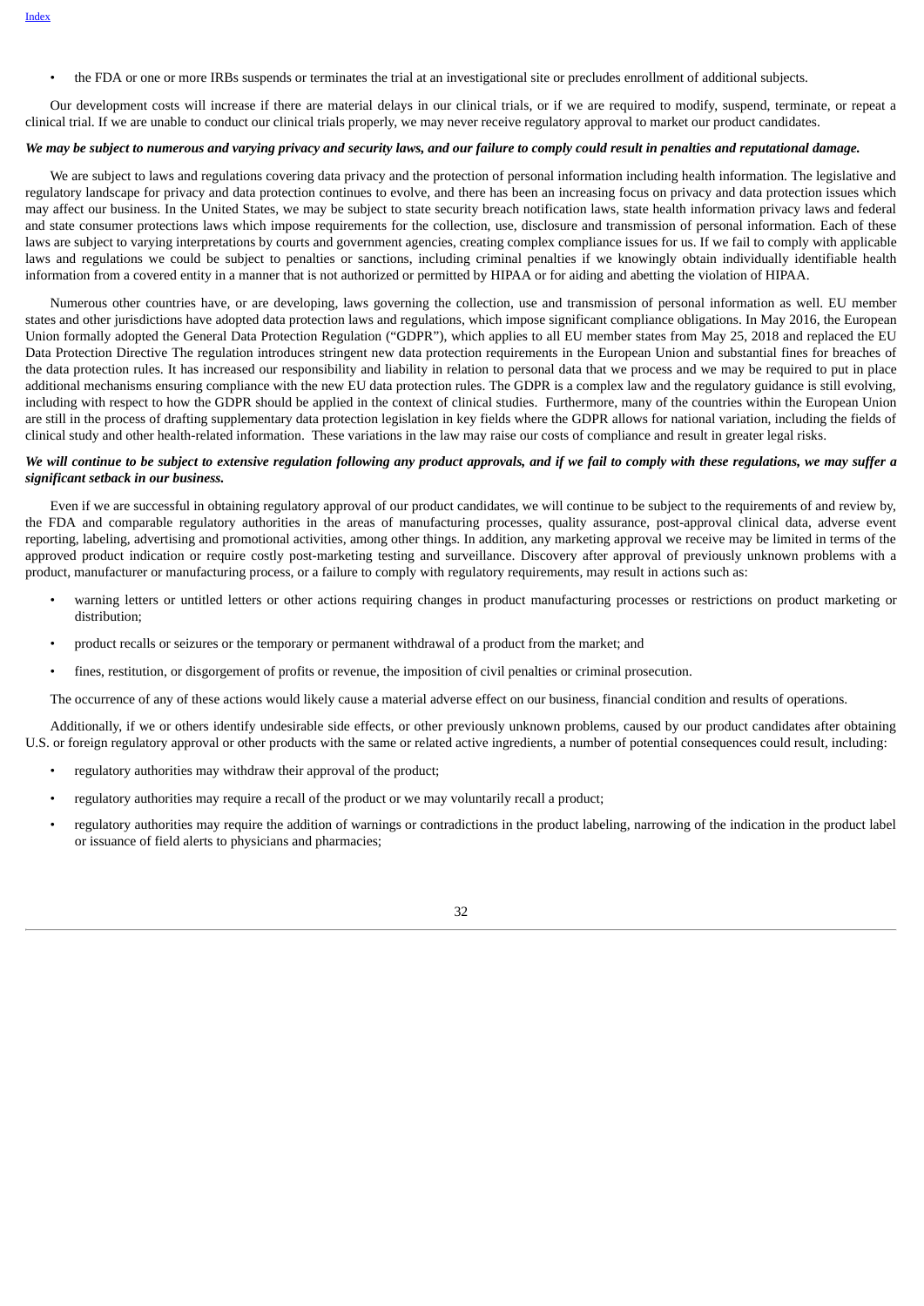- the FDA or one or more IRBs suspends or terminates the trial at an investigational site or precludes enrollment of additional subjects.

Our development costs will increase if there are material delays in our clinical trials, or if we are required to modify, suspend, terminate, or repeat a clinical trial. If we are unable to conduct our clinical trials properly, we may never receive regulatory approval to market our product candidates.

***We may be subject to numerous and varying privacy and security laws, and our failure to comply could result in penalties and reputational damage.***

We are subject to laws and regulations covering data privacy and the protection of personal information including health information. The legislative and regulatory landscape for privacy and data protection continues to evolve, and there has been an increasing focus on privacy and data protection issues which may affect our business. In the United States, we may be subject to state security breach notification laws, state health information privacy laws and federal and state consumer protections laws which impose requirements for the collection, use, disclosure and transmission of personal information. Each of these laws are subject to varying interpretations by courts and government agencies, creating complex compliance issues for us. If we fail to comply with applicable laws and regulations we could be subject to penalties or sanctions, including criminal penalties if we knowingly obtain individually identifiable health information from a covered entity in a manner that is not authorized or permitted by HIPAA or for aiding and abetting the violation of HIPAA.

Numerous other countries have, or are developing, laws governing the collection, use and transmission of personal information as well. EU member states and other jurisdictions have adopted data protection laws and regulations, which impose significant compliance obligations. In May 2016, the European Union formally adopted the General Data Protection Regulation ("GDPR"), which applies to all EU member states from May 25, 2018 and replaced the EU Data Protection Directive The regulation introduces stringent new data protection requirements in the European Union and substantial fines for breaches of the data protection rules. It has increased our responsibility and liability in relation to personal data that we process and we may be required to put in place additional mechanisms ensuring compliance with the new EU data protection rules. The GDPR is a complex law and the regulatory guidance is still evolving, including with respect to how the GDPR should be applied in the context of clinical studies. Furthermore, many of the countries within the European Union are still in the process of drafting supplementary data protection legislation in key fields where the GDPR allows for national variation, including the fields of clinical study and other health-related information. These variations in the law may raise our costs of compliance and result in greater legal risks.

***We will continue to be subject to extensive regulation following any product approvals, and if we fail to comply with these regulations, we may suffer a significant setback in our business.***

Even if we are successful in obtaining regulatory approval of our product candidates, we will continue to be subject to the requirements of and review by, the FDA and comparable regulatory authorities in the areas of manufacturing processes, quality assurance, post-approval clinical data, adverse event reporting, labeling, advertising and promotional activities, among other things. In addition, any marketing approval we receive may be limited in terms of the approved product indication or require costly post-marketing testing and surveillance. Discovery after approval of previously unknown problems with a product, manufacturer or manufacturing process, or a failure to comply with regulatory requirements, may result in actions such as:

- warning letters or untitled letters or other actions requiring changes in product manufacturing processes or restrictions on product marketing or distribution;
- product recalls or seizures or the temporary or permanent withdrawal of a product from the market; and
- fines, restitution, or disgorgement of profits or revenue, the imposition of civil penalties or criminal prosecution.

The occurrence of any of these actions would likely cause a material adverse effect on our business, financial condition and results of operations.

Additionally, if we or others identify undesirable side effects, or other previously unknown problems, caused by our product candidates after obtaining U.S. or foreign regulatory approval or other products with the same or related active ingredients, a number of potential consequences could result, including:

- regulatory authorities may withdraw their approval of the product;
- regulatory authorities may require a recall of the product or we may voluntarily recall a product;
- regulatory authorities may require the addition of warnings or contradictions in the product labeling, narrowing of the indication in the product label or issuance of field alerts to physicians and pharmacies;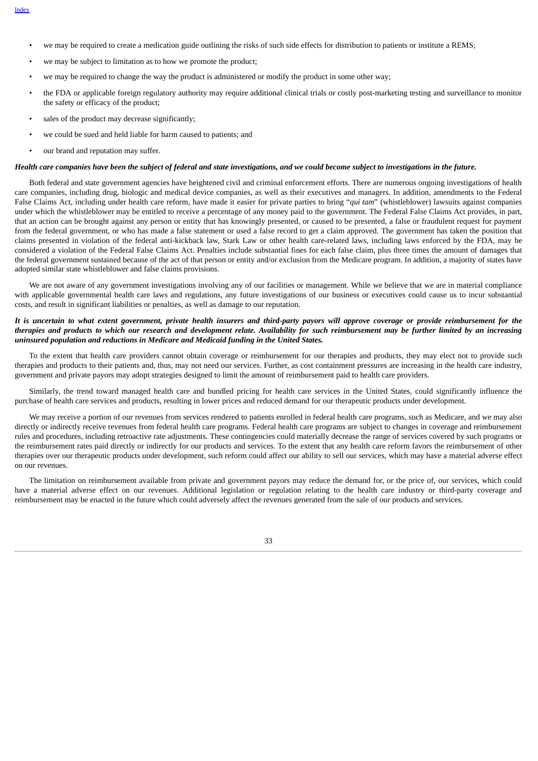- we may be required to create a medication guide outlining the risks of such side effects for distribution to patients or institute a REMS;
- we may be subject to limitation as to how we promote the product;
- we may be required to change the way the product is administered or modify the product in some other way;
- the FDA or applicable foreign regulatory authority may require additional clinical trials or costly post-marketing testing and surveillance to monitor the safety or efficacy of the product;
- sales of the product may decrease significantly;
- we could be sued and held liable for harm caused to patients; and
- our brand and reputation may suffer.

***Health care companies have been the subject of federal and state investigations, and we could become subject to investigations in the future.***

Both federal and state government agencies have heightened civil and criminal enforcement efforts. There are numerous ongoing investigations of health care companies, including drug, biologic and medical device companies, as well as their executives and managers. In addition, amendments to the Federal False Claims Act, including under health care reform, have made it easier for private parties to bring "*qui tam*" (whistleblower) lawsuits against companies under which the whistleblower may be entitled to receive a percentage of any money paid to the government. The Federal False Claims Act provides, in part, that an action can be brought against any person or entity that has knowingly presented, or caused to be presented, a false or fraudulent request for payment from the federal government, or who has made a false statement or used a false record to get a claim approved. The government has taken the position that claims presented in violation of the federal anti-kickback law, Stark Law or other health care-related laws, including laws enforced by the FDA, may be considered a violation of the Federal False Claims Act. Penalties include substantial fines for each false claim, plus three times the amount of damages that the federal government sustained because of the act of that person or entity and/or exclusion from the Medicare program. In addition, a majority of states have adopted similar state whistleblower and false claims provisions.

We are not aware of any government investigations involving any of our facilities or management. While we believe that we are in material compliance with applicable governmental health care laws and regulations, any future investigations of our business or executives could cause us to incur substantial costs, and result in significant liabilities or penalties, as well as damage to our reputation.

***It is uncertain to what extent government, private health insurers and third-party payors will approve coverage or provide reimbursement for the therapies and products to which our research and development relate. Availability for such reimbursement may be further limited by an increasing uninsured population and reductions in Medicare and Medicaid funding in the United States.***

To the extent that health care providers cannot obtain coverage or reimbursement for our therapies and products, they may elect not to provide such therapies and products to their patients and, thus, may not need our services. Further, as cost containment pressures are increasing in the health care industry, government and private payors may adopt strategies designed to limit the amount of reimbursement paid to health care providers.

Similarly, the trend toward managed health care and bundled pricing for health care services in the United States, could significantly influence the purchase of health care services and products, resulting in lower prices and reduced demand for our therapeutic products under development.

We may receive a portion of our revenues from services rendered to patients enrolled in federal health care programs, such as Medicare, and we may also directly or indirectly receive revenues from federal health care programs. Federal health care programs are subject to changes in coverage and reimbursement rules and procedures, including retroactive rate adjustments. These contingencies could materially decrease the range of services covered by such programs or the reimbursement rates paid directly or indirectly for our products and services. To the extent that any health care reform favors the reimbursement of other therapies over our therapeutic products under development, such reform could affect our ability to sell our services, which may have a material adverse effect on our revenues.

The limitation on reimbursement available from private and government payors may reduce the demand for, or the price of, our services, which could have a material adverse effect on our revenues. Additional legislation or regulation relating to the health care industry or third-party coverage and reimbursement may be enacted in the future which could adversely affect the revenues generated from the sale of our products and services.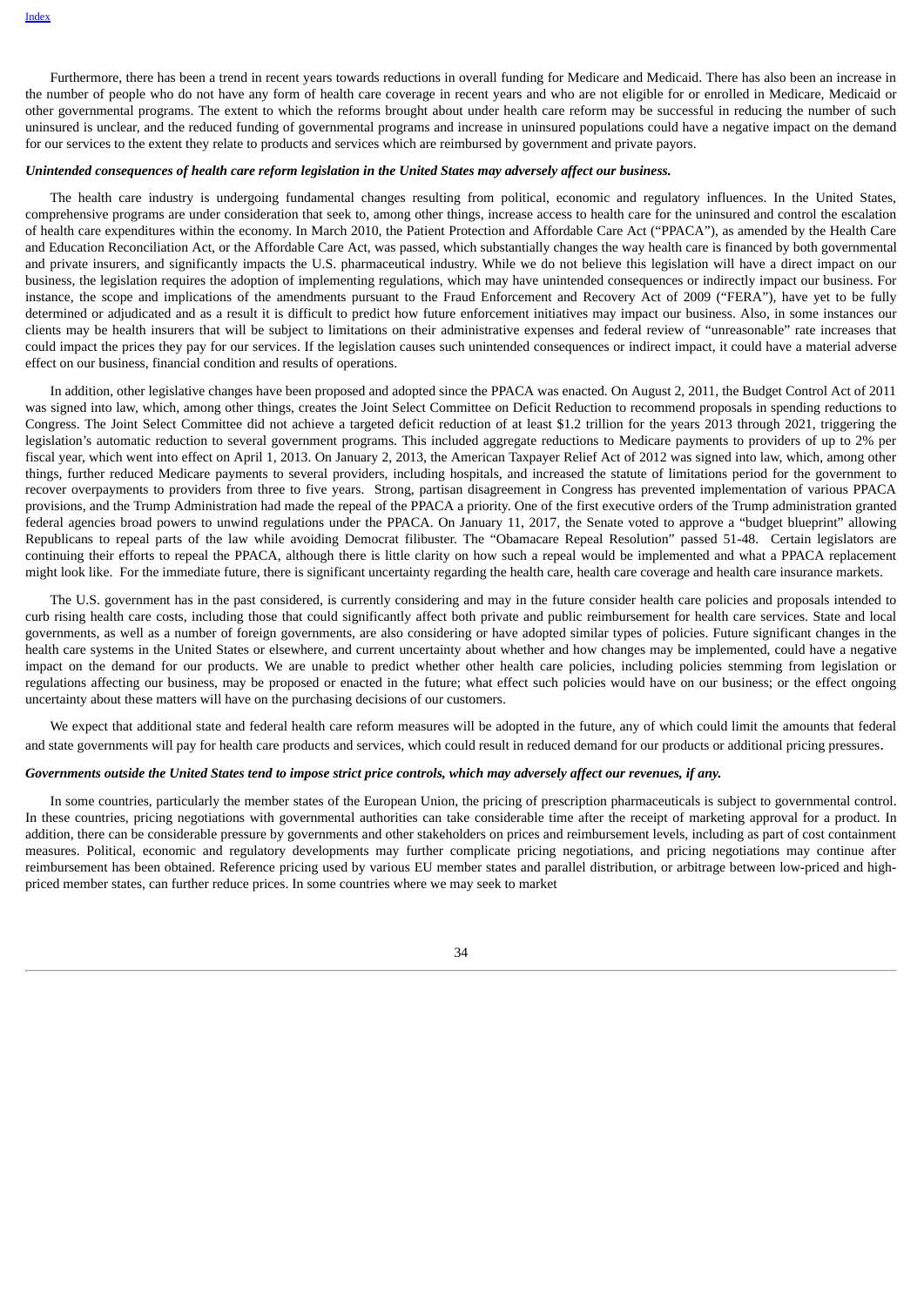Furthermore, there has been a trend in recent years towards reductions in overall funding for Medicare and Medicaid. There has also been an increase in the number of people who do not have any form of health care coverage in recent years and who are not eligible for or enrolled in Medicare, Medicaid or other governmental programs. The extent to which the reforms brought about under health care reform may be successful in reducing the number of such uninsured is unclear, and the reduced funding of governmental programs and increase in uninsured populations could have a negative impact on the demand for our services to the extent they relate to products and services which are reimbursed by government and private payors.

***Unintended consequences of health care reform legislation in the United States may adversely affect our business.***

The health care industry is undergoing fundamental changes resulting from political, economic and regulatory influences. In the United States, comprehensive programs are under consideration that seek to, among other things, increase access to health care for the uninsured and control the escalation of health care expenditures within the economy. In March 2010, the Patient Protection and Affordable Care Act ("PPACA"), as amended by the Health Care and Education Reconciliation Act, or the Affordable Care Act, was passed, which substantially changes the way health care is financed by both governmental and private insurers, and significantly impacts the U.S. pharmaceutical industry. While we do not believe this legislation will have a direct impact on our business, the legislation requires the adoption of implementing regulations, which may have unintended consequences or indirectly impact our business. For instance, the scope and implications of the amendments pursuant to the Fraud Enforcement and Recovery Act of 2009 ("FERA"), have yet to be fully determined or adjudicated and as a result it is difficult to predict how future enforcement initiatives may impact our business. Also, in some instances our clients may be health insurers that will be subject to limitations on their administrative expenses and federal review of "unreasonable" rate increases that could impact the prices they pay for our services. If the legislation causes such unintended consequences or indirect impact, it could have a material adverse effect on our business, financial condition and results of operations.

In addition, other legislative changes have been proposed and adopted since the PPACA was enacted. On August 2, 2011, the Budget Control Act of 2011 was signed into law, which, among other things, creates the Joint Select Committee on Deficit Reduction to recommend proposals in spending reductions to Congress. The Joint Select Committee did not achieve a targeted deficit reduction of at least $1.2 trillion for the years 2013 through 2021, triggering the legislation's automatic reduction to several government programs. This included aggregate reductions to Medicare payments to providers of up to 2% per fiscal year, which went into effect on April 1, 2013. On January 2, 2013, the American Taxpayer Relief Act of 2012 was signed into law, which, among other things, further reduced Medicare payments to several providers, including hospitals, and increased the statute of limitations period for the government to recover overpayments to providers from three to five years. Strong, partisan disagreement in Congress has prevented implementation of various PPACA provisions, and the Trump Administration had made the repeal of the PPACA a priority. One of the first executive orders of the Trump administration granted federal agencies broad powers to unwind regulations under the PPACA. On January 11, 2017, the Senate voted to approve a "budget blueprint" allowing Republicans to repeal parts of the law while avoiding Democrat filibuster. The "Obamacare Repeal Resolution" passed 51-48. Certain legislators are continuing their efforts to repeal the PPACA, although there is little clarity on how such a repeal would be implemented and what a PPACA replacement might look like. For the immediate future, there is significant uncertainty regarding the health care, health care coverage and health care insurance markets.

The U.S. government has in the past considered, is currently considering and may in the future consider health care policies and proposals intended to curb rising health care costs, including those that could significantly affect both private and public reimbursement for health care services. State and local governments, as well as a number of foreign governments, are also considering or have adopted similar types of policies. Future significant changes in the health care systems in the United States or elsewhere, and current uncertainty about whether and how changes may be implemented, could have a negative impact on the demand for our products. We are unable to predict whether other health care policies, including policies stemming from legislation or regulations affecting our business, may be proposed or enacted in the future; what effect such policies would have on our business; or the effect ongoing uncertainty about these matters will have on the purchasing decisions of our customers.

We expect that additional state and federal health care reform measures will be adopted in the future, any of which could limit the amounts that federal and state governments will pay for health care products and services, which could result in reduced demand for our products or additional pricing pressures.

***Governments outside the United States tend to impose strict price controls, which may adversely affect our revenues, if any.***

In some countries, particularly the member states of the European Union, the pricing of prescription pharmaceuticals is subject to governmental control. In these countries, pricing negotiations with governmental authorities can take considerable time after the receipt of marketing approval for a product. In addition, there can be considerable pressure by governments and other stakeholders on prices and reimbursement levels, including as part of cost containment measures. Political, economic and regulatory developments may further complicate pricing negotiations, and pricing negotiations may continue after reimbursement has been obtained. Reference pricing used by various EU member states and parallel distribution, or arbitrage between low-priced and high-priced member states, can further reduce prices. In some countries where we may seek to market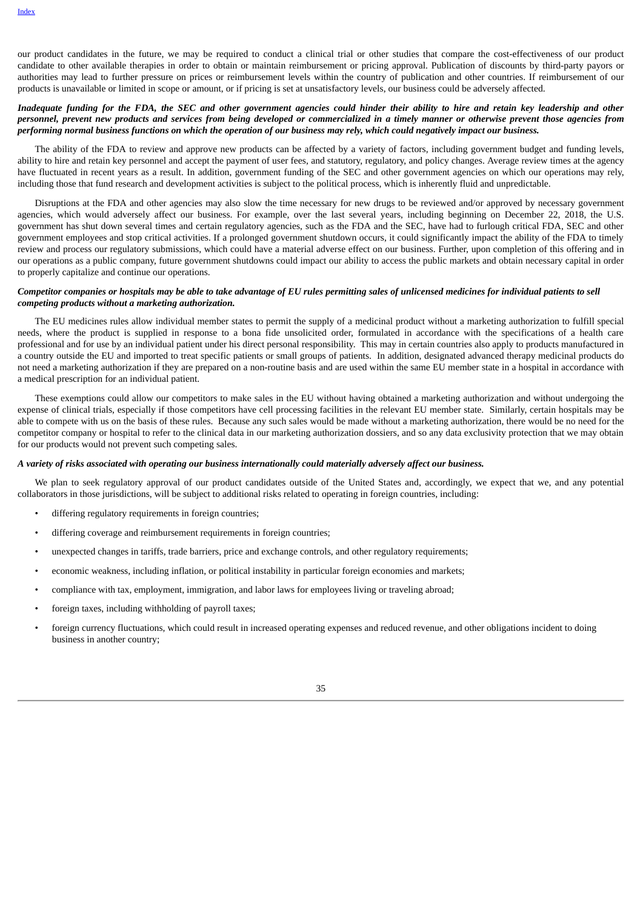our product candidates in the future, we may be required to conduct a clinical trial or other studies that compare the cost-effectiveness of our product candidate to other available therapies in order to obtain or maintain reimbursement or pricing approval. Publication of discounts by third-party payors or authorities may lead to further pressure on prices or reimbursement levels within the country of publication and other countries. If reimbursement of our products is unavailable or limited in scope or amount, or if pricing is set at unsatisfactory levels, our business could be adversely affected.

***Inadequate funding for the FDA, the SEC and other government agencies could hinder their ability to hire and retain key leadership and other personnel, prevent new products and services from being developed or commercialized in a timely manner or otherwise prevent those agencies from performing normal business functions on which the operation of our business may rely, which could negatively impact our business.***

The ability of the FDA to review and approve new products can be affected by a variety of factors, including government budget and funding levels, ability to hire and retain key personnel and accept the payment of user fees, and statutory, regulatory, and policy changes. Average review times at the agency have fluctuated in recent years as a result. In addition, government funding of the SEC and other government agencies on which our operations may rely, including those that fund research and development activities is subject to the political process, which is inherently fluid and unpredictable.

Disruptions at the FDA and other agencies may also slow the time necessary for new drugs to be reviewed and/or approved by necessary government agencies, which would adversely affect our business. For example, over the last several years, including beginning on December 22, 2018, the U.S. government has shut down several times and certain regulatory agencies, such as the FDA and the SEC, have had to furlough critical FDA, SEC and other government employees and stop critical activities. If a prolonged government shutdown occurs, it could significantly impact the ability of the FDA to timely review and process our regulatory submissions, which could have a material adverse effect on our business. Further, upon completion of this offering and in our operations as a public company, future government shutdowns could impact our ability to access the public markets and obtain necessary capital in order to properly capitalize and continue our operations.

***Competitor companies or hospitals may be able to take advantage of EU rules permitting sales of unlicensed medicines for individual patients to sell competing products without a marketing authorization.***

The EU medicines rules allow individual member states to permit the supply of a medicinal product without a marketing authorization to fulfill special needs, where the product is supplied in response to a bona fide unsolicited order, formulated in accordance with the specifications of a health care professional and for use by an individual patient under his direct personal responsibility. This may in certain countries also apply to products manufactured in a country outside the EU and imported to treat specific patients or small groups of patients. In addition, designated advanced therapy medicinal products do not need a marketing authorization if they are prepared on a non-routine basis and are used within the same EU member state in a hospital in accordance with a medical prescription for an individual patient.

These exemptions could allow our competitors to make sales in the EU without having obtained a marketing authorization and without undergoing the expense of clinical trials, especially if those competitors have cell processing facilities in the relevant EU member state. Similarly, certain hospitals may be able to compete with us on the basis of these rules. Because any such sales would be made without a marketing authorization, there would be no need for the competitor company or hospital to refer to the clinical data in our marketing authorization dossiers, and so any data exclusivity protection that we may obtain for our products would not prevent such competing sales.

***A variety of risks associated with operating our business internationally could materially adversely affect our business.***

We plan to seek regulatory approval of our product candidates outside of the United States and, accordingly, we expect that we, and any potential collaborators in those jurisdictions, will be subject to additional risks related to operating in foreign countries, including:

- differing regulatory requirements in foreign countries;
- differing coverage and reimbursement requirements in foreign countries;
- unexpected changes in tariffs, trade barriers, price and exchange controls, and other regulatory requirements;
- economic weakness, including inflation, or political instability in particular foreign economies and markets;
- compliance with tax, employment, immigration, and labor laws for employees living or traveling abroad;
- foreign taxes, including withholding of payroll taxes;
- foreign currency fluctuations, which could result in increased operating expenses and reduced revenue, and other obligations incident to doing business in another country;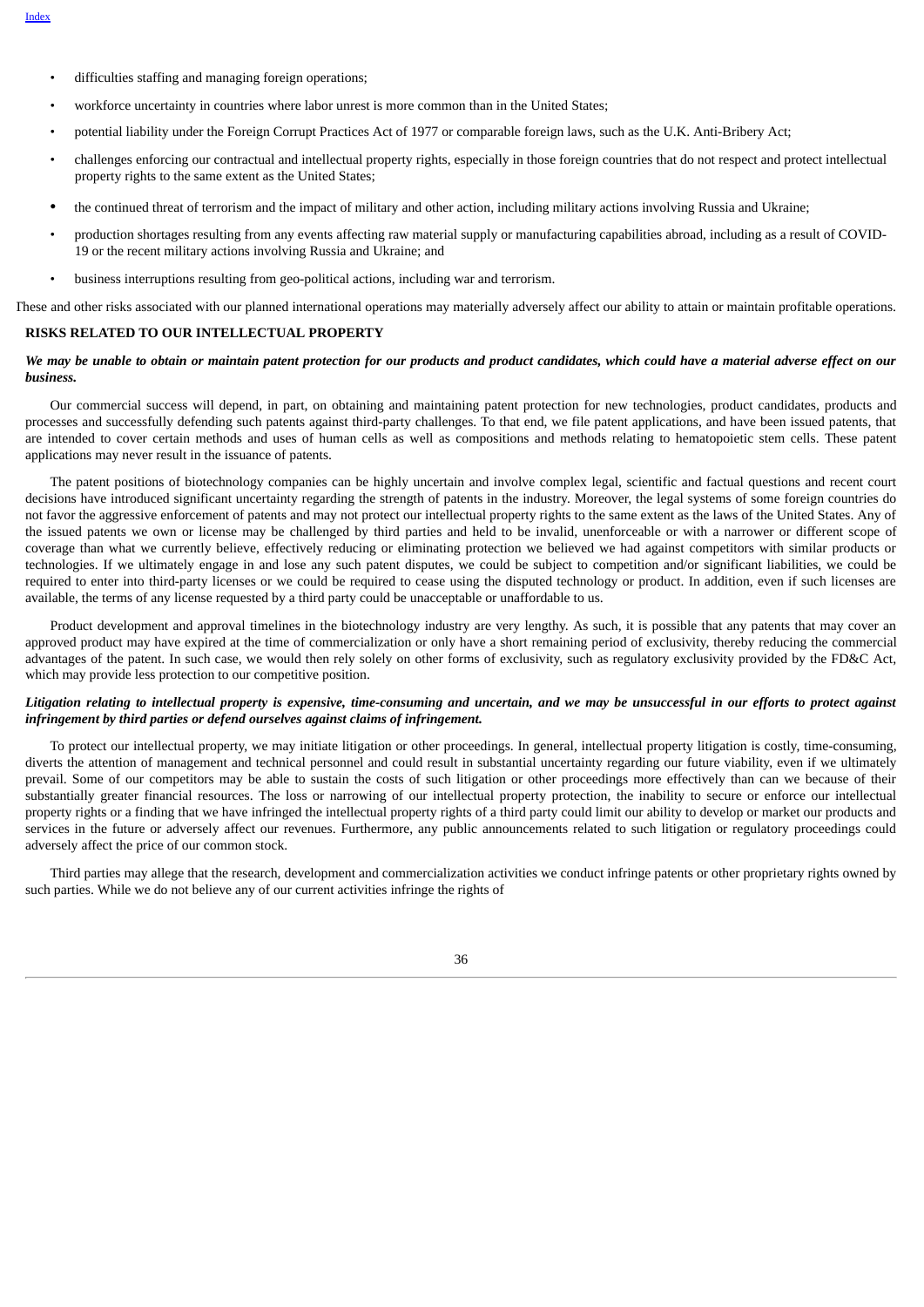- difficulties staffing and managing foreign operations;
- workforce uncertainty in countries where labor unrest is more common than in the United States;
- potential liability under the Foreign Corrupt Practices Act of 1977 or comparable foreign laws, such as the U.K. Anti-Bribery Act;
- challenges enforcing our contractual and intellectual property rights, especially in those foreign countries that do not respect and protect intellectual property rights to the same extent as the United States;
- the continued threat of terrorism and the impact of military and other action, including military actions involving Russia and Ukraine;
- production shortages resulting from any events affecting raw material supply or manufacturing capabilities abroad, including as a result of COVID-19 or the recent military actions involving Russia and Ukraine; and
- business interruptions resulting from geo-political actions, including war and terrorism.

These and other risks associated with our planned international operations may materially adversely affect our ability to attain or maintain profitable operations.

## RISKS RELATED TO OUR INTELLECTUAL PROPERTY

***We may be unable to obtain or maintain patent protection for our products and product candidates, which could have a material adverse effect on our business.***

Our commercial success will depend, in part, on obtaining and maintaining patent protection for new technologies, product candidates, products and processes and successfully defending such patents against third-party challenges. To that end, we file patent applications, and have been issued patents, that are intended to cover certain methods and uses of human cells as well as compositions and methods relating to hematopoietic stem cells. These patent applications may never result in the issuance of patents.

The patent positions of biotechnology companies can be highly uncertain and involve complex legal, scientific and factual questions and recent court decisions have introduced significant uncertainty regarding the strength of patents in the industry. Moreover, the legal systems of some foreign countries do not favor the aggressive enforcement of patents and may not protect our intellectual property rights to the same extent as the laws of the United States. Any of the issued patents we own or license may be challenged by third parties and held to be invalid, unenforceable or with a narrower or different scope of coverage than what we currently believe, effectively reducing or eliminating protection we believed we had against competitors with similar products or technologies. If we ultimately engage in and lose any such patent disputes, we could be subject to competition and/or significant liabilities, we could be required to enter into third-party licenses or we could be required to cease using the disputed technology or product. In addition, even if such licenses are available, the terms of any license requested by a third party could be unacceptable or unaffordable to us.

Product development and approval timelines in the biotechnology industry are very lengthy. As such, it is possible that any patents that may cover an approved product may have expired at the time of commercialization or only have a short remaining period of exclusivity, thereby reducing the commercial advantages of the patent. In such case, we would then rely solely on other forms of exclusivity, such as regulatory exclusivity provided by the FD&C Act, which may provide less protection to our competitive position.

***Litigation relating to intellectual property is expensive, time-consuming and uncertain, and we may be unsuccessful in our efforts to protect against infringement by third parties or defend ourselves against claims of infringement.***

To protect our intellectual property, we may initiate litigation or other proceedings. In general, intellectual property litigation is costly, time-consuming, diverts the attention of management and technical personnel and could result in substantial uncertainty regarding our future viability, even if we ultimately prevail. Some of our competitors may be able to sustain the costs of such litigation or other proceedings more effectively than can we because of their substantially greater financial resources. The loss or narrowing of our intellectual property protection, the inability to secure or enforce our intellectual property rights or a finding that we have infringed the intellectual property rights of a third party could limit our ability to develop or market our products and services in the future or adversely affect our revenues. Furthermore, any public announcements related to such litigation or regulatory proceedings could adversely affect the price of our common stock.

Third parties may allege that the research, development and commercialization activities we conduct infringe patents or other proprietary rights owned by such parties. While we do not believe any of our current activities infringe the rights of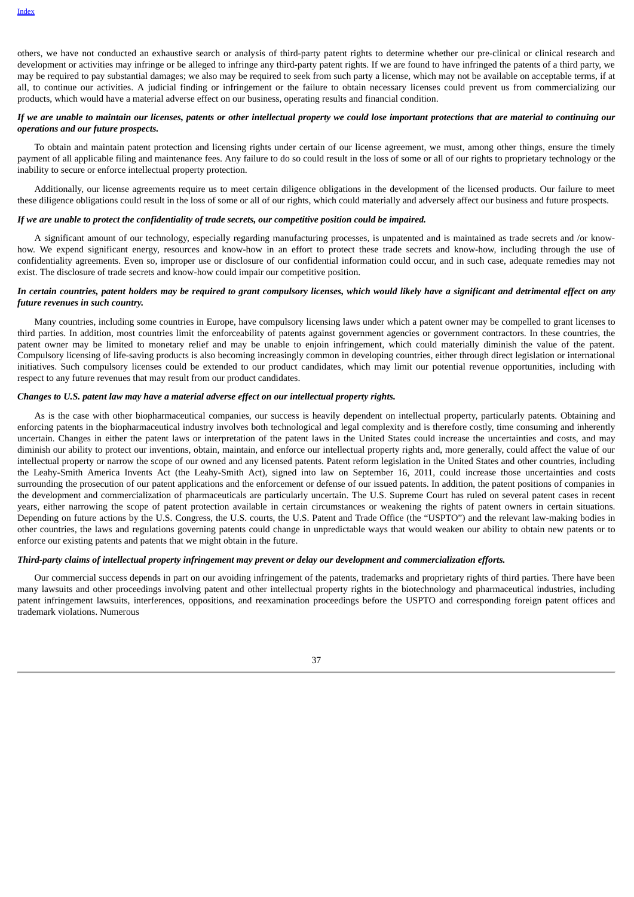others, we have not conducted an exhaustive search or analysis of third-party patent rights to determine whether our pre-clinical or clinical research and development or activities may infringe or be alleged to infringe any third-party patent rights. If we are found to have infringed the patents of a third party, we may be required to pay substantial damages; we also may be required to seek from such party a license, which may not be available on acceptable terms, if at all, to continue our activities. A judicial finding or infringement or the failure to obtain necessary licenses could prevent us from commercializing our products, which would have a material adverse effect on our business, operating results and financial condition.

***If we are unable to maintain our licenses, patents or other intellectual property we could lose important protections that are material to continuing our operations and our future prospects.***

To obtain and maintain patent protection and licensing rights under certain of our license agreement, we must, among other things, ensure the timely payment of all applicable filing and maintenance fees. Any failure to do so could result in the loss of some or all of our rights to proprietary technology or the inability to secure or enforce intellectual property protection.

Additionally, our license agreements require us to meet certain diligence obligations in the development of the licensed products. Our failure to meet these diligence obligations could result in the loss of some or all of our rights, which could materially and adversely affect our business and future prospects.

***If we are unable to protect the confidentiality of trade secrets, our competitive position could be impaired.***

A significant amount of our technology, especially regarding manufacturing processes, is unpatented and is maintained as trade secrets and /or know-how. We expend significant energy, resources and know-how in an effort to protect these trade secrets and know-how, including through the use of confidentiality agreements. Even so, improper use or disclosure of our confidential information could occur, and in such case, adequate remedies may not exist. The disclosure of trade secrets and know-how could impair our competitive position.

***In certain countries, patent holders may be required to grant compulsory licenses, which would likely have a significant and detrimental effect on any future revenues in such country.***

Many countries, including some countries in Europe, have compulsory licensing laws under which a patent owner may be compelled to grant licenses to third parties. In addition, most countries limit the enforceability of patents against government agencies or government contractors. In these countries, the patent owner may be limited to monetary relief and may be unable to enjoin infringement, which could materially diminish the value of the patent. Compulsory licensing of life-saving products is also becoming increasingly common in developing countries, either through direct legislation or international initiatives. Such compulsory licenses could be extended to our product candidates, which may limit our potential revenue opportunities, including with respect to any future revenues that may result from our product candidates.

***Changes to U.S. patent law may have a material adverse effect on our intellectual property rights.***

As is the case with other biopharmaceutical companies, our success is heavily dependent on intellectual property, particularly patents. Obtaining and enforcing patents in the biopharmaceutical industry involves both technological and legal complexity and is therefore costly, time consuming and inherently uncertain. Changes in either the patent laws or interpretation of the patent laws in the United States could increase the uncertainties and costs, and may diminish our ability to protect our inventions, obtain, maintain, and enforce our intellectual property rights and, more generally, could affect the value of our intellectual property or narrow the scope of our owned and any licensed patents. Patent reform legislation in the United States and other countries, including the Leahy-Smith America Invents Act (the Leahy-Smith Act), signed into law on September 16, 2011, could increase those uncertainties and costs surrounding the prosecution of our patent applications and the enforcement or defense of our issued patents. In addition, the patent positions of companies in the development and commercialization of pharmaceuticals are particularly uncertain. The U.S. Supreme Court has ruled on several patent cases in recent years, either narrowing the scope of patent protection available in certain circumstances or weakening the rights of patent owners in certain situations. Depending on future actions by the U.S. Congress, the U.S. courts, the U.S. Patent and Trade Office (the "USPTO") and the relevant law-making bodies in other countries, the laws and regulations governing patents could change in unpredictable ways that would weaken our ability to obtain new patents or to enforce our existing patents and patents that we might obtain in the future.

***Third-party claims of intellectual property infringement may prevent or delay our development and commercialization efforts.***

Our commercial success depends in part on our avoiding infringement of the patents, trademarks and proprietary rights of third parties. There have been many lawsuits and other proceedings involving patent and other intellectual property rights in the biotechnology and pharmaceutical industries, including patent infringement lawsuits, interferences, oppositions, and reexamination proceedings before the USPTO and corresponding foreign patent offices and trademark violations. Numerous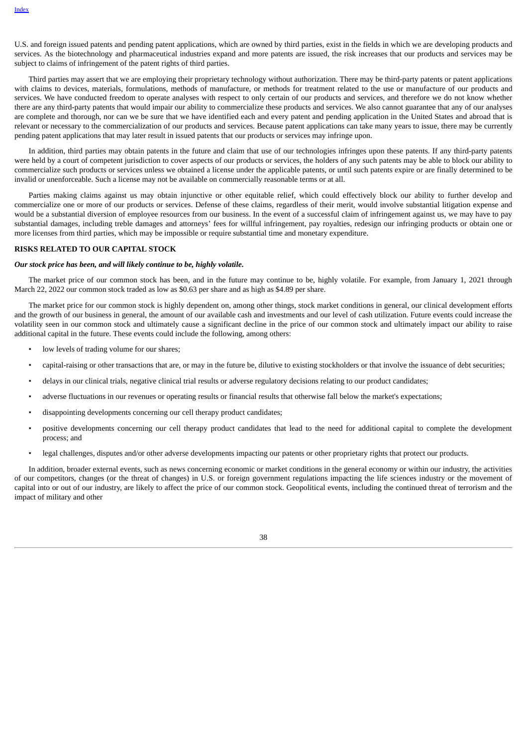U.S. and foreign issued patents and pending patent applications, which are owned by third parties, exist in the fields in which we are developing products and services. As the biotechnology and pharmaceutical industries expand and more patents are issued, the risk increases that our products and services may be subject to claims of infringement of the patent rights of third parties.

Third parties may assert that we are employing their proprietary technology without authorization. There may be third-party patents or patent applications with claims to devices, materials, formulations, methods of manufacture, or methods for treatment related to the use or manufacture of our products and services. We have conducted freedom to operate analyses with respect to only certain of our products and services, and therefore we do not know whether there are any third-party patents that would impair our ability to commercialize these products and services. We also cannot guarantee that any of our analyses are complete and thorough, nor can we be sure that we have identified each and every patent and pending application in the United States and abroad that is relevant or necessary to the commercialization of our products and services. Because patent applications can take many years to issue, there may be currently pending patent applications that may later result in issued patents that our products or services may infringe upon.

In addition, third parties may obtain patents in the future and claim that use of our technologies infringes upon these patents. If any third-party patents were held by a court of competent jurisdiction to cover aspects of our products or services, the holders of any such patents may be able to block our ability to commercialize such products or services unless we obtained a license under the applicable patents, or until such patents expire or are finally determined to be invalid or unenforceable. Such a license may not be available on commercially reasonable terms or at all.

Parties making claims against us may obtain injunctive or other equitable relief, which could effectively block our ability to further develop and commercialize one or more of our products or services. Defense of these claims, regardless of their merit, would involve substantial litigation expense and would be a substantial diversion of employee resources from our business. In the event of a successful claim of infringement against us, we may have to pay substantial damages, including treble damages and attorneys' fees for willful infringement, pay royalties, redesign our infringing products or obtain one or more licenses from third parties, which may be impossible or require substantial time and monetary expenditure.

**RISKS RELATED TO OUR CAPITAL STOCK**

***Our stock price has been, and will likely continue to be, highly volatile.***

The market price of our common stock has been, and in the future may continue to be, highly volatile. For example, from January 1, 2021 through March 22, 2022 our common stock traded as low as $0.63 per share and as high as $4.89 per share.

The market price for our common stock is highly dependent on, among other things, stock market conditions in general, our clinical development efforts and the growth of our business in general, the amount of our available cash and investments and our level of cash utilization. Future events could increase the volatility seen in our common stock and ultimately cause a significant decline in the price of our common stock and ultimately impact our ability to raise additional capital in the future. These events could include the following, among others:

- low levels of trading volume for our shares;
- capital-raising or other transactions that are, or may in the future be, dilutive to existing stockholders or that involve the issuance of debt securities;
- delays in our clinical trials, negative clinical trial results or adverse regulatory decisions relating to our product candidates;
- adverse fluctuations in our revenues or operating results or financial results that otherwise fall below the market's expectations;
- disappointing developments concerning our cell therapy product candidates;
- positive developments concerning our cell therapy product candidates that lead to the need for additional capital to complete the development process; and
- legal challenges, disputes and/or other adverse developments impacting our patents or other proprietary rights that protect our products.

In addition, broader external events, such as news concerning economic or market conditions in the general economy or within our industry, the activities of our competitors, changes (or the threat of changes) in U.S. or foreign government regulations impacting the life sciences industry or the movement of capital into or out of our industry, are likely to affect the price of our common stock. Geopolitical events, including the continued threat of terrorism and the impact of military and other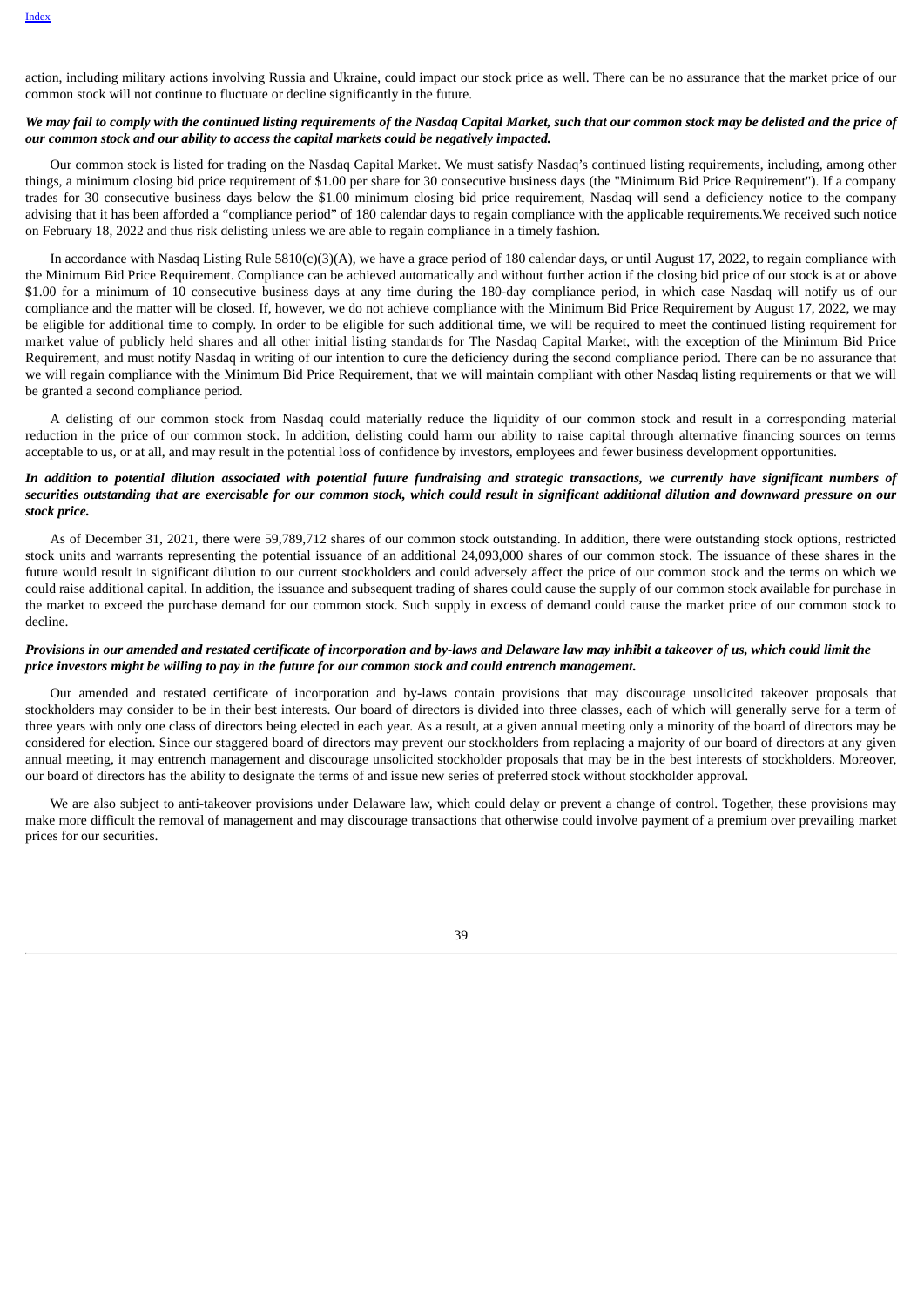action, including military actions involving Russia and Ukraine, could impact our stock price as well. There can be no assurance that the market price of our common stock will not continue to fluctuate or decline significantly in the future.

***We may fail to comply with the continued listing requirements of the Nasdaq Capital Market, such that our common stock may be delisted and the price of our common stock and our ability to access the capital markets could be negatively impacted.***

Our common stock is listed for trading on the Nasdaq Capital Market. We must satisfy Nasdaq's continued listing requirements, including, among other things, a minimum closing bid price requirement of $1.00 per share for 30 consecutive business days (the "Minimum Bid Price Requirement"). If a company trades for 30 consecutive business days below the $1.00 minimum closing bid price requirement, Nasdaq will send a deficiency notice to the company advising that it has been afforded a "compliance period" of 180 calendar days to regain compliance with the applicable requirements.We received such notice on February 18, 2022 and thus risk delisting unless we are able to regain compliance in a timely fashion.

In accordance with Nasdaq Listing Rule 5810(c)(3)(A), we have a grace period of 180 calendar days, or until August 17, 2022, to regain compliance with the Minimum Bid Price Requirement. Compliance can be achieved automatically and without further action if the closing bid price of our stock is at or above $1.00 for a minimum of 10 consecutive business days at any time during the 180-day compliance period, in which case Nasdaq will notify us of our compliance and the matter will be closed. If, however, we do not achieve compliance with the Minimum Bid Price Requirement by August 17, 2022, we may be eligible for additional time to comply. In order to be eligible for such additional time, we will be required to meet the continued listing requirement for market value of publicly held shares and all other initial listing standards for The Nasdaq Capital Market, with the exception of the Minimum Bid Price Requirement, and must notify Nasdaq in writing of our intention to cure the deficiency during the second compliance period. There can be no assurance that we will regain compliance with the Minimum Bid Price Requirement, that we will maintain compliant with other Nasdaq listing requirements or that we will be granted a second compliance period.

A delisting of our common stock from Nasdaq could materially reduce the liquidity of our common stock and result in a corresponding material reduction in the price of our common stock. In addition, delisting could harm our ability to raise capital through alternative financing sources on terms acceptable to us, or at all, and may result in the potential loss of confidence by investors, employees and fewer business development opportunities.

***In addition to potential dilution associated with potential future fundraising and strategic transactions, we currently have significant numbers of securities outstanding that are exercisable for our common stock, which could result in significant additional dilution and downward pressure on our stock price.***

As of December 31, 2021, there were 59,789,712 shares of our common stock outstanding. In addition, there were outstanding stock options, restricted stock units and warrants representing the potential issuance of an additional 24,093,000 shares of our common stock. The issuance of these shares in the future would result in significant dilution to our current stockholders and could adversely affect the price of our common stock and the terms on which we could raise additional capital. In addition, the issuance and subsequent trading of shares could cause the supply of our common stock available for purchase in the market to exceed the purchase demand for our common stock. Such supply in excess of demand could cause the market price of our common stock to decline.

***Provisions in our amended and restated certificate of incorporation and by-laws and Delaware law may inhibit a takeover of us, which could limit the price investors might be willing to pay in the future for our common stock and could entrench management.***

Our amended and restated certificate of incorporation and by-laws contain provisions that may discourage unsolicited takeover proposals that stockholders may consider to be in their best interests. Our board of directors is divided into three classes, each of which will generally serve for a term of three years with only one class of directors being elected in each year. As a result, at a given annual meeting only a minority of the board of directors may be considered for election. Since our staggered board of directors may prevent our stockholders from replacing a majority of our board of directors at any given annual meeting, it may entrench management and discourage unsolicited stockholder proposals that may be in the best interests of stockholders. Moreover, our board of directors has the ability to designate the terms of and issue new series of preferred stock without stockholder approval.

We are also subject to anti-takeover provisions under Delaware law, which could delay or prevent a change of control. Together, these provisions may make more difficult the removal of management and may discourage transactions that otherwise could involve payment of a premium over prevailing market prices for our securities.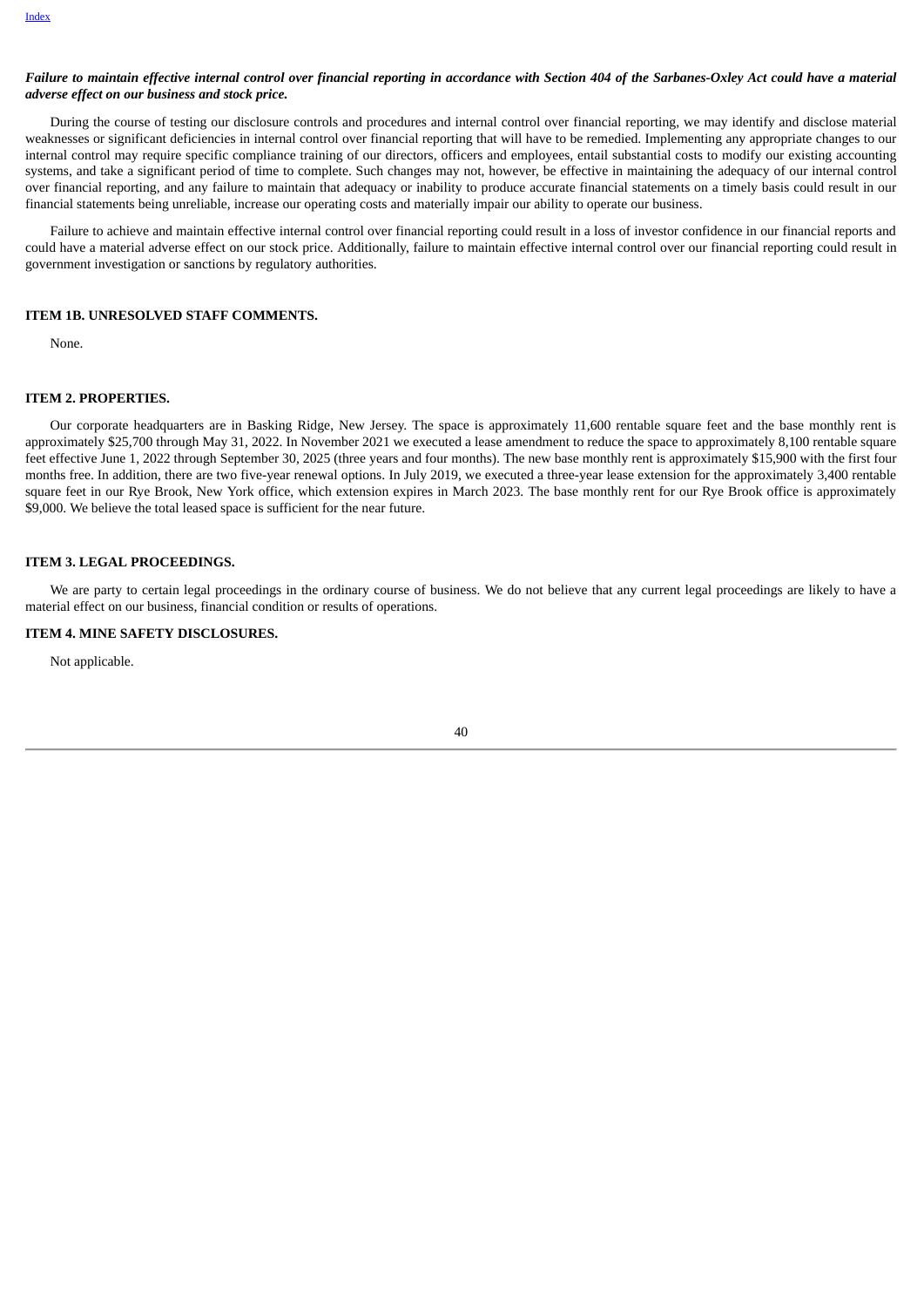***Failure to maintain effective internal control over financial reporting in accordance with Section 404 of the Sarbanes-Oxley Act could have a material adverse effect on our business and stock price.***

During the course of testing our disclosure controls and procedures and internal control over financial reporting, we may identify and disclose material weaknesses or significant deficiencies in internal control over financial reporting that will have to be remedied. Implementing any appropriate changes to our internal control may require specific compliance training of our directors, officers and employees, entail substantial costs to modify our existing accounting systems, and take a significant period of time to complete. Such changes may not, however, be effective in maintaining the adequacy of our internal control over financial reporting, and any failure to maintain that adequacy or inability to produce accurate financial statements on a timely basis could result in our financial statements being unreliable, increase our operating costs and materially impair our ability to operate our business.

Failure to achieve and maintain effective internal control over financial reporting could result in a loss of investor confidence in our financial reports and could have a material adverse effect on our stock price. Additionally, failure to maintain effective internal control over our financial reporting could result in government investigation or sanctions by regulatory authorities.

## ITEM 1B. UNRESOLVED STAFF COMMENTS.

None.

## ITEM 2. PROPERTIES.

Our corporate headquarters are in Basking Ridge, New Jersey. The space is approximately 11,600 rentable square feet and the base monthly rent is approximately $25,700 through May 31, 2022. In November 2021 we executed a lease amendment to reduce the space to approximately 8,100 rentable square feet effective June 1, 2022 through September 30, 2025 (three years and four months). The new base monthly rent is approximately $15,900 with the first four months free. In addition, there are two five-year renewal options. In July 2019, we executed a three-year lease extension for the approximately 3,400 rentable square feet in our Rye Brook, New York office, which extension expires in March 2023. The base monthly rent for our Rye Brook office is approximately $9,000. We believe the total leased space is sufficient for the near future.

## ITEM 3. LEGAL PROCEEDINGS.

We are party to certain legal proceedings in the ordinary course of business. We do not believe that any current legal proceedings are likely to have a material effect on our business, financial condition or results of operations.

## ITEM 4. MINE SAFETY DISCLOSURES.

Not applicable.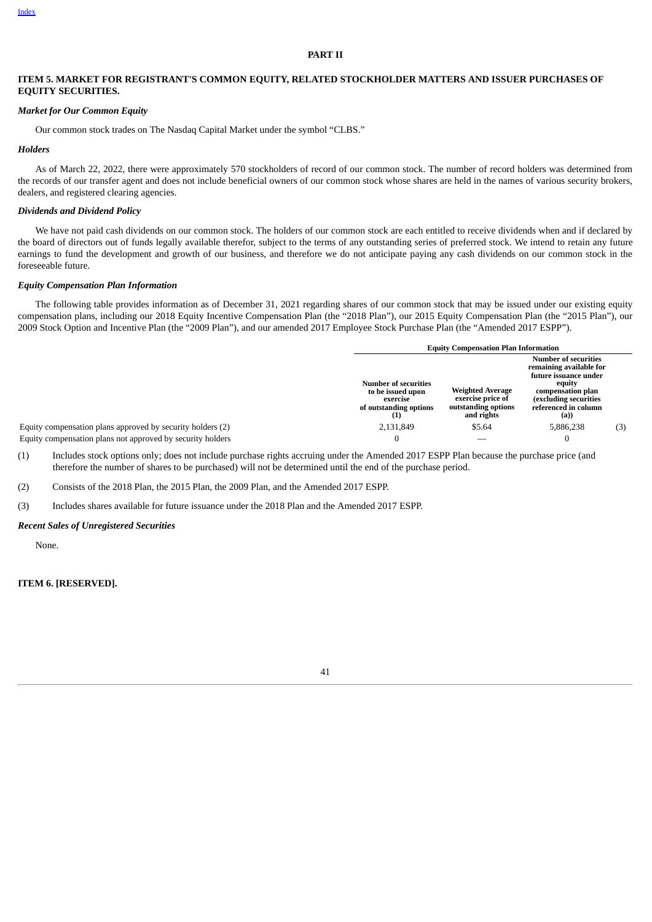## PART II

## ITEM 5. MARKET FOR REGISTRANT'S COMMON EQUITY, RELATED STOCKHOLDER MATTERS AND ISSUER PURCHASES OF EQUITY SECURITIES.

### *Market for Our Common Equity*

Our common stock trades on The Nasdaq Capital Market under the symbol "CLBS."

### *Holders*

As of March 22, 2022, there were approximately 570 stockholders of record of our common stock. The number of record holders was determined from the records of our transfer agent and does not include beneficial owners of our common stock whose shares are held in the names of various security brokers, dealers, and registered clearing agencies.

### *Dividends and Dividend Policy*

We have not paid cash dividends on our common stock. The holders of our common stock are each entitled to receive dividends when and if declared by the board of directors out of funds legally available therefor, subject to the terms of any outstanding series of preferred stock. We intend to retain any future earnings to fund the development and growth of our business, and therefore we do not anticipate paying any cash dividends on our common stock in the foreseeable future.

### *Equity Compensation Plan Information*

The following table provides information as of December 31, 2021 regarding shares of our common stock that may be issued under our existing equity compensation plans, including our 2018 Equity Incentive Compensation Plan (the "2018 Plan"), our 2015 Equity Compensation Plan (the "2015 Plan"), our 2009 Stock Option and Incentive Plan (the "2009 Plan"), and our amended 2017 Employee Stock Purchase Plan (the "Amended 2017 ESPP").

| | **Equity Compensation Plan Information** | | | |
|---|---|---|---|---|
| | **Number of securities to be issued upon exercise of outstanding options (1)** | **Weighted Average exercise price of outstanding options and rights** | **Number of securities remaining available for future issuance under equity compensation plan (excluding securities referenced in column (a))** | |
| Equity compensation plans approved by security holders (2) | 2,131,849 | $5.64 | 5,886,238 | (3) |
| Equity compensation plans not approved by security holders | 0 | — | 0 | |

(1) Includes stock options only; does not include purchase rights accruing under the Amended 2017 ESPP Plan because the purchase price (and therefore the number of shares to be purchased) will not be determined until the end of the purchase period.

(2) Consists of the 2018 Plan, the 2015 Plan, the 2009 Plan, and the Amended 2017 ESPP.

(3) Includes shares available for future issuance under the 2018 Plan and the Amended 2017 ESPP.

### *Recent Sales of Unregistered Securities*

None.

## ITEM 6. [RESERVED].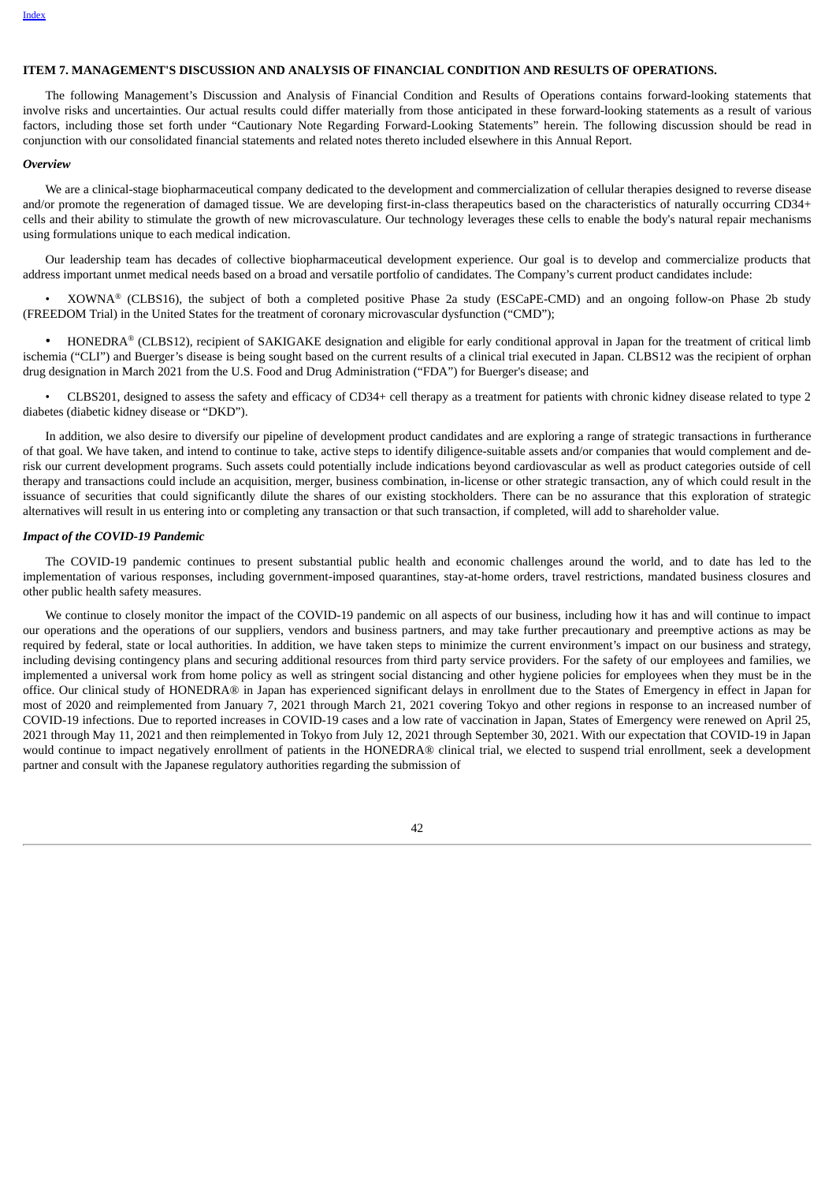## ITEM 7. MANAGEMENT'S DISCUSSION AND ANALYSIS OF FINANCIAL CONDITION AND RESULTS OF OPERATIONS.

The following Management's Discussion and Analysis of Financial Condition and Results of Operations contains forward-looking statements that involve risks and uncertainties. Our actual results could differ materially from those anticipated in these forward-looking statements as a result of various factors, including those set forth under "Cautionary Note Regarding Forward-Looking Statements" herein. The following discussion should be read in conjunction with our consolidated financial statements and related notes thereto included elsewhere in this Annual Report.

### *Overview*

We are a clinical-stage biopharmaceutical company dedicated to the development and commercialization of cellular therapies designed to reverse disease and/or promote the regeneration of damaged tissue. We are developing first-in-class therapeutics based on the characteristics of naturally occurring CD34+ cells and their ability to stimulate the growth of new microvasculature. Our technology leverages these cells to enable the body's natural repair mechanisms using formulations unique to each medical indication.

Our leadership team has decades of collective biopharmaceutical development experience. Our goal is to develop and commercialize products that address important unmet medical needs based on a broad and versatile portfolio of candidates. The Company's current product candidates include:

- XOWNA® (CLBS16), the subject of both a completed positive Phase 2a study (ESCaPE-CMD) and an ongoing follow-on Phase 2b study (FREEDOM Trial) in the United States for the treatment of coronary microvascular dysfunction ("CMD");
- HONEDRA® (CLBS12), recipient of SAKIGAKE designation and eligible for early conditional approval in Japan for the treatment of critical limb ischemia ("CLI") and Buerger's disease is being sought based on the current results of a clinical trial executed in Japan. CLBS12 was the recipient of orphan drug designation in March 2021 from the U.S. Food and Drug Administration ("FDA") for Buerger's disease; and
- CLBS201, designed to assess the safety and efficacy of CD34+ cell therapy as a treatment for patients with chronic kidney disease related to type 2 diabetes (diabetic kidney disease or "DKD").

In addition, we also desire to diversify our pipeline of development product candidates and are exploring a range of strategic transactions in furtherance of that goal. We have taken, and intend to continue to take, active steps to identify diligence-suitable assets and/or companies that would complement and de-risk our current development programs. Such assets could potentially include indications beyond cardiovascular as well as product categories outside of cell therapy and transactions could include an acquisition, merger, business combination, in-license or other strategic transaction, any of which could result in the issuance of securities that could significantly dilute the shares of our existing stockholders. There can be no assurance that this exploration of strategic alternatives will result in us entering into or completing any transaction or that such transaction, if completed, will add to shareholder value.

### *Impact of the COVID-19 Pandemic*

The COVID-19 pandemic continues to present substantial public health and economic challenges around the world, and to date has led to the implementation of various responses, including government-imposed quarantines, stay-at-home orders, travel restrictions, mandated business closures and other public health safety measures.

We continue to closely monitor the impact of the COVID-19 pandemic on all aspects of our business, including how it has and will continue to impact our operations and the operations of our suppliers, vendors and business partners, and may take further precautionary and preemptive actions as may be required by federal, state or local authorities. In addition, we have taken steps to minimize the current environment's impact on our business and strategy, including devising contingency plans and securing additional resources from third party service providers. For the safety of our employees and families, we implemented a universal work from home policy as well as stringent social distancing and other hygiene policies for employees when they must be in the office. Our clinical study of HONEDRA® in Japan has experienced significant delays in enrollment due to the States of Emergency in effect in Japan for most of 2020 and reimplemented from January 7, 2021 through March 21, 2021 covering Tokyo and other regions in response to an increased number of COVID-19 infections. Due to reported increases in COVID-19 cases and a low rate of vaccination in Japan, States of Emergency were renewed on April 25, 2021 through May 11, 2021 and then reimplemented in Tokyo from July 12, 2021 through September 30, 2021. With our expectation that COVID-19 in Japan would continue to impact negatively enrollment of patients in the HONEDRA® clinical trial, we elected to suspend trial enrollment, seek a development partner and consult with the Japanese regulatory authorities regarding the submission of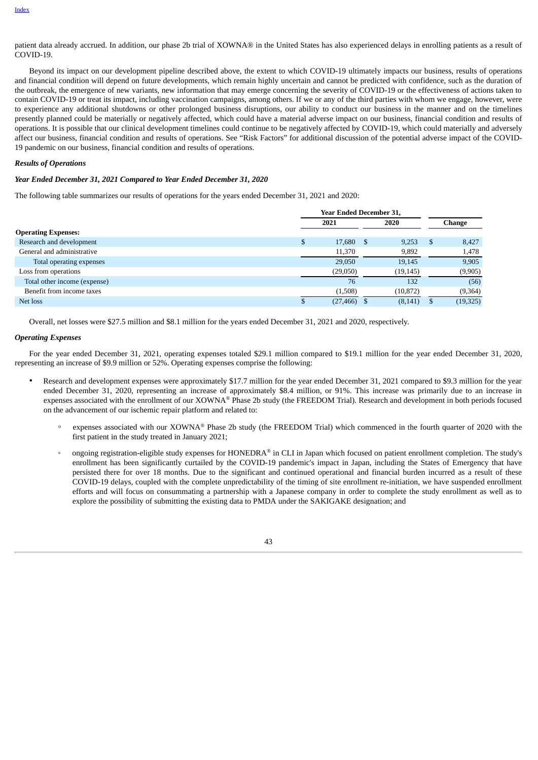patient data already accrued. In addition, our phase 2b trial of XOWNA® in the United States has also experienced delays in enrolling patients as a result of COVID-19.

Beyond its impact on our development pipeline described above, the extent to which COVID-19 ultimately impacts our business, results of operations and financial condition will depend on future developments, which remain highly uncertain and cannot be predicted with confidence, such as the duration of the outbreak, the emergence of new variants, new information that may emerge concerning the severity of COVID-19 or the effectiveness of actions taken to contain COVID-19 or treat its impact, including vaccination campaigns, among others. If we or any of the third parties with whom we engage, however, were to experience any additional shutdowns or other prolonged business disruptions, our ability to conduct our business in the manner and on the timelines presently planned could be materially or negatively affected, which could have a material adverse impact on our business, financial condition and results of operations. It is possible that our clinical development timelines could continue to be negatively affected by COVID-19, which could materially and adversely affect our business, financial condition and results of operations. See "Risk Factors" for additional discussion of the potential adverse impact of the COVID-19 pandemic on our business, financial condition and results of operations.

***Results of Operations***

***Year Ended December 31, 2021 Compared to Year Ended December 31, 2020***

The following table summarizes our results of operations for the years ended December 31, 2021 and 2020:

| | Year Ended December 31, | | |
|---|---|---|---|
| | 2021 | 2020 | Change |
| **Operating Expenses:** | | | |
| Research and development | $ 17,680 | $ 9,253 | $ 8,427 |
| General and administrative | 11,370 | 9,892 | 1,478 |
| Total operating expenses | 29,050 | 19,145 | 9,905 |
| Loss from operations | (29,050) | (19,145) | (9,905) |
| Total other income (expense) | 76 | 132 | (56) |
| Benefit from income taxes | (1,508) | (10,872) | (9,364) |
| Net loss | $ (27,466) | $ (8,141) | $ (19,325) |

Overall, net losses were $27.5 million and $8.1 million for the years ended December 31, 2021 and 2020, respectively.

***Operating Expenses***

For the year ended December 31, 2021, operating expenses totaled $29.1 million compared to $19.1 million for the year ended December 31, 2020, representing an increase of $9.9 million or 52%. Operating expenses comprise the following:

- Research and development expenses were approximately $17.7 million for the year ended December 31, 2021 compared to $9.3 million for the year ended December 31, 2020, representing an increase of approximately $8.4 million, or 91%. This increase was primarily due to an increase in expenses associated with the enrollment of our XOWNA® Phase 2b study (the FREEDOM Trial). Research and development in both periods focused on the advancement of our ischemic repair platform and related to:
  - expenses associated with our XOWNA® Phase 2b study (the FREEDOM Trial) which commenced in the fourth quarter of 2020 with the first patient in the study treated in January 2021;
  - ongoing registration-eligible study expenses for HONEDRA® in CLI in Japan which focused on patient enrollment completion. The study's enrollment has been significantly curtailed by the COVID-19 pandemic's impact in Japan, including the States of Emergency that have persisted there for over 18 months. Due to the significant and continued operational and financial burden incurred as a result of these COVID-19 delays, coupled with the complete unpredictability of the timing of site enrollment re-initiation, we have suspended enrollment efforts and will focus on consummating a partnership with a Japanese company in order to complete the study enrollment as well as to explore the possibility of submitting the existing data to PMDA under the SAKIGAKE designation; and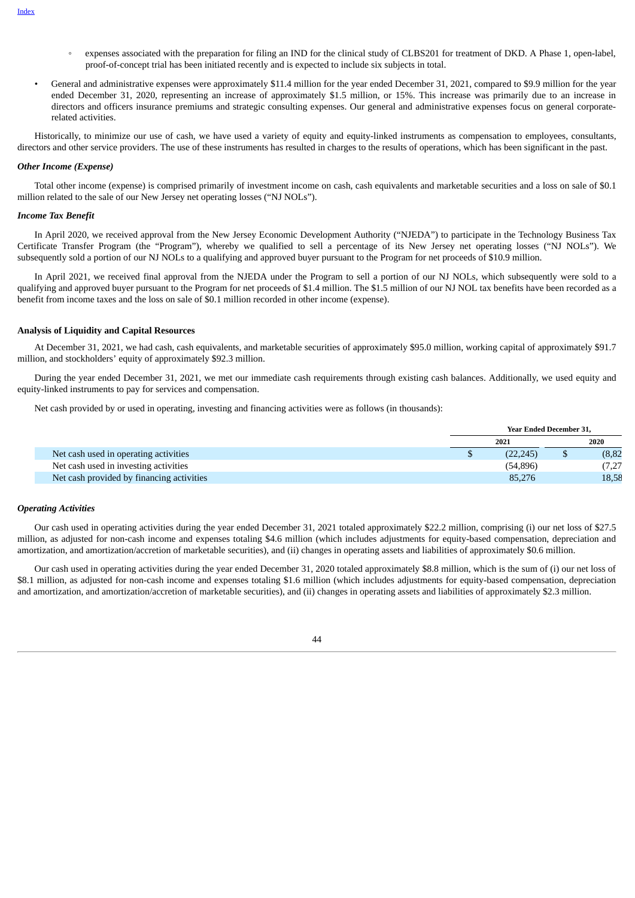- expenses associated with the preparation for filing an IND for the clinical study of CLBS201 for treatment of DKD. A Phase 1, open-label, proof-of-concept trial has been initiated recently and is expected to include six subjects in total.

- General and administrative expenses were approximately $11.4 million for the year ended December 31, 2021, compared to $9.9 million for the year ended December 31, 2020, representing an increase of approximately $1.5 million, or 15%. This increase was primarily due to an increase in directors and officers insurance premiums and strategic consulting expenses. Our general and administrative expenses focus on general corporate-related activities.

Historically, to minimize our use of cash, we have used a variety of equity and equity-linked instruments as compensation to employees, consultants, directors and other service providers. The use of these instruments has resulted in charges to the results of operations, which has been significant in the past.

*Other Income (Expense)*

Total other income (expense) is comprised primarily of investment income on cash, cash equivalents and marketable securities and a loss on sale of $0.1 million related to the sale of our New Jersey net operating losses ("NJ NOLs").

*Income Tax Benefit*

In April 2020, we received approval from the New Jersey Economic Development Authority ("NJEDA") to participate in the Technology Business Tax Certificate Transfer Program (the "Program"), whereby we qualified to sell a percentage of its New Jersey net operating losses ("NJ NOLs"). We subsequently sold a portion of our NJ NOLs to a qualifying and approved buyer pursuant to the Program for net proceeds of $10.9 million.

In April 2021, we received final approval from the NJEDA under the Program to sell a portion of our NJ NOLs, which subsequently were sold to a qualifying and approved buyer pursuant to the Program for net proceeds of $1.4 million. The $1.5 million of our NJ NOL tax benefits have been recorded as a benefit from income taxes and the loss on sale of $0.1 million recorded in other income (expense).

**Analysis of Liquidity and Capital Resources**

At December 31, 2021, we had cash, cash equivalents, and marketable securities of approximately $95.0 million, working capital of approximately $91.7 million, and stockholders' equity of approximately $92.3 million.

During the year ended December 31, 2021, we met our immediate cash requirements through existing cash balances. Additionally, we used equity and equity-linked instruments to pay for services and compensation.

Net cash provided by or used in operating, investing and financing activities were as follows (in thousands):

| | Year Ended December 31, | |
|---|---|---|
| | 2021 | 2020 |
| Net cash used in operating activities | $ (22,245) | $ (8,82 |
| Net cash used in investing activities | (54,896) | (7,27 |
| Net cash provided by financing activities | 85,276 | 18,58 |

*Operating Activities*

Our cash used in operating activities during the year ended December 31, 2021 totaled approximately $22.2 million, comprising (i) our net loss of $27.5 million, as adjusted for non-cash income and expenses totaling $4.6 million (which includes adjustments for equity-based compensation, depreciation and amortization, and amortization/accretion of marketable securities), and (ii) changes in operating assets and liabilities of approximately $0.6 million.

Our cash used in operating activities during the year ended December 31, 2020 totaled approximately $8.8 million, which is the sum of (i) our net loss of $8.1 million, as adjusted for non-cash income and expenses totaling $1.6 million (which includes adjustments for equity-based compensation, depreciation and amortization, and amortization/accretion of marketable securities), and (ii) changes in operating assets and liabilities of approximately $2.3 million.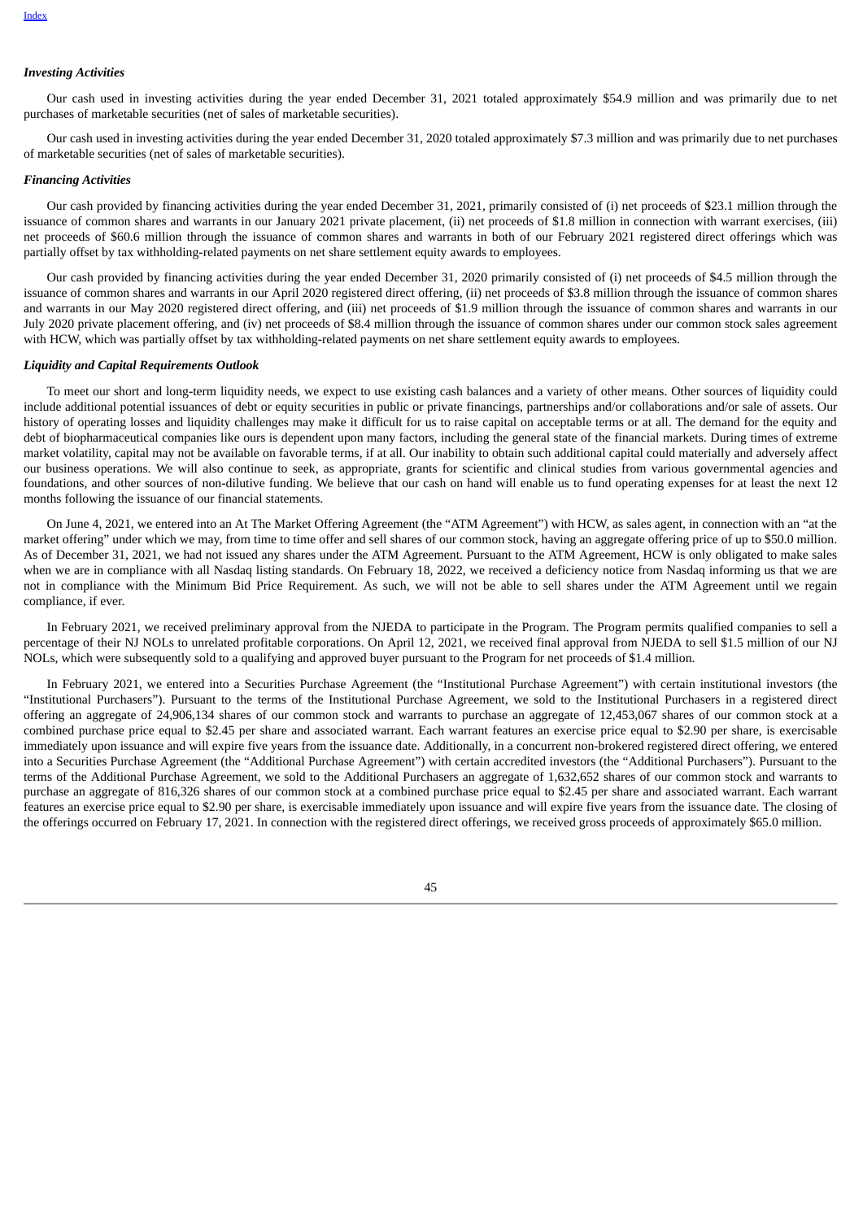***Investing Activities***

Our cash used in investing activities during the year ended December 31, 2021 totaled approximately $54.9 million and was primarily due to net purchases of marketable securities (net of sales of marketable securities).

Our cash used in investing activities during the year ended December 31, 2020 totaled approximately $7.3 million and was primarily due to net purchases of marketable securities (net of sales of marketable securities).

***Financing Activities***

Our cash provided by financing activities during the year ended December 31, 2021, primarily consisted of (i) net proceeds of $23.1 million through the issuance of common shares and warrants in our January 2021 private placement, (ii) net proceeds of $1.8 million in connection with warrant exercises, (iii) net proceeds of $60.6 million through the issuance of common shares and warrants in both of our February 2021 registered direct offerings which was partially offset by tax withholding-related payments on net share settlement equity awards to employees.

Our cash provided by financing activities during the year ended December 31, 2020 primarily consisted of (i) net proceeds of $4.5 million through the issuance of common shares and warrants in our April 2020 registered direct offering, (ii) net proceeds of $3.8 million through the issuance of common shares and warrants in our May 2020 registered direct offering, and (iii) net proceeds of $1.9 million through the issuance of common shares and warrants in our July 2020 private placement offering, and (iv) net proceeds of $8.4 million through the issuance of common shares under our common stock sales agreement with HCW, which was partially offset by tax withholding-related payments on net share settlement equity awards to employees.

***Liquidity and Capital Requirements Outlook***

To meet our short and long-term liquidity needs, we expect to use existing cash balances and a variety of other means. Other sources of liquidity could include additional potential issuances of debt or equity securities in public or private financings, partnerships and/or collaborations and/or sale of assets. Our history of operating losses and liquidity challenges may make it difficult for us to raise capital on acceptable terms or at all. The demand for the equity and debt of biopharmaceutical companies like ours is dependent upon many factors, including the general state of the financial markets. During times of extreme market volatility, capital may not be available on favorable terms, if at all. Our inability to obtain such additional capital could materially and adversely affect our business operations. We will also continue to seek, as appropriate, grants for scientific and clinical studies from various governmental agencies and foundations, and other sources of non-dilutive funding. We believe that our cash on hand will enable us to fund operating expenses for at least the next 12 months following the issuance of our financial statements.

On June 4, 2021, we entered into an At The Market Offering Agreement (the "ATM Agreement") with HCW, as sales agent, in connection with an "at the market offering" under which we may, from time to time offer and sell shares of our common stock, having an aggregate offering price of up to $50.0 million. As of December 31, 2021, we had not issued any shares under the ATM Agreement. Pursuant to the ATM Agreement, HCW is only obligated to make sales when we are in compliance with all Nasdaq listing standards. On February 18, 2022, we received a deficiency notice from Nasdaq informing us that we are not in compliance with the Minimum Bid Price Requirement. As such, we will not be able to sell shares under the ATM Agreement until we regain compliance, if ever.

In February 2021, we received preliminary approval from the NJEDA to participate in the Program. The Program permits qualified companies to sell a percentage of their NJ NOLs to unrelated profitable corporations. On April 12, 2021, we received final approval from NJEDA to sell $1.5 million of our NJ NOLs, which were subsequently sold to a qualifying and approved buyer pursuant to the Program for net proceeds of $1.4 million.

In February 2021, we entered into a Securities Purchase Agreement (the "Institutional Purchase Agreement") with certain institutional investors (the "Institutional Purchasers"). Pursuant to the terms of the Institutional Purchase Agreement, we sold to the Institutional Purchasers in a registered direct offering an aggregate of 24,906,134 shares of our common stock and warrants to purchase an aggregate of 12,453,067 shares of our common stock at a combined purchase price equal to $2.45 per share and associated warrant. Each warrant features an exercise price equal to $2.90 per share, is exercisable immediately upon issuance and will expire five years from the issuance date. Additionally, in a concurrent non-brokered registered direct offering, we entered into a Securities Purchase Agreement (the "Additional Purchase Agreement") with certain accredited investors (the "Additional Purchasers"). Pursuant to the terms of the Additional Purchase Agreement, we sold to the Additional Purchasers an aggregate of 1,632,652 shares of our common stock and warrants to purchase an aggregate of 816,326 shares of our common stock at a combined purchase price equal to $2.45 per share and associated warrant. Each warrant features an exercise price equal to $2.90 per share, is exercisable immediately upon issuance and will expire five years from the issuance date. The closing of the offerings occurred on February 17, 2021. In connection with the registered direct offerings, we received gross proceeds of approximately $65.0 million.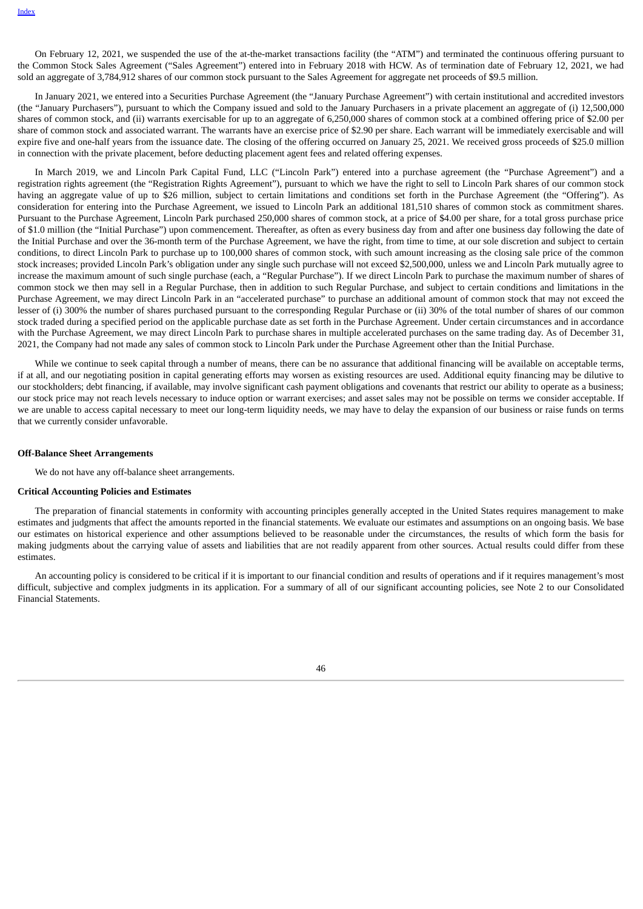On February 12, 2021, we suspended the use of the at-the-market transactions facility (the "ATM") and terminated the continuous offering pursuant to the Common Stock Sales Agreement ("Sales Agreement") entered into in February 2018 with HCW. As of termination date of February 12, 2021, we had sold an aggregate of 3,784,912 shares of our common stock pursuant to the Sales Agreement for aggregate net proceeds of $9.5 million.

In January 2021, we entered into a Securities Purchase Agreement (the "January Purchase Agreement") with certain institutional and accredited investors (the "January Purchasers"), pursuant to which the Company issued and sold to the January Purchasers in a private placement an aggregate of (i) 12,500,000 shares of common stock, and (ii) warrants exercisable for up to an aggregate of 6,250,000 shares of common stock at a combined offering price of $2.00 per share of common stock and associated warrant. The warrants have an exercise price of $2.90 per share. Each warrant will be immediately exercisable and will expire five and one-half years from the issuance date. The closing of the offering occurred on January 25, 2021. We received gross proceeds of $25.0 million in connection with the private placement, before deducting placement agent fees and related offering expenses.

In March 2019, we and Lincoln Park Capital Fund, LLC ("Lincoln Park") entered into a purchase agreement (the "Purchase Agreement") and a registration rights agreement (the "Registration Rights Agreement"), pursuant to which we have the right to sell to Lincoln Park shares of our common stock having an aggregate value of up to $26 million, subject to certain limitations and conditions set forth in the Purchase Agreement (the "Offering"). As consideration for entering into the Purchase Agreement, we issued to Lincoln Park an additional 181,510 shares of common stock as commitment shares. Pursuant to the Purchase Agreement, Lincoln Park purchased 250,000 shares of common stock, at a price of $4.00 per share, for a total gross purchase price of $1.0 million (the "Initial Purchase") upon commencement. Thereafter, as often as every business day from and after one business day following the date of the Initial Purchase and over the 36-month term of the Purchase Agreement, we have the right, from time to time, at our sole discretion and subject to certain conditions, to direct Lincoln Park to purchase up to 100,000 shares of common stock, with such amount increasing as the closing sale price of the common stock increases; provided Lincoln Park's obligation under any single such purchase will not exceed $2,500,000, unless we and Lincoln Park mutually agree to increase the maximum amount of such single purchase (each, a "Regular Purchase"). If we direct Lincoln Park to purchase the maximum number of shares of common stock we then may sell in a Regular Purchase, then in addition to such Regular Purchase, and subject to certain conditions and limitations in the Purchase Agreement, we may direct Lincoln Park in an "accelerated purchase" to purchase an additional amount of common stock that may not exceed the lesser of (i) 300% the number of shares purchased pursuant to the corresponding Regular Purchase or (ii) 30% of the total number of shares of our common stock traded during a specified period on the applicable purchase date as set forth in the Purchase Agreement. Under certain circumstances and in accordance with the Purchase Agreement, we may direct Lincoln Park to purchase shares in multiple accelerated purchases on the same trading day. As of December 31, 2021, the Company had not made any sales of common stock to Lincoln Park under the Purchase Agreement other than the Initial Purchase.

While we continue to seek capital through a number of means, there can be no assurance that additional financing will be available on acceptable terms, if at all, and our negotiating position in capital generating efforts may worsen as existing resources are used. Additional equity financing may be dilutive to our stockholders; debt financing, if available, may involve significant cash payment obligations and covenants that restrict our ability to operate as a business; our stock price may not reach levels necessary to induce option or warrant exercises; and asset sales may not be possible on terms we consider acceptable. If we are unable to access capital necessary to meet our long-term liquidity needs, we may have to delay the expansion of our business or raise funds on terms that we currently consider unfavorable.

**Off-Balance Sheet Arrangements**

We do not have any off-balance sheet arrangements.

**Critical Accounting Policies and Estimates**

The preparation of financial statements in conformity with accounting principles generally accepted in the United States requires management to make estimates and judgments that affect the amounts reported in the financial statements. We evaluate our estimates and assumptions on an ongoing basis. We base our estimates on historical experience and other assumptions believed to be reasonable under the circumstances, the results of which form the basis for making judgments about the carrying value of assets and liabilities that are not readily apparent from other sources. Actual results could differ from these estimates.

An accounting policy is considered to be critical if it is important to our financial condition and results of operations and if it requires management's most difficult, subjective and complex judgments in its application. For a summary of all of our significant accounting policies, see Note 2 to our Consolidated Financial Statements.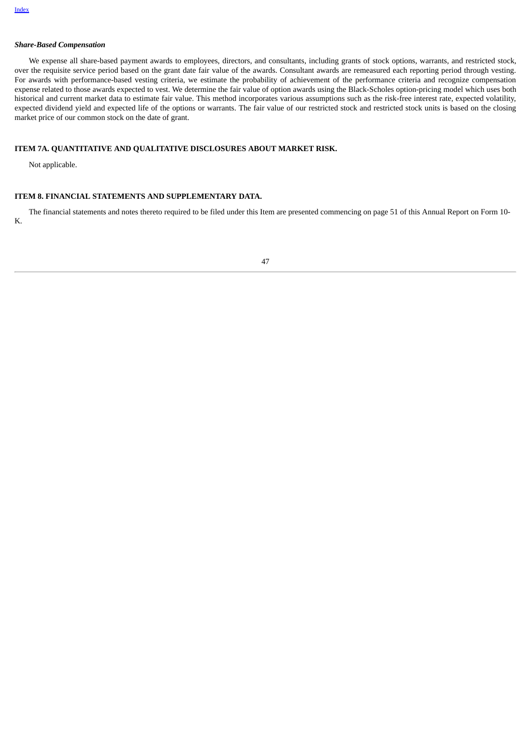### *Share-Based Compensation*

We expense all share-based payment awards to employees, directors, and consultants, including grants of stock options, warrants, and restricted stock, over the requisite service period based on the grant date fair value of the awards. Consultant awards are remeasured each reporting period through vesting. For awards with performance-based vesting criteria, we estimate the probability of achievement of the performance criteria and recognize compensation expense related to those awards expected to vest. We determine the fair value of option awards using the Black-Scholes option-pricing model which uses both historical and current market data to estimate fair value. This method incorporates various assumptions such as the risk-free interest rate, expected volatility, expected dividend yield and expected life of the options or warrants. The fair value of our restricted stock and restricted stock units is based on the closing market price of our common stock on the date of grant.

## ITEM 7A. QUANTITATIVE AND QUALITATIVE DISCLOSURES ABOUT MARKET RISK.

Not applicable.

## ITEM 8. FINANCIAL STATEMENTS AND SUPPLEMENTARY DATA.

The financial statements and notes thereto required to be filed under this Item are presented commencing on page 51 of this Annual Report on Form 10-K.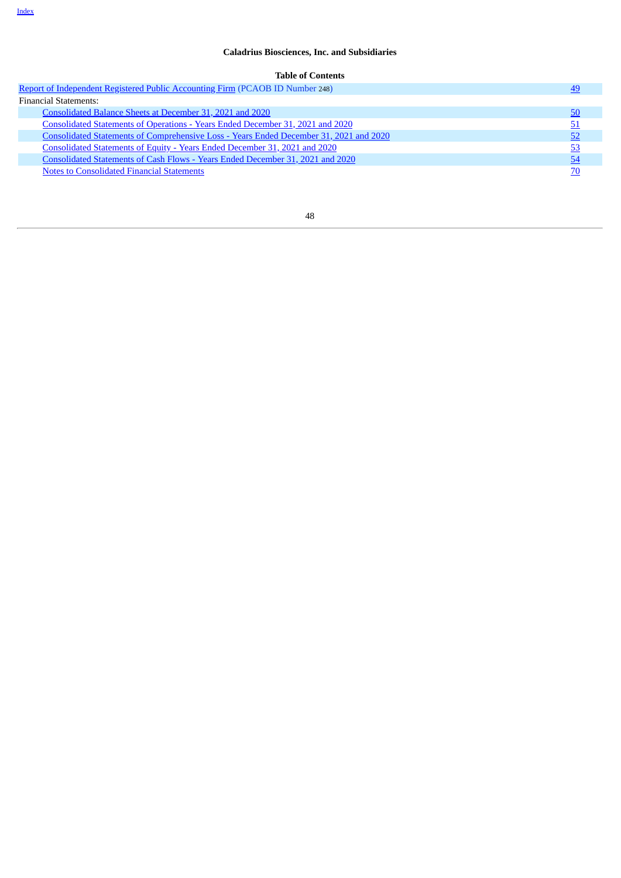**Caladrius Biosciences, Inc. and Subsidiaries**

**Table of Contents**

| | |
|---|---|
| Report of Independent Registered Public Accounting Firm (PCAOB ID Number 248) | 49 |
| Financial Statements: | |
| Consolidated Balance Sheets at December 31, 2021 and 2020 | 50 |
| Consolidated Statements of Operations - Years Ended December 31, 2021 and 2020 | 51 |
| Consolidated Statements of Comprehensive Loss - Years Ended December 31, 2021 and 2020 | 52 |
| Consolidated Statements of Equity - Years Ended December 31, 2021 and 2020 | 53 |
| Consolidated Statements of Cash Flows - Years Ended December 31, 2021 and 2020 | 54 |
| Notes to Consolidated Financial Statements | 70 |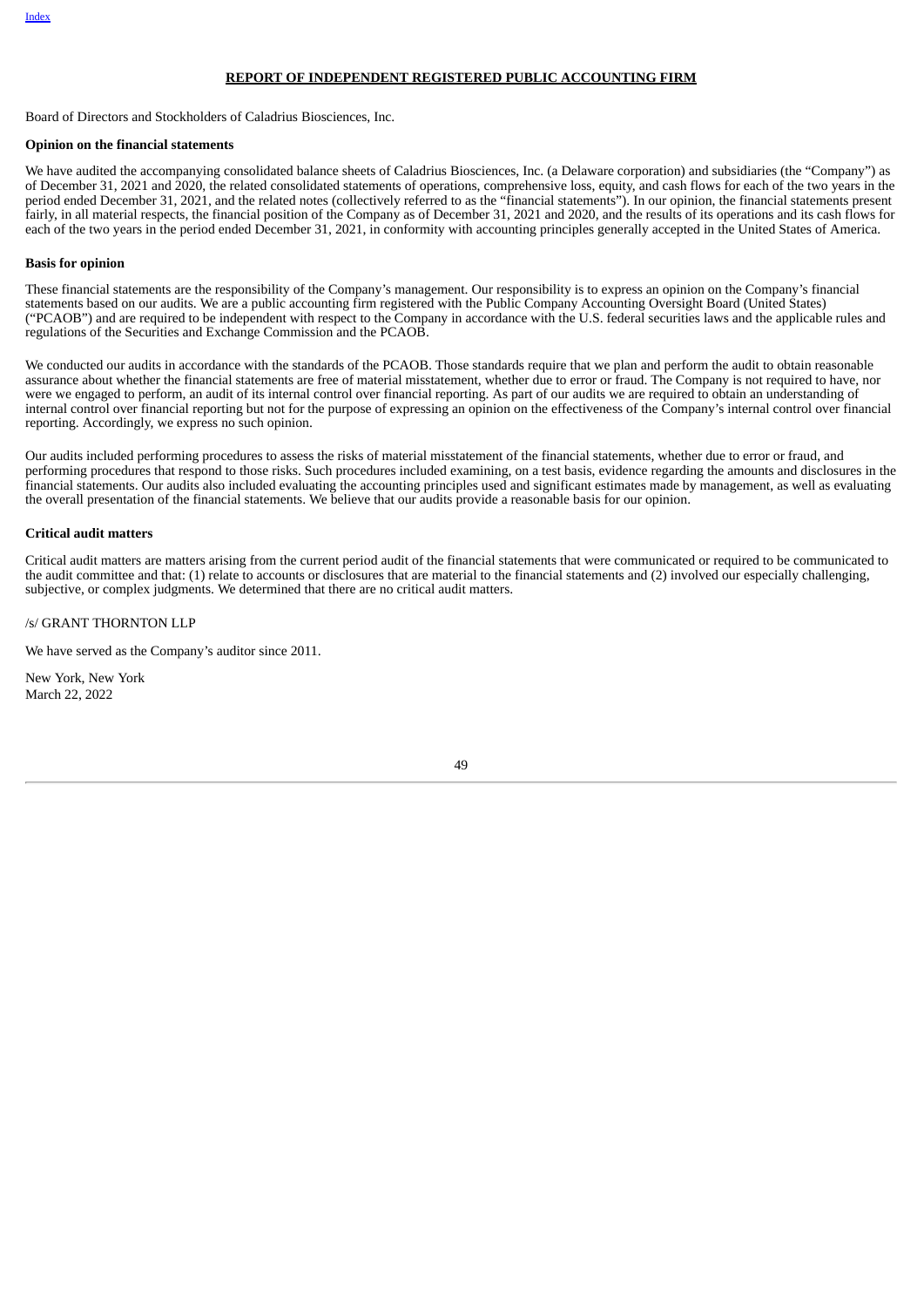## REPORT OF INDEPENDENT REGISTERED PUBLIC ACCOUNTING FIRM

Board of Directors and Stockholders of Caladrius Biosciences, Inc.

**Opinion on the financial statements**

We have audited the accompanying consolidated balance sheets of Caladrius Biosciences, Inc. (a Delaware corporation) and subsidiaries (the "Company") as of December 31, 2021 and 2020, the related consolidated statements of operations, comprehensive loss, equity, and cash flows for each of the two years in the period ended December 31, 2021, and the related notes (collectively referred to as the "financial statements"). In our opinion, the financial statements present fairly, in all material respects, the financial position of the Company as of December 31, 2021 and 2020, and the results of its operations and its cash flows for each of the two years in the period ended December 31, 2021, in conformity with accounting principles generally accepted in the United States of America.

**Basis for opinion**

These financial statements are the responsibility of the Company's management. Our responsibility is to express an opinion on the Company's financial statements based on our audits. We are a public accounting firm registered with the Public Company Accounting Oversight Board (United States) ("PCAOB") and are required to be independent with respect to the Company in accordance with the U.S. federal securities laws and the applicable rules and regulations of the Securities and Exchange Commission and the PCAOB.

We conducted our audits in accordance with the standards of the PCAOB. Those standards require that we plan and perform the audit to obtain reasonable assurance about whether the financial statements are free of material misstatement, whether due to error or fraud. The Company is not required to have, nor were we engaged to perform, an audit of its internal control over financial reporting. As part of our audits we are required to obtain an understanding of internal control over financial reporting but not for the purpose of expressing an opinion on the effectiveness of the Company's internal control over financial reporting. Accordingly, we express no such opinion.

Our audits included performing procedures to assess the risks of material misstatement of the financial statements, whether due to error or fraud, and performing procedures that respond to those risks. Such procedures included examining, on a test basis, evidence regarding the amounts and disclosures in the financial statements. Our audits also included evaluating the accounting principles used and significant estimates made by management, as well as evaluating the overall presentation of the financial statements. We believe that our audits provide a reasonable basis for our opinion.

**Critical audit matters**

Critical audit matters are matters arising from the current period audit of the financial statements that were communicated or required to be communicated to the audit committee and that: (1) relate to accounts or disclosures that are material to the financial statements and (2) involved our especially challenging, subjective, or complex judgments. We determined that there are no critical audit matters.

/s/ GRANT THORNTON LLP

We have served as the Company's auditor since 2011.

New York, New York
March 22, 2022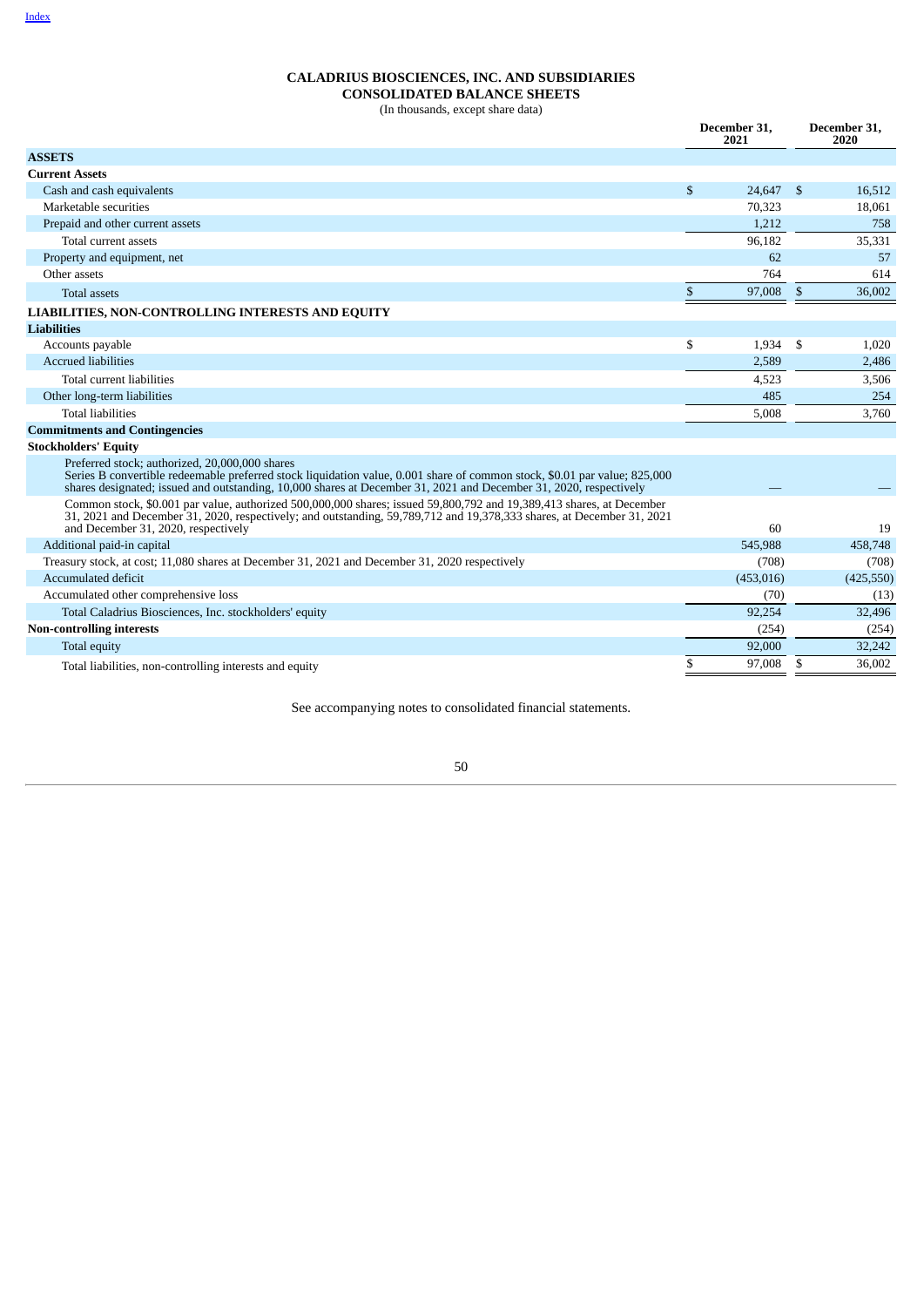# CALADRIUS BIOSCIENCES, INC. AND SUBSIDIARIES
## CONSOLIDATED BALANCE SHEETS
(In thousands, except share data)

| | December 31, 2021 | December 31, 2020 |
|---|---|---|
| **ASSETS** | | |
| **Current Assets** | | |
| Cash and cash equivalents | $ 24,647 | $ 16,512 |
| Marketable securities | 70,323 | 18,061 |
| Prepaid and other current assets | 1,212 | 758 |
| Total current assets | 96,182 | 35,331 |
| Property and equipment, net | 62 | 57 |
| Other assets | 764 | 614 |
| Total assets | $ 97,008 | $ 36,002 |
| **LIABILITIES, NON-CONTROLLING INTERESTS AND EQUITY** | | |
| **Liabilities** | | |
| Accounts payable | $ 1,934 | $ 1,020 |
| Accrued liabilities | 2,589 | 2,486 |
| Total current liabilities | 4,523 | 3,506 |
| Other long-term liabilities | 485 | 254 |
| Total liabilities | 5,008 | 3,760 |
| **Commitments and Contingencies** | | |
| **Stockholders' Equity** | | |
| Preferred stock; authorized, 20,000,000 shares<br>Series B convertible redeemable preferred stock liquidation value, 0.001 share of common stock, $0.01 par value; 825,000 shares designated; issued and outstanding, 10,000 shares at December 31, 2021 and December 31, 2020, respectively | — | — |
| Common stock, $0.001 par value, authorized 500,000,000 shares; issued 59,800,792 and 19,389,413 shares, at December 31, 2021 and December 31, 2020, respectively; and outstanding, 59,789,712 and 19,378,333 shares, at December 31, 2021 and December 31, 2020, respectively | 60 | 19 |
| Additional paid-in capital | 545,988 | 458,748 |
| Treasury stock, at cost; 11,080 shares at December 31, 2021 and December 31, 2020 respectively | (708) | (708) |
| Accumulated deficit | (453,016) | (425,550) |
| Accumulated other comprehensive loss | (70) | (13) |
| Total Caladrius Biosciences, Inc. stockholders' equity | 92,254 | 32,496 |
| **Non-controlling interests** | (254) | (254) |
| Total equity | 92,000 | 32,242 |
| Total liabilities, non-controlling interests and equity | $ 97,008 | $ 36,002 |

See accompanying notes to consolidated financial statements.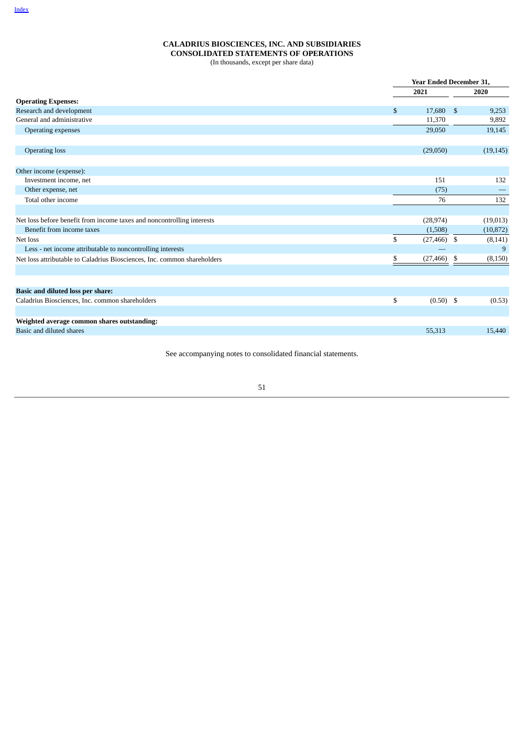# CALADRIUS BIOSCIENCES, INC. AND SUBSIDIARIES
# CONSOLIDATED STATEMENTS OF OPERATIONS

(In thousands, except per share data)

| | Year Ended December 31, | |
|---|---|---|
| | 2021 | 2020 |
| **Operating Expenses:** | | |
| Research and development | $ 17,680 | $ 9,253 |
| General and administrative | 11,370 | 9,892 |
| Operating expenses | 29,050 | 19,145 |
| | | |
| Operating loss | (29,050) | (19,145) |
| | | |
| Other income (expense): | | |
| Investment income, net | 151 | 132 |
| Other expense, net | (75) | — |
| Total other income | 76 | 132 |
| | | |
| Net loss before benefit from income taxes and noncontrolling interests | (28,974) | (19,013) |
| Benefit from income taxes | (1,508) | (10,872) |
| Net loss | $ (27,466) | $ (8,141) |
| Less - net income attributable to noncontrolling interests | — | 9 |
| Net loss attributable to Caladrius Biosciences, Inc. common shareholders | $ (27,466) | $ (8,150) |
| | | |
| **Basic and diluted loss per share:** | | |
| Caladrius Biosciences, Inc. common shareholders | $ (0.50) | $ (0.53) |
| | | |
| **Weighted average common shares outstanding:** | | |
| Basic and diluted shares | 55,313 | 15,440 |

See accompanying notes to consolidated financial statements.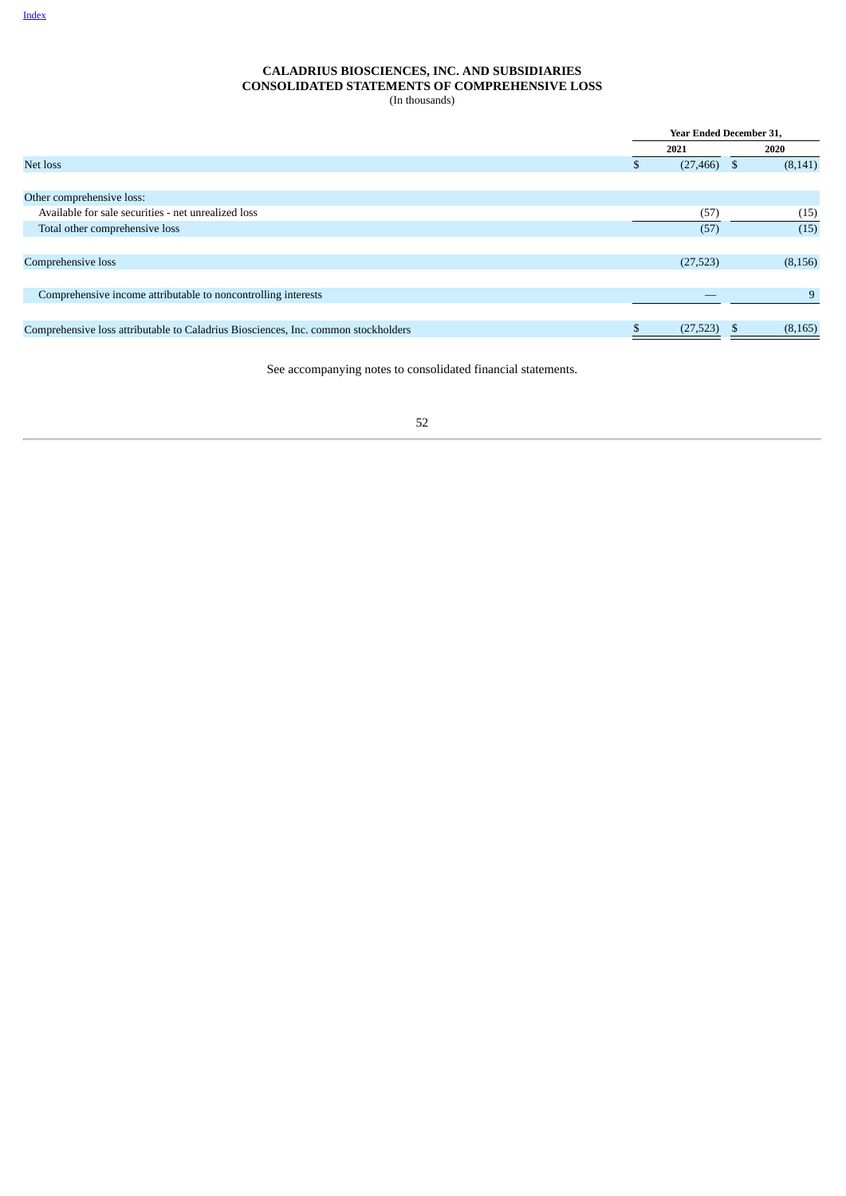"Index" link at top — it's a header link repeated; omit.

**CALADRIUS BIOSCIENCES, INC. AND SUBSIDIARIES**
**CONSOLIDATED STATEMENTS OF COMPREHENSIVE LOSS**
(In thousands)

| | Year Ended December 31, | |
|---|---|---|
| | 2021 | 2020 |
| Net loss | $ (27,466) | $ (8,141) |
| Other comprehensive loss: | | |
| Available for sale securities - net unrealized loss | (57) | (15) |
| Total other comprehensive loss | (57) | (15) |
| Comprehensive loss | (27,523) | (8,156) |
| Comprehensive income attributable to noncontrolling interests | — | 9 |
| Comprehensive loss attributable to Caladrius Biosciences, Inc. common stockholders | $ (27,523) | $ (8,165) |

See accompanying notes to consolidated financial statements.

**CALADRIUS BIOSCIENCES, INC. AND SUBSIDIARIES**
**CONSOLIDATED STATEMENTS OF COMPREHENSIVE LOSS**
(In thousands)

| | Year Ended December 31, | |
|---|---|---|
| | 2021 | 2020 |
| Net loss | $ (27,466) | $ (8,141) |
| Other comprehensive loss: | | |
| Available for sale securities - net unrealized loss | (57) | (15) |
| Total other comprehensive loss | (57) | (15) |
| Comprehensive loss | (27,523) | (8,156) |
| Comprehensive income attributable to noncontrolling interests | — | 9 |
| Comprehensive loss attributable to Caladrius Biosciences, Inc. common stockholders | $ (27,523) | $ (8,165) |

See accompanying notes to consolidated financial statements.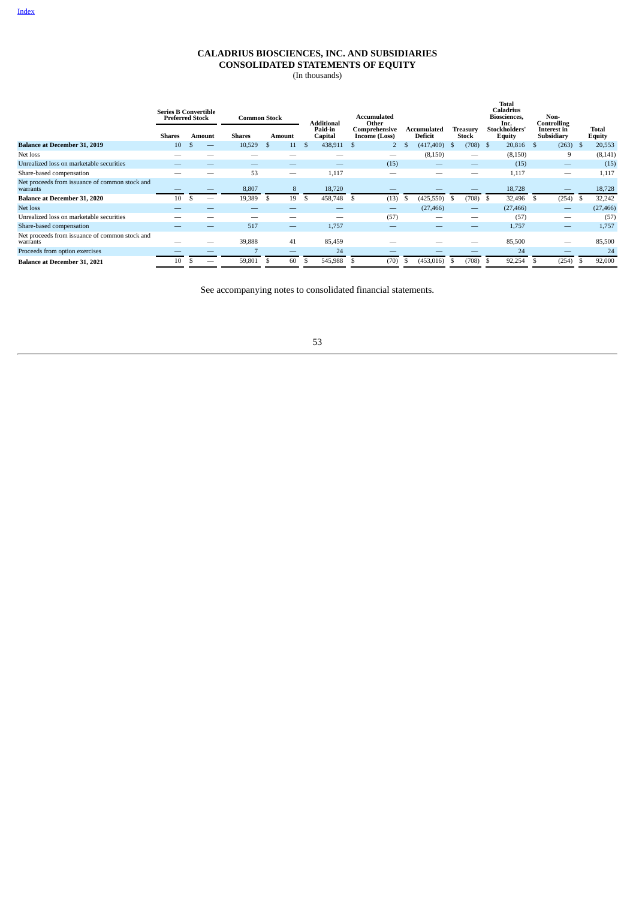Index

# CALADRIUS BIOSCIENCES, INC. AND SUBSIDIARIES
## CONSOLIDATED STATEMENTS OF EQUITY
(In thousands)

| | Series B Convertible Preferred Stock | | Common Stock | | Additional Paid-in Capital | Accumulated Other Comprehensive Income (Loss) | Accumulated Deficit | Treasury Stock | Total Caladrius Biosciences, Inc. Stockholders' Equity | Non-Controlling Interest in Subsidiary | Total Equity |
|---|---|---|---|---|---|---|---|---|---|---|---|
| | Shares | Amount | Shares | Amount | | | | | | | |
| **Balance at December 31, 2019** | 10 | $ — | 10,529 | $ 11 | $ 438,911 | $ 2 | $ (417,400) | $ (708) | $ 20,816 | $ (263) | $ 20,553 |
| Net loss | — | — | — | — | — | — | (8,150) | — | (8,150) | 9 | (8,141) |
| Unrealized loss on marketable securities | — | — | — | — | — | (15) | — | — | (15) | — | (15) |
| Share-based compensation | — | — | 53 | — | 1,117 | — | — | — | 1,117 | — | 1,117 |
| Net proceeds from issuance of common stock and warrants | — | — | 8,807 | 8 | 18,720 | — | — | — | 18,728 | — | 18,728 |
| **Balance at December 31, 2020** | 10 | $ — | 19,389 | $ 19 | $ 458,748 | $ (13) | $ (425,550) | $ (708) | $ 32,496 | $ (254) | $ 32,242 |
| Net loss | — | — | — | — | — | — | (27,466) | — | (27,466) | — | (27,466) |
| Unrealized loss on marketable securities | — | — | — | — | — | (57) | — | — | (57) | — | (57) |
| Share-based compensation | — | — | 517 | — | 1,757 | — | — | — | 1,757 | — | 1,757 |
| Net proceeds from issuance of common stock and warrants | — | — | 39,888 | 41 | 85,459 | — | — | — | 85,500 | — | 85,500 |
| Proceeds from option exercises | — | — | 7 | — | 24 | — | — | — | 24 | — | 24 |
| **Balance at December 31, 2021** | 10 | $ — | 59,801 | $ 60 | $ 545,988 | $ (70) | $ (453,016) | $ (708) | $ 92,254 | $ (254) | $ 92,000 |

See accompanying notes to consolidated financial statements.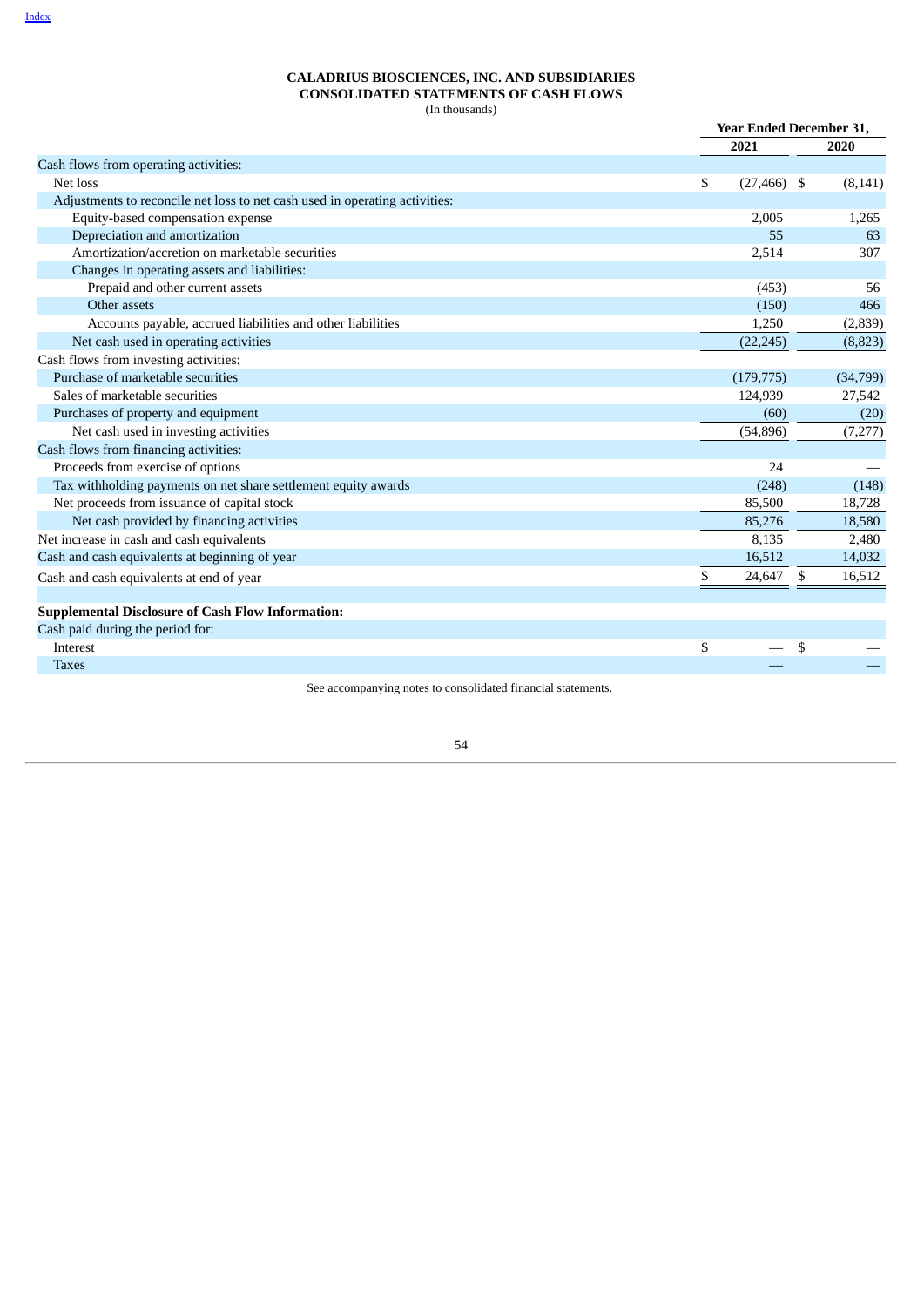**CALADRIUS BIOSCIENCES, INC. AND SUBSIDIARIES**
**CONSOLIDATED STATEMENTS OF CASH FLOWS**
(In thousands)

| | Year Ended December 31, | |
|---|---|---|
| | 2021 | 2020 |
| Cash flows from operating activities: | | |
| Net loss | $ (27,466) | $ (8,141) |
| Adjustments to reconcile net loss to net cash used in operating activities: | | |
| Equity-based compensation expense | 2,005 | 1,265 |
| Depreciation and amortization | 55 | 63 |
| Amortization/accretion on marketable securities | 2,514 | 307 |
| Changes in operating assets and liabilities: | | |
| Prepaid and other current assets | (453) | 56 |
| Other assets | (150) | 466 |
| Accounts payable, accrued liabilities and other liabilities | 1,250 | (2,839) |
| Net cash used in operating activities | (22,245) | (8,823) |
| Cash flows from investing activities: | | |
| Purchase of marketable securities | (179,775) | (34,799) |
| Sales of marketable securities | 124,939 | 27,542 |
| Purchases of property and equipment | (60) | (20) |
| Net cash used in investing activities | (54,896) | (7,277) |
| Cash flows from financing activities: | | |
| Proceeds from exercise of options | 24 | — |
| Tax withholding payments on net share settlement equity awards | (248) | (148) |
| Net proceeds from issuance of capital stock | 85,500 | 18,728 |
| Net cash provided by financing activities | 85,276 | 18,580 |
| Net increase in cash and cash equivalents | 8,135 | 2,480 |
| Cash and cash equivalents at beginning of year | 16,512 | 14,032 |
| Cash and cash equivalents at end of year | $ 24,647 | $ 16,512 |
| | | |
| **Supplemental Disclosure of Cash Flow Information:** | | |
| Cash paid during the period for: | | |
| Interest | $ — | $ — |
| Taxes | — | — |

See accompanying notes to consolidated financial statements.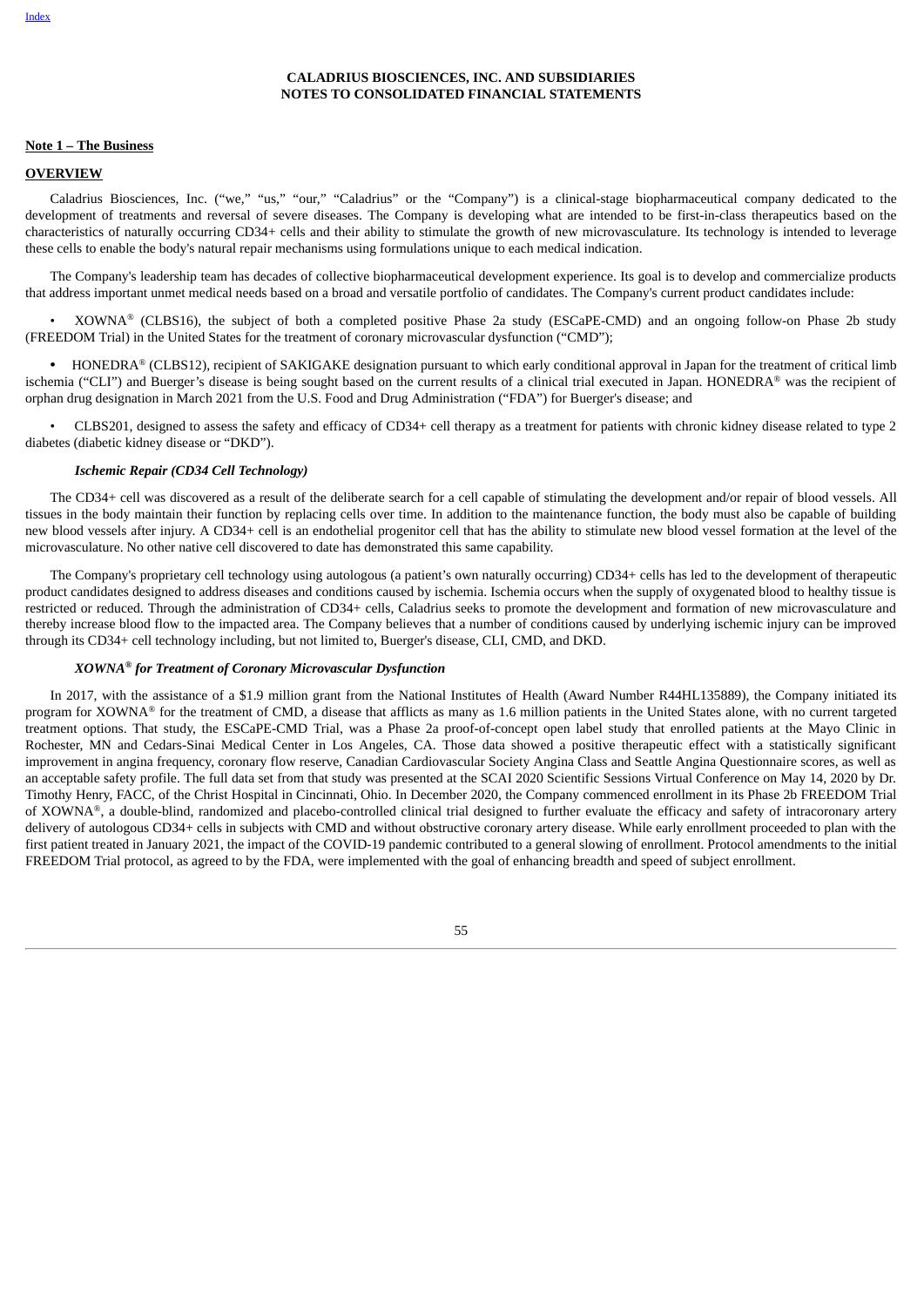**CALADRIUS BIOSCIENCES, INC. AND SUBSIDIARIES**
**NOTES TO CONSOLIDATED FINANCIAL STATEMENTS**

## Note 1 – The Business

### OVERVIEW

Caladrius Biosciences, Inc. ("we," "us," "our," "Caladrius" or the "Company") is a clinical-stage biopharmaceutical company dedicated to the development of treatments and reversal of severe diseases. The Company is developing what are intended to be first-in-class therapeutics based on the characteristics of naturally occurring CD34+ cells and their ability to stimulate the growth of new microvasculature. Its technology is intended to leverage these cells to enable the body's natural repair mechanisms using formulations unique to each medical indication.

The Company's leadership team has decades of collective biopharmaceutical development experience. Its goal is to develop and commercialize products that address important unmet medical needs based on a broad and versatile portfolio of candidates. The Company's current product candidates include:

- XOWNA® (CLBS16), the subject of both a completed positive Phase 2a study (ESCaPE-CMD) and an ongoing follow-on Phase 2b study (FREEDOM Trial) in the United States for the treatment of coronary microvascular dysfunction ("CMD");

- HONEDRA® (CLBS12), recipient of SAKIGAKE designation pursuant to which early conditional approval in Japan for the treatment of critical limb ischemia ("CLI") and Buerger's disease is being sought based on the current results of a clinical trial executed in Japan. HONEDRA® was the recipient of orphan drug designation in March 2021 from the U.S. Food and Drug Administration ("FDA") for Buerger's disease; and

- CLBS201, designed to assess the safety and efficacy of CD34+ cell therapy as a treatment for patients with chronic kidney disease related to type 2 diabetes (diabetic kidney disease or "DKD").

***Ischemic Repair (CD34 Cell Technology)***

The CD34+ cell was discovered as a result of the deliberate search for a cell capable of stimulating the development and/or repair of blood vessels. All tissues in the body maintain their function by replacing cells over time. In addition to the maintenance function, the body must also be capable of building new blood vessels after injury. A CD34+ cell is an endothelial progenitor cell that has the ability to stimulate new blood vessel formation at the level of the microvasculature. No other native cell discovered to date has demonstrated this same capability.

The Company's proprietary cell technology using autologous (a patient's own naturally occurring) CD34+ cells has led to the development of therapeutic product candidates designed to address diseases and conditions caused by ischemia. Ischemia occurs when the supply of oxygenated blood to healthy tissue is restricted or reduced. Through the administration of CD34+ cells, Caladrius seeks to promote the development and formation of new microvasculature and thereby increase blood flow to the impacted area. The Company believes that a number of conditions caused by underlying ischemic injury can be improved through its CD34+ cell technology including, but not limited to, Buerger's disease, CLI, CMD, and DKD.

***XOWNA® for Treatment of Coronary Microvascular Dysfunction***

In 2017, with the assistance of a $1.9 million grant from the National Institutes of Health (Award Number R44HL135889), the Company initiated its program for XOWNA® for the treatment of CMD, a disease that afflicts as many as 1.6 million patients in the United States alone, with no current targeted treatment options. That study, the ESCaPE-CMD Trial, was a Phase 2a proof-of-concept open label study that enrolled patients at the Mayo Clinic in Rochester, MN and Cedars-Sinai Medical Center in Los Angeles, CA. Those data showed a positive therapeutic effect with a statistically significant improvement in angina frequency, coronary flow reserve, Canadian Cardiovascular Society Angina Class and Seattle Angina Questionnaire scores, as well as an acceptable safety profile. The full data set from that study was presented at the SCAI 2020 Scientific Sessions Virtual Conference on May 14, 2020 by Dr. Timothy Henry, FACC, of the Christ Hospital in Cincinnati, Ohio. In December 2020, the Company commenced enrollment in its Phase 2b FREEDOM Trial of XOWNA®, a double-blind, randomized and placebo-controlled clinical trial designed to further evaluate the efficacy and safety of intracoronary artery delivery of autologous CD34+ cells in subjects with CMD and without obstructive coronary artery disease. While early enrollment proceeded to plan with the first patient treated in January 2021, the impact of the COVID-19 pandemic contributed to a general slowing of enrollment. Protocol amendments to the initial FREEDOM Trial protocol, as agreed to by the FDA, were implemented with the goal of enhancing breadth and speed of subject enrollment.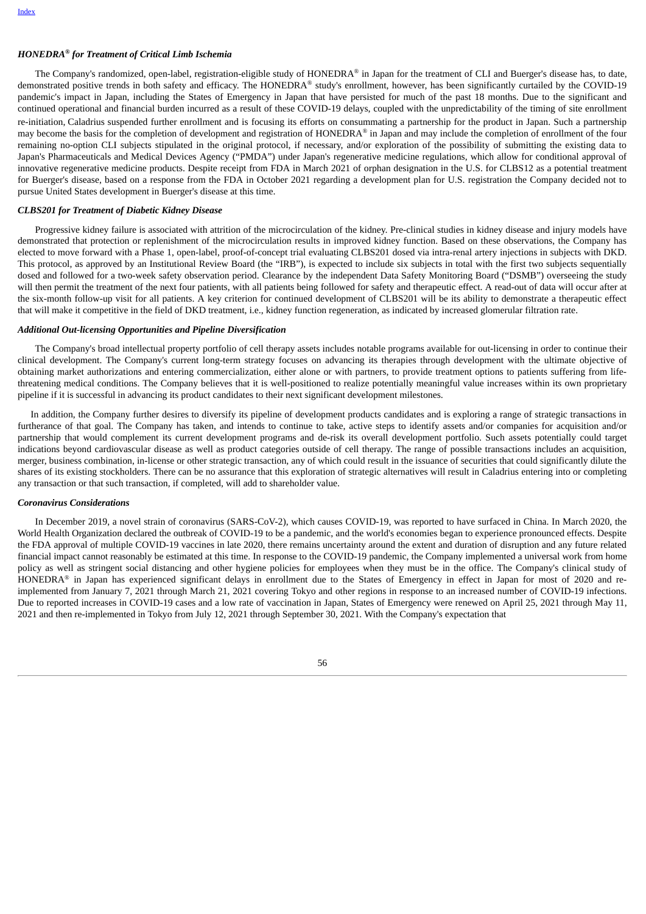### *HONEDRA® for Treatment of Critical Limb Ischemia*

The Company's randomized, open-label, registration-eligible study of HONEDRA® in Japan for the treatment of CLI and Buerger's disease has, to date, demonstrated positive trends in both safety and efficacy. The HONEDRA® study's enrollment, however, has been significantly curtailed by the COVID-19 pandemic's impact in Japan, including the States of Emergency in Japan that have persisted for much of the past 18 months. Due to the significant and continued operational and financial burden incurred as a result of these COVID-19 delays, coupled with the unpredictability of the timing of site enrollment re-initiation, Caladrius suspended further enrollment and is focusing its efforts on consummating a partnership for the product in Japan. Such a partnership may become the basis for the completion of development and registration of HONEDRA® in Japan and may include the completion of enrollment of the four remaining no-option CLI subjects stipulated in the original protocol, if necessary, and/or exploration of the possibility of submitting the existing data to Japan's Pharmaceuticals and Medical Devices Agency ("PMDA") under Japan's regenerative medicine regulations, which allow for conditional approval of innovative regenerative medicine products. Despite receipt from FDA in March 2021 of orphan designation in the U.S. for CLBS12 as a potential treatment for Buerger's disease, based on a response from the FDA in October 2021 regarding a development plan for U.S. registration the Company decided not to pursue United States development in Buerger's disease at this time.

### *CLBS201 for Treatment of Diabetic Kidney Disease*

Progressive kidney failure is associated with attrition of the microcirculation of the kidney. Pre-clinical studies in kidney disease and injury models have demonstrated that protection or replenishment of the microcirculation results in improved kidney function. Based on these observations, the Company has elected to move forward with a Phase 1, open-label, proof-of-concept trial evaluating CLBS201 dosed via intra-renal artery injections in subjects with DKD. This protocol, as approved by an Institutional Review Board (the "IRB"), is expected to include six subjects in total with the first two subjects sequentially dosed and followed for a two-week safety observation period. Clearance by the independent Data Safety Monitoring Board ("DSMB") overseeing the study will then permit the treatment of the next four patients, with all patients being followed for safety and therapeutic effect. A read-out of data will occur after at the six-month follow-up visit for all patients. A key criterion for continued development of CLBS201 will be its ability to demonstrate a therapeutic effect that will make it competitive in the field of DKD treatment, i.e., kidney function regeneration, as indicated by increased glomerular filtration rate.

### *Additional Out-licensing Opportunities and Pipeline Diversification*

The Company's broad intellectual property portfolio of cell therapy assets includes notable programs available for out-licensing in order to continue their clinical development. The Company's current long-term strategy focuses on advancing its therapies through development with the ultimate objective of obtaining market authorizations and entering commercialization, either alone or with partners, to provide treatment options to patients suffering from life-threatening medical conditions. The Company believes that it is well-positioned to realize potentially meaningful value increases within its own proprietary pipeline if it is successful in advancing its product candidates to their next significant development milestones.

In addition, the Company further desires to diversify its pipeline of development products candidates and is exploring a range of strategic transactions in furtherance of that goal. The Company has taken, and intends to continue to take, active steps to identify assets and/or companies for acquisition and/or partnership that would complement its current development programs and de-risk its overall development portfolio. Such assets potentially could target indications beyond cardiovascular disease as well as product categories outside of cell therapy. The range of possible transactions includes an acquisition, merger, business combination, in-license or other strategic transaction, any of which could result in the issuance of securities that could significantly dilute the shares of its existing stockholders. There can be no assurance that this exploration of strategic alternatives will result in Caladrius entering into or completing any transaction or that such transaction, if completed, will add to shareholder value.

### *Coronavirus Considerations*

In December 2019, a novel strain of coronavirus (SARS-CoV-2), which causes COVID-19, was reported to have surfaced in China. In March 2020, the World Health Organization declared the outbreak of COVID-19 to be a pandemic, and the world's economies began to experience pronounced effects. Despite the FDA approval of multiple COVID-19 vaccines in late 2020, there remains uncertainty around the extent and duration of disruption and any future related financial impact cannot reasonably be estimated at this time. In response to the COVID-19 pandemic, the Company implemented a universal work from home policy as well as stringent social distancing and other hygiene policies for employees when they must be in the office. The Company's clinical study of HONEDRA® in Japan has experienced significant delays in enrollment due to the States of Emergency in effect in Japan for most of 2020 and re-implemented from January 7, 2021 through March 21, 2021 covering Tokyo and other regions in response to an increased number of COVID-19 infections. Due to reported increases in COVID-19 cases and a low rate of vaccination in Japan, States of Emergency were renewed on April 25, 2021 through May 11, 2021 and then re-implemented in Tokyo from July 12, 2021 through September 30, 2021. With the Company's expectation that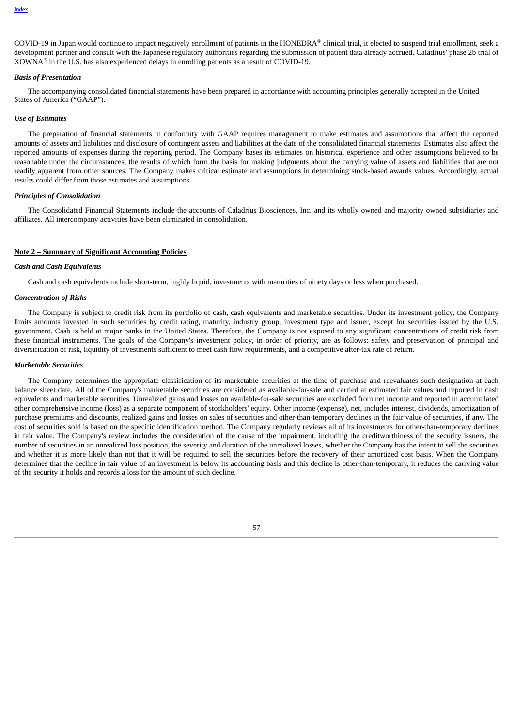COVID-19 in Japan would continue to impact negatively enrollment of patients in the HONEDRA® clinical trial, it elected to suspend trial enrollment, seek a development partner and consult with the Japanese regulatory authorities regarding the submission of patient data already accrued. Caladrius' phase 2b trial of XOWNA® in the U.S. has also experienced delays in enrolling patients as a result of COVID-19.

***Basis of Presentation***

The accompanying consolidated financial statements have been prepared in accordance with accounting principles generally accepted in the United States of America ("GAAP").

***Use of Estimates***

The preparation of financial statements in conformity with GAAP requires management to make estimates and assumptions that affect the reported amounts of assets and liabilities and disclosure of contingent assets and liabilities at the date of the consolidated financial statements. Estimates also affect the reported amounts of expenses during the reporting period. The Company bases its estimates on historical experience and other assumptions believed to be reasonable under the circumstances, the results of which form the basis for making judgments about the carrying value of assets and liabilities that are not readily apparent from other sources. The Company makes critical estimate and assumptions in determining stock-based awards values. Accordingly, actual results could differ from those estimates and assumptions.

***Principles of Consolidation***

The Consolidated Financial Statements include the accounts of Caladrius Biosciences, Inc. and its wholly owned and majority owned subsidiaries and affiliates. All intercompany activities have been eliminated in consolidation.

**Note 2 – Summary of Significant Accounting Policies**

***Cash and Cash Equivalents***

Cash and cash equivalents include short-term, highly liquid, investments with maturities of ninety days or less when purchased.

***Concentration of Risks***

The Company is subject to credit risk from its portfolio of cash, cash equivalents and marketable securities. Under its investment policy, the Company limits amounts invested in such securities by credit rating, maturity, industry group, investment type and issuer, except for securities issued by the U.S. government. Cash is held at major banks in the United States. Therefore, the Company is not exposed to any significant concentrations of credit risk from these financial instruments. The goals of the Company's investment policy, in order of priority, are as follows: safety and preservation of principal and diversification of risk, liquidity of investments sufficient to meet cash flow requirements, and a competitive after-tax rate of return.

***Marketable Securities***

The Company determines the appropriate classification of its marketable securities at the time of purchase and reevaluates such designation at each balance sheet date. All of the Company's marketable securities are considered as available-for-sale and carried at estimated fair values and reported in cash equivalents and marketable securities. Unrealized gains and losses on available-for-sale securities are excluded from net income and reported in accumulated other comprehensive income (loss) as a separate component of stockholders' equity. Other income (expense), net, includes interest, dividends, amortization of purchase premiums and discounts, realized gains and losses on sales of securities and other-than-temporary declines in the fair value of securities, if any. The cost of securities sold is based on the specific identification method. The Company regularly reviews all of its investments for other-than-temporary declines in fair value. The Company's review includes the consideration of the cause of the impairment, including the creditworthiness of the security issuers, the number of securities in an unrealized loss position, the severity and duration of the unrealized losses, whether the Company has the intent to sell the securities and whether it is more likely than not that it will be required to sell the securities before the recovery of their amortized cost basis. When the Company determines that the decline in fair value of an investment is below its accounting basis and this decline is other-than-temporary, it reduces the carrying value of the security it holds and records a loss for the amount of such decline.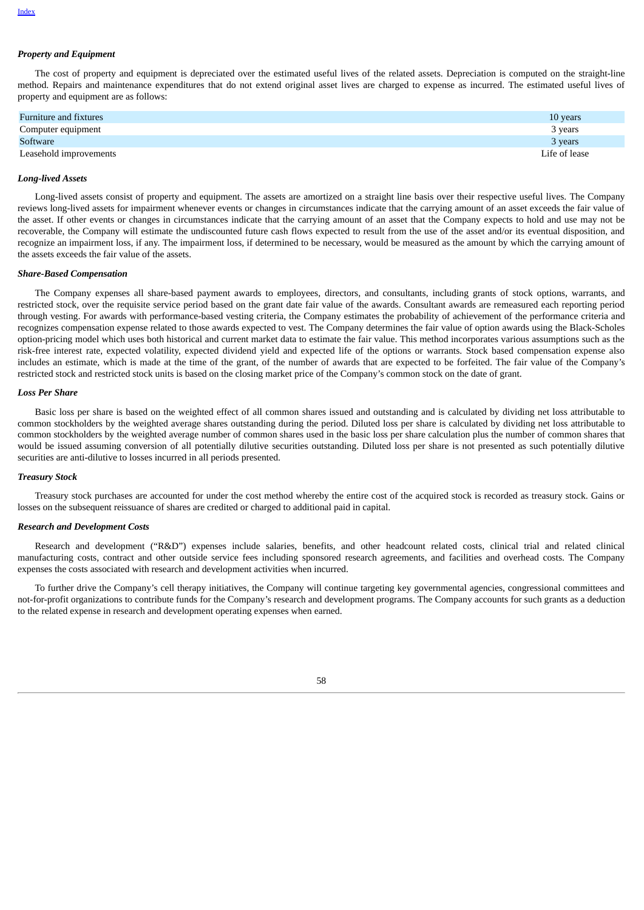### *Property and Equipment*

The cost of property and equipment is depreciated over the estimated useful lives of the related assets. Depreciation is computed on the straight-line method. Repairs and maintenance expenditures that do not extend original asset lives are charged to expense as incurred. The estimated useful lives of property and equipment are as follows:

| | |
|---|---|
| Furniture and fixtures | 10 years |
| Computer equipment | 3 years |
| Software | 3 years |
| Leasehold improvements | Life of lease |

### *Long-lived Assets*

Long-lived assets consist of property and equipment. The assets are amortized on a straight line basis over their respective useful lives. The Company reviews long-lived assets for impairment whenever events or changes in circumstances indicate that the carrying amount of an asset exceeds the fair value of the asset. If other events or changes in circumstances indicate that the carrying amount of an asset that the Company expects to hold and use may not be recoverable, the Company will estimate the undiscounted future cash flows expected to result from the use of the asset and/or its eventual disposition, and recognize an impairment loss, if any. The impairment loss, if determined to be necessary, would be measured as the amount by which the carrying amount of the assets exceeds the fair value of the assets.

### *Share-Based Compensation*

The Company expenses all share-based payment awards to employees, directors, and consultants, including grants of stock options, warrants, and restricted stock, over the requisite service period based on the grant date fair value of the awards. Consultant awards are remeasured each reporting period through vesting. For awards with performance-based vesting criteria, the Company estimates the probability of achievement of the performance criteria and recognizes compensation expense related to those awards expected to vest. The Company determines the fair value of option awards using the Black-Scholes option-pricing model which uses both historical and current market data to estimate the fair value. This method incorporates various assumptions such as the risk-free interest rate, expected volatility, expected dividend yield and expected life of the options or warrants. Stock based compensation expense also includes an estimate, which is made at the time of the grant, of the number of awards that are expected to be forfeited. The fair value of the Company's restricted stock and restricted stock units is based on the closing market price of the Company's common stock on the date of grant.

### *Loss Per Share*

Basic loss per share is based on the weighted effect of all common shares issued and outstanding and is calculated by dividing net loss attributable to common stockholders by the weighted average shares outstanding during the period. Diluted loss per share is calculated by dividing net loss attributable to common stockholders by the weighted average number of common shares used in the basic loss per share calculation plus the number of common shares that would be issued assuming conversion of all potentially dilutive securities outstanding. Diluted loss per share is not presented as such potentially dilutive securities are anti-dilutive to losses incurred in all periods presented.

### *Treasury Stock*

Treasury stock purchases are accounted for under the cost method whereby the entire cost of the acquired stock is recorded as treasury stock. Gains or losses on the subsequent reissuance of shares are credited or charged to additional paid in capital.

### *Research and Development Costs*

Research and development ("R&D") expenses include salaries, benefits, and other headcount related costs, clinical trial and related clinical manufacturing costs, contract and other outside service fees including sponsored research agreements, and facilities and overhead costs. The Company expenses the costs associated with research and development activities when incurred.

To further drive the Company's cell therapy initiatives, the Company will continue targeting key governmental agencies, congressional committees and not-for-profit organizations to contribute funds for the Company's research and development programs. The Company accounts for such grants as a deduction to the related expense in research and development operating expenses when earned.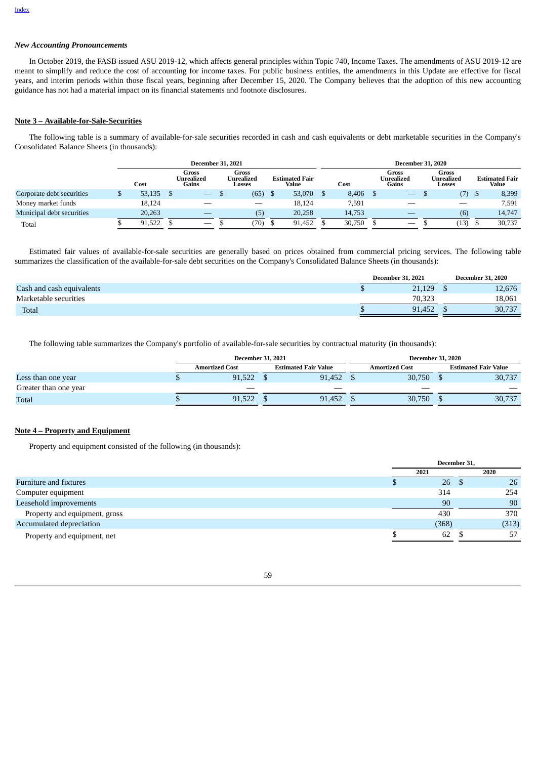[Index](#)

***New Accounting Pronouncements***

In October 2019, the FASB issued ASU 2019-12, which affects general principles within Topic 740, Income Taxes. The amendments of ASU 2019-12 are meant to simplify and reduce the cost of accounting for income taxes. For public business entities, the amendments in this Update are effective for fiscal years, and interim periods within those fiscal years, beginning after December 15, 2020. The Company believes that the adoption of this new accounting guidance has not had a material impact on its financial statements and footnote disclosures.

**Note 3 – Available-for-Sale-Securities**

The following table is a summary of available-for-sale securities recorded in cash and cash equivalents or debt marketable securities in the Company's Consolidated Balance Sheets (in thousands):

| | December 31, 2021 | | | | December 31, 2020 | | | |
|---|---|---|---|---|---|---|---|---|
| | Cost | Gross Unrealized Gains | Gross Unrealized Losses | Estimated Fair Value | Cost | Gross Unrealized Gains | Gross Unrealized Losses | Estimated Fair Value |
| Corporate debt securities | $ 53,135 | $ — | $ (65) | $ 53,070 | $ 8,406 | $ — | $ (7) | $ 8,399 |
| Money market funds | 18,124 | — | — | 18,124 | 7,591 | — | — | 7,591 |
| Municipal debt securities | 20,263 | — | (5) | 20,258 | 14,753 | — | (6) | 14,747 |
| Total | $ 91,522 | $ — | $ (70) | $ 91,452 | $ 30,750 | $ — | $ (13) | $ 30,737 |

Estimated fair values of available-for-sale securities are generally based on prices obtained from commercial pricing services. The following table summarizes the classification of the available-for-sale debt securities on the Company's Consolidated Balance Sheets (in thousands):

| | December 31, 2021 | December 31, 2020 |
|---|---|---|
| Cash and cash equivalents | $ 21,129 | $ 12,676 |
| Marketable securities | 70,323 | 18,061 |
| Total | $ 91,452 | $ 30,737 |

The following table summarizes the Company's portfolio of available-for-sale securities by contractual maturity (in thousands):

| | December 31, 2021 | | December 31, 2020 | |
|---|---|---|---|---|
| | Amortized Cost | Estimated Fair Value | Amortized Cost | Estimated Fair Value |
| Less than one year | $ 91,522 | $ 91,452 | $ 30,750 | $ 30,737 |
| Greater than one year | — | — | — | — |
| Total | $ 91,522 | $ 91,452 | $ 30,750 | $ 30,737 |

**Note 4 – Property and Equipment**

Property and equipment consisted of the following (in thousands):

| | December 31, | |
|---|---|---|
| | 2021 | 2020 |
| Furniture and fixtures | $ 26 | $ 26 |
| Computer equipment | 314 | 254 |
| Leasehold improvements | 90 | 90 |
| Property and equipment, gross | 430 | 370 |
| Accumulated depreciation | (368) | (313) |
| Property and equipment, net | $ 62 | $ 57 |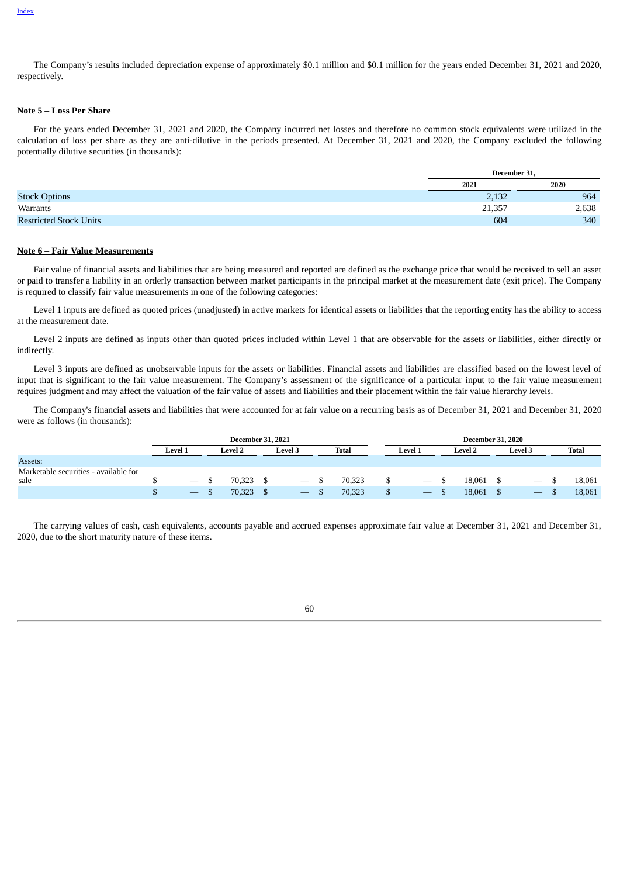[Index](#)

The Company's results included depreciation expense of approximately $0.1 million and $0.1 million for the years ended December 31, 2021 and 2020, respectively.

**Note 5 – Loss Per Share**

For the years ended December 31, 2021 and 2020, the Company incurred net losses and therefore no common stock equivalents were utilized in the calculation of loss per share as they are anti-dilutive in the periods presented. At December 31, 2021 and 2020, the Company excluded the following potentially dilutive securities (in thousands):

| | December 31, | |
|---|---|---|
| | 2021 | 2020 |
| Stock Options | 2,132 | 964 |
| Warrants | 21,357 | 2,638 |
| Restricted Stock Units | 604 | 340 |

**Note 6 – Fair Value Measurements**

Fair value of financial assets and liabilities that are being measured and reported are defined as the exchange price that would be received to sell an asset or paid to transfer a liability in an orderly transaction between market participants in the principal market at the measurement date (exit price). The Company is required to classify fair value measurements in one of the following categories:

Level 1 inputs are defined as quoted prices (unadjusted) in active markets for identical assets or liabilities that the reporting entity has the ability to access at the measurement date.

Level 2 inputs are defined as inputs other than quoted prices included within Level 1 that are observable for the assets or liabilities, either directly or indirectly.

Level 3 inputs are defined as unobservable inputs for the assets or liabilities. Financial assets and liabilities are classified based on the lowest level of input that is significant to the fair value measurement. The Company's assessment of the significance of a particular input to the fair value measurement requires judgment and may affect the valuation of the fair value of assets and liabilities and their placement within the fair value hierarchy levels.

The Company's financial assets and liabilities that were accounted for at fair value on a recurring basis as of December 31, 2021 and December 31, 2020 were as follows (in thousands):

| | December 31, 2021 | | | | December 31, 2020 | | | |
|---|---|---|---|---|---|---|---|---|
| | Level 1 | Level 2 | Level 3 | Total | Level 1 | Level 2 | Level 3 | Total |
| Assets: | | | | | | | | |
| Marketable securities - available for sale | $ — | $ 70,323 | $ — | $ 70,323 | $ — | $ 18,061 | $ — | $ 18,061 |
| | $ — | $ 70,323 | $ — | $ 70,323 | $ — | $ 18,061 | $ — | $ 18,061 |

The carrying values of cash, cash equivalents, accounts payable and accrued expenses approximate fair value at December 31, 2021 and December 31, 2020, due to the short maturity nature of these items.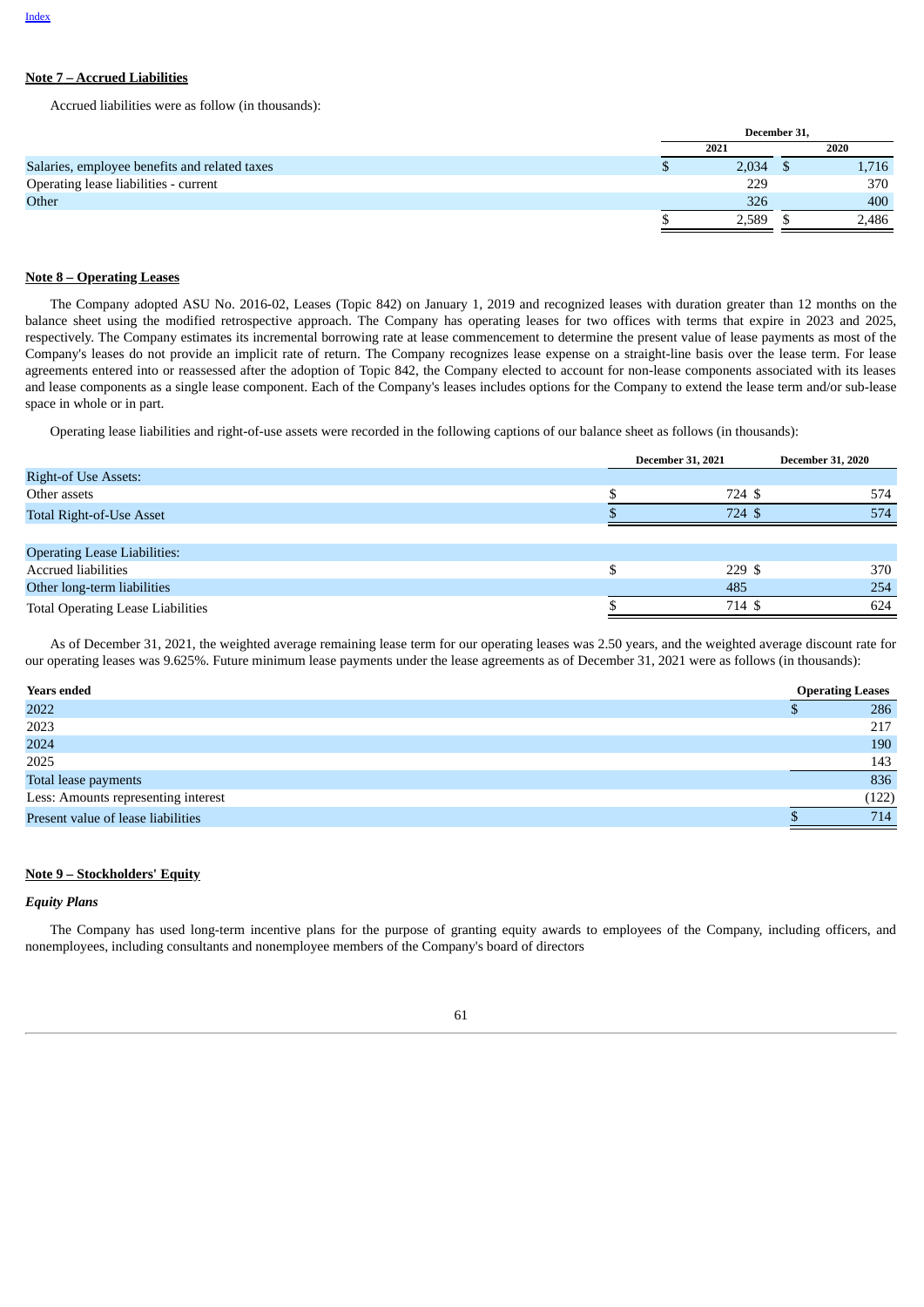## Note 7 – Accrued Liabilities

Accrued liabilities were as follow (in thousands):

| | December 31, | |
|---|---|---|
| | 2021 | 2020 |
| Salaries, employee benefits and related taxes | $ 2,034 | $ 1,716 |
| Operating lease liabilities - current | 229 | 370 |
| Other | 326 | 400 |
| | $ 2,589 | $ 2,486 |

## Note 8 – Operating Leases

The Company adopted ASU No. 2016-02, Leases (Topic 842) on January 1, 2019 and recognized leases with duration greater than 12 months on the balance sheet using the modified retrospective approach. The Company has operating leases for two offices with terms that expire in 2023 and 2025, respectively. The Company estimates its incremental borrowing rate at lease commencement to determine the present value of lease payments as most of the Company's leases do not provide an implicit rate of return. The Company recognizes lease expense on a straight-line basis over the lease term. For lease agreements entered into or reassessed after the adoption of Topic 842, the Company elected to account for non-lease components associated with its leases and lease components as a single lease component. Each of the Company's leases includes options for the Company to extend the lease term and/or sub-lease space in whole or in part.

Operating lease liabilities and right-of-use assets were recorded in the following captions of our balance sheet as follows (in thousands):

| | December 31, 2021 | December 31, 2020 |
|---|---|---|
| Right-of Use Assets: | | |
| Other assets | $ 724 | $ 574 |
| Total Right-of-Use Asset | $ 724 | $ 574 |
| | | |
| Operating Lease Liabilities: | | |
| Accrued liabilities | $ 229 | $ 370 |
| Other long-term liabilities | 485 | 254 |
| Total Operating Lease Liabilities | $ 714 | $ 624 |

As of December 31, 2021, the weighted average remaining lease term for our operating leases was 2.50 years, and the weighted average discount rate for our operating leases was 9.625%. Future minimum lease payments under the lease agreements as of December 31, 2021 were as follows (in thousands):

| Years ended | Operating Leases |
|---|---|
| 2022 | $ 286 |
| 2023 | 217 |
| 2024 | 190 |
| 2025 | 143 |
| Total lease payments | 836 |
| Less: Amounts representing interest | (122) |
| Present value of lease liabilities | $ 714 |

## Note 9 – Stockholders' Equity

### *Equity Plans*

The Company has used long-term incentive plans for the purpose of granting equity awards to employees of the Company, including officers, and nonemployees, including consultants and nonemployee members of the Company's board of directors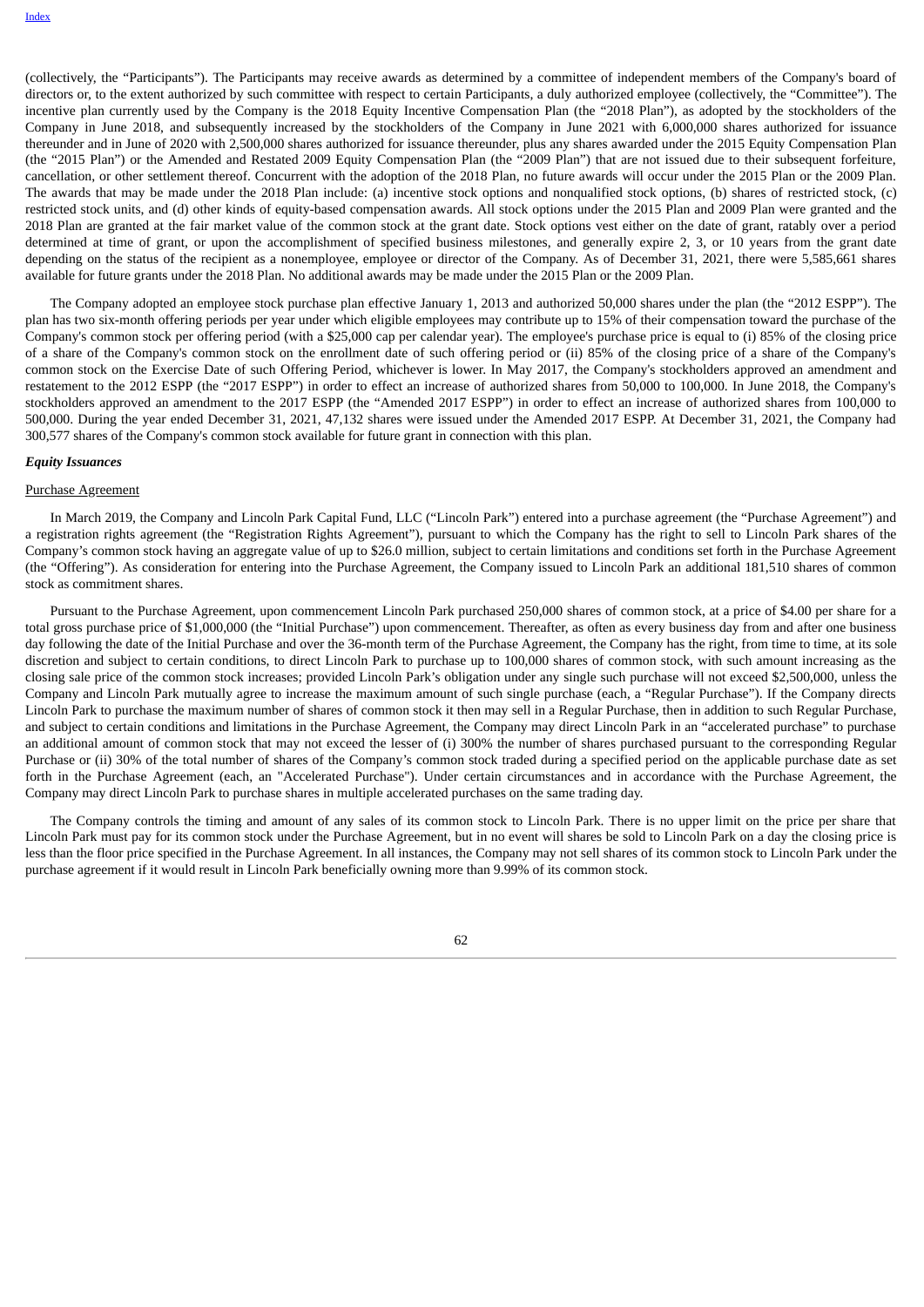(collectively, the "Participants"). The Participants may receive awards as determined by a committee of independent members of the Company's board of directors or, to the extent authorized by such committee with respect to certain Participants, a duly authorized employee (collectively, the "Committee"). The incentive plan currently used by the Company is the 2018 Equity Incentive Compensation Plan (the "2018 Plan"), as adopted by the stockholders of the Company in June 2018, and subsequently increased by the stockholders of the Company in June 2021 with 6,000,000 shares authorized for issuance thereunder and in June of 2020 with 2,500,000 shares authorized for issuance thereunder, plus any shares awarded under the 2015 Equity Compensation Plan (the "2015 Plan") or the Amended and Restated 2009 Equity Compensation Plan (the "2009 Plan") that are not issued due to their subsequent forfeiture, cancellation, or other settlement thereof. Concurrent with the adoption of the 2018 Plan, no future awards will occur under the 2015 Plan or the 2009 Plan. The awards that may be made under the 2018 Plan include: (a) incentive stock options and nonqualified stock options, (b) shares of restricted stock, (c) restricted stock units, and (d) other kinds of equity-based compensation awards. All stock options under the 2015 Plan and 2009 Plan were granted and the 2018 Plan are granted at the fair market value of the common stock at the grant date. Stock options vest either on the date of grant, ratably over a period determined at time of grant, or upon the accomplishment of specified business milestones, and generally expire 2, 3, or 10 years from the grant date depending on the status of the recipient as a nonemployee, employee or director of the Company. As of December 31, 2021, there were 5,585,661 shares available for future grants under the 2018 Plan. No additional awards may be made under the 2015 Plan or the 2009 Plan.

The Company adopted an employee stock purchase plan effective January 1, 2013 and authorized 50,000 shares under the plan (the "2012 ESPP"). The plan has two six-month offering periods per year under which eligible employees may contribute up to 15% of their compensation toward the purchase of the Company's common stock per offering period (with a $25,000 cap per calendar year). The employee's purchase price is equal to (i) 85% of the closing price of a share of the Company's common stock on the enrollment date of such offering period or (ii) 85% of the closing price of a share of the Company's common stock on the Exercise Date of such Offering Period, whichever is lower. In May 2017, the Company's stockholders approved an amendment and restatement to the 2012 ESPP (the "2017 ESPP") in order to effect an increase of authorized shares from 50,000 to 100,000. In June 2018, the Company's stockholders approved an amendment to the 2017 ESPP (the "Amended 2017 ESPP") in order to effect an increase of authorized shares from 100,000 to 500,000. During the year ended December 31, 2021, 47,132 shares were issued under the Amended 2017 ESPP. At December 31, 2021, the Company had 300,577 shares of the Company's common stock available for future grant in connection with this plan.

***Equity Issuances***

Purchase Agreement

In March 2019, the Company and Lincoln Park Capital Fund, LLC ("Lincoln Park") entered into a purchase agreement (the "Purchase Agreement") and a registration rights agreement (the "Registration Rights Agreement"), pursuant to which the Company has the right to sell to Lincoln Park shares of the Company's common stock having an aggregate value of up to $26.0 million, subject to certain limitations and conditions set forth in the Purchase Agreement (the "Offering"). As consideration for entering into the Purchase Agreement, the Company issued to Lincoln Park an additional 181,510 shares of common stock as commitment shares.

Pursuant to the Purchase Agreement, upon commencement Lincoln Park purchased 250,000 shares of common stock, at a price of $4.00 per share for a total gross purchase price of $1,000,000 (the "Initial Purchase") upon commencement. Thereafter, as often as every business day from and after one business day following the date of the Initial Purchase and over the 36-month term of the Purchase Agreement, the Company has the right, from time to time, at its sole discretion and subject to certain conditions, to direct Lincoln Park to purchase up to 100,000 shares of common stock, with such amount increasing as the closing sale price of the common stock increases; provided Lincoln Park's obligation under any single such purchase will not exceed $2,500,000, unless the Company and Lincoln Park mutually agree to increase the maximum amount of such single purchase (each, a "Regular Purchase"). If the Company directs Lincoln Park to purchase the maximum number of shares of common stock it then may sell in a Regular Purchase, then in addition to such Regular Purchase, and subject to certain conditions and limitations in the Purchase Agreement, the Company may direct Lincoln Park in an "accelerated purchase" to purchase an additional amount of common stock that may not exceed the lesser of (i) 300% the number of shares purchased pursuant to the corresponding Regular Purchase or (ii) 30% of the total number of shares of the Company's common stock traded during a specified period on the applicable purchase date as set forth in the Purchase Agreement (each, an "Accelerated Purchase"). Under certain circumstances and in accordance with the Purchase Agreement, the Company may direct Lincoln Park to purchase shares in multiple accelerated purchases on the same trading day.

The Company controls the timing and amount of any sales of its common stock to Lincoln Park. There is no upper limit on the price per share that Lincoln Park must pay for its common stock under the Purchase Agreement, but in no event will shares be sold to Lincoln Park on a day the closing price is less than the floor price specified in the Purchase Agreement. In all instances, the Company may not sell shares of its common stock to Lincoln Park under the purchase agreement if it would result in Lincoln Park beneficially owning more than 9.99% of its common stock.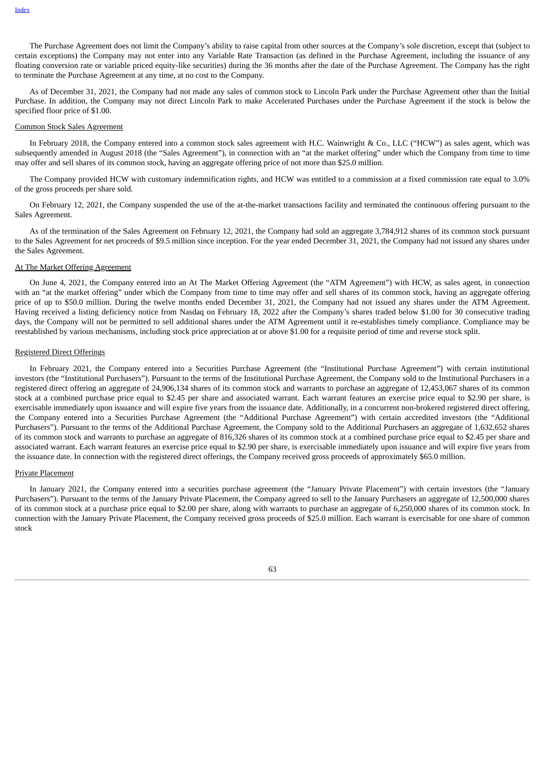The Purchase Agreement does not limit the Company's ability to raise capital from other sources at the Company's sole discretion, except that (subject to certain exceptions) the Company may not enter into any Variable Rate Transaction (as defined in the Purchase Agreement, including the issuance of any floating conversion rate or variable priced equity-like securities) during the 36 months after the date of the Purchase Agreement. The Company has the right to terminate the Purchase Agreement at any time, at no cost to the Company.

As of December 31, 2021, the Company had not made any sales of common stock to Lincoln Park under the Purchase Agreement other than the Initial Purchase. In addition, the Company may not direct Lincoln Park to make Accelerated Purchases under the Purchase Agreement if the stock is below the specified floor price of $1.00.

Common Stock Sales Agreement

In February 2018, the Company entered into a common stock sales agreement with H.C. Wainwright & Co., LLC ("HCW") as sales agent, which was subsequently amended in August 2018 (the "Sales Agreement"), in connection with an "at the market offering" under which the Company from time to time may offer and sell shares of its common stock, having an aggregate offering price of not more than $25.0 million.

The Company provided HCW with customary indemnification rights, and HCW was entitled to a commission at a fixed commission rate equal to 3.0% of the gross proceeds per share sold.

On February 12, 2021, the Company suspended the use of the at-the-market transactions facility and terminated the continuous offering pursuant to the Sales Agreement.

As of the termination of the Sales Agreement on February 12, 2021, the Company had sold an aggregate 3,784,912 shares of its common stock pursuant to the Sales Agreement for net proceeds of $9.5 million since inception. For the year ended December 31, 2021, the Company had not issued any shares under the Sales Agreement.

At The Market Offering Agreement

On June 4, 2021, the Company entered into an At The Market Offering Agreement (the "ATM Agreement") with HCW, as sales agent, in connection with an "at the market offering" under which the Company from time to time may offer and sell shares of its common stock, having an aggregate offering price of up to $50.0 million. During the twelve months ended December 31, 2021, the Company had not issued any shares under the ATM Agreement. Having received a listing deficiency notice from Nasdaq on February 18, 2022 after the Company's shares traded below $1.00 for 30 consecutive trading days, the Company will not be permitted to sell additional shares under the ATM Agreement until it re-establishes timely compliance. Compliance may be reestablished by various mechanisms, including stock price appreciation at or above $1.00 for a requisite period of time and reverse stock split.

Registered Direct Offerings

In February 2021, the Company entered into a Securities Purchase Agreement (the "Institutional Purchase Agreement") with certain institutional investors (the "Institutional Purchasers"). Pursuant to the terms of the Institutional Purchase Agreement, the Company sold to the Institutional Purchasers in a registered direct offering an aggregate of 24,906,134 shares of its common stock and warrants to purchase an aggregate of 12,453,067 shares of its common stock at a combined purchase price equal to $2.45 per share and associated warrant. Each warrant features an exercise price equal to $2.90 per share, is exercisable immediately upon issuance and will expire five years from the issuance date. Additionally, in a concurrent non-brokered registered direct offering, the Company entered into a Securities Purchase Agreement (the "Additional Purchase Agreement") with certain accredited investors (the "Additional Purchasers"). Pursuant to the terms of the Additional Purchase Agreement, the Company sold to the Additional Purchasers an aggregate of 1,632,652 shares of its common stock and warrants to purchase an aggregate of 816,326 shares of its common stock at a combined purchase price equal to $2.45 per share and associated warrant. Each warrant features an exercise price equal to $2.90 per share, is exercisable immediately upon issuance and will expire five years from the issuance date. In connection with the registered direct offerings, the Company received gross proceeds of approximately $65.0 million.

Private Placement

In January 2021, the Company entered into a securities purchase agreement (the "January Private Placement") with certain investors (the "January Purchasers"). Pursuant to the terms of the January Private Placement, the Company agreed to sell to the January Purchasers an aggregate of 12,500,000 shares of its common stock at a purchase price equal to $2.00 per share, along with warrants to purchase an aggregate of 6,250,000 shares of its common stock. In connection with the January Private Placement, the Company received gross proceeds of $25.0 million. Each warrant is exercisable for one share of common stock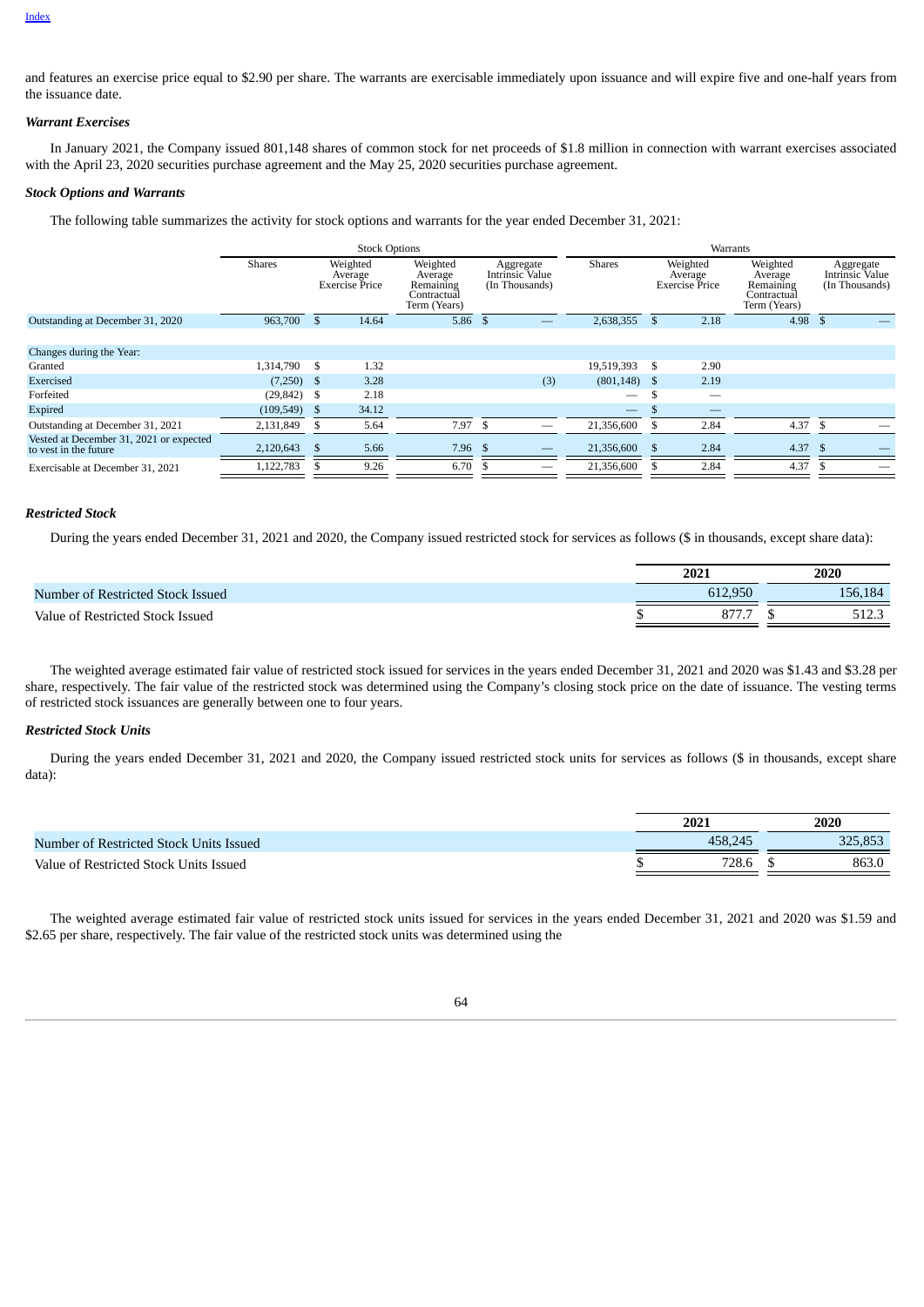and features an exercise price equal to $2.90 per share. The warrants are exercisable immediately upon issuance and will expire five and one-half years from the issuance date.

***Warrant Exercises***

In January 2021, the Company issued 801,148 shares of common stock for net proceeds of $1.8 million in connection with warrant exercises associated with the April 23, 2020 securities purchase agreement and the May 25, 2020 securities purchase agreement.

***Stock Options and Warrants***

The following table summarizes the activity for stock options and warrants for the year ended December 31, 2021:

| | Stock Options | | | | Warrants | | | |
|---|---|---|---|---|---|---|---|---|
| | Shares | Weighted Average Exercise Price | Weighted Average Remaining Contractual Term (Years) | Aggregate Intrinsic Value (In Thousands) | Shares | Weighted Average Exercise Price | Weighted Average Remaining Contractual Term (Years) | Aggregate Intrinsic Value (In Thousands) |
| Outstanding at December 31, 2020 | 963,700 | $ 14.64 | 5.86 | $ — | 2,638,355 | $ 2.18 | 4.98 | $ — |
| Changes during the Year: | | | | | | | | |
| Granted | 1,314,790 | $ 1.32 | | | 19,519,393 | $ 2.90 | | |
| Exercised | (7,250) | $ 3.28 | | (3) | (801,148) | $ 2.19 | | |
| Forfeited | (29,842) | $ 2.18 | | | — | $ — | | |
| Expired | (109,549) | $ 34.12 | | | — | $ — | | |
| Outstanding at December 31, 2021 | 2,131,849 | $ 5.64 | 7.97 | $ — | 21,356,600 | $ 2.84 | 4.37 | $ — |
| Vested at December 31, 2021 or expected to vest in the future | 2,120,643 | $ 5.66 | 7.96 | $ — | 21,356,600 | $ 2.84 | 4.37 | $ — |
| Exercisable at December 31, 2021 | 1,122,783 | $ 9.26 | 6.70 | $ — | 21,356,600 | $ 2.84 | 4.37 | $ — |

***Restricted Stock***

During the years ended December 31, 2021 and 2020, the Company issued restricted stock for services as follows ($ in thousands, except share data):

| | 2021 | 2020 |
|---|---|---|
| Number of Restricted Stock Issued | 612,950 | 156,184 |
| Value of Restricted Stock Issued | $ 877.7 | $ 512.3 |

The weighted average estimated fair value of restricted stock issued for services in the years ended December 31, 2021 and 2020 was $1.43 and $3.28 per share, respectively. The fair value of the restricted stock was determined using the Company's closing stock price on the date of issuance. The vesting terms of restricted stock issuances are generally between one to four years.

***Restricted Stock Units***

During the years ended December 31, 2021 and 2020, the Company issued restricted stock units for services as follows ($ in thousands, except share data):

| | 2021 | 2020 |
|---|---|---|
| Number of Restricted Stock Units Issued | 458,245 | 325,853 |
| Value of Restricted Stock Units Issued | $ 728.6 | $ 863.0 |

The weighted average estimated fair value of restricted stock units issued for services in the years ended December 31, 2021 and 2020 was $1.59 and $2.65 per share, respectively. The fair value of the restricted stock units was determined using the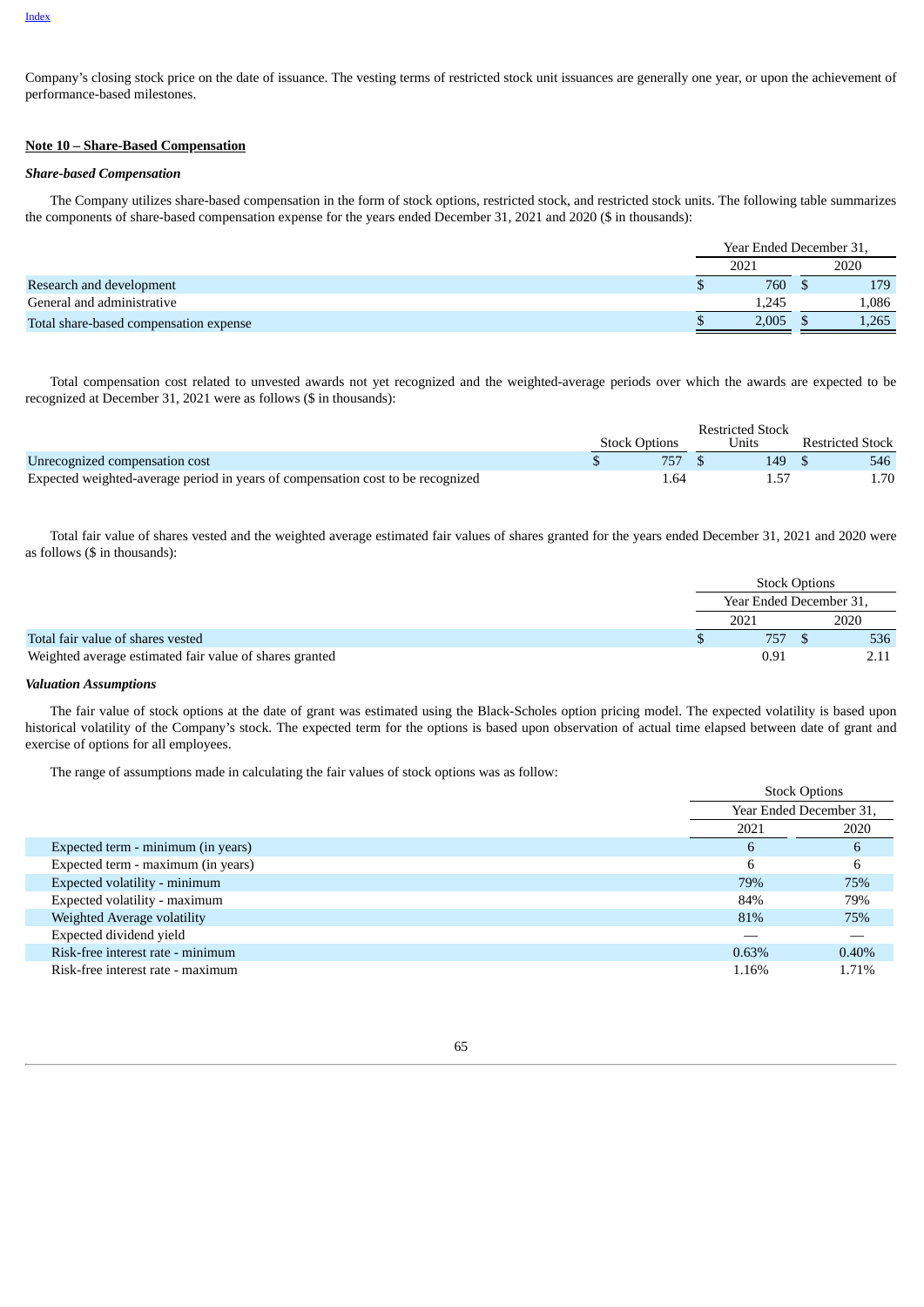Company's closing stock price on the date of issuance. The vesting terms of restricted stock unit issuances are generally one year, or upon the achievement of performance-based milestones.

**Note 10 – Share-Based Compensation**

***Share-based Compensation***

The Company utilizes share-based compensation in the form of stock options, restricted stock, and restricted stock units. The following table summarizes the components of share-based compensation expense for the years ended December 31, 2021 and 2020 ($ in thousands):

| | Year Ended December 31, | |
|---|---|---|
| | 2021 | 2020 |
| Research and development | $ 760 | $ 179 |
| General and administrative | 1,245 | 1,086 |
| Total share-based compensation expense | $ 2,005 | $ 1,265 |

Total compensation cost related to unvested awards not yet recognized and the weighted-average periods over which the awards are expected to be recognized at December 31, 2021 were as follows ($ in thousands):

| | Stock Options | Restricted Stock Units | Restricted Stock |
|---|---|---|---|
| Unrecognized compensation cost | $ 757 | $ 149 | $ 546 |
| Expected weighted-average period in years of compensation cost to be recognized | 1.64 | 1.57 | 1.70 |

Total fair value of shares vested and the weighted average estimated fair values of shares granted for the years ended December 31, 2021 and 2020 were as follows ($ in thousands):

| | Stock Options | |
|---|---|---|
| | Year Ended December 31, | |
| | 2021 | 2020 |
| Total fair value of shares vested | $ 757 | $ 536 |
| Weighted average estimated fair value of shares granted | 0.91 | 2.11 |

***Valuation Assumptions***

The fair value of stock options at the date of grant was estimated using the Black-Scholes option pricing model. The expected volatility is based upon historical volatility of the Company's stock. The expected term for the options is based upon observation of actual time elapsed between date of grant and exercise of options for all employees.

The range of assumptions made in calculating the fair values of stock options was as follow:

| | Stock Options | |
|---|---|---|
| | Year Ended December 31, | |
| | 2021 | 2020 |
| Expected term - minimum (in years) | 6 | 6 |
| Expected term - maximum (in years) | 6 | 6 |
| Expected volatility - minimum | 79% | 75% |
| Expected volatility - maximum | 84% | 79% |
| Weighted Average volatility | 81% | 75% |
| Expected dividend yield | — | — |
| Risk-free interest rate - minimum | 0.63% | 0.40% |
| Risk-free interest rate - maximum | 1.16% | 1.71% |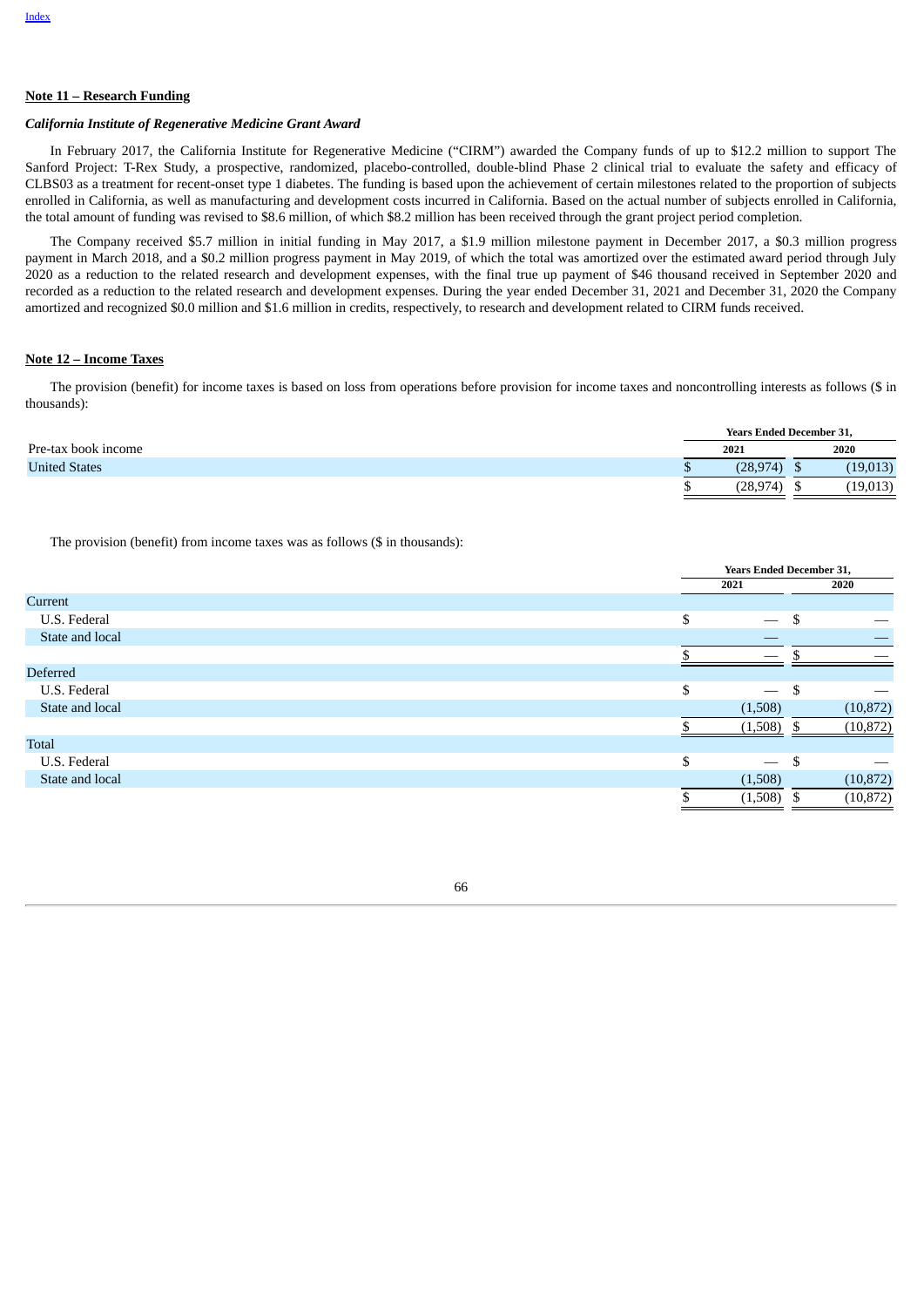[Index](#)

**Note 11 – Research Funding**

***California Institute of Regenerative Medicine Grant Award***

In February 2017, the California Institute for Regenerative Medicine ("CIRM") awarded the Company funds of up to $12.2 million to support The Sanford Project: T-Rex Study, a prospective, randomized, placebo-controlled, double-blind Phase 2 clinical trial to evaluate the safety and efficacy of CLBS03 as a treatment for recent-onset type 1 diabetes. The funding is based upon the achievement of certain milestones related to the proportion of subjects enrolled in California, as well as manufacturing and development costs incurred in California. Based on the actual number of subjects enrolled in California, the total amount of funding was revised to $8.6 million, of which $8.2 million has been received through the grant project period completion.

The Company received $5.7 million in initial funding in May 2017, a $1.9 million milestone payment in December 2017, a $0.3 million progress payment in March 2018, and a $0.2 million progress payment in May 2019, of which the total was amortized over the estimated award period through July 2020 as a reduction to the related research and development expenses, with the final true up payment of $46 thousand received in September 2020 and recorded as a reduction to the related research and development expenses. During the year ended December 31, 2021 and December 31, 2020 the Company amortized and recognized $0.0 million and $1.6 million in credits, respectively, to research and development related to CIRM funds received.

**Note 12 – Income Taxes**

The provision (benefit) for income taxes is based on loss from operations before provision for income taxes and noncontrolling interests as follows ($ in thousands):

| | Years Ended December 31, | |
|---|---|---|
| Pre-tax book income | 2021 | 2020 |
| United States | $ (28,974) | $ (19,013) |
| | $ (28,974) | $ (19,013) |

The provision (benefit) from income taxes was as follows ($ in thousands):

| | Years Ended December 31, | |
|---|---|---|
| | 2021 | 2020 |
| Current | | |
| U.S. Federal | $ — | $ — |
| State and local | — | — |
| | $ — | $ — |
| Deferred | | |
| U.S. Federal | $ — | $ — |
| State and local | (1,508) | (10,872) |
| | $ (1,508) | $ (10,872) |
| Total | | |
| U.S. Federal | $ — | $ — |
| State and local | (1,508) | (10,872) |
| | $ (1,508) | $ (10,872) |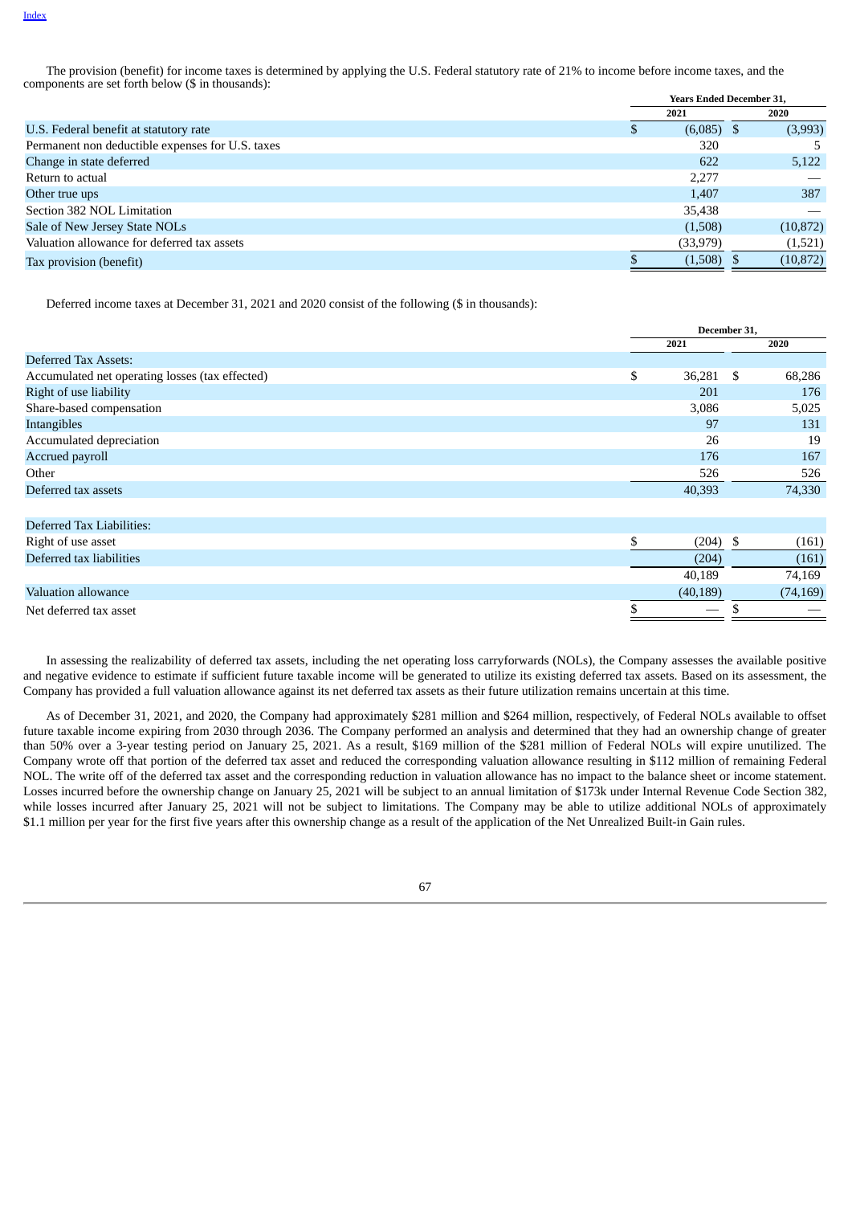[Index](#)

The provision (benefit) for income taxes is determined by applying the U.S. Federal statutory rate of 21% to income before income taxes, and the components are set forth below ($ in thousands):

| | Years Ended December 31, | |
|---|---|---|
| | 2021 | 2020 |
| U.S. Federal benefit at statutory rate | $ (6,085) | $ (3,993) |
| Permanent non deductible expenses for U.S. taxes | 320 | 5 |
| Change in state deferred | 622 | 5,122 |
| Return to actual | 2,277 | — |
| Other true ups | 1,407 | 387 |
| Section 382 NOL Limitation | 35,438 | — |
| Sale of New Jersey State NOLs | (1,508) | (10,872) |
| Valuation allowance for deferred tax assets | (33,979) | (1,521) |
| Tax provision (benefit) | $ (1,508) | $ (10,872) |

Deferred income taxes at December 31, 2021 and 2020 consist of the following ($ in thousands):

| | December 31, | |
|---|---|---|
| | 2021 | 2020 |
| Deferred Tax Assets: | | |
| Accumulated net operating losses (tax effected) | $ 36,281 | $ 68,286 |
| Right of use liability | 201 | 176 |
| Share-based compensation | 3,086 | 5,025 |
| Intangibles | 97 | 131 |
| Accumulated depreciation | 26 | 19 |
| Accrued payroll | 176 | 167 |
| Other | 526 | 526 |
| Deferred tax assets | 40,393 | 74,330 |
| | | |
| Deferred Tax Liabilities: | | |
| Right of use asset | $ (204) | $ (161) |
| Deferred tax liabilities | (204) | (161) |
| | 40,189 | 74,169 |
| Valuation allowance | (40,189) | (74,169) |
| Net deferred tax asset | $ — | $ — |

In assessing the realizability of deferred tax assets, including the net operating loss carryforwards (NOLs), the Company assesses the available positive and negative evidence to estimate if sufficient future taxable income will be generated to utilize its existing deferred tax assets. Based on its assessment, the Company has provided a full valuation allowance against its net deferred tax assets as their future utilization remains uncertain at this time.

As of December 31, 2021, and 2020, the Company had approximately $281 million and $264 million, respectively, of Federal NOLs available to offset future taxable income expiring from 2030 through 2036. The Company performed an analysis and determined that they had an ownership change of greater than 50% over a 3-year testing period on January 25, 2021. As a result, $169 million of the $281 million of Federal NOLs will expire unutilized. The Company wrote off that portion of the deferred tax asset and reduced the corresponding valuation allowance resulting in $112 million of remaining Federal NOL. The write off of the deferred tax asset and the corresponding reduction in valuation allowance has no impact to the balance sheet or income statement. Losses incurred before the ownership change on January 25, 2021 will be subject to an annual limitation of $173k under Internal Revenue Code Section 382, while losses incurred after January 25, 2021 will not be subject to limitations. The Company may be able to utilize additional NOLs of approximately $1.1 million per year for the first five years after this ownership change as a result of the application of the Net Unrealized Built-in Gain rules.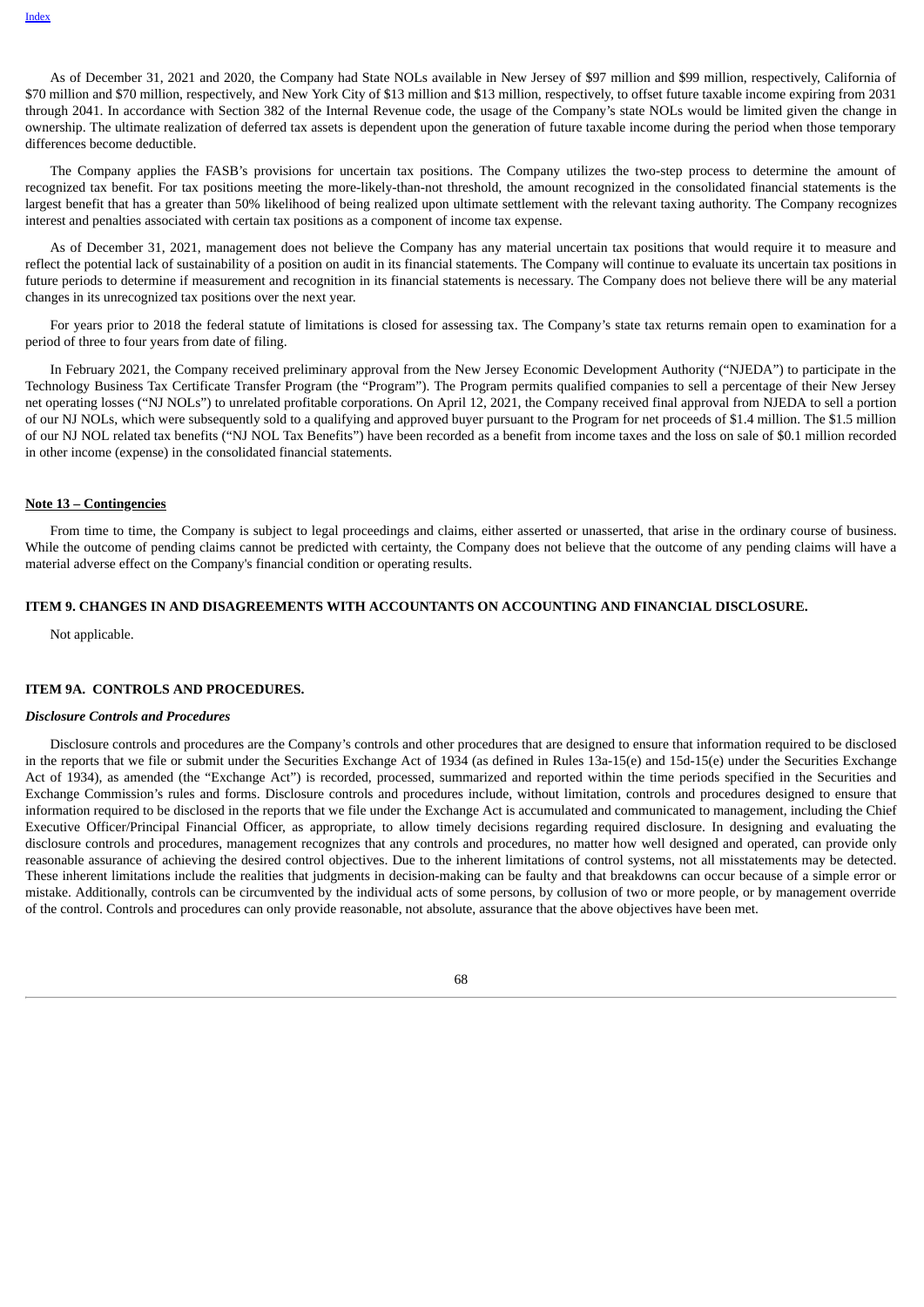As of December 31, 2021 and 2020, the Company had State NOLs available in New Jersey of $97 million and $99 million, respectively, California of $70 million and $70 million, respectively, and New York City of $13 million and $13 million, respectively, to offset future taxable income expiring from 2031 through 2041. In accordance with Section 382 of the Internal Revenue code, the usage of the Company's state NOLs would be limited given the change in ownership. The ultimate realization of deferred tax assets is dependent upon the generation of future taxable income during the period when those temporary differences become deductible.

The Company applies the FASB's provisions for uncertain tax positions. The Company utilizes the two-step process to determine the amount of recognized tax benefit. For tax positions meeting the more-likely-than-not threshold, the amount recognized in the consolidated financial statements is the largest benefit that has a greater than 50% likelihood of being realized upon ultimate settlement with the relevant taxing authority. The Company recognizes interest and penalties associated with certain tax positions as a component of income tax expense.

As of December 31, 2021, management does not believe the Company has any material uncertain tax positions that would require it to measure and reflect the potential lack of sustainability of a position on audit in its financial statements. The Company will continue to evaluate its uncertain tax positions in future periods to determine if measurement and recognition in its financial statements is necessary. The Company does not believe there will be any material changes in its unrecognized tax positions over the next year.

For years prior to 2018 the federal statute of limitations is closed for assessing tax. The Company's state tax returns remain open to examination for a period of three to four years from date of filing.

In February 2021, the Company received preliminary approval from the New Jersey Economic Development Authority ("NJEDA") to participate in the Technology Business Tax Certificate Transfer Program (the "Program"). The Program permits qualified companies to sell a percentage of their New Jersey net operating losses ("NJ NOLs") to unrelated profitable corporations. On April 12, 2021, the Company received final approval from NJEDA to sell a portion of our NJ NOLs, which were subsequently sold to a qualifying and approved buyer pursuant to the Program for net proceeds of $1.4 million. The $1.5 million of our NJ NOL related tax benefits ("NJ NOL Tax Benefits") have been recorded as a benefit from income taxes and the loss on sale of $0.1 million recorded in other income (expense) in the consolidated financial statements.

**Note 13 – Contingencies**

From time to time, the Company is subject to legal proceedings and claims, either asserted or unasserted, that arise in the ordinary course of business. While the outcome of pending claims cannot be predicted with certainty, the Company does not believe that the outcome of any pending claims will have a material adverse effect on the Company's financial condition or operating results.

## ITEM 9. CHANGES IN AND DISAGREEMENTS WITH ACCOUNTANTS ON ACCOUNTING AND FINANCIAL DISCLOSURE.

Not applicable.

## ITEM 9A. CONTROLS AND PROCEDURES.

***Disclosure Controls and Procedures***

Disclosure controls and procedures are the Company's controls and other procedures that are designed to ensure that information required to be disclosed in the reports that we file or submit under the Securities Exchange Act of 1934 (as defined in Rules 13a-15(e) and 15d-15(e) under the Securities Exchange Act of 1934), as amended (the "Exchange Act") is recorded, processed, summarized and reported within the time periods specified in the Securities and Exchange Commission's rules and forms. Disclosure controls and procedures include, without limitation, controls and procedures designed to ensure that information required to be disclosed in the reports that we file under the Exchange Act is accumulated and communicated to management, including the Chief Executive Officer/Principal Financial Officer, as appropriate, to allow timely decisions regarding required disclosure. In designing and evaluating the disclosure controls and procedures, management recognizes that any controls and procedures, no matter how well designed and operated, can provide only reasonable assurance of achieving the desired control objectives. Due to the inherent limitations of control systems, not all misstatements may be detected. These inherent limitations include the realities that judgments in decision-making can be faulty and that breakdowns can occur because of a simple error or mistake. Additionally, controls can be circumvented by the individual acts of some persons, by collusion of two or more people, or by management override of the control. Controls and procedures can only provide reasonable, not absolute, assurance that the above objectives have been met.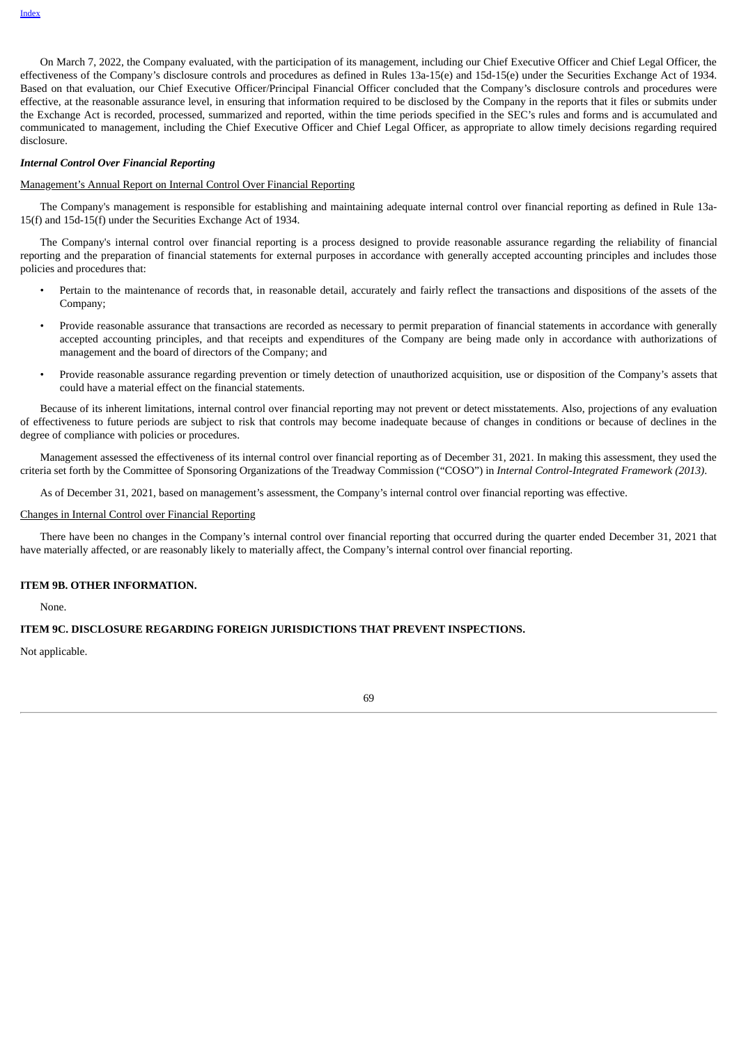On March 7, 2022, the Company evaluated, with the participation of its management, including our Chief Executive Officer and Chief Legal Officer, the effectiveness of the Company's disclosure controls and procedures as defined in Rules 13a-15(e) and 15d-15(e) under the Securities Exchange Act of 1934. Based on that evaluation, our Chief Executive Officer/Principal Financial Officer concluded that the Company's disclosure controls and procedures were effective, at the reasonable assurance level, in ensuring that information required to be disclosed by the Company in the reports that it files or submits under the Exchange Act is recorded, processed, summarized and reported, within the time periods specified in the SEC's rules and forms and is accumulated and communicated to management, including the Chief Executive Officer and Chief Legal Officer, as appropriate to allow timely decisions regarding required disclosure.

***Internal Control Over Financial Reporting***

Management's Annual Report on Internal Control Over Financial Reporting

The Company's management is responsible for establishing and maintaining adequate internal control over financial reporting as defined in Rule 13a-15(f) and 15d-15(f) under the Securities Exchange Act of 1934.

The Company's internal control over financial reporting is a process designed to provide reasonable assurance regarding the reliability of financial reporting and the preparation of financial statements for external purposes in accordance with generally accepted accounting principles and includes those policies and procedures that:

- Pertain to the maintenance of records that, in reasonable detail, accurately and fairly reflect the transactions and dispositions of the assets of the Company;
- Provide reasonable assurance that transactions are recorded as necessary to permit preparation of financial statements in accordance with generally accepted accounting principles, and that receipts and expenditures of the Company are being made only in accordance with authorizations of management and the board of directors of the Company; and
- Provide reasonable assurance regarding prevention or timely detection of unauthorized acquisition, use or disposition of the Company's assets that could have a material effect on the financial statements.

Because of its inherent limitations, internal control over financial reporting may not prevent or detect misstatements. Also, projections of any evaluation of effectiveness to future periods are subject to risk that controls may become inadequate because of changes in conditions or because of declines in the degree of compliance with policies or procedures.

Management assessed the effectiveness of its internal control over financial reporting as of December 31, 2021. In making this assessment, they used the criteria set forth by the Committee of Sponsoring Organizations of the Treadway Commission ("COSO") in *Internal Control-Integrated Framework (2013)*.

As of December 31, 2021, based on management's assessment, the Company's internal control over financial reporting was effective.

Changes in Internal Control over Financial Reporting

There have been no changes in the Company's internal control over financial reporting that occurred during the quarter ended December 31, 2021 that have materially affected, or are reasonably likely to materially affect, the Company's internal control over financial reporting.

**ITEM 9B. OTHER INFORMATION.**

None.

**ITEM 9C. DISCLOSURE REGARDING FOREIGN JURISDICTIONS THAT PREVENT INSPECTIONS.**

Not applicable.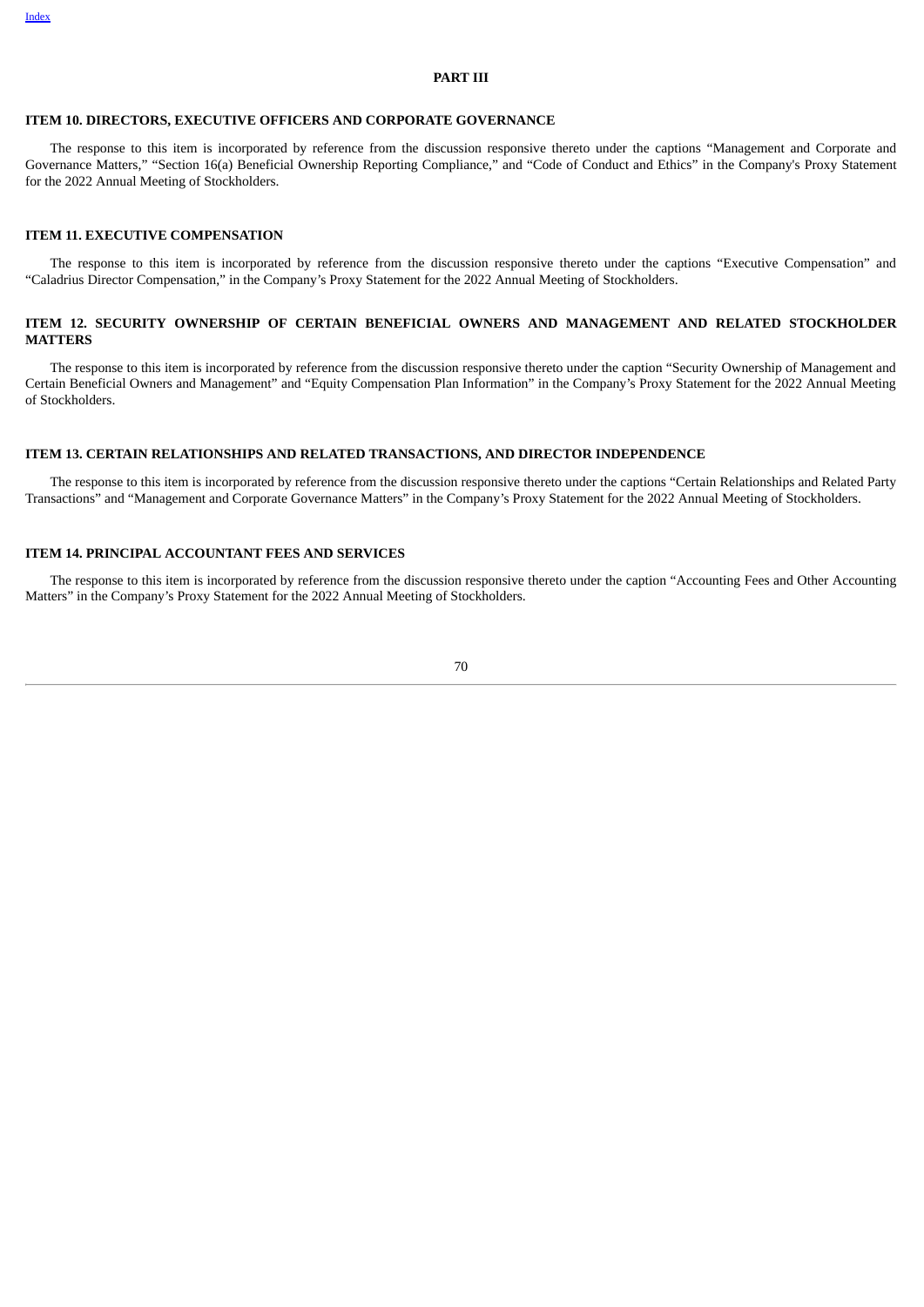# PART III

## ITEM 10. DIRECTORS, EXECUTIVE OFFICERS AND CORPORATE GOVERNANCE

The response to this item is incorporated by reference from the discussion responsive thereto under the captions "Management and Corporate and Governance Matters," "Section 16(a) Beneficial Ownership Reporting Compliance," and "Code of Conduct and Ethics" in the Company's Proxy Statement for the 2022 Annual Meeting of Stockholders.

## ITEM 11. EXECUTIVE COMPENSATION

The response to this item is incorporated by reference from the discussion responsive thereto under the captions "Executive Compensation" and "Caladrius Director Compensation," in the Company's Proxy Statement for the 2022 Annual Meeting of Stockholders.

## ITEM 12. SECURITY OWNERSHIP OF CERTAIN BENEFICIAL OWNERS AND MANAGEMENT AND RELATED STOCKHOLDER MATTERS

The response to this item is incorporated by reference from the discussion responsive thereto under the caption "Security Ownership of Management and Certain Beneficial Owners and Management" and "Equity Compensation Plan Information" in the Company's Proxy Statement for the 2022 Annual Meeting of Stockholders.

## ITEM 13. CERTAIN RELATIONSHIPS AND RELATED TRANSACTIONS, AND DIRECTOR INDEPENDENCE

The response to this item is incorporated by reference from the discussion responsive thereto under the captions "Certain Relationships and Related Party Transactions" and "Management and Corporate Governance Matters" in the Company's Proxy Statement for the 2022 Annual Meeting of Stockholders.

## ITEM 14. PRINCIPAL ACCOUNTANT FEES AND SERVICES

The response to this item is incorporated by reference from the discussion responsive thereto under the caption "Accounting Fees and Other Accounting Matters" in the Company's Proxy Statement for the 2022 Annual Meeting of Stockholders.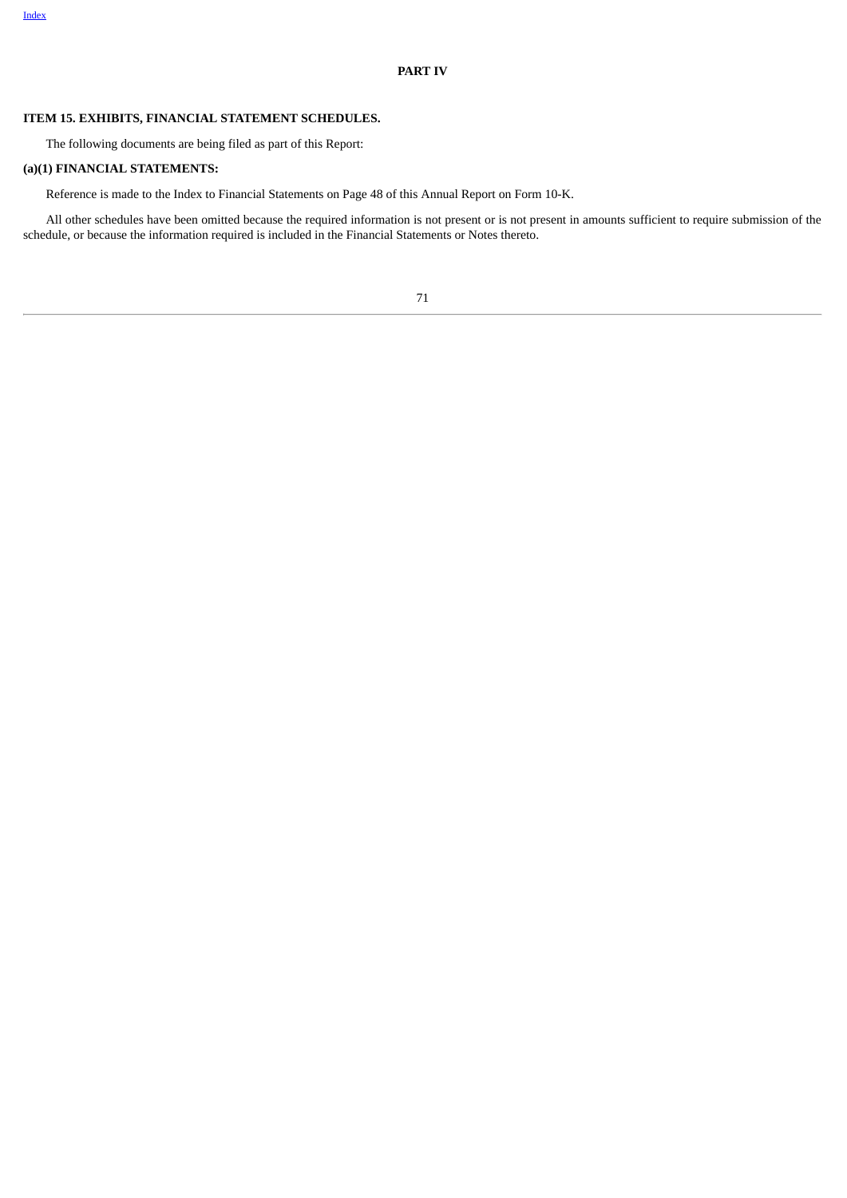# PART IV

## ITEM 15. EXHIBITS, FINANCIAL STATEMENT SCHEDULES.

The following documents are being filed as part of this Report:

### (a)(1) FINANCIAL STATEMENTS:

Reference is made to the Index to Financial Statements on Page 48 of this Annual Report on Form 10-K.

All other schedules have been omitted because the required information is not present or is not present in amounts sufficient to require submission of the schedule, or because the information required is included in the Financial Statements or Notes thereto.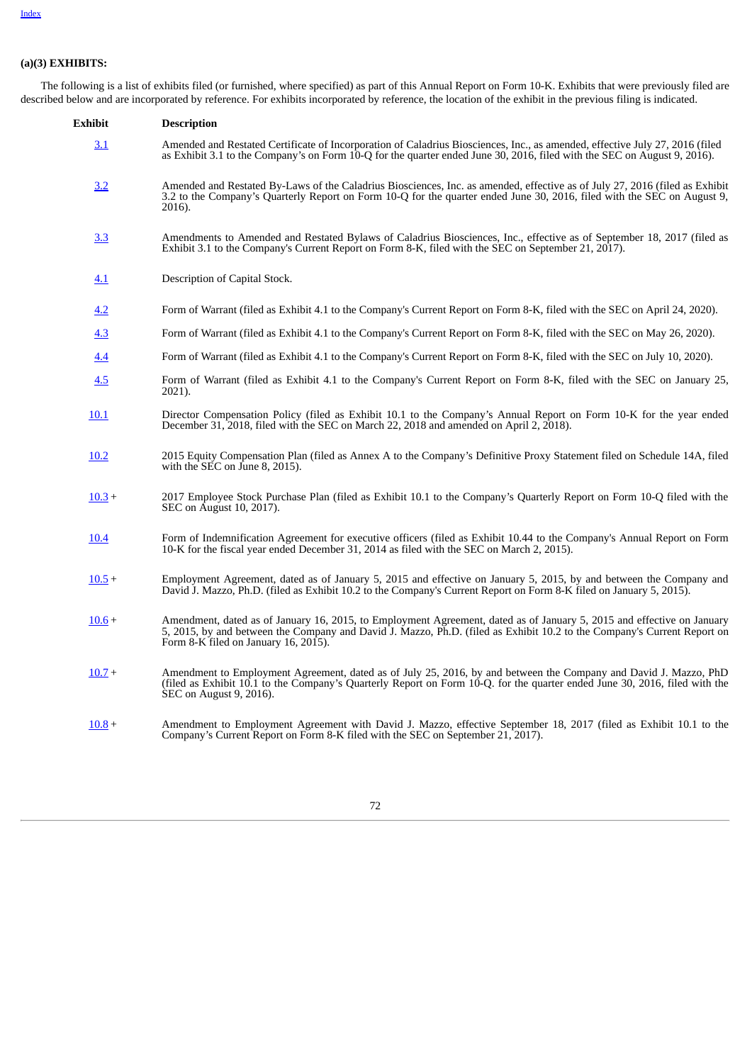**(a)(3) EXHIBITS:**

The following is a list of exhibits filed (or furnished, where specified) as part of this Annual Report on Form 10-K. Exhibits that were previously filed are described below and are incorporated by reference. For exhibits incorporated by reference, the location of the exhibit in the previous filing is indicated.

| Exhibit | Description |
|---|---|
| 3.1 | Amended and Restated Certificate of Incorporation of Caladrius Biosciences, Inc., as amended, effective July 27, 2016 (filed as Exhibit 3.1 to the Company's on Form 10-Q for the quarter ended June 30, 2016, filed with the SEC on August 9, 2016). |
| 3.2 | Amended and Restated By-Laws of the Caladrius Biosciences, Inc. as amended, effective as of July 27, 2016 (filed as Exhibit 3.2 to the Company's Quarterly Report on Form 10-Q for the quarter ended June 30, 2016, filed with the SEC on August 9, 2016). |
| 3.3 | Amendments to Amended and Restated Bylaws of Caladrius Biosciences, Inc., effective as of September 18, 2017 (filed as Exhibit 3.1 to the Company's Current Report on Form 8-K, filed with the SEC on September 21, 2017). |
| 4.1 | Description of Capital Stock. |
| 4.2 | Form of Warrant (filed as Exhibit 4.1 to the Company's Current Report on Form 8-K, filed with the SEC on April 24, 2020). |
| 4.3 | Form of Warrant (filed as Exhibit 4.1 to the Company's Current Report on Form 8-K, filed with the SEC on May 26, 2020). |
| 4.4 | Form of Warrant (filed as Exhibit 4.1 to the Company's Current Report on Form 8-K, filed with the SEC on July 10, 2020). |
| 4.5 | Form of Warrant (filed as Exhibit 4.1 to the Company's Current Report on Form 8-K, filed with the SEC on January 25, 2021). |
| 10.1 | Director Compensation Policy (filed as Exhibit 10.1 to the Company's Annual Report on Form 10-K for the year ended December 31, 2018, filed with the SEC on March 22, 2018 and amended on April 2, 2018). |
| 10.2 | 2015 Equity Compensation Plan (filed as Annex A to the Company's Definitive Proxy Statement filed on Schedule 14A, filed with the SEC on June 8, 2015). |
| 10.3 + | 2017 Employee Stock Purchase Plan (filed as Exhibit 10.1 to the Company's Quarterly Report on Form 10-Q filed with the SEC on August 10, 2017). |
| 10.4 | Form of Indemnification Agreement for executive officers (filed as Exhibit 10.44 to the Company's Annual Report on Form 10-K for the fiscal year ended December 31, 2014 as filed with the SEC on March 2, 2015). |
| 10.5 + | Employment Agreement, dated as of January 5, 2015 and effective on January 5, 2015, by and between the Company and David J. Mazzo, Ph.D. (filed as Exhibit 10.2 to the Company's Current Report on Form 8-K filed on January 5, 2015). |
| 10.6 + | Amendment, dated as of January 16, 2015, to Employment Agreement, dated as of January 5, 2015 and effective on January 5, 2015, by and between the Company and David J. Mazzo, Ph.D. (filed as Exhibit 10.2 to the Company's Current Report on Form 8-K filed on January 16, 2015). |
| 10.7 + | Amendment to Employment Agreement, dated as of July 25, 2016, by and between the Company and David J. Mazzo, PhD (filed as Exhibit 10.1 to the Company's Quarterly Report on Form 10-Q. for the quarter ended June 30, 2016, filed with the SEC on August 9, 2016). |
| 10.8 + | Amendment to Employment Agreement with David J. Mazzo, effective September 18, 2017 (filed as Exhibit 10.1 to the Company's Current Report on Form 8-K filed with the SEC on September 21, 2017). |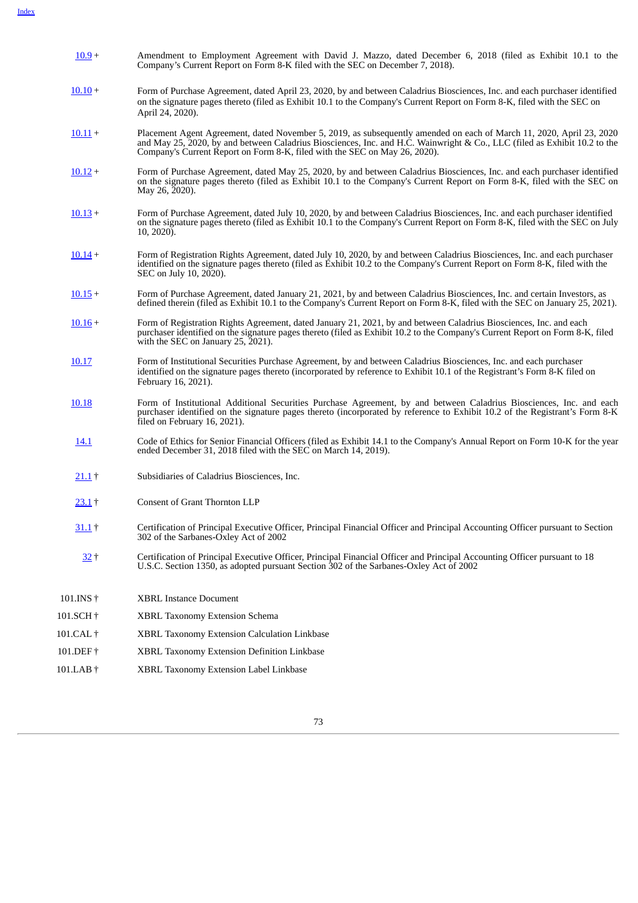[Index](#)

| | |
|---|---|
| [10.9](#) + | Amendment to Employment Agreement with David J. Mazzo, dated December 6, 2018 (filed as Exhibit 10.1 to the Company's Current Report on Form 8-K filed with the SEC on December 7, 2018). |
| [10.10](#) + | Form of Purchase Agreement, dated April 23, 2020, by and between Caladrius Biosciences, Inc. and each purchaser identified on the signature pages thereto (filed as Exhibit 10.1 to the Company's Current Report on Form 8-K, filed with the SEC on April 24, 2020). |
| [10.11](#) + | Placement Agent Agreement, dated November 5, 2019, as subsequently amended on each of March 11, 2020, April 23, 2020 and May 25, 2020, by and between Caladrius Biosciences, Inc. and H.C. Wainwright & Co., LLC (filed as Exhibit 10.2 to the Company's Current Report on Form 8-K, filed with the SEC on May 26, 2020). |
| [10.12](#) + | Form of Purchase Agreement, dated May 25, 2020, by and between Caladrius Biosciences, Inc. and each purchaser identified on the signature pages thereto (filed as Exhibit 10.1 to the Company's Current Report on Form 8-K, filed with the SEC on May 26, 2020). |
| [10.13](#) + | Form of Purchase Agreement, dated July 10, 2020, by and between Caladrius Biosciences, Inc. and each purchaser identified on the signature pages thereto (filed as Exhibit 10.1 to the Company's Current Report on Form 8-K, filed with the SEC on July 10, 2020). |
| [10.14](#) + | Form of Registration Rights Agreement, dated July 10, 2020, by and between Caladrius Biosciences, Inc. and each purchaser identified on the signature pages thereto (filed as Exhibit 10.2 to the Company's Current Report on Form 8-K, filed with the SEC on July 10, 2020). |
| [10.15](#) + | Form of Purchase Agreement, dated January 21, 2021, by and between Caladrius Biosciences, Inc. and certain Investors, as defined therein (filed as Exhibit 10.1 to the Company's Current Report on Form 8-K, filed with the SEC on January 25, 2021). |
| [10.16](#) + | Form of Registration Rights Agreement, dated January 21, 2021, by and between Caladrius Biosciences, Inc. and each purchaser identified on the signature pages thereto (filed as Exhibit 10.2 to the Company's Current Report on Form 8-K, filed with the SEC on January 25, 2021). |
| [10.17](#) | Form of Institutional Securities Purchase Agreement, by and between Caladrius Biosciences, Inc. and each purchaser identified on the signature pages thereto (incorporated by reference to Exhibit 10.1 of the Registrant's Form 8-K filed on February 16, 2021). |
| [10.18](#) | Form of Institutional Additional Securities Purchase Agreement, by and between Caladrius Biosciences, Inc. and each purchaser identified on the signature pages thereto (incorporated by reference to Exhibit 10.2 of the Registrant's Form 8-K filed on February 16, 2021). |
| [14.1](#) | Code of Ethics for Senior Financial Officers (filed as Exhibit 14.1 to the Company's Annual Report on Form 10-K for the year ended December 31, 2018 filed with the SEC on March 14, 2019). |
| [21.1](#) † | Subsidiaries of Caladrius Biosciences, Inc. |
| [23.1](#) † | Consent of Grant Thornton LLP |
| [31.1](#) † | Certification of Principal Executive Officer, Principal Financial Officer and Principal Accounting Officer pursuant to Section 302 of the Sarbanes-Oxley Act of 2002 |
| [32](#) † | Certification of Principal Executive Officer, Principal Financial Officer and Principal Accounting Officer pursuant to 18 U.S.C. Section 1350, as adopted pursuant Section 302 of the Sarbanes-Oxley Act of 2002 |
| 101.INS † | XBRL Instance Document |
| 101.SCH † | XBRL Taxonomy Extension Schema |
| 101.CAL † | XBRL Taxonomy Extension Calculation Linkbase |
| 101.DEF † | XBRL Taxonomy Extension Definition Linkbase |
| 101.LAB † | XBRL Taxonomy Extension Label Linkbase |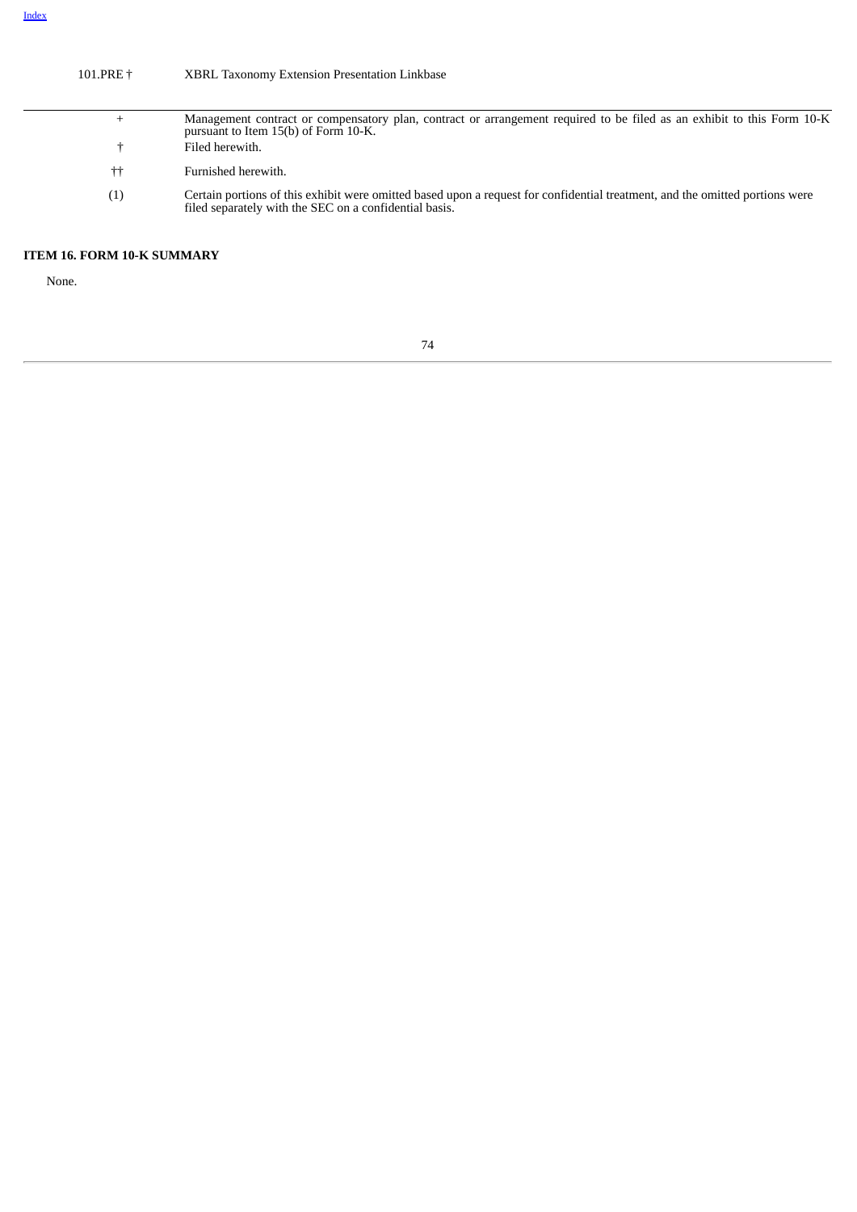| | |
|---|---|
| 101.PRE † | XBRL Taxonomy Extension Presentation Linkbase |

| | |
|---|---|
| + | Management contract or compensatory plan, contract or arrangement required to be filed as an exhibit to this Form 10-K pursuant to Item 15(b) of Form 10-K. |
| † | Filed herewith. |
| †† | Furnished herewith. |
| (1) | Certain portions of this exhibit were omitted based upon a request for confidential treatment, and the omitted portions were filed separately with the SEC on a confidential basis. |

**ITEM 16. FORM 10-K SUMMARY**

None.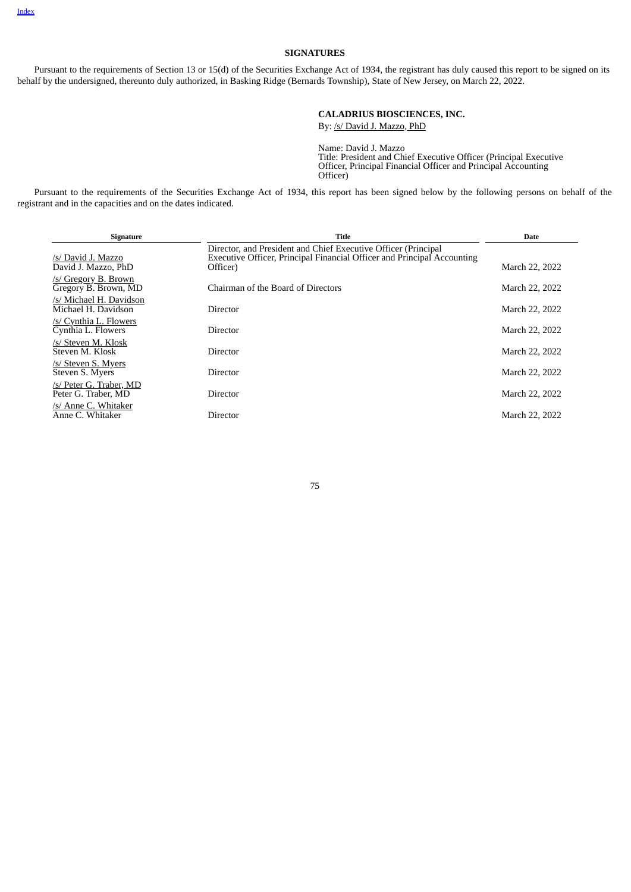## SIGNATURES

Pursuant to the requirements of Section 13 or 15(d) of the Securities Exchange Act of 1934, the registrant has duly caused this report to be signed on its behalf by the undersigned, thereunto duly authorized, in Basking Ridge (Bernards Township), State of New Jersey, on March 22, 2022.

**CALADRIUS BIOSCIENCES, INC.**

By: /s/ David J. Mazzo, PhD

Name: David J. Mazzo
Title: President and Chief Executive Officer (Principal Executive Officer, Principal Financial Officer and Principal Accounting Officer)

Pursuant to the requirements of the Securities Exchange Act of 1934, this report has been signed below by the following persons on behalf of the registrant and in the capacities and on the dates indicated.

| Signature | Title | Date |
|---|---|---|
| /s/ David J. Mazzo<br>David J. Mazzo, PhD | Director, and President and Chief Executive Officer (Principal Executive Officer, Principal Financial Officer and Principal Accounting Officer) | March 22, 2022 |
| /s/ Gregory B. Brown<br>Gregory B. Brown, MD | Chairman of the Board of Directors | March 22, 2022 |
| /s/ Michael H. Davidson<br>Michael H. Davidson | Director | March 22, 2022 |
| /s/ Cynthia L. Flowers<br>Cynthia L. Flowers | Director | March 22, 2022 |
| /s/ Steven M. Klosk<br>Steven M. Klosk | Director | March 22, 2022 |
| /s/ Steven S. Myers<br>Steven S. Myers | Director | March 22, 2022 |
| /s/ Peter G. Traber, MD<br>Peter G. Traber, MD | Director | March 22, 2022 |
| /s/ Anne C. Whitaker<br>Anne C. Whitaker | Director | March 22, 2022 |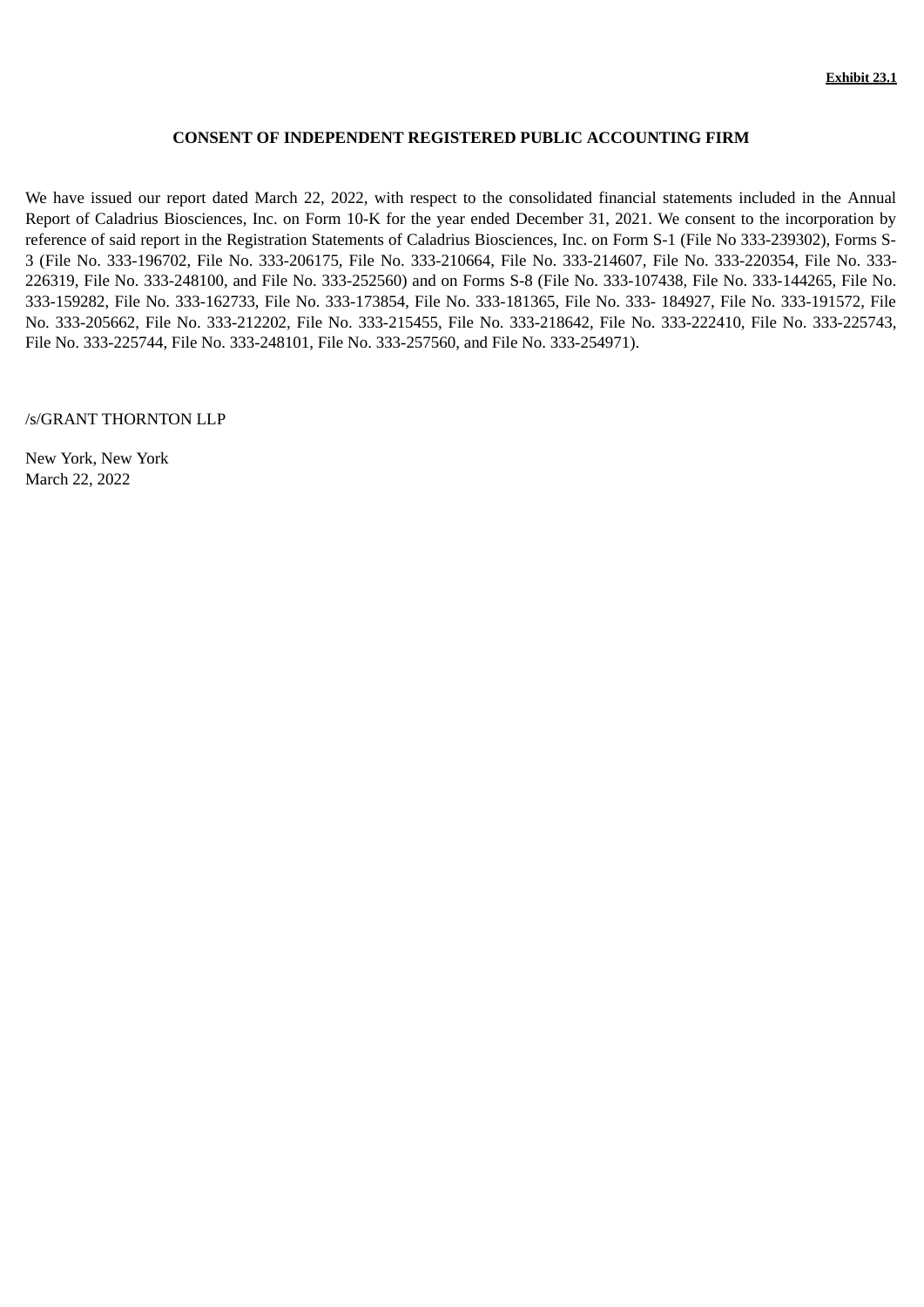**Exhibit 23.1**

**CONSENT OF INDEPENDENT REGISTERED PUBLIC ACCOUNTING FIRM**

We have issued our report dated March 22, 2022, with respect to the consolidated financial statements included in the Annual Report of Caladrius Biosciences, Inc. on Form 10-K for the year ended December 31, 2021. We consent to the incorporation by reference of said report in the Registration Statements of Caladrius Biosciences, Inc. on Form S-1 (File No 333-239302), Forms S-3 (File No. 333-196702, File No. 333-206175, File No. 333-210664, File No. 333-214607, File No. 333-220354, File No. 333-226319, File No. 333-248100, and File No. 333-252560) and on Forms S-8 (File No. 333-107438, File No. 333-144265, File No. 333-159282, File No. 333-162733, File No. 333-173854, File No. 333-181365, File No. 333- 184927, File No. 333-191572, File No. 333-205662, File No. 333-212202, File No. 333-215455, File No. 333-218642, File No. 333-222410, File No. 333-225743, File No. 333-225744, File No. 333-248101, File No. 333-257560, and File No. 333-254971).

/s/GRANT THORNTON LLP

New York, New York
March 22, 2022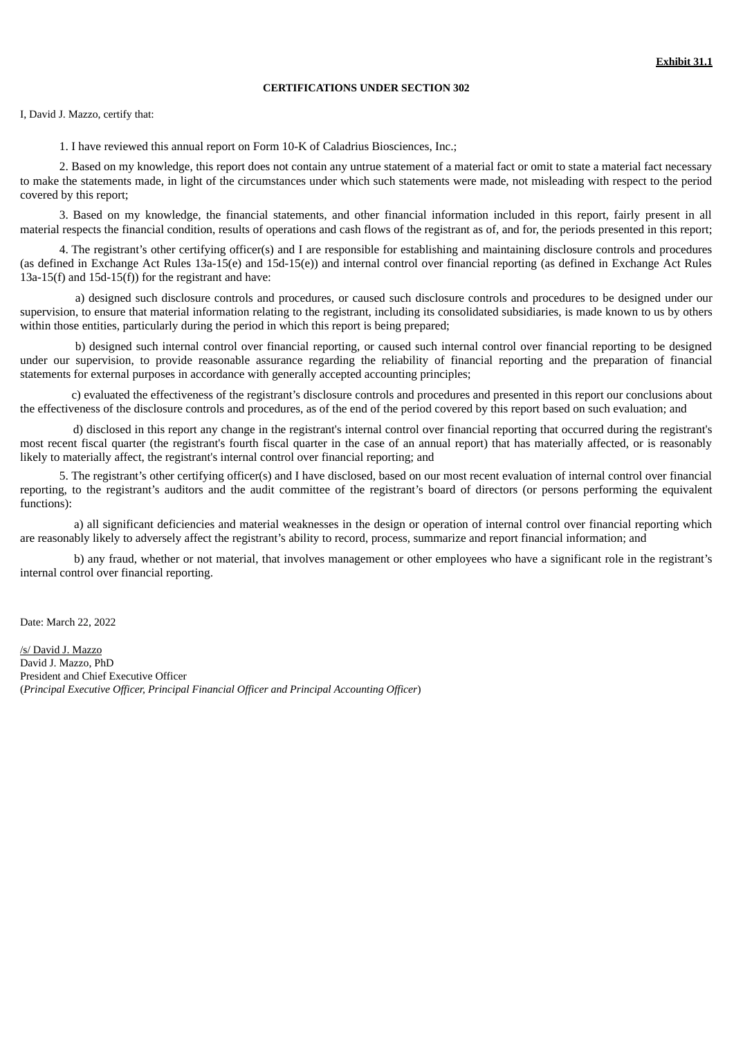**Exhibit 31.1**

**CERTIFICATIONS UNDER SECTION 302**

I, David J. Mazzo, certify that:

1. I have reviewed this annual report on Form 10-K of Caladrius Biosciences, Inc.;

2. Based on my knowledge, this report does not contain any untrue statement of a material fact or omit to state a material fact necessary to make the statements made, in light of the circumstances under which such statements were made, not misleading with respect to the period covered by this report;

3. Based on my knowledge, the financial statements, and other financial information included in this report, fairly present in all material respects the financial condition, results of operations and cash flows of the registrant as of, and for, the periods presented in this report;

4. The registrant's other certifying officer(s) and I are responsible for establishing and maintaining disclosure controls and procedures (as defined in Exchange Act Rules 13a-15(e) and 15d-15(e)) and internal control over financial reporting (as defined in Exchange Act Rules 13a-15(f) and 15d-15(f)) for the registrant and have:

a) designed such disclosure controls and procedures, or caused such disclosure controls and procedures to be designed under our supervision, to ensure that material information relating to the registrant, including its consolidated subsidiaries, is made known to us by others within those entities, particularly during the period in which this report is being prepared;

b) designed such internal control over financial reporting, or caused such internal control over financial reporting to be designed under our supervision, to provide reasonable assurance regarding the reliability of financial reporting and the preparation of financial statements for external purposes in accordance with generally accepted accounting principles;

c) evaluated the effectiveness of the registrant's disclosure controls and procedures and presented in this report our conclusions about the effectiveness of the disclosure controls and procedures, as of the end of the period covered by this report based on such evaluation; and

d) disclosed in this report any change in the registrant's internal control over financial reporting that occurred during the registrant's most recent fiscal quarter (the registrant's fourth fiscal quarter in the case of an annual report) that has materially affected, or is reasonably likely to materially affect, the registrant's internal control over financial reporting; and

5. The registrant's other certifying officer(s) and I have disclosed, based on our most recent evaluation of internal control over financial reporting, to the registrant's auditors and the audit committee of the registrant's board of directors (or persons performing the equivalent functions):

a) all significant deficiencies and material weaknesses in the design or operation of internal control over financial reporting which are reasonably likely to adversely affect the registrant's ability to record, process, summarize and report financial information; and

b) any fraud, whether or not material, that involves management or other employees who have a significant role in the registrant's internal control over financial reporting.

Date: March 22, 2022

/s/ David J. Mazzo
David J. Mazzo, PhD
President and Chief Executive Officer
(*Principal Executive Officer, Principal Financial Officer and Principal Accounting Officer*)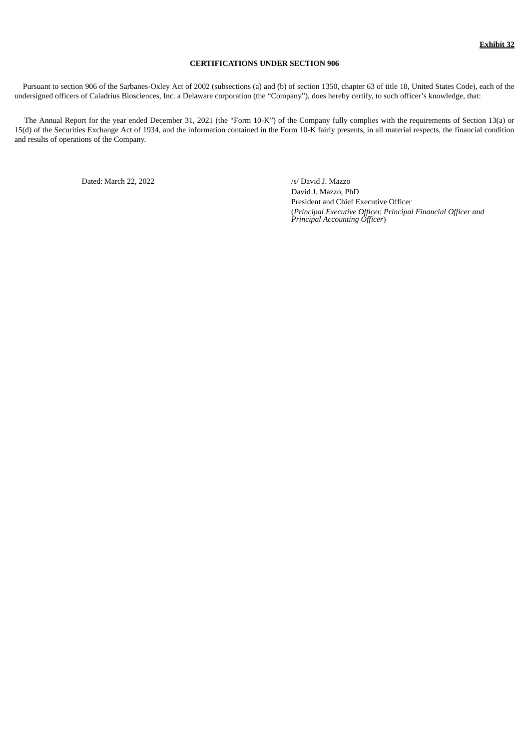**Exhibit 32**

**CERTIFICATIONS UNDER SECTION 906**

Pursuant to section 906 of the Sarbanes-Oxley Act of 2002 (subsections (a) and (b) of section 1350, chapter 63 of title 18, United States Code), each of the undersigned officers of Caladrius Biosciences, Inc. a Delaware corporation (the "Company"), does hereby certify, to such officer's knowledge, that:

The Annual Report for the year ended December 31, 2021 (the "Form 10-K") of the Company fully complies with the requirements of Section 13(a) or 15(d) of the Securities Exchange Act of 1934, and the information contained in the Form 10-K fairly presents, in all material respects, the financial condition and results of operations of the Company.

Dated: March 22, 2022

/s/ David J. Mazzo
David J. Mazzo, PhD
President and Chief Executive Officer
(*Principal Executive Officer, Principal Financial Officer and Principal Accounting Officer*)